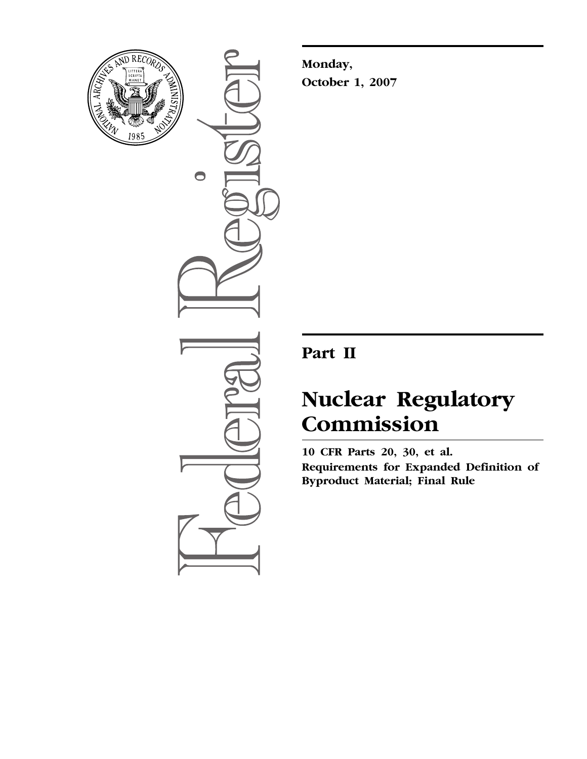**Monday,**
**October 1, 2007**

# Part II

# Nuclear Regulatory Commission

**10 CFR Parts 20, 30, et al.**
**Requirements for Expanded Definition of Byproduct Material; Final Rule**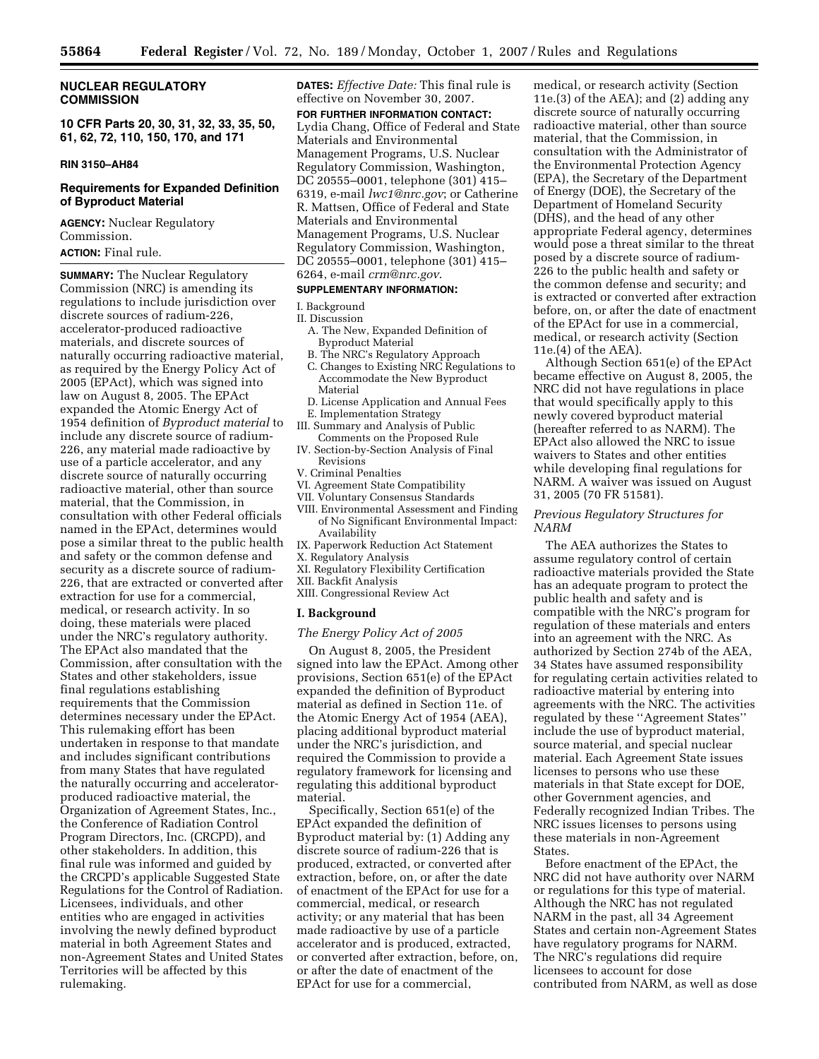**NUCLEAR REGULATORY COMMISSION**

**10 CFR Parts 20, 30, 31, 32, 33, 35, 50, 61, 62, 72, 110, 150, 170, and 171**

**RIN 3150–AH84**

## Requirements for Expanded Definition of Byproduct Material

**AGENCY:** Nuclear Regulatory Commission.

**ACTION:** Final rule.

**SUMMARY:** The Nuclear Regulatory Commission (NRC) is amending its regulations to include jurisdiction over discrete sources of radium-226, accelerator-produced radioactive materials, and discrete sources of naturally occurring radioactive material, as required by the Energy Policy Act of 2005 (EPAct), which was signed into law on August 8, 2005. The EPAct expanded the Atomic Energy Act of 1954 definition of *Byproduct material* to include any discrete source of radium-226, any material made radioactive by use of a particle accelerator, and any discrete source of naturally occurring radioactive material, other than source material, that the Commission, in consultation with other Federal officials named in the EPAct, determines would pose a similar threat to the public health and safety or the common defense and security as a discrete source of radium-226, that are extracted or converted after extraction for use for a commercial, medical, or research activity. In so doing, these materials were placed under the NRC's regulatory authority. The EPAct also mandated that the Commission, after consultation with the States and other stakeholders, issue final regulations establishing requirements that the Commission determines necessary under the EPAct. This rulemaking effort has been undertaken in response to that mandate and includes significant contributions from many States that have regulated the naturally occurring and accelerator-produced radioactive material, the Organization of Agreement States, Inc., the Conference of Radiation Control Program Directors, Inc. (CRCPD), and other stakeholders. In addition, this final rule was informed and guided by the CRCPD's applicable Suggested State Regulations for the Control of Radiation. Licensees, individuals, and other entities who are engaged in activities involving the newly defined byproduct material in both Agreement States and non-Agreement States and United States Territories will be affected by this rulemaking.

**DATES:** *Effective Date:* This final rule is effective on November 30, 2007.

**FOR FURTHER INFORMATION CONTACT:** Lydia Chang, Office of Federal and State Materials and Environmental Management Programs, U.S. Nuclear Regulatory Commission, Washington, DC 20555–0001, telephone (301) 415–6319, e-mail *lwc1@nrc.gov*; or Catherine R. Mattsen, Office of Federal and State Materials and Environmental Management Programs, U.S. Nuclear Regulatory Commission, Washington, DC 20555–0001, telephone (301) 415–6264, e-mail *crm@nrc.gov*.

**SUPPLEMENTARY INFORMATION:**

I. Background
II. Discussion
  A. The New, Expanded Definition of Byproduct Material
  B. The NRC's Regulatory Approach
  C. Changes to Existing NRC Regulations to Accommodate the New Byproduct Material
  D. License Application and Annual Fees
  E. Implementation Strategy
III. Summary and Analysis of Public Comments on the Proposed Rule
IV. Section-by-Section Analysis of Final Revisions
V. Criminal Penalties
VI. Agreement State Compatibility
VII. Voluntary Consensus Standards
VIII. Environmental Assessment and Finding of No Significant Environmental Impact: Availability
IX. Paperwork Reduction Act Statement
X. Regulatory Analysis
XI. Regulatory Flexibility Certification
XII. Backfit Analysis
XIII. Congressional Review Act

## I. Background

### *The Energy Policy Act of 2005*

On August 8, 2005, the President signed into law the EPAct. Among other provisions, Section 651(e) of the EPAct expanded the definition of Byproduct material as defined in Section 11e. of the Atomic Energy Act of 1954 (AEA), placing additional byproduct material under the NRC's jurisdiction, and required the Commission to provide a regulatory framework for licensing and regulating this additional byproduct material.

Specifically, Section 651(e) of the EPAct expanded the definition of Byproduct material by: (1) Adding any discrete source of radium-226 that is produced, extracted, or converted after extraction, before, on, or after the date of enactment of the EPAct for use for a commercial, medical, or research activity; or any material that has been made radioactive by use of a particle accelerator and is produced, extracted, or converted after extraction, before, on, or after the date of enactment of the EPAct for use for a commercial, medical, or research activity (Section 11e.(3) of the AEA); and (2) adding any discrete source of naturally occurring radioactive material, other than source material, that the Commission, in consultation with the Administrator of the Environmental Protection Agency (EPA), the Secretary of the Department of Energy (DOE), the Secretary of the Department of Homeland Security (DHS), and the head of any other appropriate Federal agency, determines would pose a threat similar to the threat posed by a discrete source of radium-226 to the public health and safety or the common defense and security; and is extracted or converted after extraction before, on, or after the date of enactment of the EPAct for use in a commercial, medical, or research activity (Section 11e.(4) of the AEA).

Although Section 651(e) of the EPAct became effective on August 8, 2005, the NRC did not have regulations in place that would specifically apply to this newly covered byproduct material (hereafter referred to as NARM). The EPAct also allowed the NRC to issue waivers to States and other entities while developing final regulations for NARM. A waiver was issued on August 31, 2005 (70 FR 51581).

### *Previous Regulatory Structures for NARM*

The AEA authorizes the States to assume regulatory control of certain radioactive materials provided the State has an adequate program to protect the public health and safety and is compatible with the NRC's program for regulation of these materials and enters into an agreement with the NRC. As authorized by Section 274b of the AEA, 34 States have assumed responsibility for regulating certain activities related to radioactive material by entering into agreements with the NRC. The activities regulated by these ''Agreement States'' include the use of byproduct material, source material, and special nuclear material. Each Agreement State issues licenses to persons who use these materials in that State except for DOE, other Government agencies, and Federally recognized Indian Tribes. The NRC issues licenses to persons using these materials in non-Agreement States.

Before enactment of the EPAct, the NRC did not have authority over NARM or regulations for this type of material. Although the NRC has not regulated NARM in the past, all 34 Agreement States and certain non-Agreement States have regulatory programs for NARM. The NRC's regulations did require licensees to account for dose contributed from NARM, as well as dose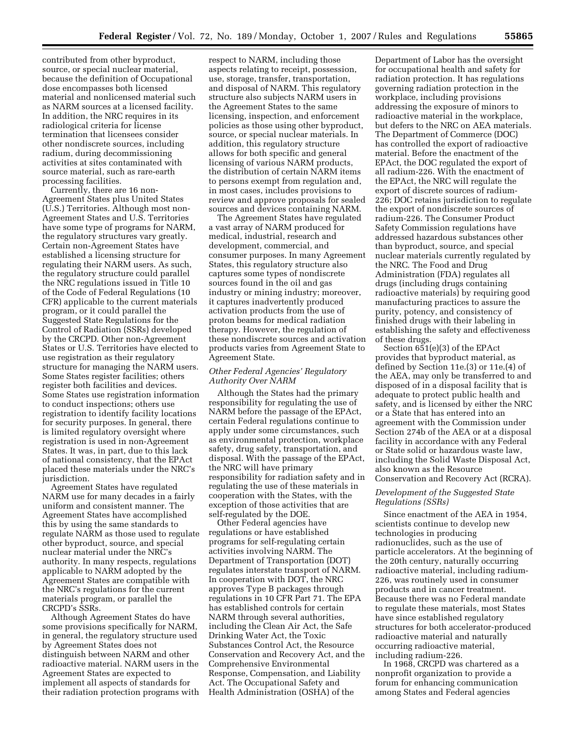contributed from other byproduct, source, or special nuclear material, because the definition of Occupational dose encompasses both licensed material and nonlicensed material such as NARM sources at a licensed facility. In addition, the NRC requires in its radiological criteria for license termination that licensees consider other nondiscrete sources, including radium, during decommissioning activities at sites contaminated with source material, such as rare-earth processing facilities.

Currently, there are 16 non-Agreement States plus United States (U.S.) Territories. Although most non-Agreement States and U.S. Territories have some type of programs for NARM, the regulatory structures vary greatly. Certain non-Agreement States have established a licensing structure for regulating their NARM users. As such, the regulatory structure could parallel the NRC regulations issued in Title 10 of the Code of Federal Regulations (10 CFR) applicable to the current materials program, or it could parallel the Suggested State Regulations for the Control of Radiation (SSRs) developed by the CRCPD. Other non-Agreement States or U.S. Territories have elected to use registration as their regulatory structure for managing the NARM users. Some States register facilities; others register both facilities and devices. Some States use registration information to conduct inspections; others use registration to identify facility locations for security purposes. In general, there is limited regulatory oversight where registration is used in non-Agreement States. It was, in part, due to this lack of national consistency, that the EPAct placed these materials under the NRC's jurisdiction.

Agreement States have regulated NARM use for many decades in a fairly uniform and consistent manner. The Agreement States have accomplished this by using the same standards to regulate NARM as those used to regulate other byproduct, source, and special nuclear material under the NRC's authority. In many respects, regulations applicable to NARM adopted by the Agreement States are compatible with the NRC's regulations for the current materials program, or parallel the CRCPD's SSRs.

Although Agreement States do have some provisions specifically for NARM, in general, the regulatory structure used by Agreement States does not distinguish between NARM and other radioactive material. NARM users in the Agreement States are expected to implement all aspects of standards for their radiation protection programs with respect to NARM, including those aspects relating to receipt, possession, use, storage, transfer, transportation, and disposal of NARM. This regulatory structure also subjects NARM users in the Agreement States to the same licensing, inspection, and enforcement policies as those using other byproduct, source, or special nuclear materials. In addition, this regulatory structure allows for both specific and general licensing of various NARM products, the distribution of certain NARM items to persons exempt from regulation and, in most cases, includes provisions to review and approve proposals for sealed sources and devices containing NARM.

The Agreement States have regulated a vast array of NARM produced for medical, industrial, research and development, commercial, and consumer purposes. In many Agreement States, this regulatory structure also captures some types of nondiscrete sources found in the oil and gas industry or mining industry; moreover, it captures inadvertently produced activation products from the use of proton beams for medical radiation therapy. However, the regulation of these nondiscrete sources and activation products varies from Agreement State to Agreement State.

### *Other Federal Agencies' Regulatory Authority Over NARM*

Although the States had the primary responsibility for regulating the use of NARM before the passage of the EPAct, certain Federal regulations continue to apply under some circumstances, such as environmental protection, workplace safety, drug safety, transportation, and disposal. With the passage of the EPAct, the NRC will have primary responsibility for radiation safety and in regulating the use of these materials in cooperation with the States, with the exception of those activities that are self-regulated by the DOE.

Other Federal agencies have regulations or have established programs for self-regulating certain activities involving NARM. The Department of Transportation (DOT) regulates interstate transport of NARM. In cooperation with DOT, the NRC approves Type B packages through regulations in 10 CFR Part 71. The EPA has established controls for certain NARM through several authorities, including the Clean Air Act, the Safe Drinking Water Act, the Toxic Substances Control Act, the Resource Conservation and Recovery Act, and the Comprehensive Environmental Response, Compensation, and Liability Act. The Occupational Safety and Health Administration (OSHA) of the Department of Labor has the oversight for occupational health and safety for radiation protection. It has regulations governing radiation protection in the workplace, including provisions addressing the exposure of minors to radioactive material in the workplace, but defers to the NRC on AEA materials. The Department of Commerce (DOC) has controlled the export of radioactive material. Before the enactment of the EPAct, the DOC regulated the export of all radium-226. With the enactment of the EPAct, the NRC will regulate the export of discrete sources of radium-226; DOC retains jurisdiction to regulate the export of nondiscrete sources of radium-226. The Consumer Product Safety Commission regulations have addressed hazardous substances other than byproduct, source, and special nuclear materials currently regulated by the NRC. The Food and Drug Administration (FDA) regulates all drugs (including drugs containing radioactive materials) by requiring good manufacturing practices to assure the purity, potency, and consistency of finished drugs with their labeling in establishing the safety and effectiveness of these drugs.

Section 651(e)(3) of the EPAct provides that byproduct material, as defined by Section 11e.(3) or 11e.(4) of the AEA, may only be transferred to and disposed of in a disposal facility that is adequate to protect public health and safety, and is licensed by either the NRC or a State that has entered into an agreement with the Commission under Section 274b of the AEA or at a disposal facility in accordance with any Federal or State solid or hazardous waste law, including the Solid Waste Disposal Act, also known as the Resource Conservation and Recovery Act (RCRA).

### *Development of the Suggested State Regulations (SSRs)*

Since enactment of the AEA in 1954, scientists continue to develop new technologies in producing radionuclides, such as the use of particle accelerators. At the beginning of the 20th century, naturally occurring radioactive material, including radium-226, was routinely used in consumer products and in cancer treatment. Because there was no Federal mandate to regulate these materials, most States have since established regulatory structures for both accelerator-produced radioactive material and naturally occurring radioactive material, including radium-226.

In 1968, CRCPD was chartered as a nonprofit organization to provide a forum for enhancing communication among States and Federal agencies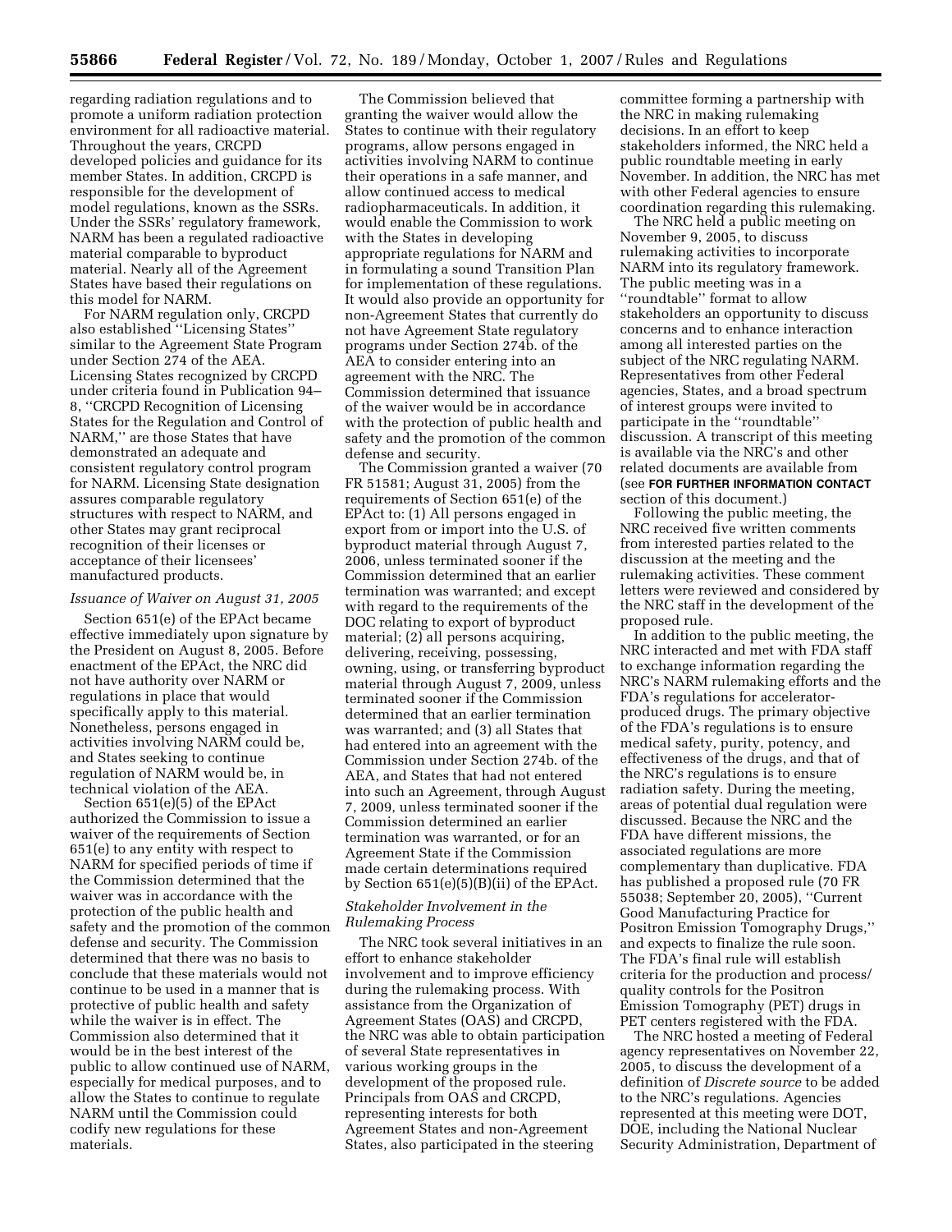regarding radiation regulations and to promote a uniform radiation protection environment for all radioactive material. Throughout the years, CRCPD developed policies and guidance for its member States. In addition, CRCPD is responsible for the development of model regulations, known as the SSRs. Under the SSRs' regulatory framework, NARM has been a regulated radioactive material comparable to byproduct material. Nearly all of the Agreement States have based their regulations on this model for NARM.

For NARM regulation only, CRCPD also established ''Licensing States'' similar to the Agreement State Program under Section 274 of the AEA. Licensing States recognized by CRCPD under criteria found in Publication 94–8, ''CRCPD Recognition of Licensing States for the Regulation and Control of NARM,'' are those States that have demonstrated an adequate and consistent regulatory control program for NARM. Licensing State designation assures comparable regulatory structures with respect to NARM, and other States may grant reciprocal recognition of their licenses or acceptance of their licensees' manufactured products.

*Issuance of Waiver on August 31, 2005*

Section 651(e) of the EPAct became effective immediately upon signature by the President on August 8, 2005. Before enactment of the EPAct, the NRC did not have authority over NARM or regulations in place that would specifically apply to this material. Nonetheless, persons engaged in activities involving NARM could be, and States seeking to continue regulation of NARM would be, in technical violation of the AEA.

Section 651(e)(5) of the EPAct authorized the Commission to issue a waiver of the requirements of Section 651(e) to any entity with respect to NARM for specified periods of time if the Commission determined that the waiver was in accordance with the protection of the public health and safety and the promotion of the common defense and security. The Commission determined that there was no basis to conclude that these materials would not continue to be used in a manner that is protective of public health and safety while the waiver is in effect. The Commission also determined that it would be in the best interest of the public to allow continued use of NARM, especially for medical purposes, and to allow the States to continue to regulate NARM until the Commission could codify new regulations for these materials.

The Commission believed that granting the waiver would allow the States to continue with their regulatory programs, allow persons engaged in activities involving NARM to continue their operations in a safe manner, and allow continued access to medical radiopharmaceuticals. In addition, it would enable the Commission to work with the States in developing appropriate regulations for NARM and in formulating a sound Transition Plan for implementation of these regulations. It would also provide an opportunity for non-Agreement States that currently do not have Agreement State regulatory programs under Section 274b. of the AEA to consider entering into an agreement with the NRC. The Commission determined that issuance of the waiver would be in accordance with the protection of public health and safety and the promotion of the common defense and security.

The Commission granted a waiver (70 FR 51581; August 31, 2005) from the requirements of Section 651(e) of the EPAct to: (1) All persons engaged in export from or import into the U.S. of byproduct material through August 7, 2006, unless terminated sooner if the Commission determined that an earlier termination was warranted; and except with regard to the requirements of the DOC relating to export of byproduct material; (2) all persons acquiring, delivering, receiving, possessing, owning, using, or transferring byproduct material through August 7, 2009, unless terminated sooner if the Commission determined that an earlier termination was warranted; and (3) all States that had entered into an agreement with the Commission under Section 274b. of the AEA, and States that had not entered into such an Agreement, through August 7, 2009, unless terminated sooner if the Commission determined an earlier termination was warranted, or for an Agreement State if the Commission made certain determinations required by Section 651(e)(5)(B)(ii) of the EPAct.

*Stakeholder Involvement in the Rulemaking Process*

The NRC took several initiatives in an effort to enhance stakeholder involvement and to improve efficiency during the rulemaking process. With assistance from the Organization of Agreement States (OAS) and CRCPD, the NRC was able to obtain participation of several State representatives in various working groups in the development of the proposed rule. Principals from OAS and CRCPD, representing interests for both Agreement States and non-Agreement States, also participated in the steering committee forming a partnership with the NRC in making rulemaking decisions. In an effort to keep stakeholders informed, the NRC held a public roundtable meeting in early November. In addition, the NRC has met with other Federal agencies to ensure coordination regarding this rulemaking.

The NRC held a public meeting on November 9, 2005, to discuss rulemaking activities to incorporate NARM into its regulatory framework. The public meeting was in a ''roundtable'' format to allow stakeholders an opportunity to discuss concerns and to enhance interaction among all interested parties on the subject of the NRC regulating NARM. Representatives from other Federal agencies, States, and a broad spectrum of interest groups were invited to participate in the ''roundtable'' discussion. A transcript of this meeting is available via the NRC's and other related documents are available from (see **FOR FURTHER INFORMATION CONTACT** section of this document.)

Following the public meeting, the NRC received five written comments from interested parties related to the discussion at the meeting and the rulemaking activities. These comment letters were reviewed and considered by the NRC staff in the development of the proposed rule.

In addition to the public meeting, the NRC interacted and met with FDA staff to exchange information regarding the NRC's NARM rulemaking efforts and the FDA's regulations for accelerator-produced drugs. The primary objective of the FDA's regulations is to ensure medical safety, purity, potency, and effectiveness of the drugs, and that of the NRC's regulations is to ensure radiation safety. During the meeting, areas of potential dual regulation were discussed. Because the NRC and the FDA have different missions, the associated regulations are more complementary than duplicative. FDA has published a proposed rule (70 FR 55038; September 20, 2005), ''Current Good Manufacturing Practice for Positron Emission Tomography Drugs,'' and expects to finalize the rule soon. The FDA's final rule will establish criteria for the production and process/quality controls for the Positron Emission Tomography (PET) drugs in PET centers registered with the FDA.

The NRC hosted a meeting of Federal agency representatives on November 22, 2005, to discuss the development of a definition of *Discrete source* to be added to the NRC's regulations. Agencies represented at this meeting were DOT, DOE, including the National Nuclear Security Administration, Department of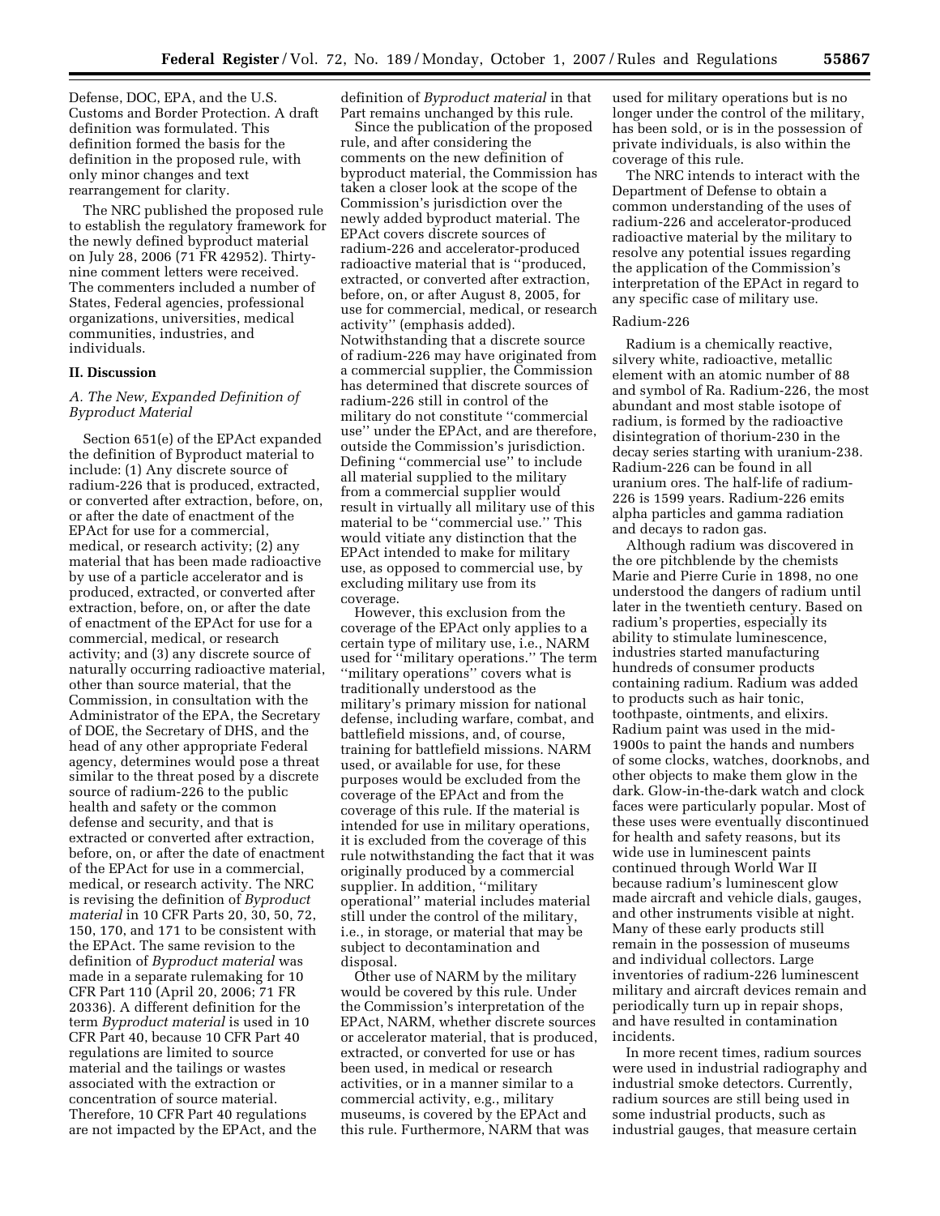Defense, DOC, EPA, and the U.S. Customs and Border Protection. A draft definition was formulated. This definition formed the basis for the definition in the proposed rule, with only minor changes and text rearrangement for clarity.

The NRC published the proposed rule to establish the regulatory framework for the newly defined byproduct material on July 28, 2006 (71 FR 42952). Thirty-nine comment letters were received. The commenters included a number of States, Federal agencies, professional organizations, universities, medical communities, industries, and individuals.

## II. Discussion

### *A. The New, Expanded Definition of Byproduct Material*

Section 651(e) of the EPAct expanded the definition of Byproduct material to include: (1) Any discrete source of radium-226 that is produced, extracted, or converted after extraction, before, on, or after the date of enactment of the EPAct for use for a commercial, medical, or research activity; (2) any material that has been made radioactive by use of a particle accelerator and is produced, extracted, or converted after extraction, before, on, or after the date of enactment of the EPAct for use for a commercial, medical, or research activity; and (3) any discrete source of naturally occurring radioactive material, other than source material, that the Commission, in consultation with the Administrator of the EPA, the Secretary of DOE, the Secretary of DHS, and the head of any other appropriate Federal agency, determines would pose a threat similar to the threat posed by a discrete source of radium-226 to the public health and safety or the common defense and security, and that is extracted or converted after extraction, before, on, or after the date of enactment of the EPAct for use in a commercial, medical, or research activity. The NRC is revising the definition of *Byproduct material* in 10 CFR Parts 20, 30, 50, 72, 150, 170, and 171 to be consistent with the EPAct. The same revision to the definition of *Byproduct material* was made in a separate rulemaking for 10 CFR Part 110 (April 20, 2006; 71 FR 20336). A different definition for the term *Byproduct material* is used in 10 CFR Part 40, because 10 CFR Part 40 regulations are limited to source material and the tailings or wastes associated with the extraction or concentration of source material. Therefore, 10 CFR Part 40 regulations are not impacted by the EPAct, and the definition of *Byproduct material* in that Part remains unchanged by this rule.

Since the publication of the proposed rule, and after considering the comments on the new definition of byproduct material, the Commission has taken a closer look at the scope of the Commission's jurisdiction over the newly added byproduct material. The EPAct covers discrete sources of radium-226 and accelerator-produced radioactive material that is ''produced, extracted, or converted after extraction, before, on, or after August 8, 2005, for use for commercial, medical, or research activity'' (emphasis added). Notwithstanding that a discrete source of radium-226 may have originated from a commercial supplier, the Commission has determined that discrete sources of radium-226 still in control of the military do not constitute ''commercial use'' under the EPAct, and are therefore, outside the Commission's jurisdiction. Defining ''commercial use'' to include all material supplied to the military from a commercial supplier would result in virtually all military use of this material to be ''commercial use.'' This would vitiate any distinction that the EPAct intended to make for military use, as opposed to commercial use, by excluding military use from its coverage.

However, this exclusion from the coverage of the EPAct only applies to a certain type of military use, i.e., NARM used for ''military operations.'' The term ''military operations'' covers what is traditionally understood as the military's primary mission for national defense, including warfare, combat, and battlefield missions, and, of course, training for battlefield missions. NARM used, or available for use, for these purposes would be excluded from the coverage of the EPAct and from the coverage of this rule. If the material is intended for use in military operations, it is excluded from the coverage of this rule notwithstanding the fact that it was originally produced by a commercial supplier. In addition, ''military operational'' material includes material still under the control of the military, i.e., in storage, or material that may be subject to decontamination and disposal.

Other use of NARM by the military would be covered by this rule. Under the Commission's interpretation of the EPAct, NARM, whether discrete sources or accelerator material, that is produced, extracted, or converted for use or has been used, in medical or research activities, or in a manner similar to a commercial activity, e.g., military museums, is covered by the EPAct and this rule. Furthermore, NARM that was used for military operations but is no longer under the control of the military, has been sold, or is in the possession of private individuals, is also within the coverage of this rule.

The NRC intends to interact with the Department of Defense to obtain a common understanding of the uses of radium-226 and accelerator-produced radioactive material by the military to resolve any potential issues regarding the application of the Commission's interpretation of the EPAct in regard to any specific case of military use.

#### Radium-226

Radium is a chemically reactive, silvery white, radioactive, metallic element with an atomic number of 88 and symbol of Ra. Radium-226, the most abundant and most stable isotope of radium, is formed by the radioactive disintegration of thorium-230 in the decay series starting with uranium-238. Radium-226 can be found in all uranium ores. The half-life of radium-226 is 1599 years. Radium-226 emits alpha particles and gamma radiation and decays to radon gas.

Although radium was discovered in the ore pitchblende by the chemists Marie and Pierre Curie in 1898, no one understood the dangers of radium until later in the twentieth century. Based on radium's properties, especially its ability to stimulate luminescence, industries started manufacturing hundreds of consumer products containing radium. Radium was added to products such as hair tonic, toothpaste, ointments, and elixirs. Radium paint was used in the mid-1900s to paint the hands and numbers of some clocks, watches, doorknobs, and other objects to make them glow in the dark. Glow-in-the-dark watch and clock faces were particularly popular. Most of these uses were eventually discontinued for health and safety reasons, but its wide use in luminescent paints continued through World War II because radium's luminescent glow made aircraft and vehicle dials, gauges, and other instruments visible at night. Many of these early products still remain in the possession of museums and individual collectors. Large inventories of radium-226 luminescent military and aircraft devices remain and periodically turn up in repair shops, and have resulted in contamination incidents.

In more recent times, radium sources were used in industrial radiography and industrial smoke detectors. Currently, radium sources are still being used in some industrial products, such as industrial gauges, that measure certain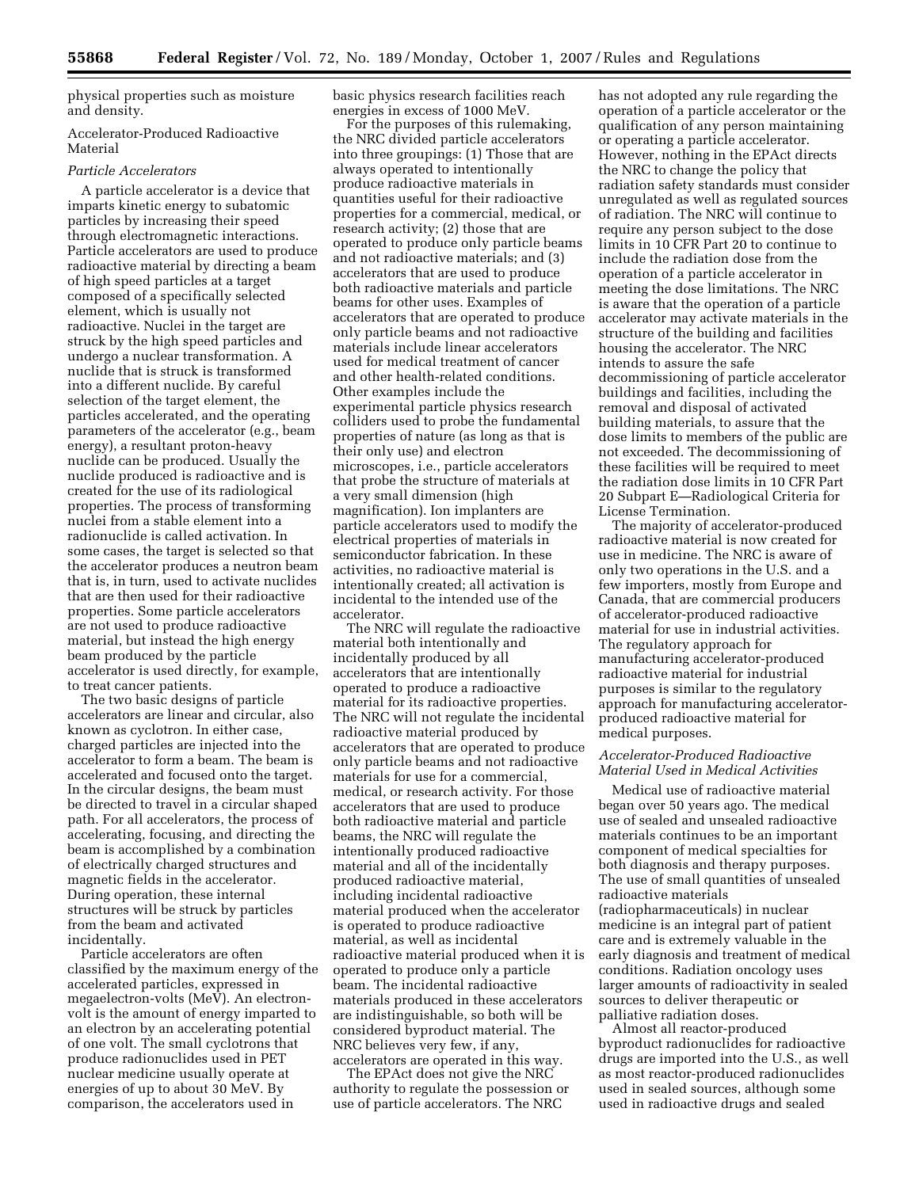physical properties such as moisture and density.

Accelerator-Produced Radioactive Material

*Particle Accelerators*

A particle accelerator is a device that imparts kinetic energy to subatomic particles by increasing their speed through electromagnetic interactions. Particle accelerators are used to produce radioactive material by directing a beam of high speed particles at a target composed of a specifically selected element, which is usually not radioactive. Nuclei in the target are struck by the high speed particles and undergo a nuclear transformation. A nuclide that is struck is transformed into a different nuclide. By careful selection of the target element, the particles accelerated, and the operating parameters of the accelerator (e.g., beam energy), a resultant proton-heavy nuclide can be produced. Usually the nuclide produced is radioactive and is created for the use of its radiological properties. The process of transforming nuclei from a stable element into a radionuclide is called activation. In some cases, the target is selected so that the accelerator produces a neutron beam that is, in turn, used to activate nuclides that are then used for their radioactive properties. Some particle accelerators are not used to produce radioactive material, but instead the high energy beam produced by the particle accelerator is used directly, for example, to treat cancer patients.

The two basic designs of particle accelerators are linear and circular, also known as cyclotron. In either case, charged particles are injected into the accelerator to form a beam. The beam is accelerated and focused onto the target. In the circular designs, the beam must be directed to travel in a circular shaped path. For all accelerators, the process of accelerating, focusing, and directing the beam is accomplished by a combination of electrically charged structures and magnetic fields in the accelerator. During operation, these internal structures will be struck by particles from the beam and activated incidentally.

Particle accelerators are often classified by the maximum energy of the accelerated particles, expressed in megaelectron-volts (MeV). An electron-volt is the amount of energy imparted to an electron by an accelerating potential of one volt. The small cyclotrons that produce radionuclides used in PET nuclear medicine usually operate at energies of up to about 30 MeV. By comparison, the accelerators used in basic physics research facilities reach energies in excess of 1000 MeV.

For the purposes of this rulemaking, the NRC divided particle accelerators into three groupings: (1) Those that are always operated to intentionally produce radioactive materials in quantities useful for their radioactive properties for a commercial, medical, or research activity; (2) those that are operated to produce only particle beams and not radioactive materials; and (3) accelerators that are used to produce both radioactive materials and particle beams for other uses. Examples of accelerators that are operated to produce only particle beams and not radioactive materials include linear accelerators used for medical treatment of cancer and other health-related conditions. Other examples include the experimental particle physics research colliders used to probe the fundamental properties of nature (as long as that is their only use) and electron microscopes, i.e., particle accelerators that probe the structure of materials at a very small dimension (high magnification). Ion implanters are particle accelerators used to modify the electrical properties of materials in semiconductor fabrication. In these activities, no radioactive material is intentionally created; all activation is incidental to the intended use of the accelerator.

The NRC will regulate the radioactive material both intentionally and incidentally produced by all accelerators that are intentionally operated to produce a radioactive material for its radioactive properties. The NRC will not regulate the incidental radioactive material produced by accelerators that are operated to produce only particle beams and not radioactive materials for use for a commercial, medical, or research activity. For those accelerators that are used to produce both radioactive material and particle beams, the NRC will regulate the intentionally produced radioactive material and all of the incidentally produced radioactive material, including incidental radioactive material produced when the accelerator is operated to produce radioactive material, as well as incidental radioactive material produced when it is operated to produce only a particle beam. The incidental radioactive materials produced in these accelerators are indistinguishable, so both will be considered byproduct material. The NRC believes very few, if any, accelerators are operated in this way.

The EPAct does not give the NRC authority to regulate the possession or use of particle accelerators. The NRC has not adopted any rule regarding the operation of a particle accelerator or the qualification of any person maintaining or operating a particle accelerator. However, nothing in the EPAct directs the NRC to change the policy that radiation safety standards must consider unregulated as well as regulated sources of radiation. The NRC will continue to require any person subject to the dose limits in 10 CFR Part 20 to continue to include the radiation dose from the operation of a particle accelerator in meeting the dose limitations. The NRC is aware that the operation of a particle accelerator may activate materials in the structure of the building and facilities housing the accelerator. The NRC intends to assure the safe decommissioning of particle accelerator buildings and facilities, including the removal and disposal of activated building materials, to assure that the dose limits to members of the public are not exceeded. The decommissioning of these facilities will be required to meet the radiation dose limits in 10 CFR Part 20 Subpart E—Radiological Criteria for License Termination.

The majority of accelerator-produced radioactive material is now created for use in medicine. The NRC is aware of only two operations in the U.S. and a few importers, mostly from Europe and Canada, that are commercial producers of accelerator-produced radioactive material for use in industrial activities. The regulatory approach for manufacturing accelerator-produced radioactive material for industrial purposes is similar to the regulatory approach for manufacturing accelerator-produced radioactive material for medical purposes.

*Accelerator-Produced Radioactive Material Used in Medical Activities*

Medical use of radioactive material began over 50 years ago. The medical use of sealed and unsealed radioactive materials continues to be an important component of medical specialties for both diagnosis and therapy purposes. The use of small quantities of unsealed radioactive materials (radiopharmaceuticals) in nuclear medicine is an integral part of patient care and is extremely valuable in the early diagnosis and treatment of medical conditions. Radiation oncology uses larger amounts of radioactivity in sealed sources to deliver therapeutic or palliative radiation doses.

Almost all reactor-produced byproduct radionuclides for radioactive drugs are imported into the U.S., as well as most reactor-produced radionuclides used in sealed sources, although some used in radioactive drugs and sealed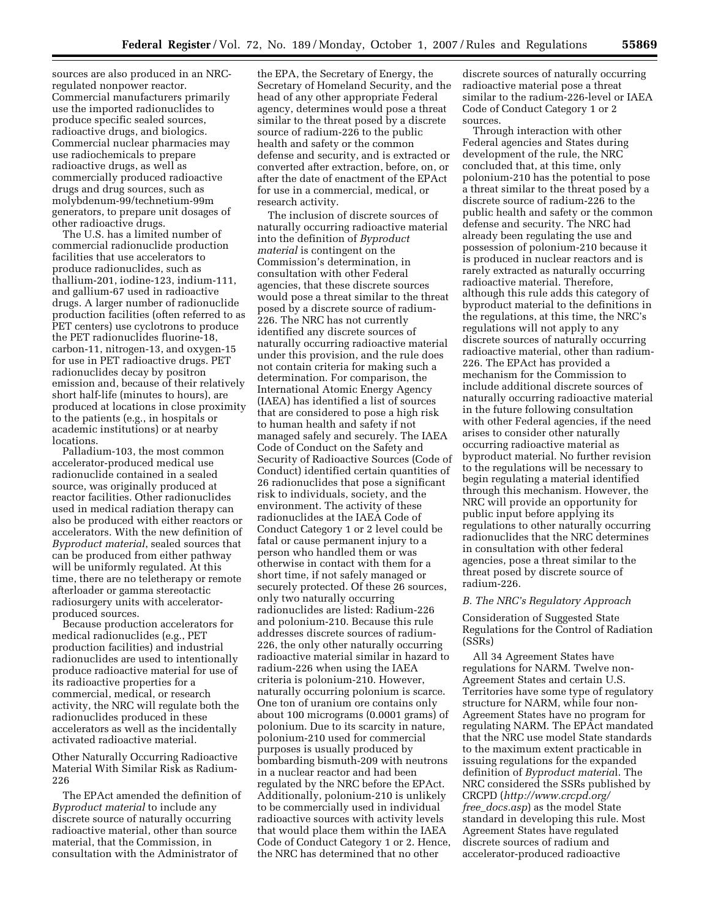sources are also produced in an NRC-regulated nonpower reactor. Commercial manufacturers primarily use the imported radionuclides to produce specific sealed sources, radioactive drugs, and biologics. Commercial nuclear pharmacies may use radiochemicals to prepare radioactive drugs, as well as commercially produced radioactive drugs and drug sources, such as molybdenum-99/technetium-99m generators, to prepare unit dosages of other radioactive drugs.

The U.S. has a limited number of commercial radionuclide production facilities that use accelerators to produce radionuclides, such as thallium-201, iodine-123, indium-111, and gallium-67 used in radioactive drugs. A larger number of radionuclide production facilities (often referred to as PET centers) use cyclotrons to produce the PET radionuclides fluorine-18, carbon-11, nitrogen-13, and oxygen-15 for use in PET radioactive drugs. PET radionuclides decay by positron emission and, because of their relatively short half-life (minutes to hours), are produced at locations in close proximity to the patients (e.g., in hospitals or academic institutions) or at nearby locations.

Palladium-103, the most common accelerator-produced medical use radionuclide contained in a sealed source, was originally produced at reactor facilities. Other radionuclides used in medical radiation therapy can also be produced with either reactors or accelerators. With the new definition of *Byproduct material*, sealed sources that can be produced from either pathway will be uniformly regulated. At this time, there are no teletherapy or remote afterloader or gamma stereotactic radiosurgery units with accelerator-produced sources.

Because production accelerators for medical radionuclides (e.g., PET production facilities) and industrial radionuclides are used to intentionally produce radioactive material for use of its radioactive properties for a commercial, medical, or research activity, the NRC will regulate both the radionuclides produced in these accelerators as well as the incidentally activated radioactive material.

Other Naturally Occurring Radioactive Material With Similar Risk as Radium-226

The EPAct amended the definition of *Byproduct material* to include any discrete source of naturally occurring radioactive material, other than source material, that the Commission, in consultation with the Administrator of the EPA, the Secretary of Energy, the Secretary of Homeland Security, and the head of any other appropriate Federal agency, determines would pose a threat similar to the threat posed by a discrete source of radium-226 to the public health and safety or the common defense and security, and is extracted or converted after extraction, before, on, or after the date of enactment of the EPAct for use in a commercial, medical, or research activity.

The inclusion of discrete sources of naturally occurring radioactive material into the definition of *Byproduct material* is contingent on the Commission's determination, in consultation with other Federal agencies, that these discrete sources would pose a threat similar to the threat posed by a discrete source of radium-226. The NRC has not currently identified any discrete sources of naturally occurring radioactive material under this provision, and the rule does not contain criteria for making such a determination. For comparison, the International Atomic Energy Agency (IAEA) has identified a list of sources that are considered to pose a high risk to human health and safety if not managed safely and securely. The IAEA Code of Conduct on the Safety and Security of Radioactive Sources (Code of Conduct) identified certain quantities of 26 radionuclides that pose a significant risk to individuals, society, and the environment. The activity of these radionuclides at the IAEA Code of Conduct Category 1 or 2 level could be fatal or cause permanent injury to a person who handled them or was otherwise in contact with them for a short time, if not safely managed or securely protected. Of these 26 sources, only two naturally occurring radionuclides are listed: Radium-226 and polonium-210. Because this rule addresses discrete sources of radium-226, the only other naturally occurring radioactive material similar in hazard to radium-226 when using the IAEA criteria is polonium-210. However, naturally occurring polonium is scarce. One ton of uranium ore contains only about 100 micrograms (0.0001 grams) of polonium. Due to its scarcity in nature, polonium-210 used for commercial purposes is usually produced by bombarding bismuth-209 with neutrons in a nuclear reactor and had been regulated by the NRC before the EPAct. Additionally, polonium-210 is unlikely to be commercially used in individual radioactive sources with activity levels that would place them within the IAEA Code of Conduct Category 1 or 2. Hence, the NRC has determined that no other discrete sources of naturally occurring radioactive material pose a threat similar to the radium-226-level or IAEA Code of Conduct Category 1 or 2 sources.

Through interaction with other Federal agencies and States during development of the rule, the NRC concluded that, at this time, only polonium-210 has the potential to pose a threat similar to the threat posed by a discrete source of radium-226 to the public health and safety or the common defense and security. The NRC had already been regulating the use and possession of polonium-210 because it is produced in nuclear reactors and is rarely extracted as naturally occurring radioactive material. Therefore, although this rule adds this category of byproduct material to the definitions in the regulations, at this time, the NRC's regulations will not apply to any discrete sources of naturally occurring radioactive material, other than radium-226. The EPAct has provided a mechanism for the Commission to include additional discrete sources of naturally occurring radioactive material in the future following consultation with other Federal agencies, if the need arises to consider other naturally occurring radioactive material as byproduct material. No further revision to the regulations will be necessary to begin regulating a material identified through this mechanism. However, the NRC will provide an opportunity for public input before applying its regulations to other naturally occurring radionuclides that the NRC determines in consultation with other federal agencies, pose a threat similar to the threat posed by discrete source of radium-226.

### *B. The NRC's Regulatory Approach*

Consideration of Suggested State Regulations for the Control of Radiation (SSRs)

All 34 Agreement States have regulations for NARM. Twelve non-Agreement States and certain U.S. Territories have some type of regulatory structure for NARM, while four non-Agreement States have no program for regulating NARM. The EPAct mandated that the NRC use model State standards to the maximum extent practicable in issuing regulations for the expanded definition of *Byproduct material*. The NRC considered the SSRs published by CRCPD (*http://www.crcpd.org/free_docs.asp*) as the model State standard in developing this rule. Most Agreement States have regulated discrete sources of radium and accelerator-produced radioactive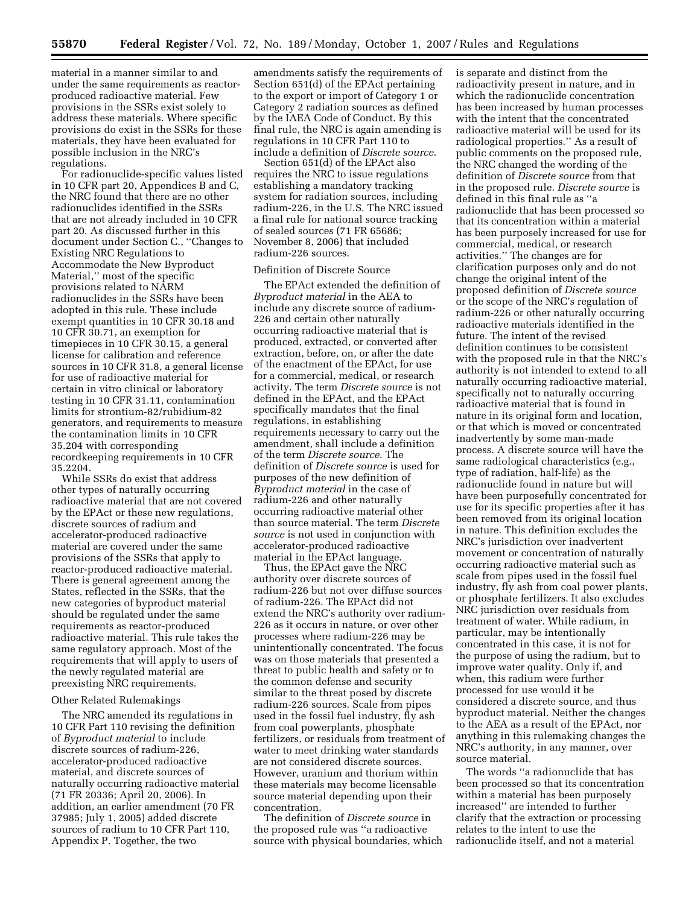material in a manner similar to and under the same requirements as reactor-produced radioactive material. Few provisions in the SSRs exist solely to address these materials. Where specific provisions do exist in the SSRs for these materials, they have been evaluated for possible inclusion in the NRC's regulations.

For radionuclide-specific values listed in 10 CFR part 20, Appendices B and C, the NRC found that there are no other radionuclides identified in the SSRs that are not already included in 10 CFR part 20. As discussed further in this document under Section C., ''Changes to Existing NRC Regulations to Accommodate the New Byproduct Material,'' most of the specific provisions related to NARM radionuclides in the SSRs have been adopted in this rule. These include exempt quantities in 10 CFR 30.18 and 10 CFR 30.71, an exemption for timepieces in 10 CFR 30.15, a general license for calibration and reference sources in 10 CFR 31.8, a general license for use of radioactive material for certain in vitro clinical or laboratory testing in 10 CFR 31.11, contamination limits for strontium-82/rubidium-82 generators, and requirements to measure the contamination limits in 10 CFR 35.204 with corresponding recordkeeping requirements in 10 CFR 35.2204.

While SSRs do exist that address other types of naturally occurring radioactive material that are not covered by the EPAct or these new regulations, discrete sources of radium and accelerator-produced radioactive material are covered under the same provisions of the SSRs that apply to reactor-produced radioactive material. There is general agreement among the States, reflected in the SSRs, that the new categories of byproduct material should be regulated under the same requirements as reactor-produced radioactive material. This rule takes the same regulatory approach. Most of the requirements that will apply to users of the newly regulated material are preexisting NRC requirements.

Other Related Rulemakings

The NRC amended its regulations in 10 CFR Part 110 revising the definition of *Byproduct material* to include discrete sources of radium-226, accelerator-produced radioactive material, and discrete sources of naturally occurring radioactive material (71 FR 20336; April 20, 2006). In addition, an earlier amendment (70 FR 37985; July 1, 2005) added discrete sources of radium to 10 CFR Part 110, Appendix P. Together, the two amendments satisfy the requirements of Section 651(d) of the EPAct pertaining to the export or import of Category 1 or Category 2 radiation sources as defined by the IAEA Code of Conduct. By this final rule, the NRC is again amending is regulations in 10 CFR Part 110 to include a definition of *Discrete source*.

Section 651(d) of the EPAct also requires the NRC to issue regulations establishing a mandatory tracking system for radiation sources, including radium-226, in the U.S. The NRC issued a final rule for national source tracking of sealed sources (71 FR 65686; November 8, 2006) that included radium-226 sources.

Definition of Discrete Source

The EPAct extended the definition of *Byproduct material* in the AEA to include any discrete source of radium-226 and certain other naturally occurring radioactive material that is produced, extracted, or converted after extraction, before, on, or after the date of the enactment of the EPAct, for use for a commercial, medical, or research activity. The term *Discrete source* is not defined in the EPAct, and the EPAct specifically mandates that the final regulations, in establishing requirements necessary to carry out the amendment, shall include a definition of the term *Discrete source*. The definition of *Discrete source* is used for purposes of the new definition of *Byproduct material* in the case of radium-226 and other naturally occurring radioactive material other than source material. The term *Discrete source* is not used in conjunction with accelerator-produced radioactive material in the EPAct language.

Thus, the EPAct gave the NRC authority over discrete sources of radium-226 but not over diffuse sources of radium-226. The EPAct did not extend the NRC's authority over radium-226 as it occurs in nature, or over other processes where radium-226 may be unintentionally concentrated. The focus was on those materials that presented a threat to public health and safety or to the common defense and security similar to the threat posed by discrete radium-226 sources. Scale from pipes used in the fossil fuel industry, fly ash from coal powerplants, phosphate fertilizers, or residuals from treatment of water to meet drinking water standards are not considered discrete sources. However, uranium and thorium within these materials may become licensable source material depending upon their concentration.

The definition of *Discrete source* in the proposed rule was ''a radioactive source with physical boundaries, which is separate and distinct from the radioactivity present in nature, and in which the radionuclide concentration has been increased by human processes with the intent that the concentrated radioactive material will be used for its radiological properties.'' As a result of public comments on the proposed rule, the NRC changed the wording of the definition of *Discrete source* from that in the proposed rule. *Discrete source* is defined in this final rule as ''a radionuclide that has been processed so that its concentration within a material has been purposely increased for use for commercial, medical, or research activities.'' The changes are for clarification purposes only and do not change the original intent of the proposed definition of *Discrete source* or the scope of the NRC's regulation of radium-226 or other naturally occurring radioactive materials identified in the future. The intent of the revised definition continues to be consistent with the proposed rule in that the NRC's authority is not intended to extend to all naturally occurring radioactive material, specifically not to naturally occurring radioactive material that is found in nature in its original form and location, or that which is moved or concentrated inadvertently by some man-made process. A discrete source will have the same radiological characteristics (e.g., type of radiation, half-life) as the radionuclide found in nature but will have been purposefully concentrated for use for its specific properties after it has been removed from its original location in nature. This definition excludes the NRC's jurisdiction over inadvertent movement or concentration of naturally occurring radioactive material such as scale from pipes used in the fossil fuel industry, fly ash from coal power plants, or phosphate fertilizers. It also excludes NRC jurisdiction over residuals from treatment of water. While radium, in particular, may be intentionally concentrated in this case, it is not for the purpose of using the radium, but to improve water quality. Only if, and when, this radium were further processed for use would it be considered a discrete source, and thus byproduct material. Neither the changes to the AEA as a result of the EPAct, nor anything in this rulemaking changes the NRC's authority, in any manner, over source material.

The words ''a radionuclide that has been processed so that its concentration within a material has been purposely increased'' are intended to further clarify that the extraction or processing relates to the intent to use the radionuclide itself, and not a material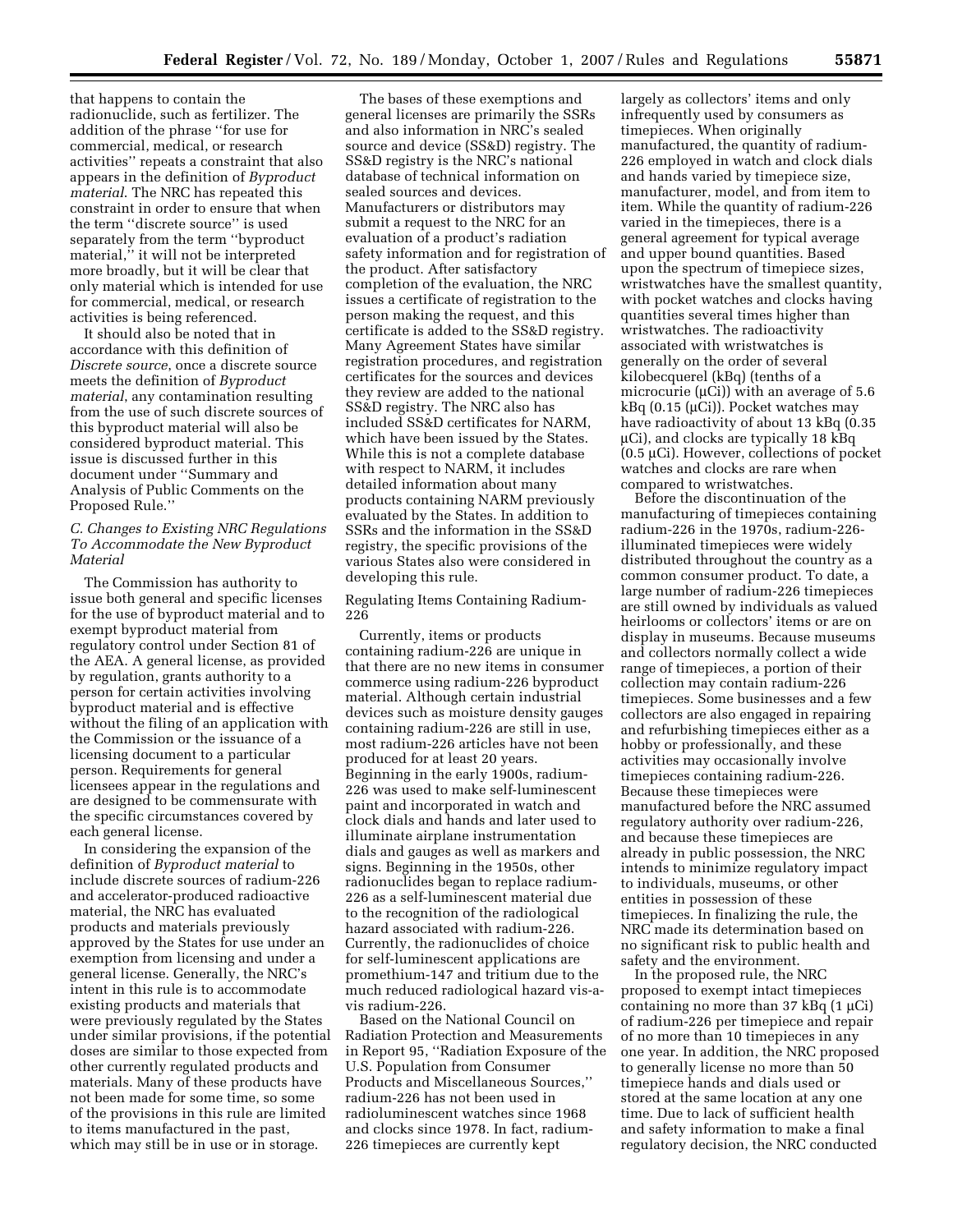that happens to contain the radionuclide, such as fertilizer. The addition of the phrase "for use for commercial, medical, or research activities" repeats a constraint that also appears in the definition of *Byproduct material*. The NRC has repeated this constraint in order to ensure that when the term "discrete source" is used separately from the term "byproduct material," it will not be interpreted more broadly, but it will be clear that only material which is intended for use for commercial, medical, or research activities is being referenced.

It should also be noted that in accordance with this definition of *Discrete source*, once a discrete source meets the definition of *Byproduct material*, any contamination resulting from the use of such discrete sources of this byproduct material will also be considered byproduct material. This issue is discussed further in this document under "Summary and Analysis of Public Comments on the Proposed Rule."

### *C. Changes to Existing NRC Regulations To Accommodate the New Byproduct Material*

The Commission has authority to issue both general and specific licenses for the use of byproduct material and to exempt byproduct material from regulatory control under Section 81 of the AEA. A general license, as provided by regulation, grants authority to a person for certain activities involving byproduct material and is effective without the filing of an application with the Commission or the issuance of a licensing document to a particular person. Requirements for general licensees appear in the regulations and are designed to be commensurate with the specific circumstances covered by each general license.

In considering the expansion of the definition of *Byproduct material* to include discrete sources of radium-226 and accelerator-produced radioactive material, the NRC has evaluated products and materials previously approved by the States for use under an exemption from licensing and under a general license. Generally, the NRC's intent in this rule is to accommodate existing products and materials that were previously regulated by the States under similar provisions, if the potential doses are similar to those expected from other currently regulated products and materials. Many of these products have not been made for some time, so some of the provisions in this rule are limited to items manufactured in the past, which may still be in use or in storage.

The bases of these exemptions and general licenses are primarily the SSRs and also information in NRC's sealed source and device (SS&D) registry. The SS&D registry is the NRC's national database of technical information on sealed sources and devices. Manufacturers or distributors may submit a request to the NRC for an evaluation of a product's radiation safety information and for registration of the product. After satisfactory completion of the evaluation, the NRC issues a certificate of registration to the person making the request, and this certificate is added to the SS&D registry. Many Agreement States have similar registration procedures, and registration certificates for the sources and devices they review are added to the national SS&D registry. The NRC also has included SS&D certificates for NARM, which have been issued by the States. While this is not a complete database with respect to NARM, it includes detailed information about many products containing NARM previously evaluated by the States. In addition to SSRs and the information in the SS&D registry, the specific provisions of the various States also were considered in developing this rule.

Regulating Items Containing Radium-226

Currently, items or products containing radium-226 are unique in that there are no new items in consumer commerce using radium-226 byproduct material. Although certain industrial devices such as moisture density gauges containing radium-226 are still in use, most radium-226 articles have not been produced for at least 20 years. Beginning in the early 1900s, radium-226 was used to make self-luminescent paint and incorporated in watch and clock dials and hands and later used to illuminate airplane instrumentation dials and gauges as well as markers and signs. Beginning in the 1950s, other radionuclides began to replace radium-226 as a self-luminescent material due to the recognition of the radiological hazard associated with radium-226. Currently, the radionuclides of choice for self-luminescent applications are promethium-147 and tritium due to the much reduced radiological hazard vis-a-vis radium-226.

Based on the National Council on Radiation Protection and Measurements in Report 95, "Radiation Exposure of the U.S. Population from Consumer Products and Miscellaneous Sources," radium-226 has not been used in radioluminescent watches since 1968 and clocks since 1978. In fact, radium-226 timepieces are currently kept largely as collectors' items and only infrequently used by consumers as timepieces. When originally manufactured, the quantity of radium-226 employed in watch and clock dials and hands varied by timepiece size, manufacturer, model, and from item to item. While the quantity of radium-226 varied in the timepieces, there is a general agreement for typical average and upper bound quantities. Based upon the spectrum of timepiece sizes, wristwatches have the smallest quantity, with pocket watches and clocks having quantities several times higher than wristwatches. The radioactivity associated with wristwatches is generally on the order of several kilobecquerel (kBq) (tenths of a microcurie (μCi)) with an average of 5.6 kBq (0.15 (μCi)). Pocket watches may have radioactivity of about 13 kBq (0.35 μCi), and clocks are typically 18 kBq (0.5 μCi). However, collections of pocket watches and clocks are rare when compared to wristwatches.

Before the discontinuation of the manufacturing of timepieces containing radium-226 in the 1970s, radium-226-illuminated timepieces were widely distributed throughout the country as a common consumer product. To date, a large number of radium-226 timepieces are still owned by individuals as valued heirlooms or collectors' items or are on display in museums. Because museums and collectors normally collect a wide range of timepieces, a portion of their collection may contain radium-226 timepieces. Some businesses and a few collectors are also engaged in repairing and refurbishing timepieces either as a hobby or professionally, and these activities may occasionally involve timepieces containing radium-226. Because these timepieces were manufactured before the NRC assumed regulatory authority over radium-226, and because these timepieces are already in public possession, the NRC intends to minimize regulatory impact to individuals, museums, or other entities in possession of these timepieces. In finalizing the rule, the NRC made its determination based on no significant risk to public health and safety and the environment.

In the proposed rule, the NRC proposed to exempt intact timepieces containing no more than 37 kBq (1 μCi) of radium-226 per timepiece and repair of no more than 10 timepieces in any one year. In addition, the NRC proposed to generally license no more than 50 timepiece hands and dials used or stored at the same location at any one time. Due to lack of sufficient health and safety information to make a final regulatory decision, the NRC conducted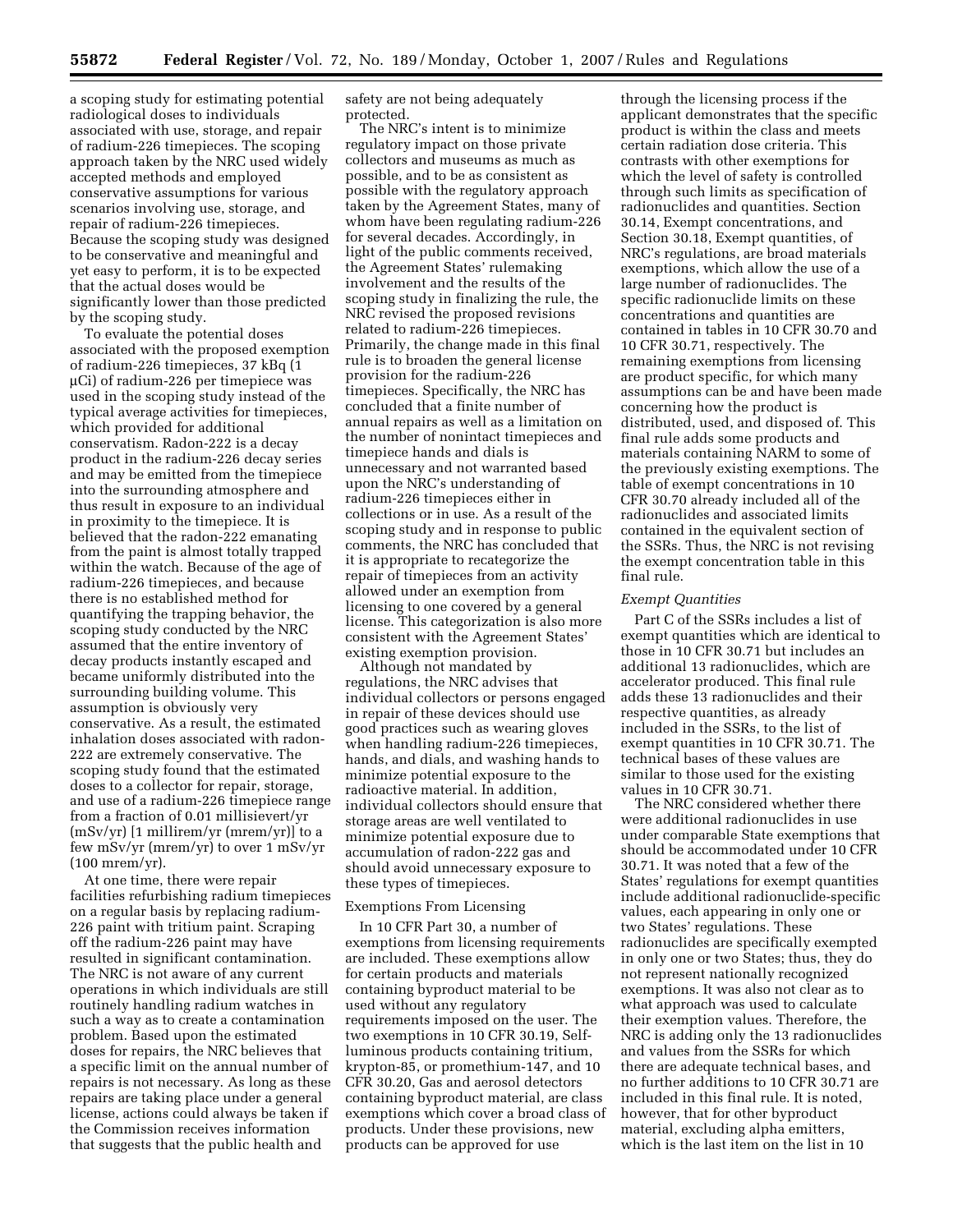a scoping study for estimating potential radiological doses to individuals associated with use, storage, and repair of radium-226 timepieces. The scoping approach taken by the NRC used widely accepted methods and employed conservative assumptions for various scenarios involving use, storage, and repair of radium-226 timepieces. Because the scoping study was designed to be conservative and meaningful and yet easy to perform, it is to be expected that the actual doses would be significantly lower than those predicted by the scoping study.

To evaluate the potential doses associated with the proposed exemption of radium-226 timepieces, 37 kBq (1 µCi) of radium-226 per timepiece was used in the scoping study instead of the typical average activities for timepieces, which provided for additional conservatism. Radon-222 is a decay product in the radium-226 decay series and may be emitted from the timepiece into the surrounding atmosphere and thus result in exposure to an individual in proximity to the timepiece. It is believed that the radon-222 emanating from the paint is almost totally trapped within the watch. Because of the age of radium-226 timepieces, and because there is no established method for quantifying the trapping behavior, the scoping study conducted by the NRC assumed that the entire inventory of decay products instantly escaped and became uniformly distributed into the surrounding building volume. This assumption is obviously very conservative. As a result, the estimated inhalation doses associated with radon-222 are extremely conservative. The scoping study found that the estimated doses to a collector for repair, storage, and use of a radium-226 timepiece range from a fraction of 0.01 millisievert/yr (mSv/yr) [1 millirem/yr (mrem/yr)] to a few mSv/yr (mrem/yr) to over 1 mSv/yr (100 mrem/yr).

At one time, there were repair facilities refurbishing radium timepieces on a regular basis by replacing radium-226 paint with tritium paint. Scraping off the radium-226 paint may have resulted in significant contamination. The NRC is not aware of any current operations in which individuals are still routinely handling radium watches in such a way as to create a contamination problem. Based upon the estimated doses for repairs, the NRC believes that a specific limit on the annual number of repairs is not necessary. As long as these repairs are taking place under a general license, actions could always be taken if the Commission receives information that suggests that the public health and safety are not being adequately protected.

The NRC's intent is to minimize regulatory impact on those private collectors and museums as much as possible, and to be as consistent as possible with the regulatory approach taken by the Agreement States, many of whom have been regulating radium-226 for several decades. Accordingly, in light of the public comments received, the Agreement States' rulemaking involvement and the results of the scoping study in finalizing the rule, the NRC revised the proposed revisions related to radium-226 timepieces. Primarily, the change made in this final rule is to broaden the general license provision for the radium-226 timepieces. Specifically, the NRC has concluded that a finite number of annual repairs as well as a limitation on the number of nonintact timepieces and timepiece hands and dials is unnecessary and not warranted based upon the NRC's understanding of radium-226 timepieces either in collections or in use. As a result of the scoping study and in response to public comments, the NRC has concluded that it is appropriate to recategorize the repair of timepieces from an activity allowed under an exemption from licensing to one covered by a general license. This categorization is also more consistent with the Agreement States' existing exemption provision.

Although not mandated by regulations, the NRC advises that individual collectors or persons engaged in repair of these devices should use good practices such as wearing gloves when handling radium-226 timepieces, hands, and dials, and washing hands to minimize potential exposure to the radioactive material. In addition, individual collectors should ensure that storage areas are well ventilated to minimize potential exposure due to accumulation of radon-222 gas and should avoid unnecessary exposure to these types of timepieces.

### Exemptions From Licensing

In 10 CFR Part 30, a number of exemptions from licensing requirements are included. These exemptions allow for certain products and materials containing byproduct material to be used without any regulatory requirements imposed on the user. The two exemptions in 10 CFR 30.19, Self-luminous products containing tritium, krypton-85, or promethium-147, and 10 CFR 30.20, Gas and aerosol detectors containing byproduct material, are class exemptions which cover a broad class of products. Under these provisions, new products can be approved for use through the licensing process if the applicant demonstrates that the specific product is within the class and meets certain radiation dose criteria. This contrasts with other exemptions for which the level of safety is controlled through such limits as specification of radionuclides and quantities. Section 30.14, Exempt concentrations, and Section 30.18, Exempt quantities, of NRC's regulations, are broad materials exemptions, which allow the use of a large number of radionuclides. The specific radionuclide limits on these concentrations and quantities are contained in tables in 10 CFR 30.70 and 10 CFR 30.71, respectively. The remaining exemptions from licensing are product specific, for which many assumptions can be and have been made concerning how the product is distributed, used, and disposed of. This final rule adds some products and materials containing NARM to some of the previously existing exemptions. The table of exempt concentrations in 10 CFR 30.70 already included all of the radionuclides and associated limits contained in the equivalent section of the SSRs. Thus, the NRC is not revising the exempt concentration table in this final rule.

*Exempt Quantities*

Part C of the SSRs includes a list of exempt quantities which are identical to those in 10 CFR 30.71 but includes an additional 13 radionuclides, which are accelerator produced. This final rule adds these 13 radionuclides and their respective quantities, as already included in the SSRs, to the list of exempt quantities in 10 CFR 30.71. The technical bases of these values are similar to those used for the existing values in 10 CFR 30.71.

The NRC considered whether there were additional radionuclides in use under comparable State exemptions that should be accommodated under 10 CFR 30.71. It was noted that a few of the States' regulations for exempt quantities include additional radionuclide-specific values, each appearing in only one or two States' regulations. These radionuclides are specifically exempted in only one or two States; thus, they do not represent nationally recognized exemptions. It was also not clear as to what approach was used to calculate their exemption values. Therefore, the NRC is adding only the 13 radionuclides and values from the SSRs for which there are adequate technical bases, and no further additions to 10 CFR 30.71 are included in this final rule. It is noted, however, that for other byproduct material, excluding alpha emitters, which is the last item on the list in 10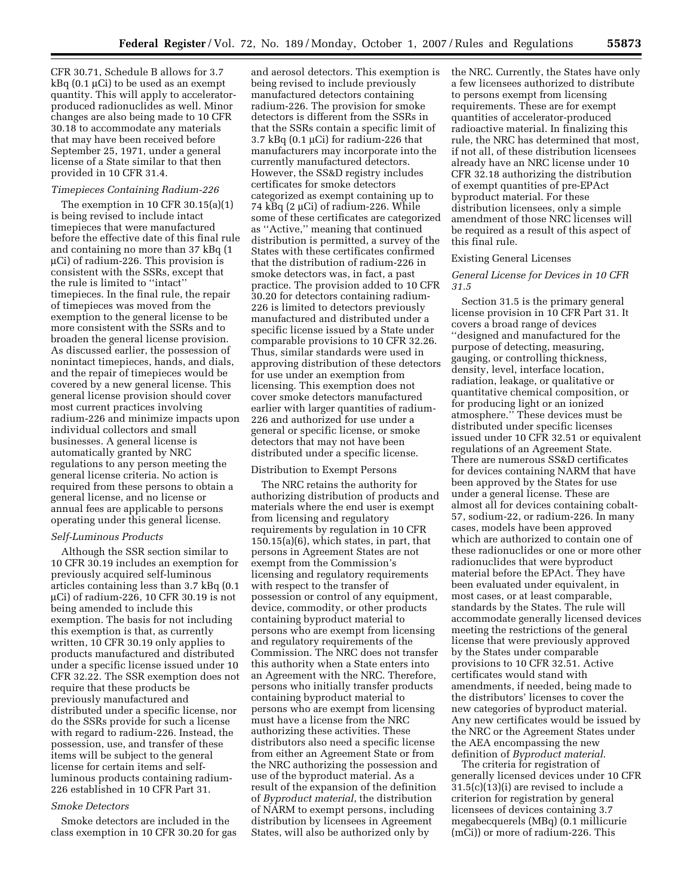CFR 30.71, Schedule B allows for 3.7 kBq (0.1 μCi) to be used as an exempt quantity. This will apply to accelerator-produced radionuclides as well. Minor changes are also being made to 10 CFR 30.18 to accommodate any materials that may have been received before September 25, 1971, under a general license of a State similar to that then provided in 10 CFR 31.4.

*Timepieces Containing Radium-226*

The exemption in 10 CFR 30.15(a)(1) is being revised to include intact timepieces that were manufactured before the effective date of this final rule and containing no more than 37 kBq (1 μCi) of radium-226. This provision is consistent with the SSRs, except that the rule is limited to ''intact'' timepieces. In the final rule, the repair of timepieces was moved from the exemption to the general license to be more consistent with the SSRs and to broaden the general license provision. As discussed earlier, the possession of nonintact timepieces, hands, and dials, and the repair of timepieces would be covered by a new general license. This general license provision should cover most current practices involving radium-226 and minimize impacts upon individual collectors and small businesses. A general license is automatically granted by NRC regulations to any person meeting the general license criteria. No action is required from these persons to obtain a general license, and no license or annual fees are applicable to persons operating under this general license.

*Self-Luminous Products*

Although the SSR section similar to 10 CFR 30.19 includes an exemption for previously acquired self-luminous articles containing less than 3.7 kBq (0.1 μCi) of radium-226, 10 CFR 30.19 is not being amended to include this exemption. The basis for not including this exemption is that, as currently written, 10 CFR 30.19 only applies to products manufactured and distributed under a specific license issued under 10 CFR 32.22. The SSR exemption does not require that these products be previously manufactured and distributed under a specific license, nor do the SSRs provide for such a license with regard to radium-226. Instead, the possession, use, and transfer of these items will be subject to the general license for certain items and self-luminous products containing radium-226 established in 10 CFR Part 31.

*Smoke Detectors*

Smoke detectors are included in the class exemption in 10 CFR 30.20 for gas and aerosol detectors. This exemption is being revised to include previously manufactured detectors containing radium-226. The provision for smoke detectors is different from the SSRs in that the SSRs contain a specific limit of 3.7 kBq (0.1 μCi) for radium-226 that manufacturers may incorporate into the currently manufactured detectors. However, the SS&D registry includes certificates for smoke detectors categorized as exempt containing up to 74 kBq (2 μCi) of radium-226. While some of these certificates are categorized as ''Active,'' meaning that continued distribution is permitted, a survey of the States with these certificates confirmed that the distribution of radium-226 in smoke detectors was, in fact, a past practice. The provision added to 10 CFR 30.20 for detectors containing radium-226 is limited to detectors previously manufactured and distributed under a specific license issued by a State under comparable provisions to 10 CFR 32.26. Thus, similar standards were used in approving distribution of these detectors for use under an exemption from licensing. This exemption does not cover smoke detectors manufactured earlier with larger quantities of radium-226 and authorized for use under a general or specific license, or smoke detectors that may not have been distributed under a specific license.

Distribution to Exempt Persons

The NRC retains the authority for authorizing distribution of products and materials where the end user is exempt from licensing and regulatory requirements by regulation in 10 CFR 150.15(a)(6), which states, in part, that persons in Agreement States are not exempt from the Commission's licensing and regulatory requirements with respect to the transfer of possession or control of any equipment, device, commodity, or other products containing byproduct material to persons who are exempt from licensing and regulatory requirements of the Commission. The NRC does not transfer this authority when a State enters into an Agreement with the NRC. Therefore, persons who initially transfer products containing byproduct material to persons who are exempt from licensing must have a license from the NRC authorizing these activities. These distributors also need a specific license from either an Agreement State or from the NRC authorizing the possession and use of the byproduct material. As a result of the expansion of the definition of *Byproduct material*, the distribution of NARM to exempt persons, including distribution by licensees in Agreement States, will also be authorized only by the NRC. Currently, the States have only a few licensees authorized to distribute to persons exempt from licensing requirements. These are for exempt quantities of accelerator-produced radioactive material. In finalizing this rule, the NRC has determined that most, if not all, of these distribution licensees already have an NRC license under 10 CFR 32.18 authorizing the distribution of exempt quantities of pre-EPAct byproduct material. For these distribution licensees, only a simple amendment of those NRC licenses will be required as a result of this aspect of this final rule.

Existing General Licenses

*General License for Devices in 10 CFR 31.5*

Section 31.5 is the primary general license provision in 10 CFR Part 31. It covers a broad range of devices ''designed and manufactured for the purpose of detecting, measuring, gauging, or controlling thickness, density, level, interface location, radiation, leakage, or qualitative or quantitative chemical composition, or for producing light or an ionized atmosphere.'' These devices must be distributed under specific licenses issued under 10 CFR 32.51 or equivalent regulations of an Agreement State. There are numerous SS&D certificates for devices containing NARM that have been approved by the States for use under a general license. These are almost all for devices containing cobalt-57, sodium-22, or radium-226. In many cases, models have been approved which are authorized to contain one of these radionuclides or one or more other radionuclides that were byproduct material before the EPAct. They have been evaluated under equivalent, in most cases, or at least comparable, standards by the States. The rule will accommodate generally licensed devices meeting the restrictions of the general license that were previously approved by the States under comparable provisions to 10 CFR 32.51. Active certificates would stand with amendments, if needed, being made to the distributors' licenses to cover the new categories of byproduct material. Any new certificates would be issued by the NRC or the Agreement States under the AEA encompassing the new definition of *Byproduct material*.

The criteria for registration of generally licensed devices under 10 CFR 31.5(c)(13)(i) are revised to include a criterion for registration by general licensees of devices containing 3.7 megabecquerels (MBq) (0.1 millicurie (mCi)) or more of radium-226. This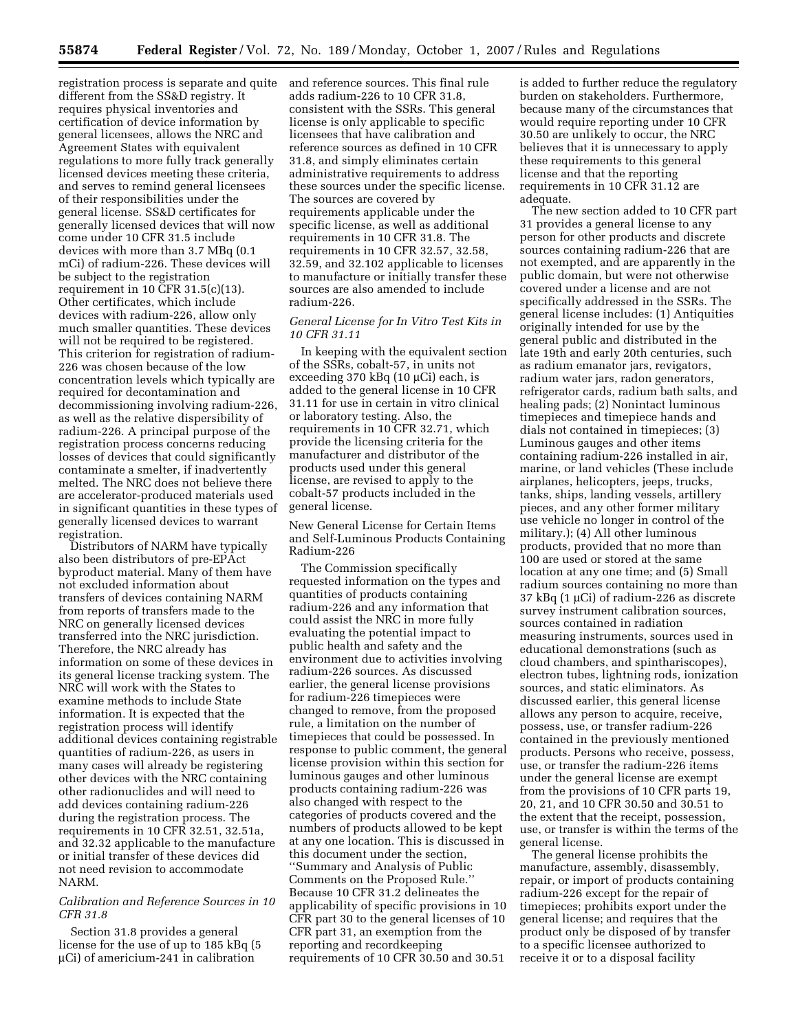registration process is separate and quite different from the SS&D registry. It requires physical inventories and certification of device information by general licensees, allows the NRC and Agreement States with equivalent regulations to more fully track generally licensed devices meeting these criteria, and serves to remind general licensees of their responsibilities under the general license. SS&D certificates for generally licensed devices that will now come under 10 CFR 31.5 include devices with more than 3.7 MBq (0.1 mCi) of radium-226. These devices will be subject to the registration requirement in 10 CFR 31.5(c)(13). Other certificates, which include devices with radium-226, allow only much smaller quantities. These devices will not be required to be registered. This criterion for registration of radium-226 was chosen because of the low concentration levels which typically are required for decontamination and decommissioning involving radium-226, as well as the relative dispersibility of radium-226. A principal purpose of the registration process concerns reducing losses of devices that could significantly contaminate a smelter, if inadvertently melted. The NRC does not believe there are accelerator-produced materials used in significant quantities in these types of generally licensed devices to warrant registration.

Distributors of NARM have typically also been distributors of pre-EPAct byproduct material. Many of them have not excluded information about transfers of devices containing NARM from reports of transfers made to the NRC on generally licensed devices transferred into the NRC jurisdiction. Therefore, the NRC already has information on some of these devices in its general license tracking system. The NRC will work with the States to examine methods to include State information. It is expected that the registration process will identify additional devices containing registrable quantities of radium-226, as users in many cases will already be registering other devices with the NRC containing other radionuclides and will need to add devices containing radium-226 during the registration process. The requirements in 10 CFR 32.51, 32.51a, and 32.32 applicable to the manufacture or initial transfer of these devices did not need revision to accommodate NARM.

### *Calibration and Reference Sources in 10 CFR 31.8*

Section 31.8 provides a general license for the use of up to 185 kBq (5 µCi) of americium-241 in calibration and reference sources. This final rule adds radium-226 to 10 CFR 31.8, consistent with the SSRs. This general license is only applicable to specific licensees that have calibration and reference sources as defined in 10 CFR 31.8, and simply eliminates certain administrative requirements to address these sources under the specific license. The sources are covered by requirements applicable under the specific license, as well as additional requirements in 10 CFR 31.8. The requirements in 10 CFR 32.57, 32.58, 32.59, and 32.102 applicable to licenses to manufacture or initially transfer these sources are also amended to include radium-226.

### *General License for In Vitro Test Kits in 10 CFR 31.11*

In keeping with the equivalent section of the SSRs, cobalt-57, in units not exceeding 370 kBq (10 µCi) each, is added to the general license in 10 CFR 31.11 for use in certain in vitro clinical or laboratory testing. Also, the requirements in 10 CFR 32.71, which provide the licensing criteria for the manufacturer and distributor of the products used under this general license, are revised to apply to the cobalt-57 products included in the general license.

### New General License for Certain Items and Self-Luminous Products Containing Radium-226

The Commission specifically requested information on the types and quantities of products containing radium-226 and any information that could assist the NRC in more fully evaluating the potential impact to public health and safety and the environment due to activities involving radium-226 sources. As discussed earlier, the general license provisions for radium-226 timepieces were changed to remove, from the proposed rule, a limitation on the number of timepieces that could be possessed. In response to public comment, the general license provision within this section for luminous gauges and other luminous products containing radium-226 was also changed with respect to the categories of products covered and the numbers of products allowed to be kept at any one location. This is discussed in this document under the section, ''Summary and Analysis of Public Comments on the Proposed Rule.'' Because 10 CFR 31.2 delineates the applicability of specific provisions in 10 CFR part 30 to the general licenses of 10 CFR part 31, an exemption from the reporting and recordkeeping requirements of 10 CFR 30.50 and 30.51 is added to further reduce the regulatory burden on stakeholders. Furthermore, because many of the circumstances that would require reporting under 10 CFR 30.50 are unlikely to occur, the NRC believes that it is unnecessary to apply these requirements to this general license and that the reporting requirements in 10 CFR 31.12 are adequate.

The new section added to 10 CFR part 31 provides a general license to any person for other products and discrete sources containing radium-226 that are not exempted, and are apparently in the public domain, but were not otherwise covered under a license and are not specifically addressed in the SSRs. The general license includes: (1) Antiquities originally intended for use by the general public and distributed in the late 19th and early 20th centuries, such as radium emanator jars, revigators, radium water jars, radon generators, refrigerator cards, radium bath salts, and healing pads; (2) Nonintact luminous timepieces and timepiece hands and dials not contained in timepieces; (3) Luminous gauges and other items containing radium-226 installed in air, marine, or land vehicles (These include airplanes, helicopters, jeeps, trucks, tanks, ships, landing vessels, artillery pieces, and any other former military use vehicle no longer in control of the military.); (4) All other luminous products, provided that no more than 100 are used or stored at the same location at any one time; and (5) Small radium sources containing no more than 37 kBq (1 µCi) of radium-226 as discrete survey instrument calibration sources, sources contained in radiation measuring instruments, sources used in educational demonstrations (such as cloud chambers, and spinthariscopes), electron tubes, lightning rods, ionization sources, and static eliminators. As discussed earlier, this general license allows any person to acquire, receive, possess, use, or transfer radium-226 contained in the previously mentioned products. Persons who receive, possess, use, or transfer the radium-226 items under the general license are exempt from the provisions of 10 CFR parts 19, 20, 21, and 10 CFR 30.50 and 30.51 to the extent that the receipt, possession, use, or transfer is within the terms of the general license.

The general license prohibits the manufacture, assembly, disassembly, repair, or import of products containing radium-226 except for the repair of timepieces; prohibits export under the general license; and requires that the product only be disposed of by transfer to a specific licensee authorized to receive it or to a disposal facility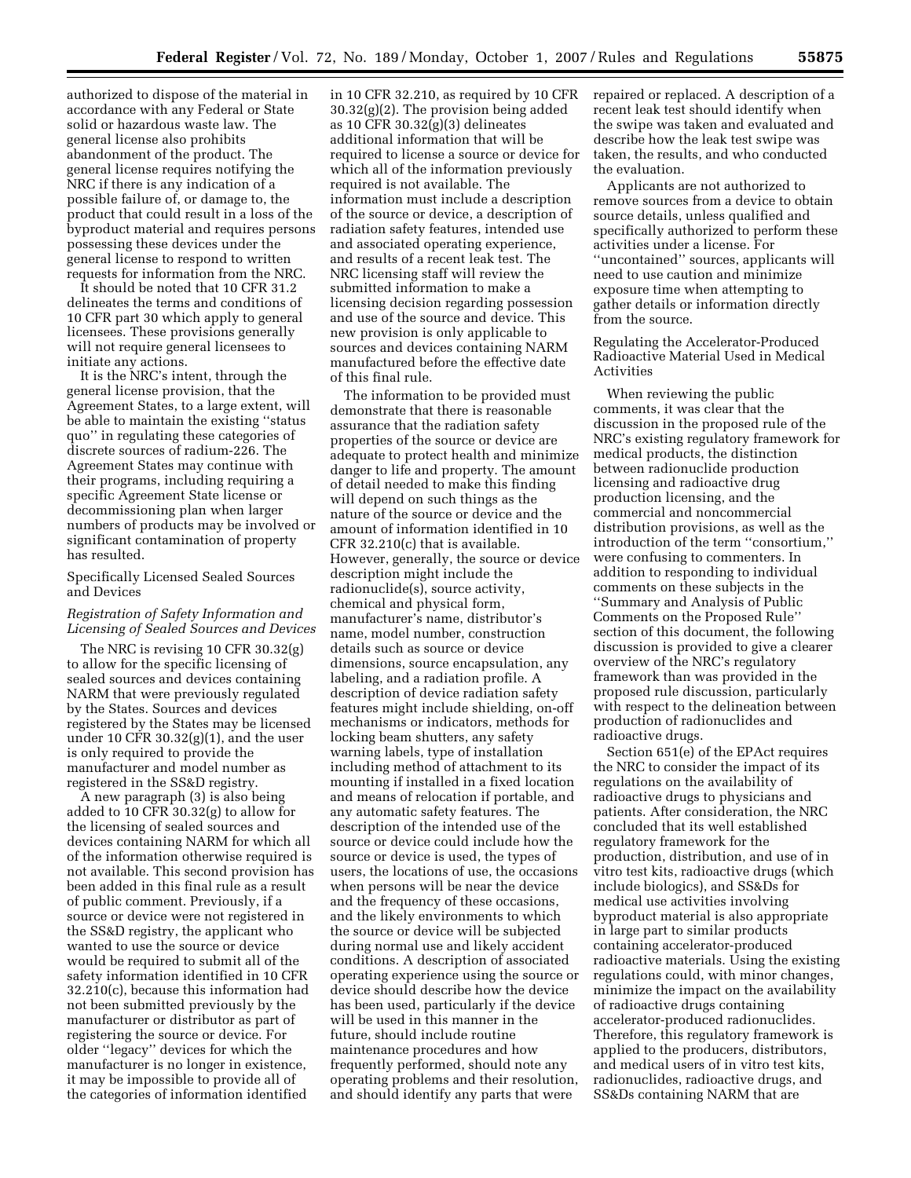authorized to dispose of the material in accordance with any Federal or State solid or hazardous waste law. The general license also prohibits abandonment of the product. The general license requires notifying the NRC if there is any indication of a possible failure of, or damage to, the product that could result in a loss of the byproduct material and requires persons possessing these devices under the general license to respond to written requests for information from the NRC.

It should be noted that 10 CFR 31.2 delineates the terms and conditions of 10 CFR part 30 which apply to general licensees. These provisions generally will not require general licensees to initiate any actions.

It is the NRC's intent, through the general license provision, that the Agreement States, to a large extent, will be able to maintain the existing ''status quo'' in regulating these categories of discrete sources of radium-226. The Agreement States may continue with their programs, including requiring a specific Agreement State license or decommissioning plan when larger numbers of products may be involved or significant contamination of property has resulted.

Specifically Licensed Sealed Sources and Devices

*Registration of Safety Information and Licensing of Sealed Sources and Devices*

The NRC is revising 10 CFR 30.32(g) to allow for the specific licensing of sealed sources and devices containing NARM that were previously regulated by the States. Sources and devices registered by the States may be licensed under 10 CFR 30.32(g)(1), and the user is only required to provide the manufacturer and model number as registered in the SS&D registry.

A new paragraph (3) is also being added to 10 CFR 30.32(g) to allow for the licensing of sealed sources and devices containing NARM for which all of the information otherwise required is not available. This second provision has been added in this final rule as a result of public comment. Previously, if a source or device were not registered in the SS&D registry, the applicant who wanted to use the source or device would be required to submit all of the safety information identified in 10 CFR 32.210(c), because this information had not been submitted previously by the manufacturer or distributor as part of registering the source or device. For older ''legacy'' devices for which the manufacturer is no longer in existence, it may be impossible to provide all of the categories of information identified in 10 CFR 32.210, as required by 10 CFR 30.32(g)(2). The provision being added as 10 CFR 30.32(g)(3) delineates additional information that will be required to license a source or device for which all of the information previously required is not available. The information must include a description of the source or device, a description of radiation safety features, intended use and associated operating experience, and results of a recent leak test. The NRC licensing staff will review the submitted information to make a licensing decision regarding possession and use of the source and device. This new provision is only applicable to sources and devices containing NARM manufactured before the effective date of this final rule.

The information to be provided must demonstrate that there is reasonable assurance that the radiation safety properties of the source or device are adequate to protect health and minimize danger to life and property. The amount of detail needed to make this finding will depend on such things as the nature of the source or device and the amount of information identified in 10 CFR 32.210(c) that is available. However, generally, the source or device description might include the radionuclide(s), source activity, chemical and physical form, manufacturer's name, distributor's name, model number, construction details such as source or device dimensions, source encapsulation, any labeling, and a radiation profile. A description of device radiation safety features might include shielding, on-off mechanisms or indicators, methods for locking beam shutters, any safety warning labels, type of installation including method of attachment to its mounting if installed in a fixed location and means of relocation if portable, and any automatic safety features. The description of the intended use of the source or device could include how the source or device is used, the types of users, the locations of use, the occasions when persons will be near the device and the frequency of these occasions, and the likely environments to which the source or device will be subjected during normal use and likely accident conditions. A description of associated operating experience using the source or device should describe how the device has been used, particularly if the device will be used in this manner in the future, should include routine maintenance procedures and how frequently performed, should note any operating problems and their resolution, and should identify any parts that were repaired or replaced. A description of a recent leak test should identify when the swipe was taken and evaluated and describe how the leak test swipe was taken, the results, and who conducted the evaluation.

Applicants are not authorized to remove sources from a device to obtain source details, unless qualified and specifically authorized to perform these activities under a license. For ''uncontained'' sources, applicants will need to use caution and minimize exposure time when attempting to gather details or information directly from the source.

Regulating the Accelerator-Produced Radioactive Material Used in Medical Activities

When reviewing the public comments, it was clear that the discussion in the proposed rule of the NRC's existing regulatory framework for medical products, the distinction between radionuclide production licensing and radioactive drug production licensing, and the commercial and noncommercial distribution provisions, as well as the introduction of the term ''consortium,'' were confusing to commenters. In addition to responding to individual comments on these subjects in the ''Summary and Analysis of Public Comments on the Proposed Rule'' section of this document, the following discussion is provided to give a clearer overview of the NRC's regulatory framework than was provided in the proposed rule discussion, particularly with respect to the delineation between production of radionuclides and radioactive drugs.

Section 651(e) of the EPAct requires the NRC to consider the impact of its regulations on the availability of radioactive drugs to physicians and patients. After consideration, the NRC concluded that its well established regulatory framework for the production, distribution, and use of in vitro test kits, radioactive drugs (which include biologics), and SS&Ds for medical use activities involving byproduct material is also appropriate in large part to similar products containing accelerator-produced radioactive materials. Using the existing regulations could, with minor changes, minimize the impact on the availability of radioactive drugs containing accelerator-produced radionuclides. Therefore, this regulatory framework is applied to the producers, distributors, and medical users of in vitro test kits, radionuclides, radioactive drugs, and SS&Ds containing NARM that are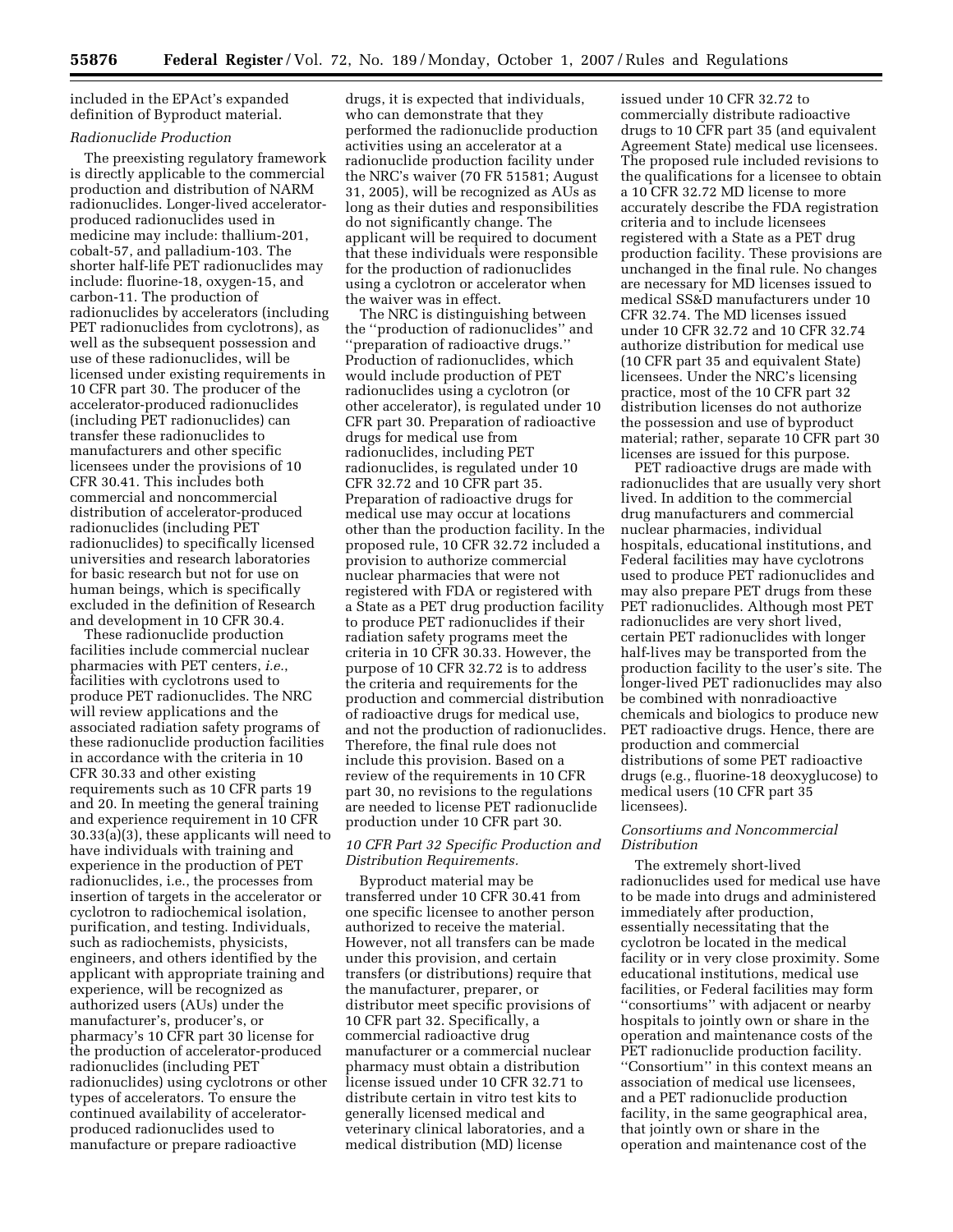included in the EPAct's expanded definition of Byproduct material.

*Radionuclide Production*

The preexisting regulatory framework is directly applicable to the commercial production and distribution of NARM radionuclides. Longer-lived accelerator-produced radionuclides used in medicine may include: thallium-201, cobalt-57, and palladium-103. The shorter half-life PET radionuclides may include: fluorine-18, oxygen-15, and carbon-11. The production of radionuclides by accelerators (including PET radionuclides from cyclotrons), as well as the subsequent possession and use of these radionuclides, will be licensed under existing requirements in 10 CFR part 30. The producer of the accelerator-produced radionuclides (including PET radionuclides) can transfer these radionuclides to manufacturers and other specific licensees under the provisions of 10 CFR 30.41. This includes both commercial and noncommercial distribution of accelerator-produced radionuclides (including PET radionuclides) to specifically licensed universities and research laboratories for basic research but not for use on human beings, which is specifically excluded in the definition of Research and development in 10 CFR 30.4.

These radionuclide production facilities include commercial nuclear pharmacies with PET centers, *i.e.*, facilities with cyclotrons used to produce PET radionuclides. The NRC will review applications and the associated radiation safety programs of these radionuclide production facilities in accordance with the criteria in 10 CFR 30.33 and other existing requirements such as 10 CFR parts 19 and 20. In meeting the general training and experience requirement in 10 CFR 30.33(a)(3), these applicants will need to have individuals with training and experience in the production of PET radionuclides, i.e., the processes from insertion of targets in the accelerator or cyclotron to radiochemical isolation, purification, and testing. Individuals, such as radiochemists, physicists, engineers, and others identified by the applicant with appropriate training and experience, will be recognized as authorized users (AUs) under the manufacturer's, producer's, or pharmacy's 10 CFR part 30 license for the production of accelerator-produced radionuclides (including PET radionuclides) using cyclotrons or other types of accelerators. To ensure the continued availability of accelerator-produced radionuclides used to manufacture or prepare radioactive drugs, it is expected that individuals, who can demonstrate that they performed the radionuclide production activities using an accelerator at a radionuclide production facility under the NRC's waiver (70 FR 51581; August 31, 2005), will be recognized as AUs as long as their duties and responsibilities do not significantly change. The applicant will be required to document that these individuals were responsible for the production of radionuclides using a cyclotron or accelerator when the waiver was in effect.

The NRC is distinguishing between the ''production of radionuclides'' and ''preparation of radioactive drugs.'' Production of radionuclides, which would include production of PET radionuclides using a cyclotron (or other accelerator), is regulated under 10 CFR part 30. Preparation of radioactive drugs for medical use from radionuclides, including PET radionuclides, is regulated under 10 CFR 32.72 and 10 CFR part 35. Preparation of radioactive drugs for medical use may occur at locations other than the production facility. In the proposed rule, 10 CFR 32.72 included a provision to authorize commercial nuclear pharmacies that were not registered with FDA or registered with a State as a PET drug production facility to produce PET radionuclides if their radiation safety programs meet the criteria in 10 CFR 30.33. However, the purpose of 10 CFR 32.72 is to address the criteria and requirements for the production and commercial distribution of radioactive drugs for medical use, and not the production of radionuclides. Therefore, the final rule does not include this provision. Based on a review of the requirements in 10 CFR part 30, no revisions to the regulations are needed to license PET radionuclide production under 10 CFR part 30.

*10 CFR Part 32 Specific Production and Distribution Requirements.*

Byproduct material may be transferred under 10 CFR 30.41 from one specific licensee to another person authorized to receive the material. However, not all transfers can be made under this provision, and certain transfers (or distributions) require that the manufacturer, preparer, or distributor meet specific provisions of 10 CFR part 32. Specifically, a commercial radioactive drug manufacturer or a commercial nuclear pharmacy must obtain a distribution license issued under 10 CFR 32.71 to distribute certain in vitro test kits to generally licensed medical and veterinary clinical laboratories, and a medical distribution (MD) license issued under 10 CFR 32.72 to commercially distribute radioactive drugs to 10 CFR part 35 (and equivalent Agreement State) medical use licensees. The proposed rule included revisions to the qualifications for a licensee to obtain a 10 CFR 32.72 MD license to more accurately describe the FDA registration criteria and to include licensees registered with a State as a PET drug production facility. These provisions are unchanged in the final rule. No changes are necessary for MD licenses issued to medical SS&D manufacturers under 10 CFR 32.74. The MD licenses issued under 10 CFR 32.72 and 10 CFR 32.74 authorize distribution for medical use (10 CFR part 35 and equivalent State) licensees. Under the NRC's licensing practice, most of the 10 CFR part 32 distribution licenses do not authorize the possession and use of byproduct material; rather, separate 10 CFR part 30 licenses are issued for this purpose.

PET radioactive drugs are made with radionuclides that are usually very short lived. In addition to the commercial drug manufacturers and commercial nuclear pharmacies, individual hospitals, educational institutions, and Federal facilities may have cyclotrons used to produce PET radionuclides and may also prepare PET drugs from these PET radionuclides. Although most PET radionuclides are very short lived, certain PET radionuclides with longer half-lives may be transported from the production facility to the user's site. The longer-lived PET radionuclides may also be combined with nonradioactive chemicals and biologics to produce new PET radioactive drugs. Hence, there are production and commercial distributions of some PET radioactive drugs (e.g., fluorine-18 deoxyglucose) to medical users (10 CFR part 35 licensees).

*Consortiums and Noncommercial Distribution*

The extremely short-lived radionuclides used for medical use have to be made into drugs and administered immediately after production, essentially necessitating that the cyclotron be located in the medical facility or in very close proximity. Some educational institutions, medical use facilities, or Federal facilities may form ''consortiums'' with adjacent or nearby hospitals to jointly own or share in the operation and maintenance costs of the PET radionuclide production facility. ''Consortium'' in this context means an association of medical use licensees, and a PET radionuclide production facility, in the same geographical area, that jointly own or share in the operation and maintenance cost of the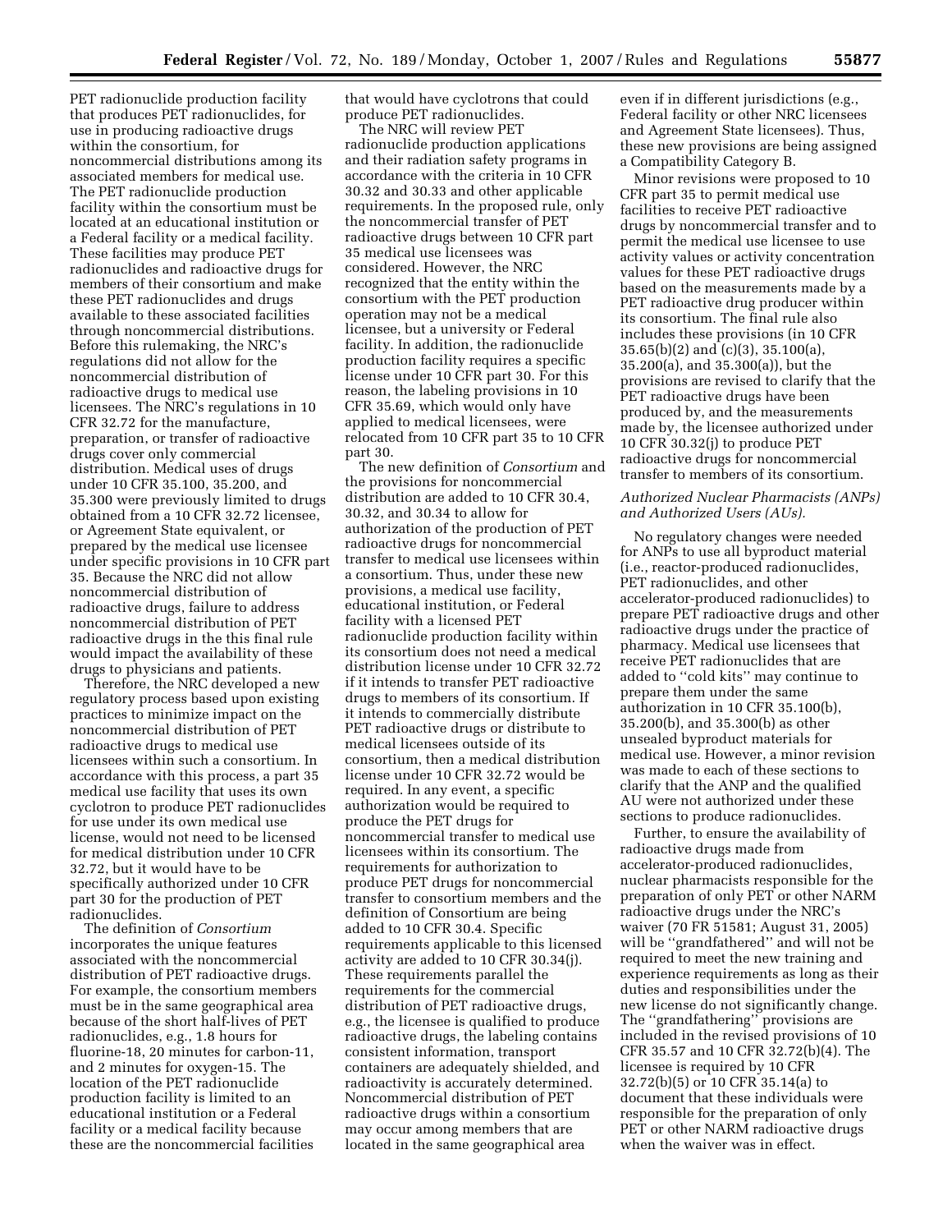PET radionuclide production facility that produces PET radionuclides, for use in producing radioactive drugs within the consortium, for noncommercial distributions among its associated members for medical use. The PET radionuclide production facility within the consortium must be located at an educational institution or a Federal facility or a medical facility. These facilities may produce PET radionuclides and radioactive drugs for members of their consortium and make these PET radionuclides and drugs available to these associated facilities through noncommercial distributions. Before this rulemaking, the NRC's regulations did not allow for the noncommercial distribution of radioactive drugs to medical use licensees. The NRC's regulations in 10 CFR 32.72 for the manufacture, preparation, or transfer of radioactive drugs cover only commercial distribution. Medical uses of drugs under 10 CFR 35.100, 35.200, and 35.300 were previously limited to drugs obtained from a 10 CFR 32.72 licensee, or Agreement State equivalent, or prepared by the medical use licensee under specific provisions in 10 CFR part 35. Because the NRC did not allow noncommercial distribution of radioactive drugs, failure to address noncommercial distribution of PET radioactive drugs in the this final rule would impact the availability of these drugs to physicians and patients.

Therefore, the NRC developed a new regulatory process based upon existing practices to minimize impact on the noncommercial distribution of PET radioactive drugs to medical use licensees within such a consortium. In accordance with this process, a part 35 medical use facility that uses its own cyclotron to produce PET radionuclides for use under its own medical use license, would not need to be licensed for medical distribution under 10 CFR 32.72, but it would have to be specifically authorized under 10 CFR part 30 for the production of PET radionuclides.

The definition of *Consortium* incorporates the unique features associated with the noncommercial distribution of PET radioactive drugs. For example, the consortium members must be in the same geographical area because of the short half-lives of PET radionuclides, e.g., 1.8 hours for fluorine-18, 20 minutes for carbon-11, and 2 minutes for oxygen-15. The location of the PET radionuclide production facility is limited to an educational institution or a Federal facility or a medical facility because these are the noncommercial facilities that would have cyclotrons that could produce PET radionuclides.

The NRC will review PET radionuclide production applications and their radiation safety programs in accordance with the criteria in 10 CFR 30.32 and 30.33 and other applicable requirements. In the proposed rule, only the noncommercial transfer of PET radioactive drugs between 10 CFR part 35 medical use licensees was considered. However, the NRC recognized that the entity within the consortium with the PET production operation may not be a medical licensee, but a university or Federal facility. In addition, the radionuclide production facility requires a specific license under 10 CFR part 30. For this reason, the labeling provisions in 10 CFR 35.69, which would only have applied to medical licensees, were relocated from 10 CFR part 35 to 10 CFR part 30.

The new definition of *Consortium* and the provisions for noncommercial distribution are added to 10 CFR 30.4, 30.32, and 30.34 to allow for authorization of the production of PET radioactive drugs for noncommercial transfer to medical use licensees within a consortium. Thus, under these new provisions, a medical use facility, educational institution, or Federal facility with a licensed PET radionuclide production facility within its consortium does not need a medical distribution license under 10 CFR 32.72 if it intends to transfer PET radioactive drugs to members of its consortium. If it intends to commercially distribute PET radioactive drugs or distribute to medical licensees outside of its consortium, then a medical distribution license under 10 CFR 32.72 would be required. In any event, a specific authorization would be required to produce the PET drugs for noncommercial transfer to medical use licensees within its consortium. The requirements for authorization to produce PET drugs for noncommercial transfer to consortium members and the definition of Consortium are being added to 10 CFR 30.4. Specific requirements applicable to this licensed activity are added to 10 CFR 30.34(j). These requirements parallel the requirements for the commercial distribution of PET radioactive drugs, e.g., the licensee is qualified to produce radioactive drugs, the labeling contains consistent information, transport containers are adequately shielded, and radioactivity is accurately determined. Noncommercial distribution of PET radioactive drugs within a consortium may occur among members that are located in the same geographical area even if in different jurisdictions (e.g., Federal facility or other NRC licensees and Agreement State licensees). Thus, these new provisions are being assigned a Compatibility Category B.

Minor revisions were proposed to 10 CFR part 35 to permit medical use facilities to receive PET radioactive drugs by noncommercial transfer and to permit the medical use licensee to use activity values or activity concentration values for these PET radioactive drugs based on the measurements made by a PET radioactive drug producer within its consortium. The final rule also includes these provisions (in 10 CFR 35.65(b)(2) and (c)(3), 35.100(a), 35.200(a), and 35.300(a)), but the provisions are revised to clarify that the PET radioactive drugs have been produced by, and the measurements made by, the licensee authorized under 10 CFR 30.32(j) to produce PET radioactive drugs for noncommercial transfer to members of its consortium.

*Authorized Nuclear Pharmacists (ANPs) and Authorized Users (AUs).*

No regulatory changes were needed for ANPs to use all byproduct material (i.e., reactor-produced radionuclides, PET radionuclides, and other accelerator-produced radionuclides) to prepare PET radioactive drugs and other radioactive drugs under the practice of pharmacy. Medical use licensees that receive PET radionuclides that are added to ''cold kits'' may continue to prepare them under the same authorization in 10 CFR 35.100(b), 35.200(b), and 35.300(b) as other unsealed byproduct materials for medical use. However, a minor revision was made to each of these sections to clarify that the ANP and the qualified AU were not authorized under these sections to produce radionuclides.

Further, to ensure the availability of radioactive drugs made from accelerator-produced radionuclides, nuclear pharmacists responsible for the preparation of only PET or other NARM radioactive drugs under the NRC's waiver (70 FR 51581; August 31, 2005) will be ''grandfathered'' and will not be required to meet the new training and experience requirements as long as their duties and responsibilities under the new license do not significantly change. The ''grandfathering'' provisions are included in the revised provisions of 10 CFR 35.57 and 10 CFR 32.72(b)(4). The licensee is required by 10 CFR 32.72(b)(5) or 10 CFR 35.14(a) to document that these individuals were responsible for the preparation of only PET or other NARM radioactive drugs when the waiver was in effect.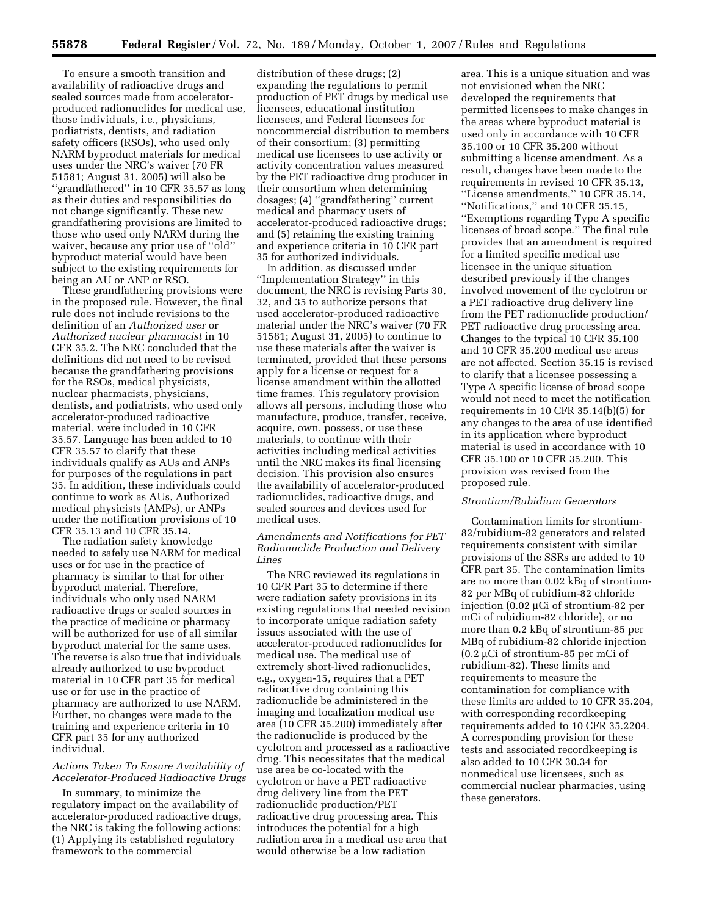To ensure a smooth transition and availability of radioactive drugs and sealed sources made from accelerator-produced radionuclides for medical use, those individuals, i.e., physicians, podiatrists, dentists, and radiation safety officers (RSOs), who used only NARM byproduct materials for medical uses under the NRC's waiver (70 FR 51581; August 31, 2005) will also be ''grandfathered'' in 10 CFR 35.57 as long as their duties and responsibilities do not change significantly. These new grandfathering provisions are limited to those who used only NARM during the waiver, because any prior use of ''old'' byproduct material would have been subject to the existing requirements for being an AU or ANP or RSO.

These grandfathering provisions were in the proposed rule. However, the final rule does not include revisions to the definition of an *Authorized user* or *Authorized nuclear pharmacist* in 10 CFR 35.2. The NRC concluded that the definitions did not need to be revised because the grandfathering provisions for the RSOs, medical physicists, nuclear pharmacists, physicians, dentists, and podiatrists, who used only accelerator-produced radioactive material, were included in 10 CFR 35.57. Language has been added to 10 CFR 35.57 to clarify that these individuals qualify as AUs and ANPs for purposes of the regulations in part 35. In addition, these individuals could continue to work as AUs, Authorized medical physicists (AMPs), or ANPs under the notification provisions of 10 CFR 35.13 and 10 CFR 35.14.

The radiation safety knowledge needed to safely use NARM for medical uses or for use in the practice of pharmacy is similar to that for other byproduct material. Therefore, individuals who only used NARM radioactive drugs or sealed sources in the practice of medicine or pharmacy will be authorized for use of all similar byproduct material for the same uses. The reverse is also true that individuals already authorized to use byproduct material in 10 CFR part 35 for medical use or for use in the practice of pharmacy are authorized to use NARM. Further, no changes were made to the training and experience criteria in 10 CFR part 35 for any authorized individual.

### *Actions Taken To Ensure Availability of Accelerator-Produced Radioactive Drugs*

In summary, to minimize the regulatory impact on the availability of accelerator-produced radioactive drugs, the NRC is taking the following actions: (1) Applying its established regulatory framework to the commercial distribution of these drugs; (2) expanding the regulations to permit production of PET drugs by medical use licensees, educational institution licensees, and Federal licensees for noncommercial distribution to members of their consortium; (3) permitting medical use licensees to use activity or activity concentration values measured by the PET radioactive drug producer in their consortium when determining dosages; (4) ''grandfathering'' current medical and pharmacy users of accelerator-produced radioactive drugs; and (5) retaining the existing training and experience criteria in 10 CFR part 35 for authorized individuals.

In addition, as discussed under ''Implementation Strategy'' in this document, the NRC is revising Parts 30, 32, and 35 to authorize persons that used accelerator-produced radioactive material under the NRC's waiver (70 FR 51581; August 31, 2005) to continue to use these materials after the waiver is terminated, provided that these persons apply for a license or request for a license amendment within the allotted time frames. This regulatory provision allows all persons, including those who manufacture, produce, transfer, receive, acquire, own, possess, or use these materials, to continue with their activities including medical activities until the NRC makes its final licensing decision. This provision also ensures the availability of accelerator-produced radionuclides, radioactive drugs, and sealed sources and devices used for medical uses.

### *Amendments and Notifications for PET Radionuclide Production and Delivery Lines*

The NRC reviewed its regulations in 10 CFR Part 35 to determine if there were radiation safety provisions in its existing regulations that needed revision to incorporate unique radiation safety issues associated with the use of accelerator-produced radionuclides for medical use. The medical use of extremely short-lived radionuclides, e.g., oxygen-15, requires that a PET radioactive drug containing this radionuclide be administered in the imaging and localization medical use area (10 CFR 35.200) immediately after the radionuclide is produced by the cyclotron and processed as a radioactive drug. This necessitates that the medical use area be co-located with the cyclotron or have a PET radioactive drug delivery line from the PET radionuclide production/PET radioactive drug processing area. This introduces the potential for a high radiation area in a medical use area that would otherwise be a low radiation area. This is a unique situation and was not envisioned when the NRC developed the requirements that permitted licensees to make changes in the areas where byproduct material is used only in accordance with 10 CFR 35.100 or 10 CFR 35.200 without submitting a license amendment. As a result, changes have been made to the requirements in revised 10 CFR 35.13, ''License amendments,'' 10 CFR 35.14, ''Notifications,'' and 10 CFR 35.15, ''Exemptions regarding Type A specific licenses of broad scope.'' The final rule provides that an amendment is required for a limited specific medical use licensee in the unique situation described previously if the changes involved movement of the cyclotron or a PET radioactive drug delivery line from the PET radionuclide production/PET radioactive drug processing area. Changes to the typical 10 CFR 35.100 and 10 CFR 35.200 medical use areas are not affected. Section 35.15 is revised to clarify that a licensee possessing a Type A specific license of broad scope would not need to meet the notification requirements in 10 CFR 35.14(b)(5) for any changes to the area of use identified in its application where byproduct material is used in accordance with 10 CFR 35.100 or 10 CFR 35.200. This provision was revised from the proposed rule.

### *Strontium/Rubidium Generators*

Contamination limits for strontium-82/rubidium-82 generators and related requirements consistent with similar provisions of the SSRs are added to 10 CFR part 35. The contamination limits are no more than 0.02 kBq of strontium-82 per MBq of rubidium-82 chloride injection (0.02 μCi of strontium-82 per mCi of rubidium-82 chloride), or no more than 0.2 kBq of strontium-85 per MBq of rubidium-82 chloride injection (0.2 μCi of strontium-85 per mCi of rubidium-82). These limits and requirements to measure the contamination for compliance with these limits are added to 10 CFR 35.204, with corresponding recordkeeping requirements added to 10 CFR 35.2204. A corresponding provision for these tests and associated recordkeeping is also added to 10 CFR 30.34 for nonmedical use licensees, such as commercial nuclear pharmacies, using these generators.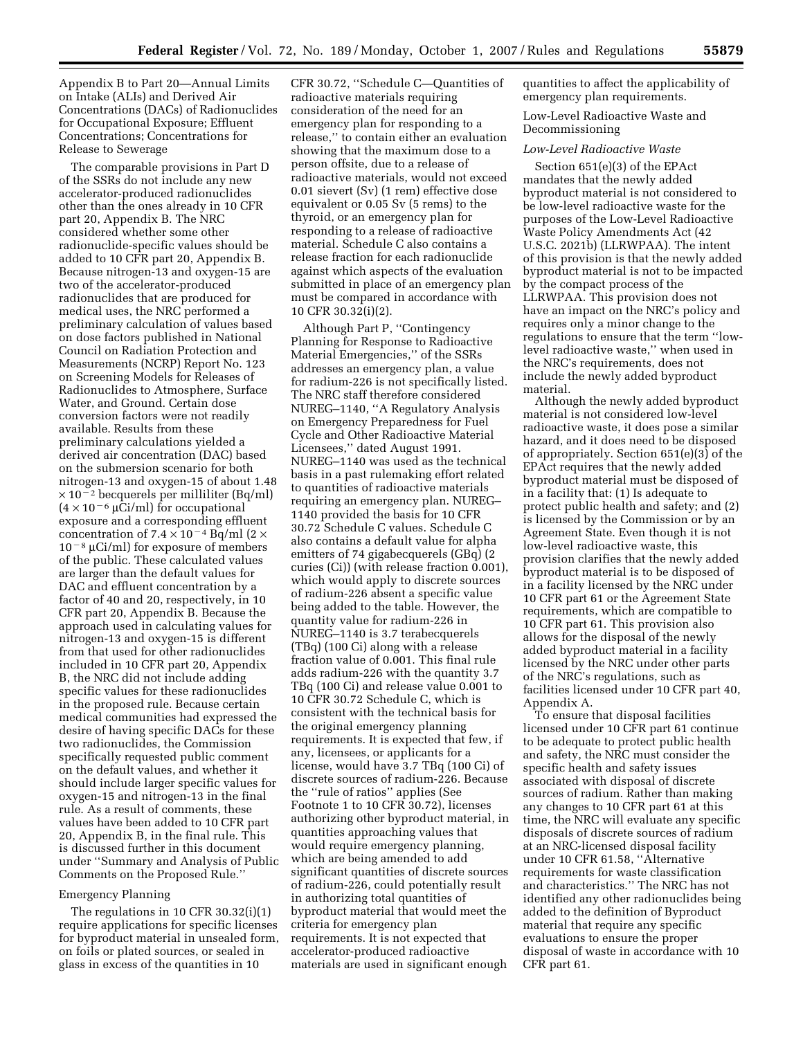Appendix B to Part 20—Annual Limits on Intake (ALIs) and Derived Air Concentrations (DACs) of Radionuclides for Occupational Exposure; Effluent Concentrations; Concentrations for Release to Sewerage

The comparable provisions in Part D of the SSRs do not include any new accelerator-produced radionuclides other than the ones already in 10 CFR part 20, Appendix B. The NRC considered whether some other radionuclide-specific values should be added to 10 CFR part 20, Appendix B. Because nitrogen-13 and oxygen-15 are two of the accelerator-produced radionuclides that are produced for medical uses, the NRC performed a preliminary calculation of values based on dose factors published in National Council on Radiation Protection and Measurements (NCRP) Report No. 123 on Screening Models for Releases of Radionuclides to Atmosphere, Surface Water, and Ground. Certain dose conversion factors were not readily available. Results from these preliminary calculations yielded a derived air concentration (DAC) based on the submersion scenario for both nitrogen-13 and oxygen-15 of about $1.48 \times 10^{-2}$ becquerels per milliliter (Bq/ml) ($4 \times 10^{-6}$ μCi/ml) for occupational exposure and a corresponding effluent concentration of $7.4 \times 10^{-4}$ Bq/ml ($2 \times 10^{-8}$ μCi/ml) for exposure of members of the public. These calculated values are larger than the default values for DAC and effluent concentration by a factor of 40 and 20, respectively, in 10 CFR part 20, Appendix B. Because the approach used in calculating values for nitrogen-13 and oxygen-15 is different from that used for other radionuclides included in 10 CFR part 20, Appendix B, the NRC did not include adding specific values for these radionuclides in the proposed rule. Because certain medical communities had expressed the desire of having specific DACs for these two radionuclides, the Commission specifically requested public comment on the default values, and whether it should include larger specific values for oxygen-15 and nitrogen-13 in the final rule. As a result of comments, these values have been added to 10 CFR part 20, Appendix B, in the final rule. This is discussed further in this document under ''Summary and Analysis of Public Comments on the Proposed Rule.''

Emergency Planning

The regulations in 10 CFR 30.32(i)(1) require applications for specific licenses for byproduct material in unsealed form, on foils or plated sources, or sealed in glass in excess of the quantities in 10 CFR 30.72, ''Schedule C—Quantities of radioactive materials requiring consideration of the need for an emergency plan for responding to a release,'' to contain either an evaluation showing that the maximum dose to a person offsite, due to a release of radioactive materials, would not exceed 0.01 sievert (Sv) (1 rem) effective dose equivalent or 0.05 Sv (5 rems) to the thyroid, or an emergency plan for responding to a release of radioactive material. Schedule C also contains a release fraction for each radionuclide against which aspects of the evaluation submitted in place of an emergency plan must be compared in accordance with 10 CFR 30.32(i)(2).

Although Part P, ''Contingency Planning for Response to Radioactive Material Emergencies,'' of the SSRs addresses an emergency plan, a value for radium-226 is not specifically listed. The NRC staff therefore considered NUREG–1140, ''A Regulatory Analysis on Emergency Preparedness for Fuel Cycle and Other Radioactive Material Licensees,'' dated August 1991. NUREG–1140 was used as the technical basis in a past rulemaking effort related to quantities of radioactive materials requiring an emergency plan. NUREG–1140 provided the basis for 10 CFR 30.72 Schedule C values. Schedule C also contains a default value for alpha emitters of 74 gigabecquerels (GBq) (2 curies (Ci)) (with release fraction 0.001), which would apply to discrete sources of radium-226 absent a specific value being added to the table. However, the quantity value for radium-226 in NUREG–1140 is 3.7 terabecquerels (TBq) (100 Ci) along with a release fraction value of 0.001. This final rule adds radium-226 with the quantity 3.7 TBq (100 Ci) and release value 0.001 to 10 CFR 30.72 Schedule C, which is consistent with the technical basis for the original emergency planning requirements. It is expected that few, if any, licensees, or applicants for a license, would have 3.7 TBq (100 Ci) of discrete sources of radium-226. Because the ''rule of ratios'' applies (See Footnote 1 to 10 CFR 30.72), licenses authorizing other byproduct material, in quantities approaching values that would require emergency planning, which are being amended to add significant quantities of discrete sources of radium-226, could potentially result in authorizing total quantities of byproduct material that would meet the criteria for emergency plan requirements. It is not expected that accelerator-produced radioactive materials are used in significant enough quantities to affect the applicability of emergency plan requirements.

Low-Level Radioactive Waste and Decommissioning

*Low-Level Radioactive Waste*

Section 651(e)(3) of the EPAct mandates that the newly added byproduct material is not considered to be low-level radioactive waste for the purposes of the Low-Level Radioactive Waste Policy Amendments Act (42 U.S.C. 2021b) (LLRWPAA). The intent of this provision is that the newly added byproduct material is not to be impacted by the compact process of the LLRWPAA. This provision does not have an impact on the NRC's policy and requires only a minor change to the regulations to ensure that the term ''low-level radioactive waste,'' when used in the NRC's requirements, does not include the newly added byproduct material.

Although the newly added byproduct material is not considered low-level radioactive waste, it does pose a similar hazard, and it does need to be disposed of appropriately. Section 651(e)(3) of the EPAct requires that the newly added byproduct material must be disposed of in a facility that: (1) Is adequate to protect public health and safety; and (2) is licensed by the Commission or by an Agreement State. Even though it is not low-level radioactive waste, this provision clarifies that the newly added byproduct material is to be disposed of in a facility licensed by the NRC under 10 CFR part 61 or the Agreement State requirements, which are compatible to 10 CFR part 61. This provision also allows for the disposal of the newly added byproduct material in a facility licensed by the NRC under other parts of the NRC's regulations, such as facilities licensed under 10 CFR part 40, Appendix A.

To ensure that disposal facilities licensed under 10 CFR part 61 continue to be adequate to protect public health and safety, the NRC must consider the specific health and safety issues associated with disposal of discrete sources of radium. Rather than making any changes to 10 CFR part 61 at this time, the NRC will evaluate any specific disposals of discrete sources of radium at an NRC-licensed disposal facility under 10 CFR 61.58, ''Alternative requirements for waste classification and characteristics.'' The NRC has not identified any other radionuclides being added to the definition of Byproduct material that require any specific evaluations to ensure the proper disposal of waste in accordance with 10 CFR part 61.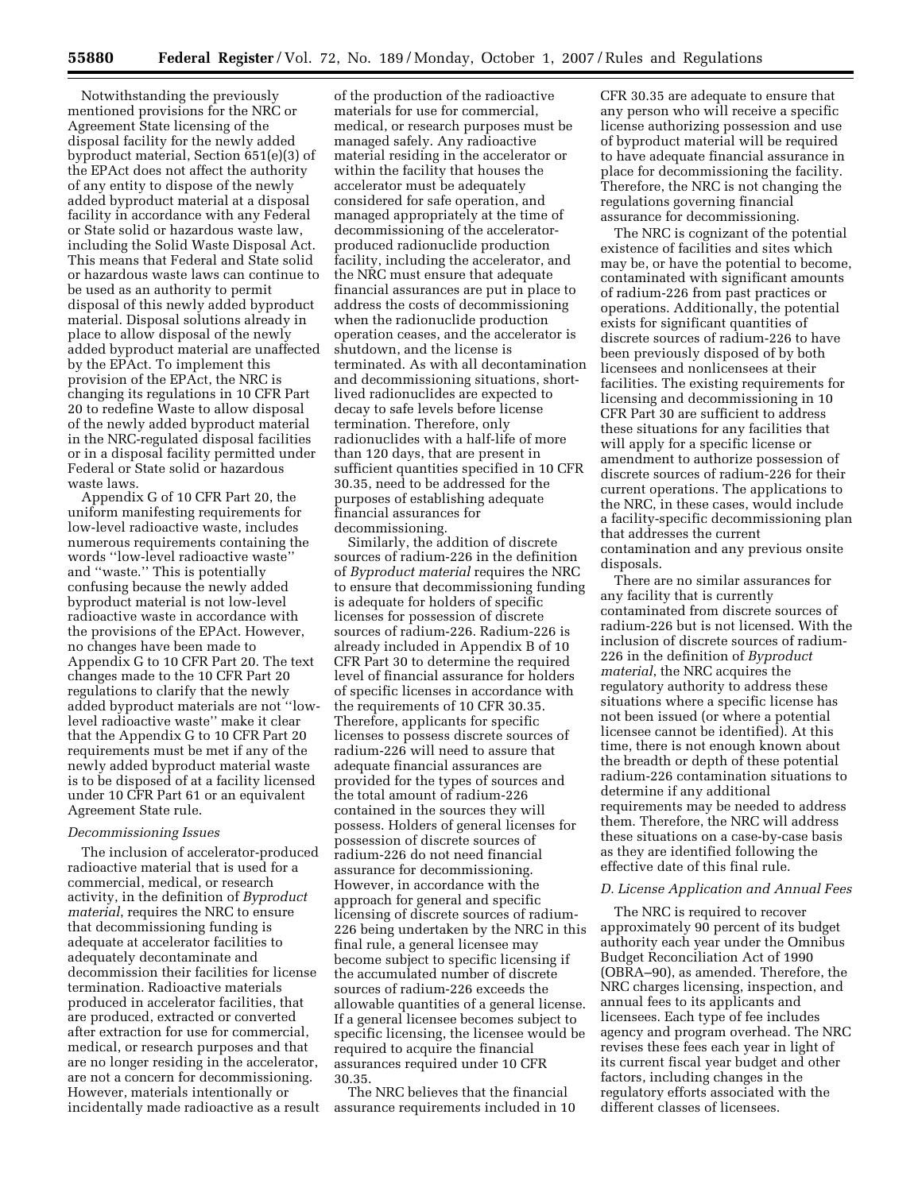Notwithstanding the previously mentioned provisions for the NRC or Agreement State licensing of the disposal facility for the newly added byproduct material, Section 651(e)(3) of the EPAct does not affect the authority of any entity to dispose of the newly added byproduct material at a disposal facility in accordance with any Federal or State solid or hazardous waste law, including the Solid Waste Disposal Act. This means that Federal and State solid or hazardous waste laws can continue to be used as an authority to permit disposal of this newly added byproduct material. Disposal solutions already in place to allow disposal of the newly added byproduct material are unaffected by the EPAct. To implement this provision of the EPAct, the NRC is changing its regulations in 10 CFR Part 20 to redefine Waste to allow disposal of the newly added byproduct material in the NRC-regulated disposal facilities or in a disposal facility permitted under Federal or State solid or hazardous waste laws.

Appendix G of 10 CFR Part 20, the uniform manifesting requirements for low-level radioactive waste, includes numerous requirements containing the words "low-level radioactive waste" and "waste." This is potentially confusing because the newly added byproduct material is not low-level radioactive waste in accordance with the provisions of the EPAct. However, no changes have been made to Appendix G to 10 CFR Part 20. The text changes made to the 10 CFR Part 20 regulations to clarify that the newly added byproduct materials are not "low-level radioactive waste" make it clear that the Appendix G to 10 CFR Part 20 requirements must be met if any of the newly added byproduct material waste is to be disposed of at a facility licensed under 10 CFR Part 61 or an equivalent Agreement State rule.

*Decommissioning Issues*

The inclusion of accelerator-produced radioactive material that is used for a commercial, medical, or research activity, in the definition of *Byproduct material*, requires the NRC to ensure that decommissioning funding is adequate at accelerator facilities to adequately decontaminate and decommission their facilities for license termination. Radioactive materials produced in accelerator facilities, that are produced, extracted or converted after extraction for use for commercial, medical, or research purposes and that are no longer residing in the accelerator, are not a concern for decommissioning. However, materials intentionally or incidentally made radioactive as a result of the production of the radioactive materials for use for commercial, medical, or research purposes must be managed safely. Any radioactive material residing in the accelerator or within the facility that houses the accelerator must be adequately considered for safe operation, and managed appropriately at the time of decommissioning of the accelerator-produced radionuclide production facility, including the accelerator, and the NRC must ensure that adequate financial assurances are put in place to address the costs of decommissioning when the radionuclide production operation ceases, and the accelerator is shutdown, and the license is terminated. As with all decontamination and decommissioning situations, short-lived radionuclides are expected to decay to safe levels before license termination. Therefore, only radionuclides with a half-life of more than 120 days, that are present in sufficient quantities specified in 10 CFR 30.35, need to be addressed for the purposes of establishing adequate financial assurances for decommissioning.

Similarly, the addition of discrete sources of radium-226 in the definition of *Byproduct material* requires the NRC to ensure that decommissioning funding is adequate for holders of specific licenses for possession of discrete sources of radium-226. Radium-226 is already included in Appendix B of 10 CFR Part 30 to determine the required level of financial assurance for holders of specific licenses in accordance with the requirements of 10 CFR 30.35. Therefore, applicants for specific licenses to possess discrete sources of radium-226 will need to assure that adequate financial assurances are provided for the types of sources and the total amount of radium-226 contained in the sources they will possess. Holders of general licenses for possession of discrete sources of radium-226 do not need financial assurance for decommissioning. However, in accordance with the approach for general and specific licensing of discrete sources of radium-226 being undertaken by the NRC in this final rule, a general licensee may become subject to specific licensing if the accumulated number of discrete sources of radium-226 exceeds the allowable quantities of a general license. If a general licensee becomes subject to specific licensing, the licensee would be required to acquire the financial assurances required under 10 CFR 30.35.

The NRC believes that the financial assurance requirements included in 10 CFR 30.35 are adequate to ensure that any person who will receive a specific license authorizing possession and use of byproduct material will be required to have adequate financial assurance in place for decommissioning the facility. Therefore, the NRC is not changing the regulations governing financial assurance for decommissioning.

The NRC is cognizant of the potential existence of facilities and sites which may be, or have the potential to become, contaminated with significant amounts of radium-226 from past practices or operations. Additionally, the potential exists for significant quantities of discrete sources of radium-226 to have been previously disposed of by both licensees and nonlicensees at their facilities. The existing requirements for licensing and decommissioning in 10 CFR Part 30 are sufficient to address these situations for any facilities that will apply for a specific license or amendment to authorize possession of discrete sources of radium-226 for their current operations. The applications to the NRC, in these cases, would include a facility-specific decommissioning plan that addresses the current contamination and any previous onsite disposals.

There are no similar assurances for any facility that is currently contaminated from discrete sources of radium-226 but is not licensed. With the inclusion of discrete sources of radium-226 in the definition of *Byproduct material*, the NRC acquires the regulatory authority to address these situations where a specific license has not been issued (or where a potential licensee cannot be identified). At this time, there is not enough known about the breadth or depth of these potential radium-226 contamination situations to determine if any additional requirements may be needed to address them. Therefore, the NRC will address these situations on a case-by-case basis as they are identified following the effective date of this final rule.

### *D. License Application and Annual Fees*

The NRC is required to recover approximately 90 percent of its budget authority each year under the Omnibus Budget Reconciliation Act of 1990 (OBRA–90), as amended. Therefore, the NRC charges licensing, inspection, and annual fees to its applicants and licensees. Each type of fee includes agency and program overhead. The NRC revises these fees each year in light of its current fiscal year budget and other factors, including changes in the regulatory efforts associated with the different classes of licensees.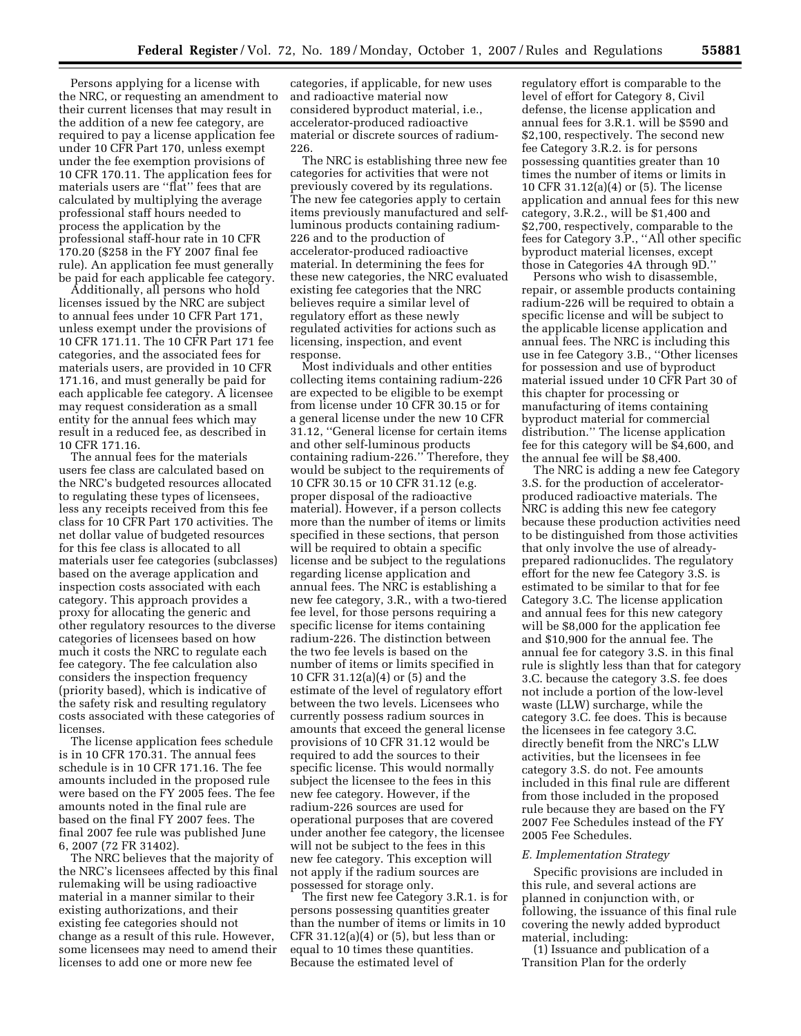Persons applying for a license with the NRC, or requesting an amendment to their current licenses that may result in the addition of a new fee category, are required to pay a license application fee under 10 CFR Part 170, unless exempt under the fee exemption provisions of 10 CFR 170.11. The application fees for materials users are ''flat'' fees that are calculated by multiplying the average professional staff hours needed to process the application by the professional staff-hour rate in 10 CFR 170.20 ($258 in the FY 2007 final fee rule). An application fee must generally be paid for each applicable fee category.

Additionally, all persons who hold licenses issued by the NRC are subject to annual fees under 10 CFR Part 171, unless exempt under the provisions of 10 CFR 171.11. The 10 CFR Part 171 fee categories, and the associated fees for materials users, are provided in 10 CFR 171.16, and must generally be paid for each applicable fee category. A licensee may request consideration as a small entity for the annual fees which may result in a reduced fee, as described in 10 CFR 171.16.

The annual fees for the materials users fee class are calculated based on the NRC's budgeted resources allocated to regulating these types of licensees, less any receipts received from this fee class for 10 CFR Part 170 activities. The net dollar value of budgeted resources for this fee class is allocated to all materials user fee categories (subclasses) based on the average application and inspection costs associated with each category. This approach provides a proxy for allocating the generic and other regulatory resources to the diverse categories of licensees based on how much it costs the NRC to regulate each fee category. The fee calculation also considers the inspection frequency (priority based), which is indicative of the safety risk and resulting regulatory costs associated with these categories of licenses.

The license application fees schedule is in 10 CFR 170.31. The annual fees schedule is in 10 CFR 171.16. The fee amounts included in the proposed rule were based on the FY 2005 fees. The fee amounts noted in the final rule are based on the final FY 2007 fees. The final 2007 fee rule was published June 6, 2007 (72 FR 31402).

The NRC believes that the majority of the NRC's licensees affected by this final rulemaking will be using radioactive material in a manner similar to their existing authorizations, and their existing fee categories should not change as a result of this rule. However, some licensees may need to amend their licenses to add one or more new fee categories, if applicable, for new uses and radioactive material now considered byproduct material, i.e., accelerator-produced radioactive material or discrete sources of radium-226.

The NRC is establishing three new fee categories for activities that were not previously covered by its regulations. The new fee categories apply to certain items previously manufactured and self-luminous products containing radium-226 and to the production of accelerator-produced radioactive material. In determining the fees for these new categories, the NRC evaluated existing fee categories that the NRC believes require a similar level of regulatory effort as these newly regulated activities for actions such as licensing, inspection, and event response.

Most individuals and other entities collecting items containing radium-226 are expected to be eligible to be exempt from license under 10 CFR 30.15 or for a general license under the new 10 CFR 31.12, ''General license for certain items and other self-luminous products containing radium-226.'' Therefore, they would be subject to the requirements of 10 CFR 30.15 or 10 CFR 31.12 (e.g. proper disposal of the radioactive material). However, if a person collects more than the number of items or limits specified in these sections, that person will be required to obtain a specific license and be subject to the regulations regarding license application and annual fees. The NRC is establishing a new fee category, 3.R., with a two-tiered fee level, for those persons requiring a specific license for items containing radium-226. The distinction between the two fee levels is based on the number of items or limits specified in 10 CFR 31.12(a)(4) or (5) and the estimate of the level of regulatory effort between the two levels. Licensees who currently possess radium sources in amounts that exceed the general license provisions of 10 CFR 31.12 would be required to add the sources to their specific license. This would normally subject the licensee to the fees in this new fee category. However, if the radium-226 sources are used for operational purposes that are covered under another fee category, the licensee will not be subject to the fees in this new fee category. This exception will not apply if the radium sources are possessed for storage only.

The first new fee Category 3.R.1. is for persons possessing quantities greater than the number of items or limits in 10 CFR 31.12(a)(4) or (5), but less than or equal to 10 times these quantities. Because the estimated level of regulatory effort is comparable to the level of effort for Category 8, Civil defense, the license application and annual fees for 3.R.1. will be $590 and $2,100, respectively. The second new fee Category 3.R.2. is for persons possessing quantities greater than 10 times the number of items or limits in 10 CFR 31.12(a)(4) or (5). The license application and annual fees for this new category, 3.R.2., will be $1,400 and $2,700, respectively, comparable to the fees for Category 3.P., ''All other specific byproduct material licenses, except those in Categories 4A through 9D.''

Persons who wish to disassemble, repair, or assemble products containing radium-226 will be required to obtain a specific license and will be subject to the applicable license application and annual fees. The NRC is including this use in fee Category 3.B., ''Other licenses for possession and use of byproduct material issued under 10 CFR Part 30 of this chapter for processing or manufacturing of items containing byproduct material for commercial distribution.'' The license application fee for this category will be $4,600, and the annual fee will be $8,400.

The NRC is adding a new fee Category 3.S. for the production of accelerator-produced radioactive materials. The NRC is adding this new fee category because these production activities need to be distinguished from those activities that only involve the use of already-prepared radionuclides. The regulatory effort for the new fee Category 3.S. is estimated to be similar to that for fee Category 3.C. The license application and annual fees for this new category will be $8,000 for the application fee and $10,900 for the annual fee. The annual fee for category 3.S. in this final rule is slightly less than that for category 3.C. because the category 3.S. fee does not include a portion of the low-level waste (LLW) surcharge, while the category 3.C. fee does. This is because the licensees in fee category 3.C. directly benefit from the NRC's LLW activities, but the licensees in fee category 3.S. do not. Fee amounts included in this final rule are different from those included in the proposed rule because they are based on the FY 2007 Fee Schedules instead of the FY 2005 Fee Schedules.

### *E. Implementation Strategy*

Specific provisions are included in this rule, and several actions are planned in conjunction with, or following, the issuance of this final rule covering the newly added byproduct material, including:

(1) Issuance and publication of a Transition Plan for the orderly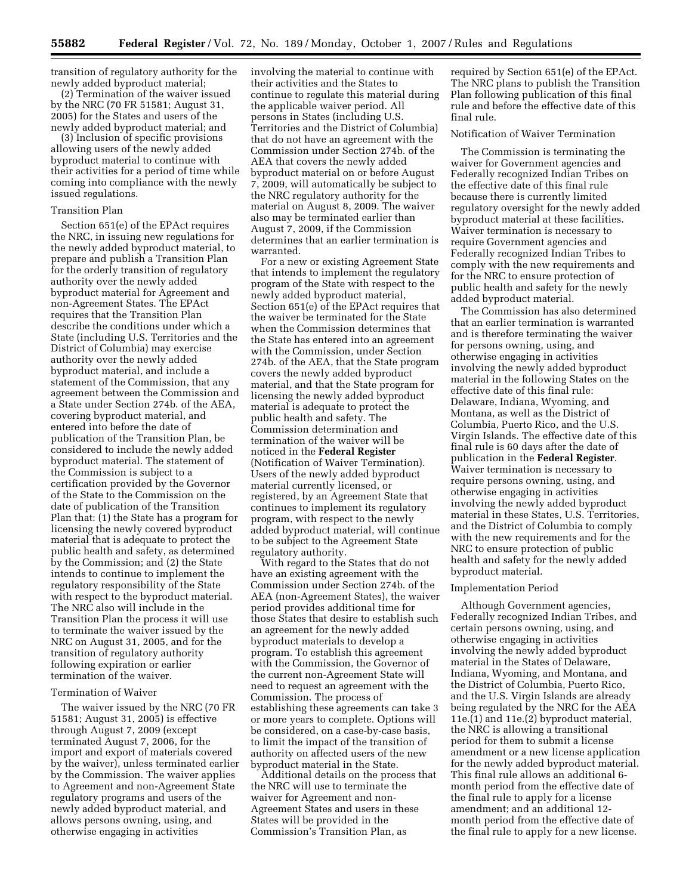transition of regulatory authority for the newly added byproduct material;

(2) Termination of the waiver issued by the NRC (70 FR 51581; August 31, 2005) for the States and users of the newly added byproduct material; and

(3) Inclusion of specific provisions allowing users of the newly added byproduct material to continue with their activities for a period of time while coming into compliance with the newly issued regulations.

Transition Plan

Section 651(e) of the EPAct requires the NRC, in issuing new regulations for the newly added byproduct material, to prepare and publish a Transition Plan for the orderly transition of regulatory authority over the newly added byproduct material for Agreement and non-Agreement States. The EPAct requires that the Transition Plan describe the conditions under which a State (including U.S. Territories and the District of Columbia) may exercise authority over the newly added byproduct material, and include a statement of the Commission, that any agreement between the Commission and a State under Section 274b. of the AEA, covering byproduct material, and entered into before the date of publication of the Transition Plan, be considered to include the newly added byproduct material. The statement of the Commission is subject to a certification provided by the Governor of the State to the Commission on the date of publication of the Transition Plan that: (1) the State has a program for licensing the newly covered byproduct material that is adequate to protect the public health and safety, as determined by the Commission; and (2) the State intends to continue to implement the regulatory responsibility of the State with respect to the byproduct material. The NRC also will include in the Transition Plan the process it will use to terminate the waiver issued by the NRC on August 31, 2005, and for the transition of regulatory authority following expiration or earlier termination of the waiver.

Termination of Waiver

The waiver issued by the NRC (70 FR 51581; August 31, 2005) is effective through August 7, 2009 (except terminated August 7, 2006, for the import and export of materials covered by the waiver), unless terminated earlier by the Commission. The waiver applies to Agreement and non-Agreement State regulatory programs and users of the newly added byproduct material, and allows persons owning, using, and otherwise engaging in activities involving the material to continue with their activities and the States to continue to regulate this material during the applicable waiver period. All persons in States (including U.S. Territories and the District of Columbia) that do not have an agreement with the Commission under Section 274b. of the AEA that covers the newly added byproduct material on or before August 7, 2009, will automatically be subject to the NRC regulatory authority for the material on August 8, 2009. The waiver also may be terminated earlier than August 7, 2009, if the Commission determines that an earlier termination is warranted.

For a new or existing Agreement State that intends to implement the regulatory program of the State with respect to the newly added byproduct material, Section 651(e) of the EPAct requires that the waiver be terminated for the State when the Commission determines that the State has entered into an agreement with the Commission, under Section 274b. of the AEA, that the State program covers the newly added byproduct material, and that the State program for licensing the newly added byproduct material is adequate to protect the public health and safety. The Commission determination and termination of the waiver will be noticed in the **Federal Register** (Notification of Waiver Termination). Users of the newly added byproduct material currently licensed, or registered, by an Agreement State that continues to implement its regulatory program, with respect to the newly added byproduct material, will continue to be subject to the Agreement State regulatory authority.

With regard to the States that do not have an existing agreement with the Commission under Section 274b. of the AEA (non-Agreement States), the waiver period provides additional time for those States that desire to establish such an agreement for the newly added byproduct materials to develop a program. To establish this agreement with the Commission, the Governor of the current non-Agreement State will need to request an agreement with the Commission. The process of establishing these agreements can take 3 or more years to complete. Options will be considered, on a case-by-case basis, to limit the impact of the transition of authority on affected users of the new byproduct material in the State.

Additional details on the process that the NRC will use to terminate the waiver for Agreement and non-Agreement States and users in these States will be provided in the Commission's Transition Plan, as required by Section 651(e) of the EPAct. The NRC plans to publish the Transition Plan following publication of this final rule and before the effective date of this final rule.

Notification of Waiver Termination

The Commission is terminating the waiver for Government agencies and Federally recognized Indian Tribes on the effective date of this final rule because there is currently limited regulatory oversight for the newly added byproduct material at these facilities. Waiver termination is necessary to require Government agencies and Federally recognized Indian Tribes to comply with the new requirements and for the NRC to ensure protection of public health and safety for the newly added byproduct material.

The Commission has also determined that an earlier termination is warranted and is therefore terminating the waiver for persons owning, using, and otherwise engaging in activities involving the newly added byproduct material in the following States on the effective date of this final rule: Delaware, Indiana, Wyoming, and Montana, as well as the District of Columbia, Puerto Rico, and the U.S. Virgin Islands. The effective date of this final rule is 60 days after the date of publication in the **Federal Register**. Waiver termination is necessary to require persons owning, using, and otherwise engaging in activities involving the newly added byproduct material in these States, U.S. Territories, and the District of Columbia to comply with the new requirements and for the NRC to ensure protection of public health and safety for the newly added byproduct material.

Implementation Period

Although Government agencies, Federally recognized Indian Tribes, and certain persons owning, using, and otherwise engaging in activities involving the newly added byproduct material in the States of Delaware, Indiana, Wyoming, and Montana, and the District of Columbia, Puerto Rico, and the U.S. Virgin Islands are already being regulated by the NRC for the AEA 11e.(1) and 11e.(2) byproduct material, the NRC is allowing a transitional period for them to submit a license amendment or a new license application for the newly added byproduct material. This final rule allows an additional 6-month period from the effective date of the final rule to apply for a license amendment; and an additional 12-month period from the effective date of the final rule to apply for a new license.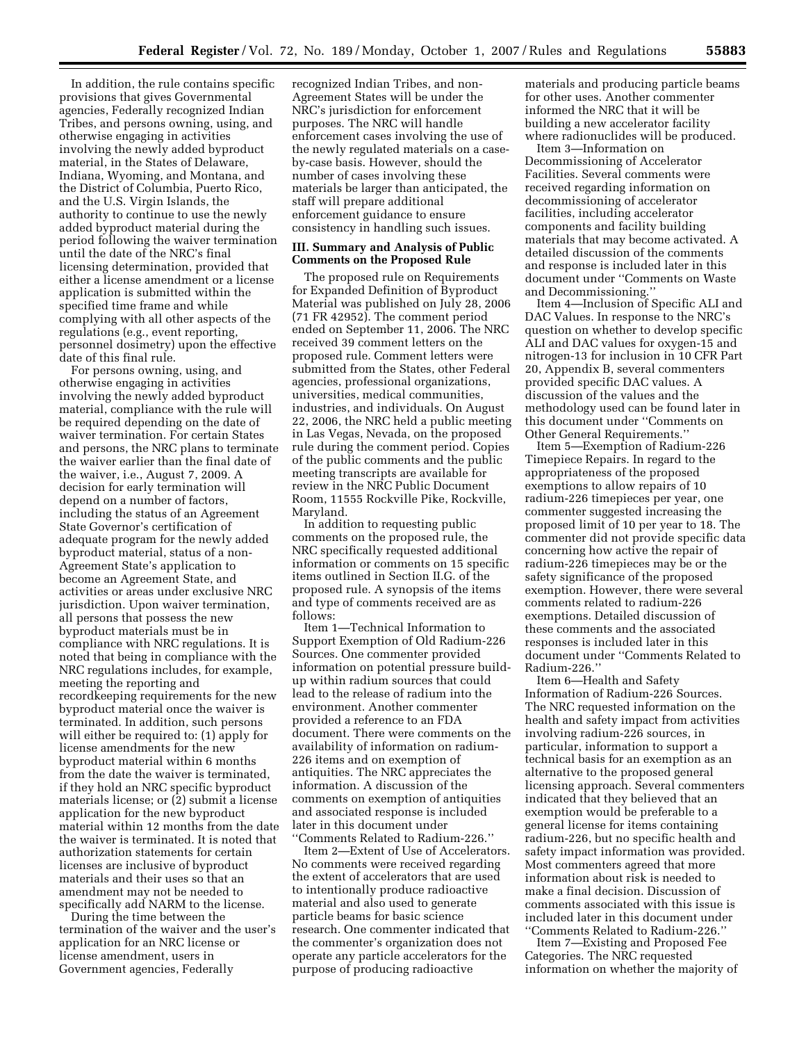In addition, the rule contains specific provisions that gives Governmental agencies, Federally recognized Indian Tribes, and persons owning, using, and otherwise engaging in activities involving the newly added byproduct material, in the States of Delaware, Indiana, Wyoming, and Montana, and the District of Columbia, Puerto Rico, and the U.S. Virgin Islands, the authority to continue to use the newly added byproduct material during the period following the waiver termination until the date of the NRC's final licensing determination, provided that either a license amendment or a license application is submitted within the specified time frame and while complying with all other aspects of the regulations (e.g., event reporting, personnel dosimetry) upon the effective date of this final rule.

For persons owning, using, and otherwise engaging in activities involving the newly added byproduct material, compliance with the rule will be required depending on the date of waiver termination. For certain States and persons, the NRC plans to terminate the waiver earlier than the final date of the waiver, i.e., August 7, 2009. A decision for early termination will depend on a number of factors, including the status of an Agreement State Governor's certification of adequate program for the newly added byproduct material, status of a non-Agreement State's application to become an Agreement State, and activities or areas under exclusive NRC jurisdiction. Upon waiver termination, all persons that possess the new byproduct materials must be in compliance with NRC regulations. It is noted that being in compliance with the NRC regulations includes, for example, meeting the reporting and recordkeeping requirements for the new byproduct material once the waiver is terminated. In addition, such persons will either be required to: (1) apply for license amendments for the new byproduct material within 6 months from the date the waiver is terminated, if they hold an NRC specific byproduct materials license; or (2) submit a license application for the new byproduct material within 12 months from the date the waiver is terminated. It is noted that authorization statements for certain licenses are inclusive of byproduct materials and their uses so that an amendment may not be needed to specifically add NARM to the license.

During the time between the termination of the waiver and the user's application for an NRC license or license amendment, users in Government agencies, Federally recognized Indian Tribes, and non-Agreement States will be under the NRC's jurisdiction for enforcement purposes. The NRC will handle enforcement cases involving the use of the newly regulated materials on a case-by-case basis. However, should the number of cases involving these materials be larger than anticipated, the staff will prepare additional enforcement guidance to ensure consistency in handling such issues.

## III. Summary and Analysis of Public Comments on the Proposed Rule

The proposed rule on Requirements for Expanded Definition of Byproduct Material was published on July 28, 2006 (71 FR 42952). The comment period ended on September 11, 2006. The NRC received 39 comment letters on the proposed rule. Comment letters were submitted from the States, other Federal agencies, professional organizations, universities, medical communities, industries, and individuals. On August 22, 2006, the NRC held a public meeting in Las Vegas, Nevada, on the proposed rule during the comment period. Copies of the public comments and the public meeting transcripts are available for review in the NRC Public Document Room, 11555 Rockville Pike, Rockville, Maryland.

In addition to requesting public comments on the proposed rule, the NRC specifically requested additional information or comments on 15 specific items outlined in Section II.G. of the proposed rule. A synopsis of the items and type of comments received are as follows:

Item 1—Technical Information to Support Exemption of Old Radium-226 Sources. One commenter provided information on potential pressure build-up within radium sources that could lead to the release of radium into the environment. Another commenter provided a reference to an FDA document. There were comments on the availability of information on radium-226 items and on exemption of antiquities. The NRC appreciates the information. A discussion of the comments on exemption of antiquities and associated response is included later in this document under ''Comments Related to Radium-226.''

Item 2—Extent of Use of Accelerators. No comments were received regarding the extent of accelerators that are used to intentionally produce radioactive material and also used to generate particle beams for basic science research. One commenter indicated that the commenter's organization does not operate any particle accelerators for the purpose of producing radioactive materials and producing particle beams for other uses. Another commenter informed the NRC that it will be building a new accelerator facility where radionuclides will be produced.

Item 3—Information on Decommissioning of Accelerator Facilities. Several comments were received regarding information on decommissioning of accelerator facilities, including accelerator components and facility building materials that may become activated. A detailed discussion of the comments and response is included later in this document under ''Comments on Waste and Decommissioning.''

Item 4—Inclusion of Specific ALI and DAC Values. In response to the NRC's question on whether to develop specific ALI and DAC values for oxygen-15 and nitrogen-13 for inclusion in 10 CFR Part 20, Appendix B, several commenters provided specific DAC values. A discussion of the values and the methodology used can be found later in this document under ''Comments on Other General Requirements.''

Item 5—Exemption of Radium-226 Timepiece Repairs. In regard to the appropriateness of the proposed exemptions to allow repairs of 10 radium-226 timepieces per year, one commenter suggested increasing the proposed limit of 10 per year to 18. The commenter did not provide specific data concerning how active the repair of radium-226 timepieces may be or the safety significance of the proposed exemption. However, there were several comments related to radium-226 exemptions. Detailed discussion of these comments and the associated responses is included later in this document under ''Comments Related to Radium-226.''

Item 6—Health and Safety Information of Radium-226 Sources. The NRC requested information on the health and safety impact from activities involving radium-226 sources, in particular, information to support a technical basis for an exemption as an alternative to the proposed general licensing approach. Several commenters indicated that they believed that an exemption would be preferable to a general license for items containing radium-226, but no specific health and safety impact information was provided. Most commenters agreed that more information about risk is needed to make a final decision. Discussion of comments associated with this issue is included later in this document under ''Comments Related to Radium-226.''

Item 7—Existing and Proposed Fee Categories. The NRC requested information on whether the majority of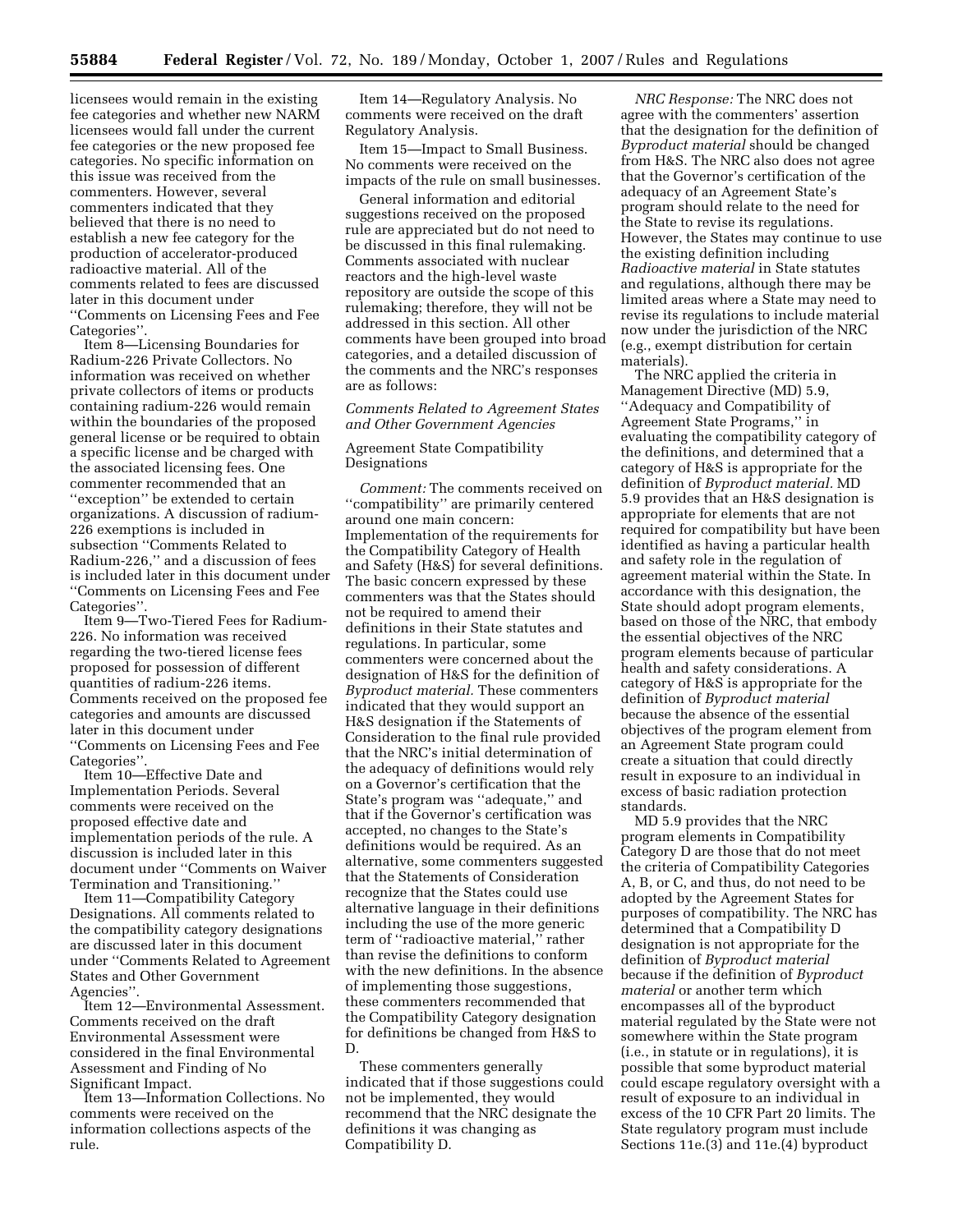licensees would remain in the existing fee categories and whether new NARM licensees would fall under the current fee categories or the new proposed fee categories. No specific information on this issue was received from the commenters. However, several commenters indicated that they believed that there is no need to establish a new fee category for the production of accelerator-produced radioactive material. All of the comments related to fees are discussed later in this document under "Comments on Licensing Fees and Fee Categories".

Item 8—Licensing Boundaries for Radium-226 Private Collectors. No information was received on whether private collectors of items or products containing radium-226 would remain within the boundaries of the proposed general license or be required to obtain a specific license and be charged with the associated licensing fees. One commenter recommended that an "exception" be extended to certain organizations. A discussion of radium-226 exemptions is included in subsection "Comments Related to Radium-226," and a discussion of fees is included later in this document under "Comments on Licensing Fees and Fee Categories".

Item 9—Two-Tiered Fees for Radium-226. No information was received regarding the two-tiered license fees proposed for possession of different quantities of radium-226 items. Comments received on the proposed fee categories and amounts are discussed later in this document under "Comments on Licensing Fees and Fee Categories".

Item 10—Effective Date and Implementation Periods. Several comments were received on the proposed effective date and implementation periods of the rule. A discussion is included later in this document under "Comments on Waiver Termination and Transitioning."

Item 11—Compatibility Category Designations. All comments related to the compatibility category designations are discussed later in this document under "Comments Related to Agreement States and Other Government Agencies".

Item 12—Environmental Assessment. Comments received on the draft Environmental Assessment were considered in the final Environmental Assessment and Finding of No Significant Impact.

Item 13—Information Collections. No comments were received on the information collections aspects of the rule.

Item 14—Regulatory Analysis. No comments were received on the draft Regulatory Analysis.

Item 15—Impact to Small Business. No comments were received on the impacts of the rule on small businesses.

General information and editorial suggestions received on the proposed rule are appreciated but do not need to be discussed in this final rulemaking. Comments associated with nuclear reactors and the high-level waste repository are outside the scope of this rulemaking; therefore, they will not be addressed in this section. All other comments have been grouped into broad categories, and a detailed discussion of the comments and the NRC's responses are as follows:

### *Comments Related to Agreement States and Other Government Agencies*

#### Agreement State Compatibility Designations

*Comment:* The comments received on "compatibility" are primarily centered around one main concern: Implementation of the requirements for the Compatibility Category of Health and Safety (H&S) for several definitions. The basic concern expressed by these commenters was that the States should not be required to amend their definitions in their State statutes and regulations. In particular, some commenters were concerned about the designation of H&S for the definition of *Byproduct material.* These commenters indicated that they would support an H&S designation if the Statements of Consideration to the final rule provided that the NRC's initial determination of the adequacy of definitions would rely on a Governor's certification that the State's program was "adequate," and that if the Governor's certification was accepted, no changes to the State's definitions would be required. As an alternative, some commenters suggested that the Statements of Consideration recognize that the States could use alternative language in their definitions including the use of the more generic term of "radioactive material," rather than revise the definitions to conform with the new definitions. In the absence of implementing those suggestions, these commenters recommended that the Compatibility Category designation for definitions be changed from H&S to D.

These commenters generally indicated that if those suggestions could not be implemented, they would recommend that the NRC designate the definitions it was changing as Compatibility D.

*NRC Response:* The NRC does not agree with the commenters' assertion that the designation for the definition of *Byproduct material* should be changed from H&S. The NRC also does not agree that the Governor's certification of the adequacy of an Agreement State's program should relate to the need for the State to revise its regulations. However, the States may continue to use the existing definition including *Radioactive material* in State statutes and regulations, although there may be limited areas where a State may need to revise its regulations to include material now under the jurisdiction of the NRC (e.g., exempt distribution for certain materials).

The NRC applied the criteria in Management Directive (MD) 5.9, "Adequacy and Compatibility of Agreement State Programs," in evaluating the compatibility category of the definitions, and determined that a category of H&S is appropriate for the definition of *Byproduct material.* MD 5.9 provides that an H&S designation is appropriate for elements that are not required for compatibility but have been identified as having a particular health and safety role in the regulation of agreement material within the State. In accordance with this designation, the State should adopt program elements, based on those of the NRC, that embody the essential objectives of the NRC program elements because of particular health and safety considerations. A category of H&S is appropriate for the definition of *Byproduct material* because the absence of the essential objectives of the program element from an Agreement State program could create a situation that could directly result in exposure to an individual in excess of basic radiation protection standards.

MD 5.9 provides that the NRC program elements in Compatibility Category D are those that do not meet the criteria of Compatibility Categories A, B, or C, and thus, do not need to be adopted by the Agreement States for purposes of compatibility. The NRC has determined that a Compatibility D designation is not appropriate for the definition of *Byproduct material* because if the definition of *Byproduct material* or another term which encompasses all of the byproduct material regulated by the State were not somewhere within the State program (i.e., in statute or in regulations), it is possible that some byproduct material could escape regulatory oversight with a result of exposure to an individual in excess of the 10 CFR Part 20 limits. The State regulatory program must include Sections 11e.(3) and 11e.(4) byproduct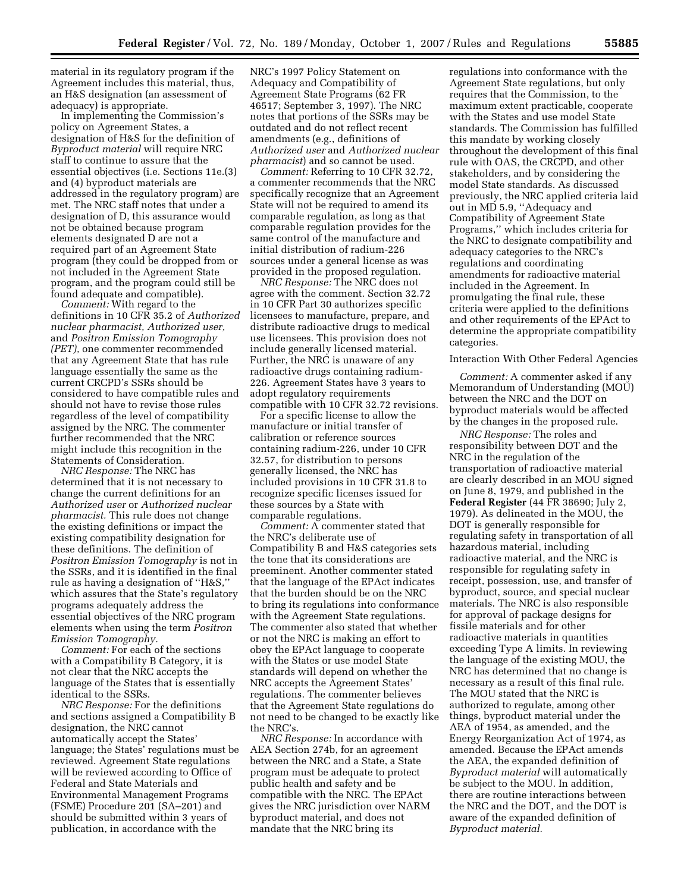material in its regulatory program if the Agreement includes this material, thus, an H&S designation (an assessment of adequacy) is appropriate.

In implementing the Commission's policy on Agreement States, a designation of H&S for the definition of *Byproduct material* will require NRC staff to continue to assure that the essential objectives (i.e. Sections 11e.(3) and (4) byproduct materials are addressed in the regulatory program) are met. The NRC staff notes that under a designation of D, this assurance would not be obtained because program elements designated D are not a required part of an Agreement State program (they could be dropped from or not included in the Agreement State program, and the program could still be found adequate and compatible).

*Comment:* With regard to the definitions in 10 CFR 35.2 of *Authorized nuclear pharmacist, Authorized user,* and *Positron Emission Tomography (PET),* one commenter recommended that any Agreement State that has rule language essentially the same as the current CRCPD's SSRs should be considered to have compatible rules and should not have to revise those rules regardless of the level of compatibility assigned by the NRC. The commenter further recommended that the NRC might include this recognition in the Statements of Consideration.

*NRC Response:* The NRC has determined that it is not necessary to change the current definitions for an *Authorized user* or *Authorized nuclear pharmacist.* This rule does not change the existing definitions or impact the existing compatibility designation for these definitions. The definition of *Positron Emission Tomography* is not in the SSRs, and it is identified in the final rule as having a designation of ''H&S,'' which assures that the State's regulatory programs adequately address the essential objectives of the NRC program elements when using the term *Positron Emission Tomography.*

*Comment:* For each of the sections with a Compatibility B Category, it is not clear that the NRC accepts the language of the States that is essentially identical to the SSRs.

*NRC Response:* For the definitions and sections assigned a Compatibility B designation, the NRC cannot automatically accept the States' language; the States' regulations must be reviewed. Agreement State regulations will be reviewed according to Office of Federal and State Materials and Environmental Management Programs (FSME) Procedure 201 (SA–201) and should be submitted within 3 years of publication, in accordance with the NRC's 1997 Policy Statement on Adequacy and Compatibility of Agreement State Programs (62 FR 46517; September 3, 1997). The NRC notes that portions of the SSRs may be outdated and do not reflect recent amendments (e.g., definitions of *Authorized user* and *Authorized nuclear pharmacist*) and so cannot be used.

*Comment:* Referring to 10 CFR 32.72, a commenter recommends that the NRC specifically recognize that an Agreement State will not be required to amend its comparable regulation, as long as that comparable regulation provides for the same control of the manufacture and initial distribution of radium-226 sources under a general license as was provided in the proposed regulation.

*NRC Response:* The NRC does not agree with the comment. Section 32.72 in 10 CFR Part 30 authorizes specific licensees to manufacture, prepare, and distribute radioactive drugs to medical use licensees. This provision does not include generally licensed material. Further, the NRC is unaware of any radioactive drugs containing radium-226. Agreement States have 3 years to adopt regulatory requirements compatible with 10 CFR 32.72 revisions.

For a specific license to allow the manufacture or initial transfer of calibration or reference sources containing radium-226, under 10 CFR 32.57, for distribution to persons generally licensed, the NRC has included provisions in 10 CFR 31.8 to recognize specific licenses issued for these sources by a State with comparable regulations.

*Comment:* A commenter stated that the NRC's deliberate use of Compatibility B and H&S categories sets the tone that its considerations are preeminent. Another commenter stated that the language of the EPAct indicates that the burden should be on the NRC to bring its regulations into conformance with the Agreement State regulations. The commenter also stated that whether or not the NRC is making an effort to obey the EPAct language to cooperate with the States or use model State standards will depend on whether the NRC accepts the Agreement States' regulations. The commenter believes that the Agreement State regulations do not need to be changed to be exactly like the NRC's.

*NRC Response:* In accordance with AEA Section 274b, for an agreement between the NRC and a State, a State program must be adequate to protect public health and safety and be compatible with the NRC. The EPAct gives the NRC jurisdiction over NARM byproduct material, and does not mandate that the NRC bring its regulations into conformance with the Agreement State regulations, but only requires that the Commission, to the maximum extent practicable, cooperate with the States and use model State standards. The Commission has fulfilled this mandate by working closely throughout the development of this final rule with OAS, the CRCPD, and other stakeholders, and by considering the model State standards. As discussed previously, the NRC applied criteria laid out in MD 5.9, ''Adequacy and Compatibility of Agreement State Programs,'' which includes criteria for the NRC to designate compatibility and adequacy categories to the NRC's regulations and coordinating amendments for radioactive material included in the Agreement. In promulgating the final rule, these criteria were applied to the definitions and other requirements of the EPAct to determine the appropriate compatibility categories.

Interaction With Other Federal Agencies

*Comment:* A commenter asked if any Memorandum of Understanding (MOU) between the NRC and the DOT on byproduct materials would be affected by the changes in the proposed rule.

*NRC Response:* The roles and responsibility between DOT and the NRC in the regulation of the transportation of radioactive material are clearly described in an MOU signed on June 8, 1979, and published in the **Federal Register** (44 FR 38690; July 2, 1979). As delineated in the MOU, the DOT is generally responsible for regulating safety in transportation of all hazardous material, including radioactive material, and the NRC is responsible for regulating safety in receipt, possession, use, and transfer of byproduct, source, and special nuclear materials. The NRC is also responsible for approval of package designs for fissile materials and for other radioactive materials in quantities exceeding Type A limits. In reviewing the language of the existing MOU, the NRC has determined that no change is necessary as a result of this final rule. The MOU stated that the NRC is authorized to regulate, among other things, byproduct material under the AEA of 1954, as amended, and the Energy Reorganization Act of 1974, as amended. Because the EPAct amends the AEA, the expanded definition of *Byproduct material* will automatically be subject to the MOU. In addition, there are routine interactions between the NRC and the DOT, and the DOT is aware of the expanded definition of *Byproduct material.*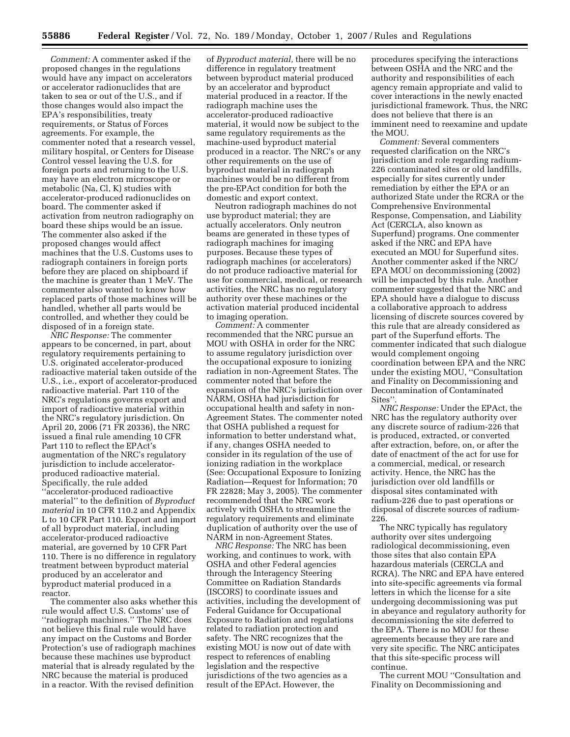*Comment:* A commenter asked if the proposed changes in the regulations would have any impact on accelerators or accelerator radionuclides that are taken to sea or out of the U.S., and if those changes would also impact the EPA's responsibilities, treaty requirements, or Status of Forces agreements. For example, the commenter noted that a research vessel, military hospital, or Centers for Disease Control vessel leaving the U.S. for foreign ports and returning to the U.S. may have an electron microscope or metabolic (Na, Cl, K) studies with accelerator-produced radionuclides on board. The commenter asked if activation from neutron radiography on board these ships would be an issue. The commenter also asked if the proposed changes would affect machines that the U.S. Customs uses to radiograph containers in foreign ports before they are placed on shipboard if the machine is greater than 1 MeV. The commenter also wanted to know how replaced parts of those machines will be handled, whether all parts would be controlled, and whether they could be disposed of in a foreign state.

*NRC Response:* The commenter appears to be concerned, in part, about regulatory requirements pertaining to U.S. originated accelerator-produced radioactive material taken outside of the U.S., i.e., export of accelerator-produced radioactive material. Part 110 of the NRC's regulations governs export and import of radioactive material within the NRC's regulatory jurisdiction. On April 20, 2006 (71 FR 20336), the NRC issued a final rule amending 10 CFR Part 110 to reflect the EPAct's augmentation of the NRC's regulatory jurisdiction to include accelerator-produced radioactive material. Specifically, the rule added ''accelerator-produced radioactive material'' to the definition of *Byproduct material* in 10 CFR 110.2 and Appendix L to 10 CFR Part 110. Export and import of all byproduct material, including accelerator-produced radioactive material, are governed by 10 CFR Part 110. There is no difference in regulatory treatment between byproduct material produced by an accelerator and byproduct material produced in a reactor.

The commenter also asks whether this rule would affect U.S. Customs' use of ''radiograph machines.'' The NRC does not believe this final rule would have any impact on the Customs and Border Protection's use of radiograph machines because these machines use byproduct material that is already regulated by the NRC because the material is produced in a reactor. With the revised definition of *Byproduct material,* there will be no difference in regulatory treatment between byproduct material produced by an accelerator and byproduct material produced in a reactor. If the radiograph machine uses the accelerator-produced radioactive material, it would now be subject to the same regulatory requirements as the machine-used byproduct material produced in a reactor. The NRC's or any other requirements on the use of byproduct material in radiograph machines would be no different from the pre-EPAct condition for both the domestic and export context.

Neutron radiograph machines do not use byproduct material; they are actually accelerators. Only neutron beams are generated in these types of radiograph machines for imaging purposes. Because these types of radiograph machines (or accelerators) do not produce radioactive material for use for commercial, medical, or research activities, the NRC has no regulatory authority over these machines or the activation material produced incidental to imaging operation.

*Comment:* A commenter recommended that the NRC pursue an MOU with OSHA in order for the NRC to assume regulatory jurisdiction over the occupational exposure to ionizing radiation in non-Agreement States. The commenter noted that before the expansion of the NRC's jurisdiction over NARM, OSHA had jurisdiction for occupational health and safety in non-Agreement States. The commenter noted that OSHA published a request for information to better understand what, if any, changes OSHA needed to consider in its regulation of the use of ionizing radiation in the workplace (See: Occupational Exposure to Ionizing Radiation—Request for Information; 70 FR 22828; May 3, 2005). The commenter recommended that the NRC work actively with OSHA to streamline the regulatory requirements and eliminate duplication of authority over the use of NARM in non-Agreement States.

*NRC Response:* The NRC has been working, and continues to work, with OSHA and other Federal agencies through the Interagency Steering Committee on Radiation Standards (ISCORS) to coordinate issues and activities, including the development of Federal Guidance for Occupational Exposure to Radiation and regulations related to radiation protection and safety. The NRC recognizes that the existing MOU is now out of date with respect to references of enabling legislation and the respective jurisdictions of the two agencies as a result of the EPAct. However, the procedures specifying the interactions between OSHA and the NRC and the authority and responsibilities of each agency remain appropriate and valid to cover interactions in the newly enacted jurisdictional framework. Thus, the NRC does not believe that there is an imminent need to reexamine and update the MOU.

*Comment:* Several commenters requested clarification on the NRC's jurisdiction and role regarding radium-226 contaminated sites or old landfills, especially for sites currently under remediation by either the EPA or an authorized State under the RCRA or the Comprehensive Environmental Response, Compensation, and Liability Act (CERCLA, also known as Superfund) programs. One commenter asked if the NRC and EPA have executed an MOU for Superfund sites. Another commenter asked if the NRC/EPA MOU on decommissioning (2002) will be impacted by this rule. Another commenter suggested that the NRC and EPA should have a dialogue to discuss a collaborative approach to address licensing of discrete sources covered by this rule that are already considered as part of the Superfund efforts. The commenter indicated that such dialogue would complement ongoing coordination between EPA and the NRC under the existing MOU, ''Consultation and Finality on Decommissioning and Decontamination of Contaminated Sites''.

*NRC Response:* Under the EPAct, the NRC has the regulatory authority over any discrete source of radium-226 that is produced, extracted, or converted after extraction, before, on, or after the date of enactment of the act for use for a commercial, medical, or research activity. Hence, the NRC has the jurisdiction over old landfills or disposal sites contaminated with radium-226 due to past operations or disposal of discrete sources of radium-226.

The NRC typically has regulatory authority over sites undergoing radiological decommissioning, even those sites that also contain EPA hazardous materials (CERCLA and RCRA). The NRC and EPA have entered into site-specific agreements via formal letters in which the license for a site undergoing decommissioning was put in abeyance and regulatory authority for decommissioning the site deferred to the EPA. There is no MOU for these agreements because they are rare and very site specific. The NRC anticipates that this site-specific process will continue.

The current MOU ''Consultation and Finality on Decommissioning and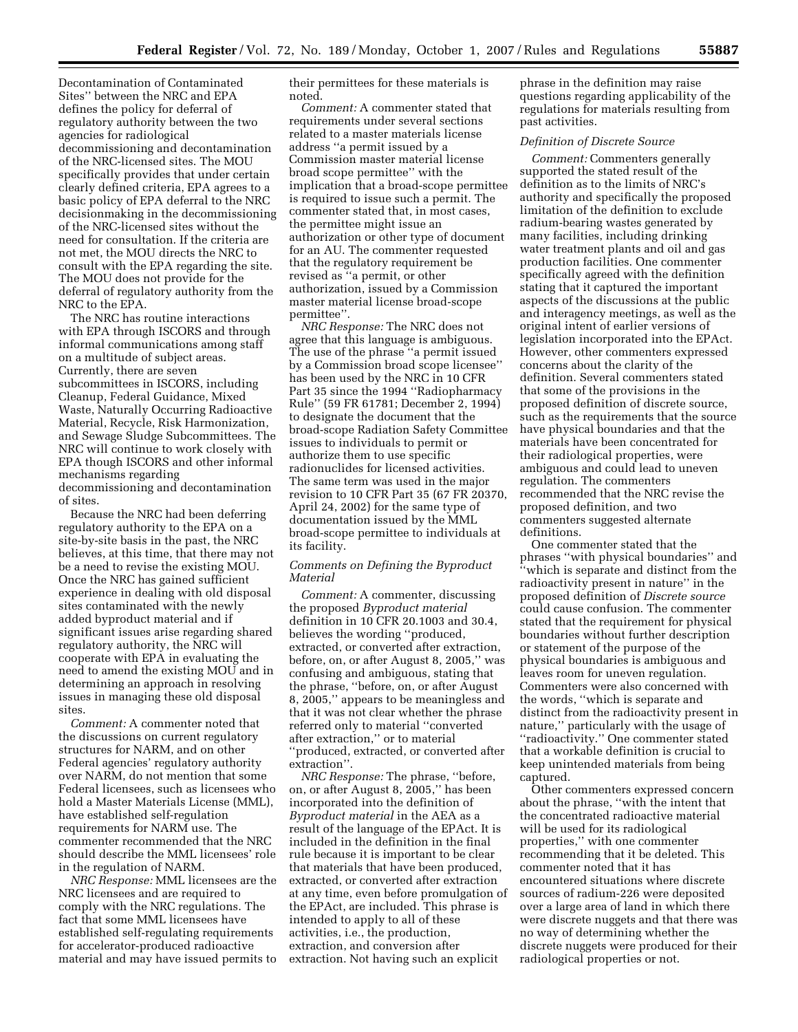Decontamination of Contaminated Sites'' between the NRC and EPA defines the policy for deferral of regulatory authority between the two agencies for radiological decommissioning and decontamination of the NRC-licensed sites. The MOU specifically provides that under certain clearly defined criteria, EPA agrees to a basic policy of EPA deferral to the NRC decisionmaking in the decommissioning of the NRC-licensed sites without the need for consultation. If the criteria are not met, the MOU directs the NRC to consult with the EPA regarding the site. The MOU does not provide for the deferral of regulatory authority from the NRC to the EPA.

The NRC has routine interactions with EPA through ISCORS and through informal communications among staff on a multitude of subject areas. Currently, there are seven subcommittees in ISCORS, including Cleanup, Federal Guidance, Mixed Waste, Naturally Occurring Radioactive Material, Recycle, Risk Harmonization, and Sewage Sludge Subcommittees. The NRC will continue to work closely with EPA though ISCORS and other informal mechanisms regarding decommissioning and decontamination of sites.

Because the NRC had been deferring regulatory authority to the EPA on a site-by-site basis in the past, the NRC believes, at this time, that there may not be a need to revise the existing MOU. Once the NRC has gained sufficient experience in dealing with old disposal sites contaminated with the newly added byproduct material and if significant issues arise regarding shared regulatory authority, the NRC will cooperate with EPA in evaluating the need to amend the existing MOU and in determining an approach in resolving issues in managing these old disposal sites.

*Comment:* A commenter noted that the discussions on current regulatory structures for NARM, and on other Federal agencies' regulatory authority over NARM, do not mention that some Federal licensees, such as licensees who hold a Master Materials License (MML), have established self-regulation requirements for NARM use. The commenter recommended that the NRC should describe the MML licensees' role in the regulation of NARM.

*NRC Response:* MML licensees are the NRC licensees and are required to comply with the NRC regulations. The fact that some MML licensees have established self-regulating requirements for accelerator-produced radioactive material and may have issued permits to their permittees for these materials is noted.

*Comment:* A commenter stated that requirements under several sections related to a master materials license address ''a permit issued by a Commission master material license broad scope permittee'' with the implication that a broad-scope permittee is required to issue such a permit. The commenter stated that, in most cases, the permittee might issue an authorization or other type of document for an AU. The commenter requested that the regulatory requirement be revised as ''a permit, or other authorization, issued by a Commission master material license broad-scope permittee''.

*NRC Response:* The NRC does not agree that this language is ambiguous. The use of the phrase ''a permit issued by a Commission broad scope licensee'' has been used by the NRC in 10 CFR Part 35 since the 1994 ''Radiopharmacy Rule'' (59 FR 61781; December 2, 1994) to designate the document that the broad-scope Radiation Safety Committee issues to individuals to permit or authorize them to use specific radionuclides for licensed activities. The same term was used in the major revision to 10 CFR Part 35 (67 FR 20370, April 24, 2002) for the same type of documentation issued by the MML broad-scope permittee to individuals at its facility.

*Comments on Defining the Byproduct Material*

*Comment:* A commenter, discussing the proposed *Byproduct material* definition in 10 CFR 20.1003 and 30.4, believes the wording ''produced, extracted, or converted after extraction, before, on, or after August 8, 2005,'' was confusing and ambiguous, stating that the phrase, ''before, on, or after August 8, 2005,'' appears to be meaningless and that it was not clear whether the phrase referred only to material ''converted after extraction,'' or to material ''produced, extracted, or converted after extraction''.

*NRC Response:* The phrase, ''before, on, or after August 8, 2005,'' has been incorporated into the definition of *Byproduct material* in the AEA as a result of the language of the EPAct. It is included in the definition in the final rule because it is important to be clear that materials that have been produced, extracted, or converted after extraction at any time, even before promulgation of the EPAct, are included. This phrase is intended to apply to all of these activities, i.e., the production, extraction, and conversion after extraction. Not having such an explicit phrase in the definition may raise questions regarding applicability of the regulations for materials resulting from past activities.

*Definition of Discrete Source*

*Comment:* Commenters generally supported the stated result of the definition as to the limits of NRC's authority and specifically the proposed limitation of the definition to exclude radium-bearing wastes generated by many facilities, including drinking water treatment plants and oil and gas production facilities. One commenter specifically agreed with the definition stating that it captured the important aspects of the discussions at the public and interagency meetings, as well as the original intent of earlier versions of legislation incorporated into the EPAct. However, other commenters expressed concerns about the clarity of the definition. Several commenters stated that some of the provisions in the proposed definition of discrete source, such as the requirements that the source have physical boundaries and that the materials have been concentrated for their radiological properties, were ambiguous and could lead to uneven regulation. The commenters recommended that the NRC revise the proposed definition, and two commenters suggested alternate definitions.

One commenter stated that the phrases ''with physical boundaries'' and ''which is separate and distinct from the radioactivity present in nature'' in the proposed definition of *Discrete source* could cause confusion. The commenter stated that the requirement for physical boundaries without further description or statement of the purpose of the physical boundaries is ambiguous and leaves room for uneven regulation. Commenters were also concerned with the words, ''which is separate and distinct from the radioactivity present in nature,'' particularly with the usage of ''radioactivity.'' One commenter stated that a workable definition is crucial to keep unintended materials from being captured.

Other commenters expressed concern about the phrase, ''with the intent that the concentrated radioactive material will be used for its radiological properties,'' with one commenter recommending that it be deleted. This commenter noted that it has encountered situations where discrete sources of radium-226 were deposited over a large area of land in which there were discrete nuggets and that there was no way of determining whether the discrete nuggets were produced for their radiological properties or not.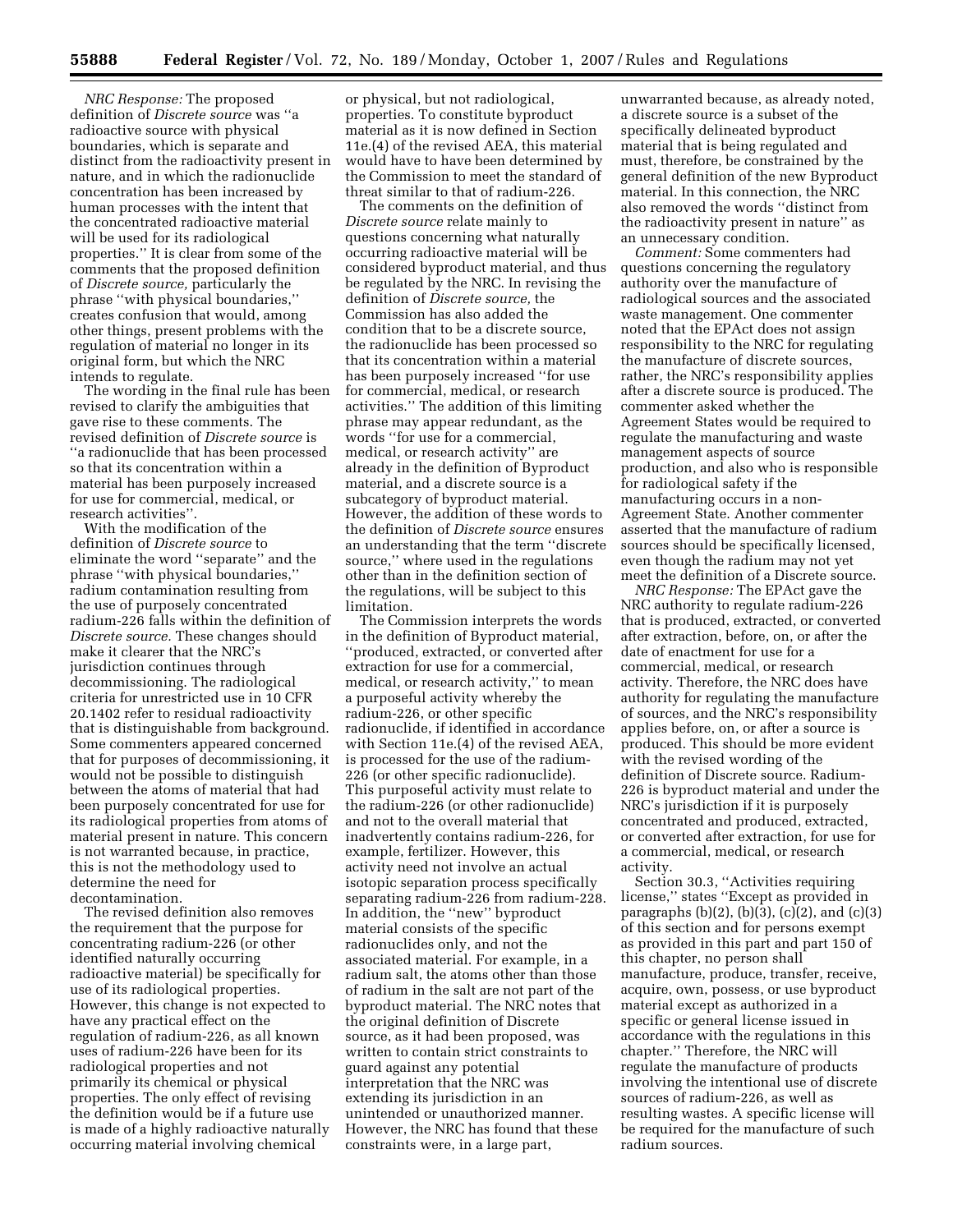*NRC Response:* The proposed definition of *Discrete source* was ''a radioactive source with physical boundaries, which is separate and distinct from the radioactivity present in nature, and in which the radionuclide concentration has been increased by human processes with the intent that the concentrated radioactive material will be used for its radiological properties.'' It is clear from some of the comments that the proposed definition of *Discrete source,* particularly the phrase ''with physical boundaries,'' creates confusion that would, among other things, present problems with the regulation of material no longer in its original form, but which the NRC intends to regulate.

The wording in the final rule has been revised to clarify the ambiguities that gave rise to these comments. The revised definition of *Discrete source* is ''a radionuclide that has been processed so that its concentration within a material has been purposely increased for use for commercial, medical, or research activities''.

With the modification of the definition of *Discrete source* to eliminate the word ''separate'' and the phrase ''with physical boundaries,'' radium contamination resulting from the use of purposely concentrated radium-226 falls within the definition of *Discrete source.* These changes should make it clearer that the NRC's jurisdiction continues through decommissioning. The radiological criteria for unrestricted use in 10 CFR 20.1402 refer to residual radioactivity that is distinguishable from background. Some commenters appeared concerned that for purposes of decommissioning, it would not be possible to distinguish between the atoms of material that had been purposely concentrated for use for its radiological properties from atoms of material present in nature. This concern is not warranted because, in practice, this is not the methodology used to determine the need for decontamination.

The revised definition also removes the requirement that the purpose for concentrating radium-226 (or other identified naturally occurring radioactive material) be specifically for use of its radiological properties. However, this change is not expected to have any practical effect on the regulation of radium-226, as all known uses of radium-226 have been for its radiological properties and not primarily its chemical or physical properties. The only effect of revising the definition would be if a future use is made of a highly radioactive naturally occurring material involving chemical or physical, but not radiological, properties. To constitute byproduct material as it is now defined in Section 11e.(4) of the revised AEA, this material would have to have been determined by the Commission to meet the standard of threat similar to that of radium-226.

The comments on the definition of *Discrete source* relate mainly to questions concerning what naturally occurring radioactive material will be considered byproduct material, and thus be regulated by the NRC. In revising the definition of *Discrete source,* the Commission has also added the condition that to be a discrete source, the radionuclide has been processed so that its concentration within a material has been purposely increased ''for use for commercial, medical, or research activities.'' The addition of this limiting phrase may appear redundant, as the words ''for use for a commercial, medical, or research activity'' are already in the definition of Byproduct material, and a discrete source is a subcategory of byproduct material. However, the addition of these words to the definition of *Discrete source* ensures an understanding that the term ''discrete source,'' where used in the regulations other than in the definition section of the regulations, will be subject to this limitation.

The Commission interprets the words in the definition of Byproduct material, ''produced, extracted, or converted after extraction for use for a commercial, medical, or research activity,'' to mean a purposeful activity whereby the radium-226, or other specific radionuclide, if identified in accordance with Section 11e.(4) of the revised AEA, is processed for the use of the radium-226 (or other specific radionuclide). This purposeful activity must relate to the radium-226 (or other radionuclide) and not to the overall material that inadvertently contains radium-226, for example, fertilizer. However, this activity need not involve an actual isotopic separation process specifically separating radium-226 from radium-228. In addition, the ''new'' byproduct material consists of the specific radionuclides only, and not the associated material. For example, in a radium salt, the atoms other than those of radium in the salt are not part of the byproduct material. The NRC notes that the original definition of Discrete source, as it had been proposed, was written to contain strict constraints to guard against any potential interpretation that the NRC was extending its jurisdiction in an unintended or unauthorized manner. However, the NRC has found that these constraints were, in a large part, unwarranted because, as already noted, a discrete source is a subset of the specifically delineated byproduct material that is being regulated and must, therefore, be constrained by the general definition of the new Byproduct material. In this connection, the NRC also removed the words ''distinct from the radioactivity present in nature'' as an unnecessary condition.

*Comment:* Some commenters had questions concerning the regulatory authority over the manufacture of radiological sources and the associated waste management. One commenter noted that the EPAct does not assign responsibility to the NRC for regulating the manufacture of discrete sources, rather, the NRC's responsibility applies after a discrete source is produced. The commenter asked whether the Agreement States would be required to regulate the manufacturing and waste management aspects of source production, and also who is responsible for radiological safety if the manufacturing occurs in a non-Agreement State. Another commenter asserted that the manufacture of radium sources should be specifically licensed, even though the radium may not yet meet the definition of a Discrete source.

*NRC Response:* The EPAct gave the NRC authority to regulate radium-226 that is produced, extracted, or converted after extraction, before, on, or after the date of enactment for use for a commercial, medical, or research activity. Therefore, the NRC does have authority for regulating the manufacture of sources, and the NRC's responsibility applies before, on, or after a source is produced. This should be more evident with the revised wording of the definition of Discrete source. Radium-226 is byproduct material and under the NRC's jurisdiction if it is purposely concentrated and produced, extracted, or converted after extraction, for use for a commercial, medical, or research activity.

Section 30.3, ''Activities requiring license,'' states ''Except as provided in paragraphs (b)(2), (b)(3), (c)(2), and (c)(3) of this section and for persons exempt as provided in this part and part 150 of this chapter, no person shall manufacture, produce, transfer, receive, acquire, own, possess, or use byproduct material except as authorized in a specific or general license issued in accordance with the regulations in this chapter.'' Therefore, the NRC will regulate the manufacture of products involving the intentional use of discrete sources of radium-226, as well as resulting wastes. A specific license will be required for the manufacture of such radium sources.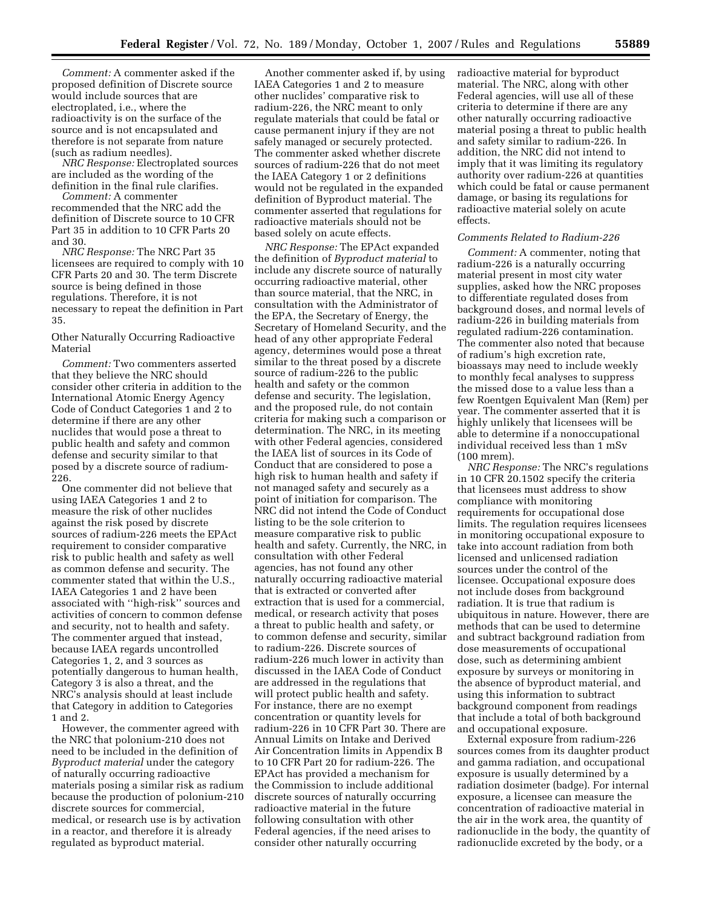*Comment:* A commenter asked if the proposed definition of Discrete source would include sources that are electroplated, i.e., where the radioactivity is on the surface of the source and is not encapsulated and therefore is not separate from nature (such as radium needles).

*NRC Response:* Electroplated sources are included as the wording of the definition in the final rule clarifies.

*Comment:* A commenter recommended that the NRC add the definition of Discrete source to 10 CFR Part 35 in addition to 10 CFR Parts 20 and 30.

*NRC Response:* The NRC Part 35 licensees are required to comply with 10 CFR Parts 20 and 30. The term Discrete source is being defined in those regulations. Therefore, it is not necessary to repeat the definition in Part 35.

### Other Naturally Occurring Radioactive Material

*Comment:* Two commenters asserted that they believe the NRC should consider other criteria in addition to the International Atomic Energy Agency Code of Conduct Categories 1 and 2 to determine if there are any other nuclides that would pose a threat to public health and safety and common defense and security similar to that posed by a discrete source of radium-226.

One commenter did not believe that using IAEA Categories 1 and 2 to measure the risk of other nuclides against the risk posed by discrete sources of radium-226 meets the EPAct requirement to consider comparative risk to public health and safety as well as common defense and security. The commenter stated that within the U.S., IAEA Categories 1 and 2 have been associated with ''high-risk'' sources and activities of concern to common defense and security, not to health and safety. The commenter argued that instead, because IAEA regards uncontrolled Categories 1, 2, and 3 sources as potentially dangerous to human health, Category 3 is also a threat, and the NRC's analysis should at least include that Category in addition to Categories 1 and 2.

However, the commenter agreed with the NRC that polonium-210 does not need to be included in the definition of *Byproduct material* under the category of naturally occurring radioactive materials posing a similar risk as radium because the production of polonium-210 discrete sources for commercial, medical, or research use is by activation in a reactor, and therefore it is already regulated as byproduct material.

Another commenter asked if, by using IAEA Categories 1 and 2 to measure other nuclides' comparative risk to radium-226, the NRC meant to only regulate materials that could be fatal or cause permanent injury if they are not safely managed or securely protected. The commenter asked whether discrete sources of radium-226 that do not meet the IAEA Category 1 or 2 definitions would not be regulated in the expanded definition of Byproduct material. The commenter asserted that regulations for radioactive materials should not be based solely on acute effects.

*NRC Response:* The EPAct expanded the definition of *Byproduct material* to include any discrete source of naturally occurring radioactive material, other than source material, that the NRC, in consultation with the Administrator of the EPA, the Secretary of Energy, the Secretary of Homeland Security, and the head of any other appropriate Federal agency, determines would pose a threat similar to the threat posed by a discrete source of radium-226 to the public health and safety or the common defense and security. The legislation, and the proposed rule, do not contain criteria for making such a comparison or determination. The NRC, in its meeting with other Federal agencies, considered the IAEA list of sources in its Code of Conduct that are considered to pose a high risk to human health and safety if not managed safely and securely as a point of initiation for comparison. The NRC did not intend the Code of Conduct listing to be the sole criterion to measure comparative risk to public health and safety. Currently, the NRC, in consultation with other Federal agencies, has not found any other naturally occurring radioactive material that is extracted or converted after extraction that is used for a commercial, medical, or research activity that poses a threat to public health and safety, or to common defense and security, similar to radium-226. Discrete sources of radium-226 much lower in activity than discussed in the IAEA Code of Conduct are addressed in the regulations that will protect public health and safety. For instance, there are no exempt concentration or quantity levels for radium-226 in 10 CFR Part 30. There are Annual Limits on Intake and Derived Air Concentration limits in Appendix B to 10 CFR Part 20 for radium-226. The EPAct has provided a mechanism for the Commission to include additional discrete sources of naturally occurring radioactive material in the future following consultation with other Federal agencies, if the need arises to consider other naturally occurring radioactive material for byproduct material. The NRC, along with other Federal agencies, will use all of these criteria to determine if there are any other naturally occurring radioactive material posing a threat to public health and safety similar to radium-226. In addition, the NRC did not intend to imply that it was limiting its regulatory authority over radium-226 at quantities which could be fatal or cause permanent damage, or basing its regulations for radioactive material solely on acute effects.

### *Comments Related to Radium-226*

*Comment:* A commenter, noting that radium-226 is a naturally occurring material present in most city water supplies, asked how the NRC proposes to differentiate regulated doses from background doses, and normal levels of radium-226 in building materials from regulated radium-226 contamination. The commenter also noted that because of radium's high excretion rate, bioassays may need to include weekly to monthly fecal analyses to suppress the missed dose to a value less than a few Roentgen Equivalent Man (Rem) per year. The commenter asserted that it is highly unlikely that licensees will be able to determine if a nonoccupational individual received less than 1 mSv (100 mrem).

*NRC Response:* The NRC's regulations in 10 CFR 20.1502 specify the criteria that licensees must address to show compliance with monitoring requirements for occupational dose limits. The regulation requires licensees in monitoring occupational exposure to take into account radiation from both licensed and unlicensed radiation sources under the control of the licensee. Occupational exposure does not include doses from background radiation. It is true that radium is ubiquitous in nature. However, there are methods that can be used to determine and subtract background radiation from dose measurements of occupational dose, such as determining ambient exposure by surveys or monitoring in the absence of byproduct material, and using this information to subtract background component from readings that include a total of both background and occupational exposure.

External exposure from radium-226 sources comes from its daughter product and gamma radiation, and occupational exposure is usually determined by a radiation dosimeter (badge). For internal exposure, a licensee can measure the concentration of radioactive material in the air in the work area, the quantity of radionuclide in the body, the quantity of radionuclide excreted by the body, or a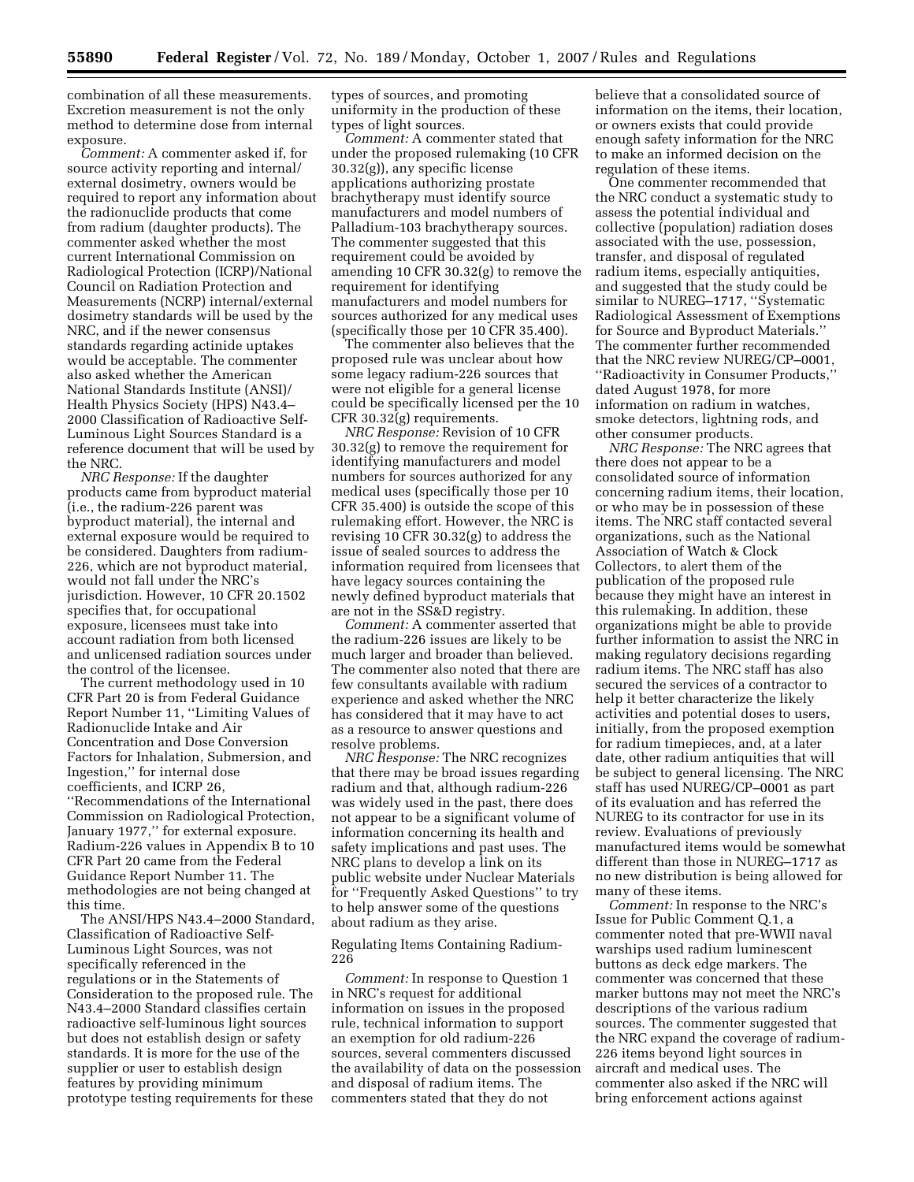combination of all these measurements. Excretion measurement is not the only method to determine dose from internal exposure.

*Comment:* A commenter asked if, for source activity reporting and internal/external dosimetry, owners would be required to report any information about the radionuclide products that come from radium (daughter products). The commenter asked whether the most current International Commission on Radiological Protection (ICRP)/National Council on Radiation Protection and Measurements (NCRP) internal/external dosimetry standards will be used by the NRC, and if the newer consensus standards regarding actinide uptakes would be acceptable. The commenter also asked whether the American National Standards Institute (ANSI)/Health Physics Society (HPS) N43.4–2000 Classification of Radioactive Self-Luminous Light Sources Standard is a reference document that will be used by the NRC.

*NRC Response:* If the daughter products came from byproduct material (i.e., the radium-226 parent was byproduct material), the internal and external exposure would be required to be considered. Daughters from radium-226, which are not byproduct material, would not fall under the NRC's jurisdiction. However, 10 CFR 20.1502 specifies that, for occupational exposure, licensees must take into account radiation from both licensed and unlicensed radiation sources under the control of the licensee.

The current methodology used in 10 CFR Part 20 is from Federal Guidance Report Number 11, ''Limiting Values of Radionuclide Intake and Air Concentration and Dose Conversion Factors for Inhalation, Submersion, and Ingestion,'' for internal dose coefficients, and ICRP 26, ''Recommendations of the International Commission on Radiological Protection, January 1977,'' for external exposure. Radium-226 values in Appendix B to 10 CFR Part 20 came from the Federal Guidance Report Number 11. The methodologies are not being changed at this time.

The ANSI/HPS N43.4–2000 Standard, Classification of Radioactive Self-Luminous Light Sources, was not specifically referenced in the regulations or in the Statements of Consideration to the proposed rule. The N43.4–2000 Standard classifies certain radioactive self-luminous light sources but does not establish design or safety standards. It is more for the use of the supplier or user to establish design features by providing minimum prototype testing requirements for these types of sources, and promoting uniformity in the production of these types of light sources.

*Comment:* A commenter stated that under the proposed rulemaking (10 CFR 30.32(g)), any specific license applications authorizing prostate brachytherapy must identify source manufacturers and model numbers of Palladium-103 brachytherapy sources. The commenter suggested that this requirement could be avoided by amending 10 CFR 30.32(g) to remove the requirement for identifying manufacturers and model numbers for sources authorized for any medical uses (specifically those per 10 CFR 35.400).

The commenter also believes that the proposed rule was unclear about how some legacy radium-226 sources that were not eligible for a general license could be specifically licensed per the 10 CFR 30.32(g) requirements.

*NRC Response:* Revision of 10 CFR 30.32(g) to remove the requirement for identifying manufacturers and model numbers for sources authorized for any medical uses (specifically those per 10 CFR 35.400) is outside the scope of this rulemaking effort. However, the NRC is revising 10 CFR 30.32(g) to address the issue of sealed sources to address the information required from licensees that have legacy sources containing the newly defined byproduct materials that are not in the SS&D registry.

*Comment:* A commenter asserted that the radium-226 issues are likely to be much larger and broader than believed. The commenter also noted that there are few consultants available with radium experience and asked whether the NRC has considered that it may have to act as a resource to answer questions and resolve problems.

*NRC Response:* The NRC recognizes that there may be broad issues regarding radium and that, although radium-226 was widely used in the past, there does not appear to be a significant volume of information concerning its health and safety implications and past uses. The NRC plans to develop a link on its public website under Nuclear Materials for ''Frequently Asked Questions'' to try to help answer some of the questions about radium as they arise.

Regulating Items Containing Radium-226

*Comment:* In response to Question 1 in NRC's request for additional information on issues in the proposed rule, technical information to support an exemption for old radium-226 sources, several commenters discussed the availability of data on the possession and disposal of radium items. The commenters stated that they do not believe that a consolidated source of information on the items, their location, or owners exists that could provide enough safety information for the NRC to make an informed decision on the regulation of these items.

One commenter recommended that the NRC conduct a systematic study to assess the potential individual and collective (population) radiation doses associated with the use, possession, transfer, and disposal of regulated radium items, especially antiquities, and suggested that the study could be similar to NUREG–1717, ''Systematic Radiological Assessment of Exemptions for Source and Byproduct Materials.'' The commenter further recommended that the NRC review NUREG/CP–0001, ''Radioactivity in Consumer Products,'' dated August 1978, for more information on radium in watches, smoke detectors, lightning rods, and other consumer products.

*NRC Response:* The NRC agrees that there does not appear to be a consolidated source of information concerning radium items, their location, or who may be in possession of these items. The NRC staff contacted several organizations, such as the National Association of Watch & Clock Collectors, to alert them of the publication of the proposed rule because they might have an interest in this rulemaking. In addition, these organizations might be able to provide further information to assist the NRC in making regulatory decisions regarding radium items. The NRC staff has also secured the services of a contractor to help it better characterize the likely activities and potential doses to users, initially, from the proposed exemption for radium timepieces, and, at a later date, other radium antiquities that will be subject to general licensing. The NRC staff has used NUREG/CP–0001 as part of its evaluation and has referred the NUREG to its contractor for use in its review. Evaluations of previously manufactured items would be somewhat different than those in NUREG–1717 as no new distribution is being allowed for many of these items.

*Comment:* In response to the NRC's Issue for Public Comment Q.1, a commenter noted that pre-WWII naval warships used radium luminescent buttons as deck edge markers. The commenter was concerned that these marker buttons may not meet the NRC's descriptions of the various radium sources. The commenter suggested that the NRC expand the coverage of radium-226 items beyond light sources in aircraft and medical uses. The commenter also asked if the NRC will bring enforcement actions against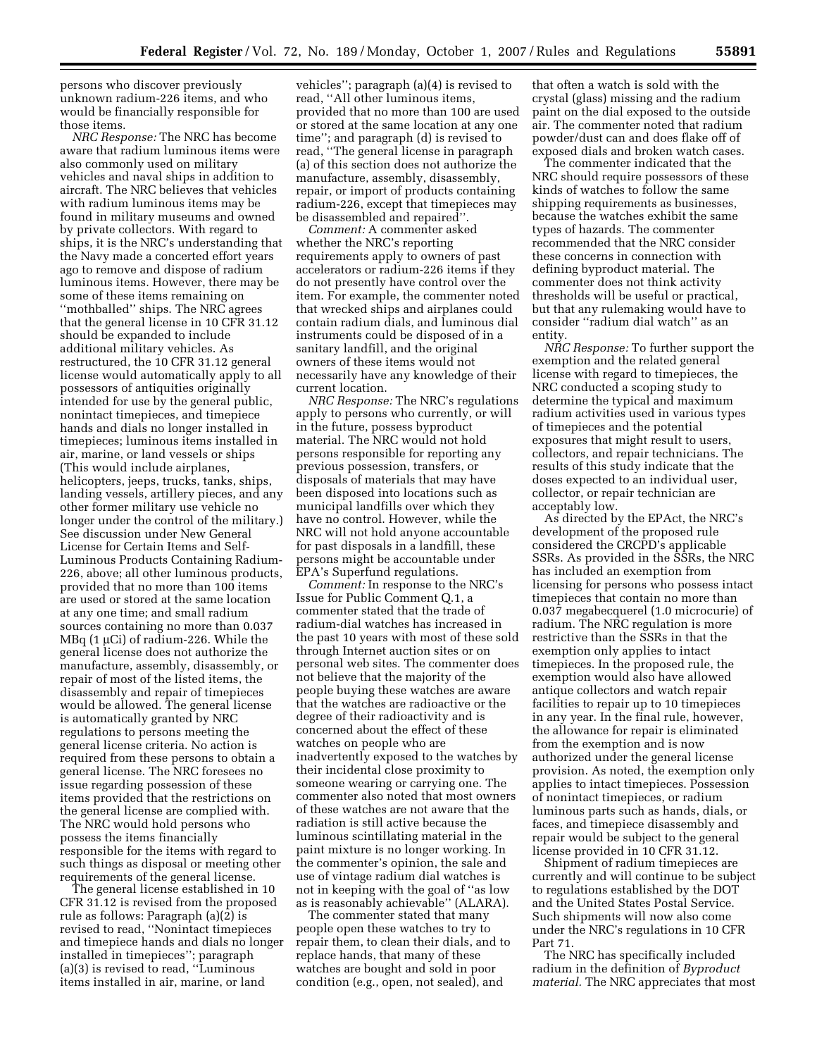persons who discover previously unknown radium-226 items, and who would be financially responsible for those items.

*NRC Response:* The NRC has become aware that radium luminous items were also commonly used on military vehicles and naval ships in addition to aircraft. The NRC believes that vehicles with radium luminous items may be found in military museums and owned by private collectors. With regard to ships, it is the NRC's understanding that the Navy made a concerted effort years ago to remove and dispose of radium luminous items. However, there may be some of these items remaining on ''mothballed'' ships. The NRC agrees that the general license in 10 CFR 31.12 should be expanded to include additional military vehicles. As restructured, the 10 CFR 31.12 general license would automatically apply to all possessors of antiquities originally intended for use by the general public, nonintact timepieces, and timepiece hands and dials no longer installed in timepieces; luminous items installed in air, marine, or land vessels or ships (This would include airplanes, helicopters, jeeps, trucks, tanks, ships, landing vessels, artillery pieces, and any other former military use vehicle no longer under the control of the military.) See discussion under New General License for Certain Items and Self-Luminous Products Containing Radium-226, above; all other luminous products, provided that no more than 100 items are used or stored at the same location at any one time; and small radium sources containing no more than 0.037 MBq (1 μCi) of radium-226. While the general license does not authorize the manufacture, assembly, disassembly, or repair of most of the listed items, the disassembly and repair of timepieces would be allowed. The general license is automatically granted by NRC regulations to persons meeting the general license criteria. No action is required from these persons to obtain a general license. The NRC foresees no issue regarding possession of these items provided that the restrictions on the general license are complied with. The NRC would hold persons who possess the items financially responsible for the items with regard to such things as disposal or meeting other requirements of the general license.

The general license established in 10 CFR 31.12 is revised from the proposed rule as follows: Paragraph (a)(2) is revised to read, ''Nonintact timepieces and timepiece hands and dials no longer installed in timepieces''; paragraph (a)(3) is revised to read, ''Luminous items installed in air, marine, or land vehicles''; paragraph (a)(4) is revised to read, ''All other luminous items, provided that no more than 100 are used or stored at the same location at any one time''; and paragraph (d) is revised to read, ''The general license in paragraph (a) of this section does not authorize the manufacture, assembly, disassembly, repair, or import of products containing radium-226, except that timepieces may be disassembled and repaired''.

*Comment:* A commenter asked whether the NRC's reporting requirements apply to owners of past accelerators or radium-226 items if they do not presently have control over the item. For example, the commenter noted that wrecked ships and airplanes could contain radium dials, and luminous dial instruments could be disposed of in a sanitary landfill, and the original owners of these items would not necessarily have any knowledge of their current location.

*NRC Response:* The NRC's regulations apply to persons who currently, or will in the future, possess byproduct material. The NRC would not hold persons responsible for reporting any previous possession, transfers, or disposals of materials that may have been disposed into locations such as municipal landfills over which they have no control. However, while the NRC will not hold anyone accountable for past disposals in a landfill, these persons might be accountable under EPA's Superfund regulations.

*Comment:* In response to the NRC's Issue for Public Comment Q.1, a commenter stated that the trade of radium-dial watches has increased in the past 10 years with most of these sold through Internet auction sites or on personal web sites. The commenter does not believe that the majority of the people buying these watches are aware that the watches are radioactive or the degree of their radioactivity and is concerned about the effect of these watches on people who are inadvertently exposed to the watches by their incidental close proximity to someone wearing or carrying one. The commenter also noted that most owners of these watches are not aware that the radiation is still active because the luminous scintillating material in the paint mixture is no longer working. In the commenter's opinion, the sale and use of vintage radium dial watches is not in keeping with the goal of ''as low as is reasonably achievable'' (ALARA).

The commenter stated that many people open these watches to try to repair them, to clean their dials, and to replace hands, that many of these watches are bought and sold in poor condition (e.g., open, not sealed), and that often a watch is sold with the crystal (glass) missing and the radium paint on the dial exposed to the outside air. The commenter noted that radium powder/dust can and does flake off of exposed dials and broken watch cases.

The commenter indicated that the NRC should require possessors of these kinds of watches to follow the same shipping requirements as businesses, because the watches exhibit the same types of hazards. The commenter recommended that the NRC consider these concerns in connection with defining byproduct material. The commenter does not think activity thresholds will be useful or practical, but that any rulemaking would have to consider ''radium dial watch'' as an entity.

*NRC Response:* To further support the exemption and the related general license with regard to timepieces, the NRC conducted a scoping study to determine the typical and maximum radium activities used in various types of timepieces and the potential exposures that might result to users, collectors, and repair technicians. The results of this study indicate that the doses expected to an individual user, collector, or repair technician are acceptably low.

As directed by the EPAct, the NRC's development of the proposed rule considered the CRCPD's applicable SSRs. As provided in the SSRs, the NRC has included an exemption from licensing for persons who possess intact timepieces that contain no more than 0.037 megabecquerel (1.0 microcurie) of radium. The NRC regulation is more restrictive than the SSRs in that the exemption only applies to intact timepieces. In the proposed rule, the exemption would also have allowed antique collectors and watch repair facilities to repair up to 10 timepieces in any year. In the final rule, however, the allowance for repair is eliminated from the exemption and is now authorized under the general license provision. As noted, the exemption only applies to intact timepieces. Possession of nonintact timepieces, or radium luminous parts such as hands, dials, or faces, and timepiece disassembly and repair would be subject to the general license provided in 10 CFR 31.12.

Shipment of radium timepieces are currently and will continue to be subject to regulations established by the DOT and the United States Postal Service. Such shipments will now also come under the NRC's regulations in 10 CFR Part 71.

The NRC has specifically included radium in the definition of *Byproduct material.* The NRC appreciates that most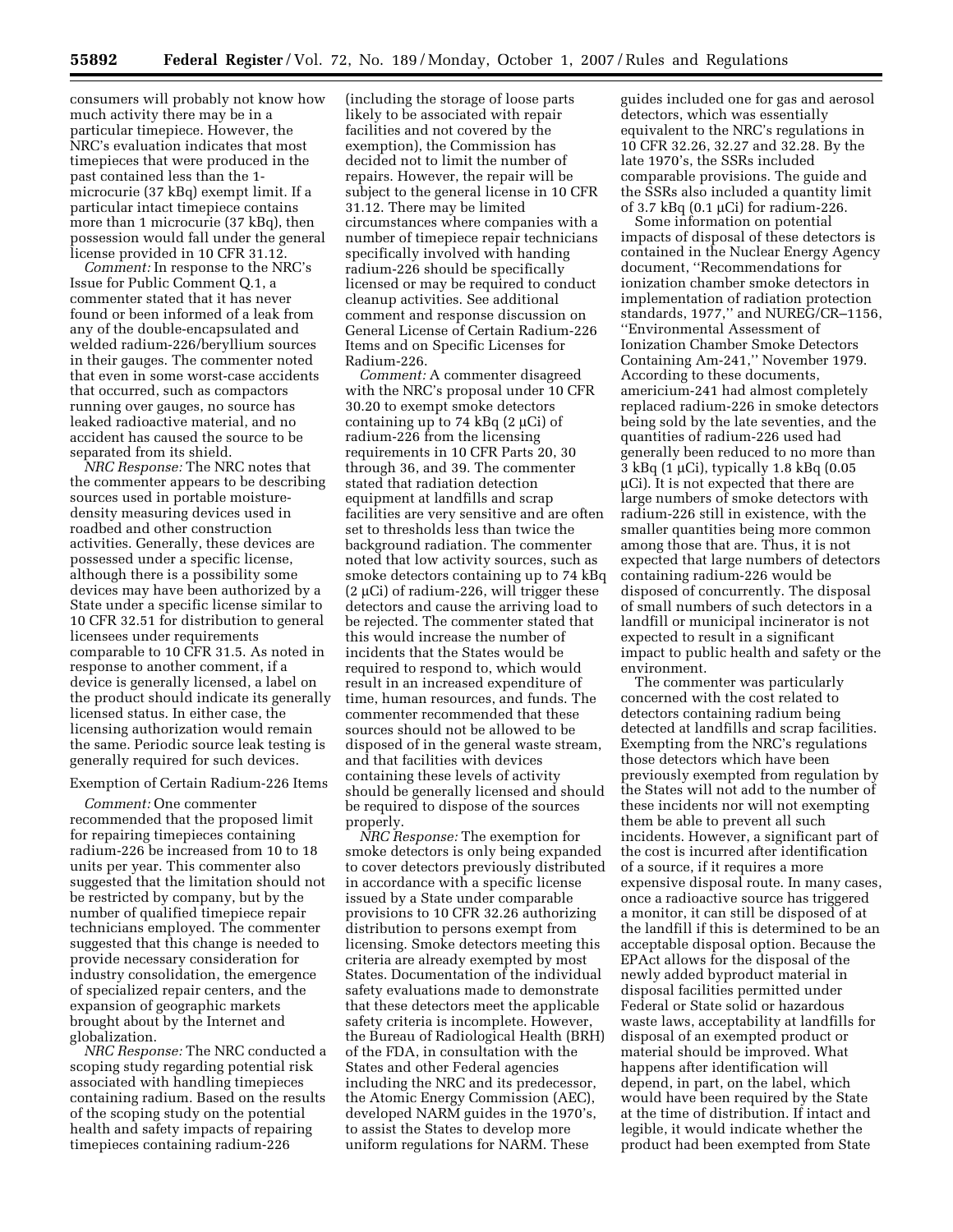consumers will probably not know how much activity there may be in a particular timepiece. However, the NRC's evaluation indicates that most timepieces that were produced in the past contained less than the 1-microcurie (37 kBq) exempt limit. If a particular intact timepiece contains more than 1 microcurie (37 kBq), then possession would fall under the general license provided in 10 CFR 31.12.

*Comment:* In response to the NRC's Issue for Public Comment Q.1, a commenter stated that it has never found or been informed of a leak from any of the double-encapsulated and welded radium-226/beryllium sources in their gauges. The commenter noted that even in some worst-case accidents that occurred, such as compactors running over gauges, no source has leaked radioactive material, and no accident has caused the source to be separated from its shield.

*NRC Response:* The NRC notes that the commenter appears to be describing sources used in portable moisture-density measuring devices used in roadbed and other construction activities. Generally, these devices are possessed under a specific license, although there is a possibility some devices may have been authorized by a State under a specific license similar to 10 CFR 32.51 for distribution to general licensees under requirements comparable to 10 CFR 31.5. As noted in response to another comment, if a device is generally licensed, a label on the product should indicate its generally licensed status. In either case, the licensing authorization would remain the same. Periodic source leak testing is generally required for such devices.

Exemption of Certain Radium-226 Items

*Comment:* One commenter recommended that the proposed limit for repairing timepieces containing radium-226 be increased from 10 to 18 units per year. This commenter also suggested that the limitation should not be restricted by company, but by the number of qualified timepiece repair technicians employed. The commenter suggested that this change is needed to provide necessary consideration for industry consolidation, the emergence of specialized repair centers, and the expansion of geographic markets brought about by the Internet and globalization.

*NRC Response:* The NRC conducted a scoping study regarding potential risk associated with handling timepieces containing radium. Based on the results of the scoping study on the potential health and safety impacts of repairing timepieces containing radium-226 (including the storage of loose parts likely to be associated with repair facilities and not covered by the exemption), the Commission has decided not to limit the number of repairs. However, the repair will be subject to the general license in 10 CFR 31.12. There may be limited circumstances where companies with a number of timepiece repair technicians specifically involved with handing radium-226 should be specifically licensed or may be required to conduct cleanup activities. See additional comment and response discussion on General License of Certain Radium-226 Items and on Specific Licenses for Radium-226.

*Comment:* A commenter disagreed with the NRC's proposal under 10 CFR 30.20 to exempt smoke detectors containing up to 74 kBq (2 μCi) of radium-226 from the licensing requirements in 10 CFR Parts 20, 30 through 36, and 39. The commenter stated that radiation detection equipment at landfills and scrap facilities are very sensitive and are often set to thresholds less than twice the background radiation. The commenter noted that low activity sources, such as smoke detectors containing up to 74 kBq (2 μCi) of radium-226, will trigger these detectors and cause the arriving load to be rejected. The commenter stated that this would increase the number of incidents that the States would be required to respond to, which would result in an increased expenditure of time, human resources, and funds. The commenter recommended that these sources should not be allowed to be disposed of in the general waste stream, and that facilities with devices containing these levels of activity should be generally licensed and should be required to dispose of the sources properly.

*NRC Response:* The exemption for smoke detectors is only being expanded to cover detectors previously distributed in accordance with a specific license issued by a State under comparable provisions to 10 CFR 32.26 authorizing distribution to persons exempt from licensing. Smoke detectors meeting this criteria are already exempted by most States. Documentation of the individual safety evaluations made to demonstrate that these detectors meet the applicable safety criteria is incomplete. However, the Bureau of Radiological Health (BRH) of the FDA, in consultation with the States and other Federal agencies including the NRC and its predecessor, the Atomic Energy Commission (AEC), developed NARM guides in the 1970's, to assist the States to develop more uniform regulations for NARM. These guides included one for gas and aerosol detectors, which was essentially equivalent to the NRC's regulations in 10 CFR 32.26, 32.27 and 32.28. By the late 1970's, the SSRs included comparable provisions. The guide and the SSRs also included a quantity limit of 3.7 kBq (0.1 μCi) for radium-226.

Some information on potential impacts of disposal of these detectors is contained in the Nuclear Energy Agency document, ''Recommendations for ionization chamber smoke detectors in implementation of radiation protection standards, 1977,'' and NUREG/CR–1156, ''Environmental Assessment of Ionization Chamber Smoke Detectors Containing Am-241,'' November 1979. According to these documents, americium-241 had almost completely replaced radium-226 in smoke detectors being sold by the late seventies, and the quantities of radium-226 used had generally been reduced to no more than 3 kBq (1 μCi), typically 1.8 kBq (0.05 μCi). It is not expected that there are large numbers of smoke detectors with radium-226 still in existence, with the smaller quantities being more common among those that are. Thus, it is not expected that large numbers of detectors containing radium-226 would be disposed of concurrently. The disposal of small numbers of such detectors in a landfill or municipal incinerator is not expected to result in a significant impact to public health and safety or the environment.

The commenter was particularly concerned with the cost related to detectors containing radium being detected at landfills and scrap facilities. Exempting from the NRC's regulations those detectors which have been previously exempted from regulation by the States will not add to the number of these incidents nor will not exempting them be able to prevent all such incidents. However, a significant part of the cost is incurred after identification of a source, if it requires a more expensive disposal route. In many cases, once a radioactive source has triggered a monitor, it can still be disposed of at the landfill if this is determined to be an acceptable disposal option. Because the EPAct allows for the disposal of the newly added byproduct material in disposal facilities permitted under Federal or State solid or hazardous waste laws, acceptability at landfills for disposal of an exempted product or material should be improved. What happens after identification will depend, in part, on the label, which would have been required by the State at the time of distribution. If intact and legible, it would indicate whether the product had been exempted from State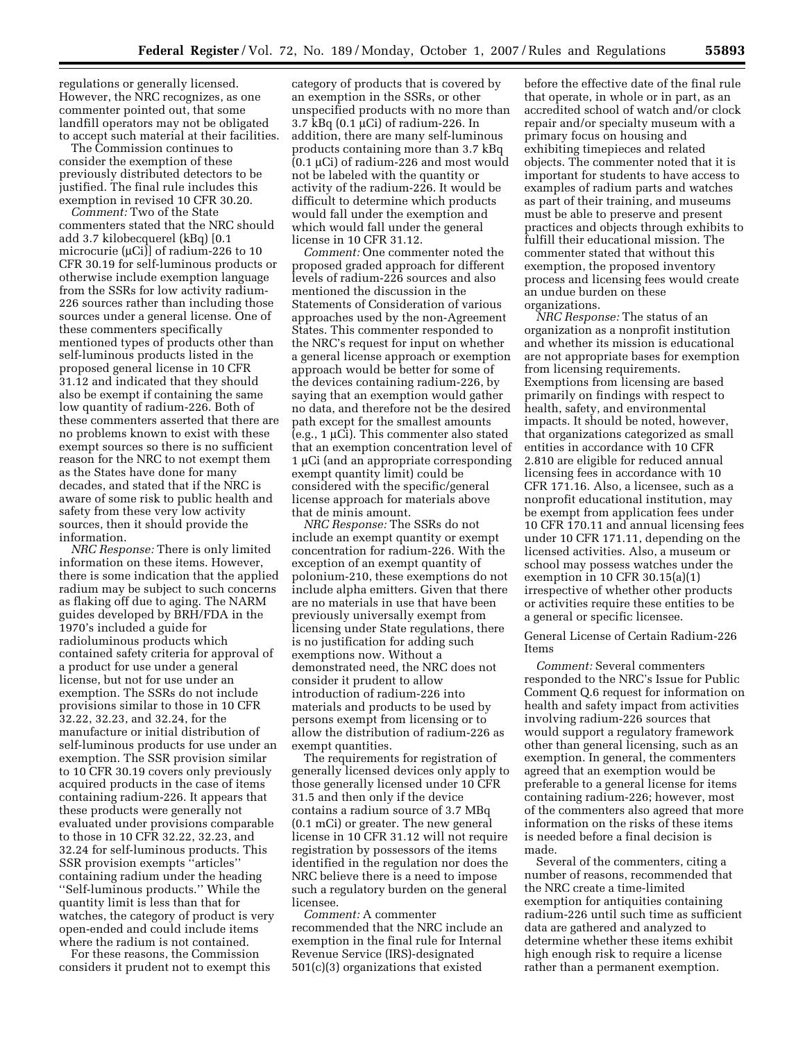regulations or generally licensed. However, the NRC recognizes, as one commenter pointed out, that some landfill operators may not be obligated to accept such material at their facilities.

The Commission continues to consider the exemption of these previously distributed detectors to be justified. The final rule includes this exemption in revised 10 CFR 30.20.

*Comment:* Two of the State commenters stated that the NRC should add 3.7 kilobecquerel (kBq) [0.1 microcurie (μCi)] of radium-226 to 10 CFR 30.19 for self-luminous products or otherwise include exemption language from the SSRs for low activity radium-226 sources rather than including those sources under a general license. One of these commenters specifically mentioned types of products other than self-luminous products listed in the proposed general license in 10 CFR 31.12 and indicated that they should also be exempt if containing the same low quantity of radium-226. Both of these commenters asserted that there are no problems known to exist with these exempt sources so there is no sufficient reason for the NRC to not exempt them as the States have done for many decades, and stated that if the NRC is aware of some risk to public health and safety from these very low activity sources, then it should provide the information.

*NRC Response:* There is only limited information on these items. However, there is some indication that the applied radium may be subject to such concerns as flaking off due to aging. The NARM guides developed by BRH/FDA in the 1970's included a guide for radioluminous products which contained safety criteria for approval of a product for use under a general license, but not for use under an exemption. The SSRs do not include provisions similar to those in 10 CFR 32.22, 32.23, and 32.24, for the manufacture or initial distribution of self-luminous products for use under an exemption. The SSR provision similar to 10 CFR 30.19 covers only previously acquired products in the case of items containing radium-226. It appears that these products were generally not evaluated under provisions comparable to those in 10 CFR 32.22, 32.23, and 32.24 for self-luminous products. This SSR provision exempts "articles" containing radium under the heading "Self-luminous products." While the quantity limit is less than that for watches, the category of product is very open-ended and could include items where the radium is not contained.

For these reasons, the Commission considers it prudent not to exempt this category of products that is covered by an exemption in the SSRs, or other unspecified products with no more than 3.7 kBq (0.1 μCi) of radium-226. In addition, there are many self-luminous products containing more than 3.7 kBq (0.1 μCi) of radium-226 and most would not be labeled with the quantity or activity of the radium-226. It would be difficult to determine which products would fall under the exemption and which would fall under the general license in 10 CFR 31.12.

*Comment:* One commenter noted the proposed graded approach for different levels of radium-226 sources and also mentioned the discussion in the Statements of Consideration of various approaches used by the non-Agreement States. This commenter responded to the NRC's request for input on whether a general license approach or exemption approach would be better for some of the devices containing radium-226, by saying that an exemption would gather no data, and therefore not be the desired path except for the smallest amounts (e.g., 1 μCi). This commenter also stated that an exemption concentration level of 1 μCi (and an appropriate corresponding exempt quantity limit) could be considered with the specific/general license approach for materials above that de minis amount.

*NRC Response:* The SSRs do not include an exempt quantity or exempt concentration for radium-226. With the exception of an exempt quantity of polonium-210, these exemptions do not include alpha emitters. Given that there are no materials in use that have been previously universally exempt from licensing under State regulations, there is no justification for adding such exemptions now. Without a demonstrated need, the NRC does not consider it prudent to allow introduction of radium-226 into materials and products to be used by persons exempt from licensing or to allow the distribution of radium-226 as exempt quantities.

The requirements for registration of generally licensed devices only apply to those generally licensed under 10 CFR 31.5 and then only if the device contains a radium source of 3.7 MBq (0.1 mCi) or greater. The new general license in 10 CFR 31.12 will not require registration by possessors of the items identified in the regulation nor does the NRC believe there is a need to impose such a regulatory burden on the general licensee.

*Comment:* A commenter recommended that the NRC include an exemption in the final rule for Internal Revenue Service (IRS)-designated 501(c)(3) organizations that existed before the effective date of the final rule that operate, in whole or in part, as an accredited school of watch and/or clock repair and/or specialty museum with a primary focus on housing and exhibiting timepieces and related objects. The commenter noted that it is important for students to have access to examples of radium parts and watches as part of their training, and museums must be able to preserve and present practices and objects through exhibits to fulfill their educational mission. The commenter stated that without this exemption, the proposed inventory process and licensing fees would create an undue burden on these organizations.

*NRC Response:* The status of an organization as a nonprofit institution and whether its mission is educational are not appropriate bases for exemption from licensing requirements. Exemptions from licensing are based primarily on findings with respect to health, safety, and environmental impacts. It should be noted, however, that organizations categorized as small entities in accordance with 10 CFR 2.810 are eligible for reduced annual licensing fees in accordance with 10 CFR 171.16. Also, a licensee, such as a nonprofit educational institution, may be exempt from application fees under 10 CFR 170.11 and annual licensing fees under 10 CFR 171.11, depending on the licensed activities. Also, a museum or school may possess watches under the exemption in 10 CFR 30.15(a)(1) irrespective of whether other products or activities require these entities to be a general or specific licensee.

General License of Certain Radium-226 Items

*Comment:* Several commenters responded to the NRC's Issue for Public Comment Q.6 request for information on health and safety impact from activities involving radium-226 sources that would support a regulatory framework other than general licensing, such as an exemption. In general, the commenters agreed that an exemption would be preferable to a general license for items containing radium-226; however, most of the commenters also agreed that more information on the risks of these items is needed before a final decision is made.

Several of the commenters, citing a number of reasons, recommended that the NRC create a time-limited exemption for antiquities containing radium-226 until such time as sufficient data are gathered and analyzed to determine whether these items exhibit high enough risk to require a license rather than a permanent exemption.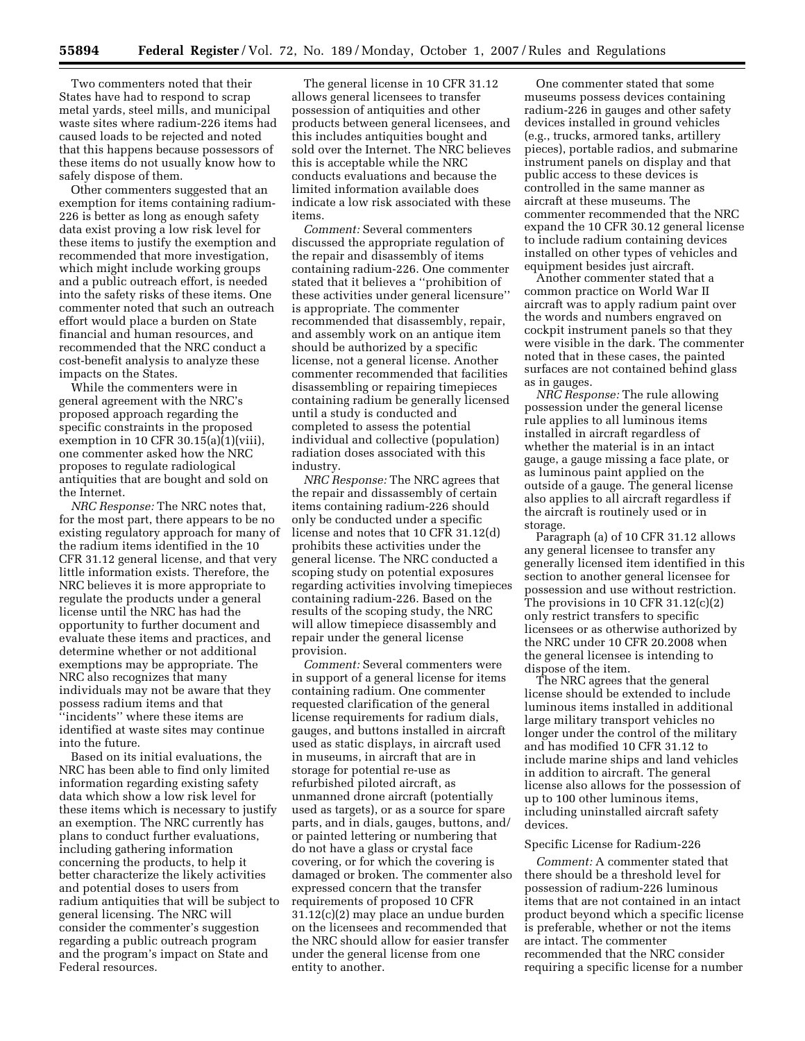Two commenters noted that their States have had to respond to scrap metal yards, steel mills, and municipal waste sites where radium-226 items had caused loads to be rejected and noted that this happens because possessors of these items do not usually know how to safely dispose of them.

Other commenters suggested that an exemption for items containing radium-226 is better as long as enough safety data exist proving a low risk level for these items to justify the exemption and recommended that more investigation, which might include working groups and a public outreach effort, is needed into the safety risks of these items. One commenter noted that such an outreach effort would place a burden on State financial and human resources, and recommended that the NRC conduct a cost-benefit analysis to analyze these impacts on the States.

While the commenters were in general agreement with the NRC's proposed approach regarding the specific constraints in the proposed exemption in 10 CFR 30.15(a)(1)(viii), one commenter asked how the NRC proposes to regulate radiological antiquities that are bought and sold on the Internet.

*NRC Response:* The NRC notes that, for the most part, there appears to be no existing regulatory approach for many of the radium items identified in the 10 CFR 31.12 general license, and that very little information exists. Therefore, the NRC believes it is more appropriate to regulate the products under a general license until the NRC has had the opportunity to further document and evaluate these items and practices, and determine whether or not additional exemptions may be appropriate. The NRC also recognizes that many individuals may not be aware that they possess radium items and that ''incidents'' where these items are identified at waste sites may continue into the future.

Based on its initial evaluations, the NRC has been able to find only limited information regarding existing safety data which show a low risk level for these items which is necessary to justify an exemption. The NRC currently has plans to conduct further evaluations, including gathering information concerning the products, to help it better characterize the likely activities and potential doses to users from radium antiquities that will be subject to general licensing. The NRC will consider the commenter's suggestion regarding a public outreach program and the program's impact on State and Federal resources.

The general license in 10 CFR 31.12 allows general licensees to transfer possession of antiquities and other products between general licensees, and this includes antiquities bought and sold over the Internet. The NRC believes this is acceptable while the NRC conducts evaluations and because the limited information available does indicate a low risk associated with these items.

*Comment:* Several commenters discussed the appropriate regulation of the repair and disassembly of items containing radium-226. One commenter stated that it believes a ''prohibition of these activities under general licensure'' is appropriate. The commenter recommended that disassembly, repair, and assembly work on an antique item should be authorized by a specific license, not a general license. Another commenter recommended that facilities disassembling or repairing timepieces containing radium be generally licensed until a study is conducted and completed to assess the potential individual and collective (population) radiation doses associated with this industry.

*NRC Response:* The NRC agrees that the repair and dissassembly of certain items containing radium-226 should only be conducted under a specific license and notes that 10 CFR 31.12(d) prohibits these activities under the general license. The NRC conducted a scoping study on potential exposures regarding activities involving timepieces containing radium-226. Based on the results of the scoping study, the NRC will allow timepiece disassembly and repair under the general license provision.

*Comment:* Several commenters were in support of a general license for items containing radium. One commenter requested clarification of the general license requirements for radium dials, gauges, and buttons installed in aircraft used as static displays, in aircraft used in museums, in aircraft that are in storage for potential re-use as refurbished piloted aircraft, as unmanned drone aircraft (potentially used as targets), or as a source for spare parts, and in dials, gauges, buttons, and/or painted lettering or numbering that do not have a glass or crystal face covering, or for which the covering is damaged or broken. The commenter also expressed concern that the transfer requirements of proposed 10 CFR 31.12(c)(2) may place an undue burden on the licensees and recommended that the NRC should allow for easier transfer under the general license from one entity to another.

One commenter stated that some museums possess devices containing radium-226 in gauges and other safety devices installed in ground vehicles (e.g., trucks, armored tanks, artillery pieces), portable radios, and submarine instrument panels on display and that public access to these devices is controlled in the same manner as aircraft at these museums. The commenter recommended that the NRC expand the 10 CFR 30.12 general license to include radium containing devices installed on other types of vehicles and equipment besides just aircraft.

Another commenter stated that a common practice on World War II aircraft was to apply radium paint over the words and numbers engraved on cockpit instrument panels so that they were visible in the dark. The commenter noted that in these cases, the painted surfaces are not contained behind glass as in gauges.

*NRC Response:* The rule allowing possession under the general license rule applies to all luminous items installed in aircraft regardless of whether the material is in an intact gauge, a gauge missing a face plate, or as luminous paint applied on the outside of a gauge. The general license also applies to all aircraft regardless if the aircraft is routinely used or in storage.

Paragraph (a) of 10 CFR 31.12 allows any general licensee to transfer any generally licensed item identified in this section to another general licensee for possession and use without restriction. The provisions in 10 CFR 31.12(c)(2) only restrict transfers to specific licensees or as otherwise authorized by the NRC under 10 CFR 20.2008 when the general licensee is intending to dispose of the item.

The NRC agrees that the general license should be extended to include luminous items installed in additional large military transport vehicles no longer under the control of the military and has modified 10 CFR 31.12 to include marine ships and land vehicles in addition to aircraft. The general license also allows for the possession of up to 100 other luminous items, including uninstalled aircraft safety devices.

Specific License for Radium-226

*Comment:* A commenter stated that there should be a threshold level for possession of radium-226 luminous items that are not contained in an intact product beyond which a specific license is preferable, whether or not the items are intact. The commenter recommended that the NRC consider requiring a specific license for a number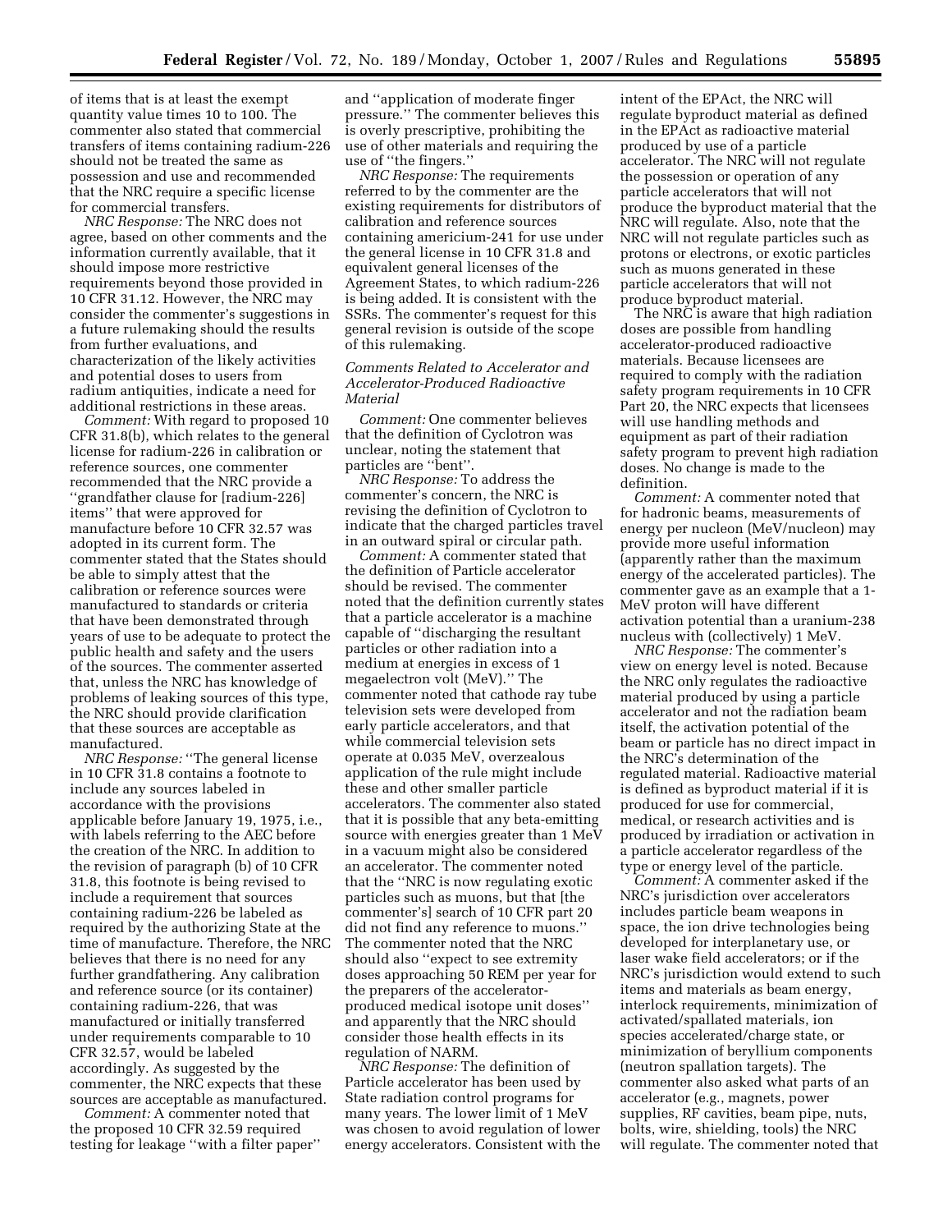of items that is at least the exempt quantity value times 10 to 100. The commenter also stated that commercial transfers of items containing radium-226 should not be treated the same as possession and use and recommended that the NRC require a specific license for commercial transfers.

*NRC Response:* The NRC does not agree, based on other comments and the information currently available, that it should impose more restrictive requirements beyond those provided in 10 CFR 31.12. However, the NRC may consider the commenter's suggestions in a future rulemaking should the results from further evaluations, and characterization of the likely activities and potential doses to users from radium antiquities, indicate a need for additional restrictions in these areas.

*Comment:* With regard to proposed 10 CFR 31.8(b), which relates to the general license for radium-226 in calibration or reference sources, one commenter recommended that the NRC provide a ''grandfather clause for [radium-226] items'' that were approved for manufacture before 10 CFR 32.57 was adopted in its current form. The commenter stated that the States should be able to simply attest that the calibration or reference sources were manufactured to standards or criteria that have been demonstrated through years of use to be adequate to protect the public health and safety and the users of the sources. The commenter asserted that, unless the NRC has knowledge of problems of leaking sources of this type, the NRC should provide clarification that these sources are acceptable as manufactured.

*NRC Response:* ''The general license in 10 CFR 31.8 contains a footnote to include any sources labeled in accordance with the provisions applicable before January 19, 1975, i.e., with labels referring to the AEC before the creation of the NRC. In addition to the revision of paragraph (b) of 10 CFR 31.8, this footnote is being revised to include a requirement that sources containing radium-226 be labeled as required by the authorizing State at the time of manufacture. Therefore, the NRC believes that there is no need for any further grandfathering. Any calibration and reference source (or its container) containing radium-226, that was manufactured or initially transferred under requirements comparable to 10 CFR 32.57, would be labeled accordingly. As suggested by the commenter, the NRC expects that these sources are acceptable as manufactured.

*Comment:* A commenter noted that the proposed 10 CFR 32.59 required testing for leakage ''with a filter paper'' and ''application of moderate finger pressure.'' The commenter believes this is overly prescriptive, prohibiting the use of other materials and requiring the use of ''the fingers.''

*NRC Response:* The requirements referred to by the commenter are the existing requirements for distributors of calibration and reference sources containing americium-241 for use under the general license in 10 CFR 31.8 and equivalent general licenses of the Agreement States, to which radium-226 is being added. It is consistent with the SSRs. The commenter's request for this general revision is outside of the scope of this rulemaking.

*Comments Related to Accelerator and Accelerator-Produced Radioactive Material*

*Comment:* One commenter believes that the definition of Cyclotron was unclear, noting the statement that particles are ''bent''.

*NRC Response:* To address the commenter's concern, the NRC is revising the definition of Cyclotron to indicate that the charged particles travel in an outward spiral or circular path.

*Comment:* A commenter stated that the definition of Particle accelerator should be revised. The commenter noted that the definition currently states that a particle accelerator is a machine capable of ''discharging the resultant particles or other radiation into a medium at energies in excess of 1 megaelectron volt (MeV).'' The commenter noted that cathode ray tube television sets were developed from early particle accelerators, and that while commercial television sets operate at 0.035 MeV, overzealous application of the rule might include these and other smaller particle accelerators. The commenter also stated that it is possible that any beta-emitting source with energies greater than 1 MeV in a vacuum might also be considered an accelerator. The commenter noted that the ''NRC is now regulating exotic particles such as muons, but that [the commenter's] search of 10 CFR part 20 did not find any reference to muons.'' The commenter noted that the NRC should also ''expect to see extremity doses approaching 50 REM per year for the preparers of the accelerator-produced medical isotope unit doses'' and apparently that the NRC should consider those health effects in its regulation of NARM.

*NRC Response:* The definition of Particle accelerator has been used by State radiation control programs for many years. The lower limit of 1 MeV was chosen to avoid regulation of lower energy accelerators. Consistent with the intent of the EPAct, the NRC will regulate byproduct material as defined in the EPAct as radioactive material produced by use of a particle accelerator. The NRC will not regulate the possession or operation of any particle accelerators that will not produce the byproduct material that the NRC will regulate. Also, note that the NRC will not regulate particles such as protons or electrons, or exotic particles such as muons generated in these particle accelerators that will not produce byproduct material.

The NRC is aware that high radiation doses are possible from handling accelerator-produced radioactive materials. Because licensees are required to comply with the radiation safety program requirements in 10 CFR Part 20, the NRC expects that licensees will use handling methods and equipment as part of their radiation safety program to prevent high radiation doses. No change is made to the definition.

*Comment:* A commenter noted that for hadronic beams, measurements of energy per nucleon (MeV/nucleon) may provide more useful information (apparently rather than the maximum energy of the accelerated particles). The commenter gave as an example that a 1-MeV proton will have different activation potential than a uranium-238 nucleus with (collectively) 1 MeV.

*NRC Response:* The commenter's view on energy level is noted. Because the NRC only regulates the radioactive material produced by using a particle accelerator and not the radiation beam itself, the activation potential of the beam or particle has no direct impact in the NRC's determination of the regulated material. Radioactive material is defined as byproduct material if it is produced for use for commercial, medical, or research activities and is produced by irradiation or activation in a particle accelerator regardless of the type or energy level of the particle.

*Comment:* A commenter asked if the NRC's jurisdiction over accelerators includes particle beam weapons in space, the ion drive technologies being developed for interplanetary use, or laser wake field accelerators; or if the NRC's jurisdiction would extend to such items and materials as beam energy, interlock requirements, minimization of activated/spallated materials, ion species accelerated/charge state, or minimization of beryllium components (neutron spallation targets). The commenter also asked what parts of an accelerator (e.g., magnets, power supplies, RF cavities, beam pipe, nuts, bolts, wire, shielding, tools) the NRC will regulate. The commenter noted that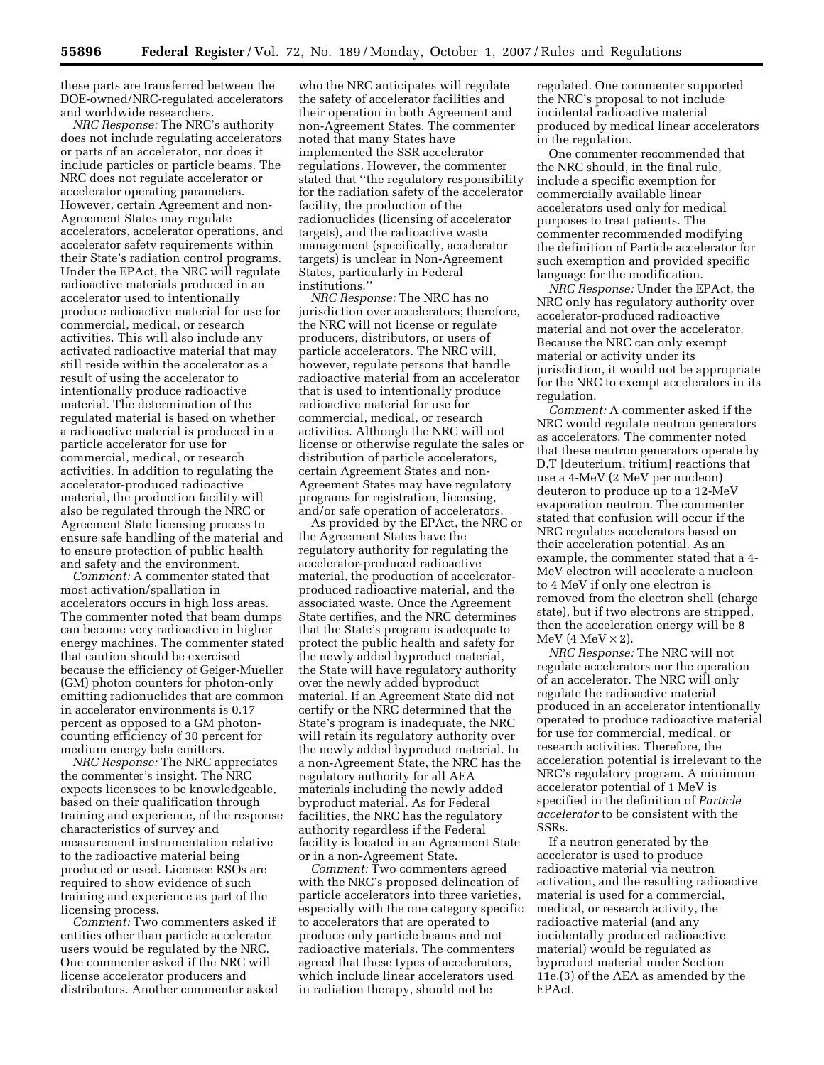these parts are transferred between the DOE-owned/NRC-regulated accelerators and worldwide researchers.

*NRC Response:* The NRC's authority does not include regulating accelerators or parts of an accelerator, nor does it include particles or particle beams. The NRC does not regulate accelerator or accelerator operating parameters. However, certain Agreement and non-Agreement States may regulate accelerators, accelerator operations, and accelerator safety requirements within their State's radiation control programs. Under the EPAct, the NRC will regulate radioactive materials produced in an accelerator used to intentionally produce radioactive material for use for commercial, medical, or research activities. This will also include any activated radioactive material that may still reside within the accelerator as a result of using the accelerator to intentionally produce radioactive material. The determination of the regulated material is based on whether a radioactive material is produced in a particle accelerator for use for commercial, medical, or research activities. In addition to regulating the accelerator-produced radioactive material, the production facility will also be regulated through the NRC or Agreement State licensing process to ensure safe handling of the material and to ensure protection of public health and safety and the environment.

*Comment:* A commenter stated that most activation/spallation in accelerators occurs in high loss areas. The commenter noted that beam dumps can become very radioactive in higher energy machines. The commenter stated that caution should be exercised because the efficiency of Geiger-Mueller (GM) photon counters for photon-only emitting radionuclides that are common in accelerator environments is 0.17 percent as opposed to a GM photon-counting efficiency of 30 percent for medium energy beta emitters.

*NRC Response:* The NRC appreciates the commenter's insight. The NRC expects licensees to be knowledgeable, based on their qualification through training and experience, of the response characteristics of survey and measurement instrumentation relative to the radioactive material being produced or used. Licensee RSOs are required to show evidence of such training and experience as part of the licensing process.

*Comment:* Two commenters asked if entities other than particle accelerator users would be regulated by the NRC. One commenter asked if the NRC will license accelerator producers and distributors. Another commenter asked who the NRC anticipates will regulate the safety of accelerator facilities and their operation in both Agreement and non-Agreement States. The commenter noted that many States have implemented the SSR accelerator regulations. However, the commenter stated that "the regulatory responsibility for the radiation safety of the accelerator facility, the production of the radionuclides (licensing of accelerator targets), and the radioactive waste management (specifically, accelerator targets) is unclear in Non-Agreement States, particularly in Federal institutions."

*NRC Response:* The NRC has no jurisdiction over accelerators; therefore, the NRC will not license or regulate producers, distributors, or users of particle accelerators. The NRC will, however, regulate persons that handle radioactive material from an accelerator that is used to intentionally produce radioactive material for use for commercial, medical, or research activities. Although the NRC will not license or otherwise regulate the sales or distribution of particle accelerators, certain Agreement States and non-Agreement States may have regulatory programs for registration, licensing, and/or safe operation of accelerators.

As provided by the EPAct, the NRC or the Agreement States have the regulatory authority for regulating the accelerator-produced radioactive material, the production of accelerator-produced radioactive material, and the associated waste. Once the Agreement State certifies, and the NRC determines that the State's program is adequate to protect the public health and safety for the newly added byproduct material, the State will have regulatory authority over the newly added byproduct material. If an Agreement State did not certify or the NRC determined that the State's program is inadequate, the NRC will retain its regulatory authority over the newly added byproduct material. In a non-Agreement State, the NRC has the regulatory authority for all AEA materials including the newly added byproduct material. As for Federal facilities, the NRC has the regulatory authority regardless if the Federal facility is located in an Agreement State or in a non-Agreement State.

*Comment:* Two commenters agreed with the NRC's proposed delineation of particle accelerators into three varieties, especially with the one category specific to accelerators that are operated to produce only particle beams and not radioactive materials. The commenters agreed that these types of accelerators, which include linear accelerators used in radiation therapy, should not be regulated. One commenter supported the NRC's proposal to not include incidental radioactive material produced by medical linear accelerators in the regulation.

One commenter recommended that the NRC should, in the final rule, include a specific exemption for commercially available linear accelerators used only for medical purposes to treat patients. The commenter recommended modifying the definition of Particle accelerator for such exemption and provided specific language for the modification.

*NRC Response:* Under the EPAct, the NRC only has regulatory authority over accelerator-produced radioactive material and not over the accelerator. Because the NRC can only exempt material or activity under its jurisdiction, it would not be appropriate for the NRC to exempt accelerators in its regulation.

*Comment:* A commenter asked if the NRC would regulate neutron generators as accelerators. The commenter noted that these neutron generators operate by D,T [deuterium, tritium] reactions that use a 4-MeV (2 MeV per nucleon) deuteron to produce up to a 12-MeV evaporation neutron. The commenter stated that confusion will occur if the NRC regulates accelerators based on their acceleration potential. As an example, the commenter stated that a 4-MeV electron will accelerate a nucleon to 4 MeV if only one electron is removed from the electron shell (charge state), but if two electrons are stripped, then the acceleration energy will be 8 MeV (4 MeV × 2).

*NRC Response:* The NRC will not regulate accelerators nor the operation of an accelerator. The NRC will only regulate the radioactive material produced in an accelerator intentionally operated to produce radioactive material for use for commercial, medical, or research activities. Therefore, the acceleration potential is irrelevant to the NRC's regulatory program. A minimum accelerator potential of 1 MeV is specified in the definition of *Particle accelerator* to be consistent with the SSRs.

If a neutron generated by the accelerator is used to produce radioactive material via neutron activation, and the resulting radioactive material is used for a commercial, medical, or research activity, the radioactive material (and any incidentally produced radioactive material) would be regulated as byproduct material under Section 11e.(3) of the AEA as amended by the EPAct.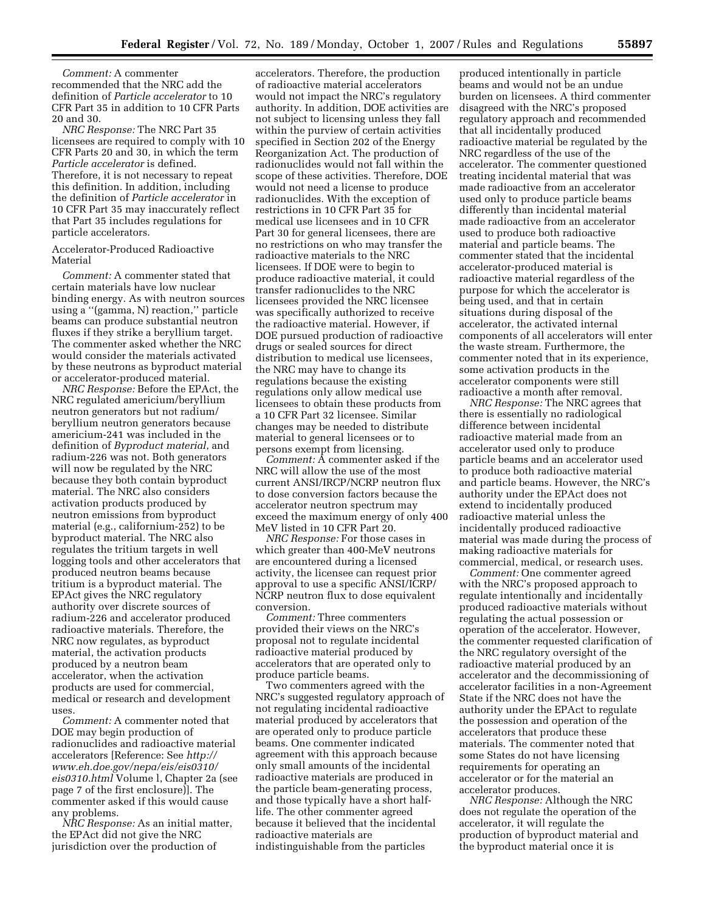*Comment:* A commenter recommended that the NRC add the definition of *Particle accelerator* to 10 CFR Part 35 in addition to 10 CFR Parts 20 and 30.

*NRC Response:* The NRC Part 35 licensees are required to comply with 10 CFR Parts 20 and 30, in which the term *Particle accelerator* is defined. Therefore, it is not necessary to repeat this definition. In addition, including the definition of *Particle accelerator* in 10 CFR Part 35 may inaccurately reflect that Part 35 includes regulations for particle accelerators.

Accelerator-Produced Radioactive Material

*Comment:* A commenter stated that certain materials have low nuclear binding energy. As with neutron sources using a ''(gamma, N) reaction,'' particle beams can produce substantial neutron fluxes if they strike a beryllium target. The commenter asked whether the NRC would consider the materials activated by these neutrons as byproduct material or accelerator-produced material.

*NRC Response:* Before the EPAct, the NRC regulated americium/beryllium neutron generators but not radium/beryllium neutron generators because americium-241 was included in the definition of *Byproduct material*, and radium-226 was not. Both generators will now be regulated by the NRC because they both contain byproduct material. The NRC also considers activation products produced by neutron emissions from byproduct material (e.g., californium-252) to be byproduct material. The NRC also regulates the tritium targets in well logging tools and other accelerators that produced neutron beams because tritium is a byproduct material. The EPAct gives the NRC regulatory authority over discrete sources of radium-226 and accelerator produced radioactive materials. Therefore, the NRC now regulates, as byproduct material, the activation products produced by a neutron beam accelerator, when the activation products are used for commercial, medical or research and development uses.

*Comment:* A commenter noted that DOE may begin production of radionuclides and radioactive material accelerators [Reference: See *http://www.eh.doe.gov/nepa/eis/eis0310/eis0310.html* Volume l, Chapter 2a (see page 7 of the first enclosure)]. The commenter asked if this would cause any problems.

*NRC Response:* As an initial matter, the EPAct did not give the NRC jurisdiction over the production of accelerators. Therefore, the production of radioactive material accelerators would not impact the NRC's regulatory authority. In addition, DOE activities are not subject to licensing unless they fall within the purview of certain activities specified in Section 202 of the Energy Reorganization Act. The production of radionuclides would not fall within the scope of these activities. Therefore, DOE would not need a license to produce radionuclides. With the exception of restrictions in 10 CFR Part 35 for medical use licensees and in 10 CFR Part 30 for general licensees, there are no restrictions on who may transfer the radioactive materials to the NRC licensees. If DOE were to begin to produce radioactive material, it could transfer radionuclides to the NRC licensees provided the NRC licensee was specifically authorized to receive the radioactive material. However, if DOE pursued production of radioactive drugs or sealed sources for direct distribution to medical use licensees, the NRC may have to change its regulations because the existing regulations only allow medical use licensees to obtain these products from a 10 CFR Part 32 licensee. Similar changes may be needed to distribute material to general licensees or to persons exempt from licensing.

*Comment:* A commenter asked if the NRC will allow the use of the most current ANSI/IRCP/NCRP neutron flux to dose conversion factors because the accelerator neutron spectrum may exceed the maximum energy of only 400 MeV listed in 10 CFR Part 20.

*NRC Response:* For those cases in which greater than 400-MeV neutrons are encountered during a licensed activity, the licensee can request prior approval to use a specific ANSI/ICRP/NCRP neutron flux to dose equivalent conversion.

*Comment:* Three commenters provided their views on the NRC's proposal not to regulate incidental radioactive material produced by accelerators that are operated only to produce particle beams.

Two commenters agreed with the NRC's suggested regulatory approach of not regulating incidental radioactive material produced by accelerators that are operated only to produce particle beams. One commenter indicated agreement with this approach because only small amounts of the incidental radioactive materials are produced in the particle beam-generating process, and those typically have a short half-life. The other commenter agreed because it believed that the incidental radioactive materials are indistinguishable from the particles produced intentionally in particle beams and would not be an undue burden on licensees. A third commenter disagreed with the NRC's proposed regulatory approach and recommended that all incidentally produced radioactive material be regulated by the NRC regardless of the use of the accelerator. The commenter questioned treating incidental material that was made radioactive from an accelerator used only to produce particle beams differently than incidental material made radioactive from an accelerator used to produce both radioactive material and particle beams. The commenter stated that the incidental accelerator-produced material is radioactive material regardless of the purpose for which the accelerator is being used, and that in certain situations during disposal of the accelerator, the activated internal components of all accelerators will enter the waste stream. Furthermore, the commenter noted that in its experience, some activation products in the accelerator components were still radioactive a month after removal.

*NRC Response:* The NRC agrees that there is essentially no radiological difference between incidental radioactive material made from an accelerator used only to produce particle beams and an accelerator used to produce both radioactive material and particle beams. However, the NRC's authority under the EPAct does not extend to incidentally produced radioactive material unless the incidentally produced radioactive material was made during the process of making radioactive materials for commercial, medical, or research uses.

*Comment:* One commenter agreed with the NRC's proposed approach to regulate intentionally and incidentally produced radioactive materials without regulating the actual possession or operation of the accelerator. However, the commenter requested clarification of the NRC regulatory oversight of the radioactive material produced by an accelerator and the decommissioning of accelerator facilities in a non-Agreement State if the NRC does not have the authority under the EPAct to regulate the possession and operation of the accelerators that produce these materials. The commenter noted that some States do not have licensing requirements for operating an accelerator or for the material an accelerator produces.

*NRC Response:* Although the NRC does not regulate the operation of the accelerator, it will regulate the production of byproduct material and the byproduct material once it is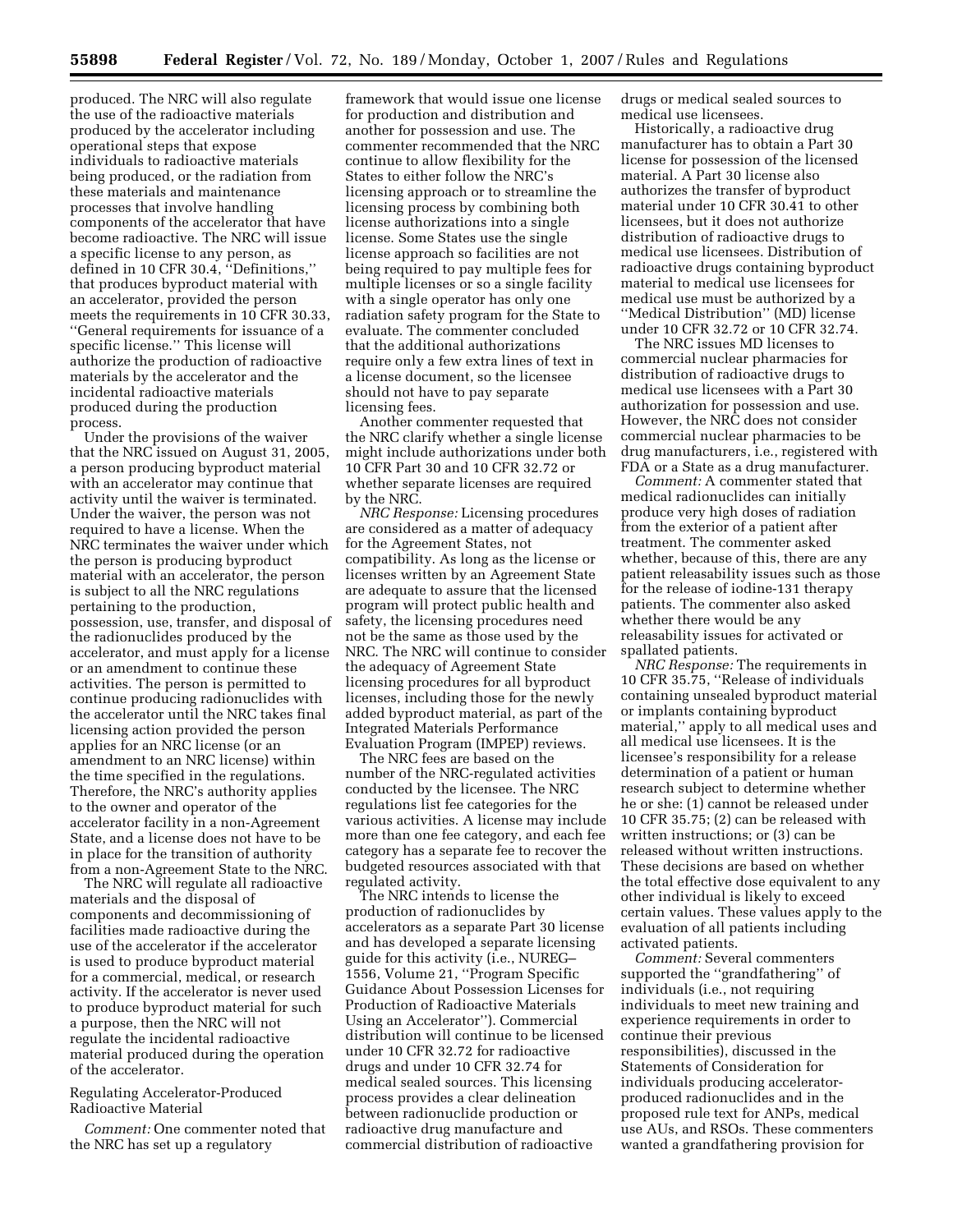produced. The NRC will also regulate the use of the radioactive materials produced by the accelerator including operational steps that expose individuals to radioactive materials being produced, or the radiation from these materials and maintenance processes that involve handling components of the accelerator that have become radioactive. The NRC will issue a specific license to any person, as defined in 10 CFR 30.4, ''Definitions,'' that produces byproduct material with an accelerator, provided the person meets the requirements in 10 CFR 30.33, ''General requirements for issuance of a specific license.'' This license will authorize the production of radioactive materials by the accelerator and the incidental radioactive materials produced during the production process.

Under the provisions of the waiver that the NRC issued on August 31, 2005, a person producing byproduct material with an accelerator may continue that activity until the waiver is terminated. Under the waiver, the person was not required to have a license. When the NRC terminates the waiver under which the person is producing byproduct material with an accelerator, the person is subject to all the NRC regulations pertaining to the production, possession, use, transfer, and disposal of the radionuclides produced by the accelerator, and must apply for a license or an amendment to continue these activities. The person is permitted to continue producing radionuclides with the accelerator until the NRC takes final licensing action provided the person applies for an NRC license (or an amendment to an NRC license) within the time specified in the regulations. Therefore, the NRC's authority applies to the owner and operator of the accelerator facility in a non-Agreement State, and a license does not have to be in place for the transition of authority from a non-Agreement State to the NRC.

The NRC will regulate all radioactive materials and the disposal of components and decommissioning of facilities made radioactive during the use of the accelerator if the accelerator is used to produce byproduct material for a commercial, medical, or research activity. If the accelerator is never used to produce byproduct material for such a purpose, then the NRC will not regulate the incidental radioactive material produced during the operation of the accelerator.

Regulating Accelerator-Produced Radioactive Material

*Comment:* One commenter noted that the NRC has set up a regulatory framework that would issue one license for production and distribution and another for possession and use. The commenter recommended that the NRC continue to allow flexibility for the States to either follow the NRC's licensing approach or to streamline the licensing process by combining both license authorizations into a single license. Some States use the single license approach so facilities are not being required to pay multiple fees for multiple licenses or so a single facility with a single operator has only one radiation safety program for the State to evaluate. The commenter concluded that the additional authorizations require only a few extra lines of text in a license document, so the licensee should not have to pay separate licensing fees.

Another commenter requested that the NRC clarify whether a single license might include authorizations under both 10 CFR Part 30 and 10 CFR 32.72 or whether separate licenses are required by the NRC.

*NRC Response:* Licensing procedures are considered as a matter of adequacy for the Agreement States, not compatibility. As long as the license or licenses written by an Agreement State are adequate to assure that the licensed program will protect public health and safety, the licensing procedures need not be the same as those used by the NRC. The NRC will continue to consider the adequacy of Agreement State licensing procedures for all byproduct licenses, including those for the newly added byproduct material, as part of the Integrated Materials Performance Evaluation Program (IMPEP) reviews.

The NRC fees are based on the number of the NRC-regulated activities conducted by the licensee. The NRC regulations list fee categories for the various activities. A license may include more than one fee category, and each fee category has a separate fee to recover the budgeted resources associated with that regulated activity.

The NRC intends to license the production of radionuclides by accelerators as a separate Part 30 license and has developed a separate licensing guide for this activity (i.e., NUREG–1556, Volume 21, ''Program Specific Guidance About Possession Licenses for Production of Radioactive Materials Using an Accelerator''). Commercial distribution will continue to be licensed under 10 CFR 32.72 for radioactive drugs and under 10 CFR 32.74 for medical sealed sources. This licensing process provides a clear delineation between radionuclide production or radioactive drug manufacture and commercial distribution of radioactive drugs or medical sealed sources to medical use licensees.

Historically, a radioactive drug manufacturer has to obtain a Part 30 license for possession of the licensed material. A Part 30 license also authorizes the transfer of byproduct material under 10 CFR 30.41 to other licensees, but it does not authorize distribution of radioactive drugs to medical use licensees. Distribution of radioactive drugs containing byproduct material to medical use licensees for medical use must be authorized by a ''Medical Distribution'' (MD) license under 10 CFR 32.72 or 10 CFR 32.74.

The NRC issues MD licenses to commercial nuclear pharmacies for distribution of radioactive drugs to medical use licensees with a Part 30 authorization for possession and use. However, the NRC does not consider commercial nuclear pharmacies to be drug manufacturers, i.e., registered with FDA or a State as a drug manufacturer.

*Comment:* A commenter stated that medical radionuclides can initially produce very high doses of radiation from the exterior of a patient after treatment. The commenter asked whether, because of this, there are any patient releasability issues such as those for the release of iodine-131 therapy patients. The commenter also asked whether there would be any releasability issues for activated or spallated patients.

*NRC Response:* The requirements in 10 CFR 35.75, ''Release of individuals containing unsealed byproduct material or implants containing byproduct material,'' apply to all medical uses and all medical use licensees. It is the licensee's responsibility for a release determination of a patient or human research subject to determine whether he or she: (1) cannot be released under 10 CFR 35.75; (2) can be released with written instructions; or (3) can be released without written instructions. These decisions are based on whether the total effective dose equivalent to any other individual is likely to exceed certain values. These values apply to the evaluation of all patients including activated patients.

*Comment:* Several commenters supported the ''grandfathering'' of individuals (i.e., not requiring individuals to meet new training and experience requirements in order to continue their previous responsibilities), discussed in the Statements of Consideration for individuals producing accelerator-produced radionuclides and in the proposed rule text for ANPs, medical use AUs, and RSOs. These commenters wanted a grandfathering provision for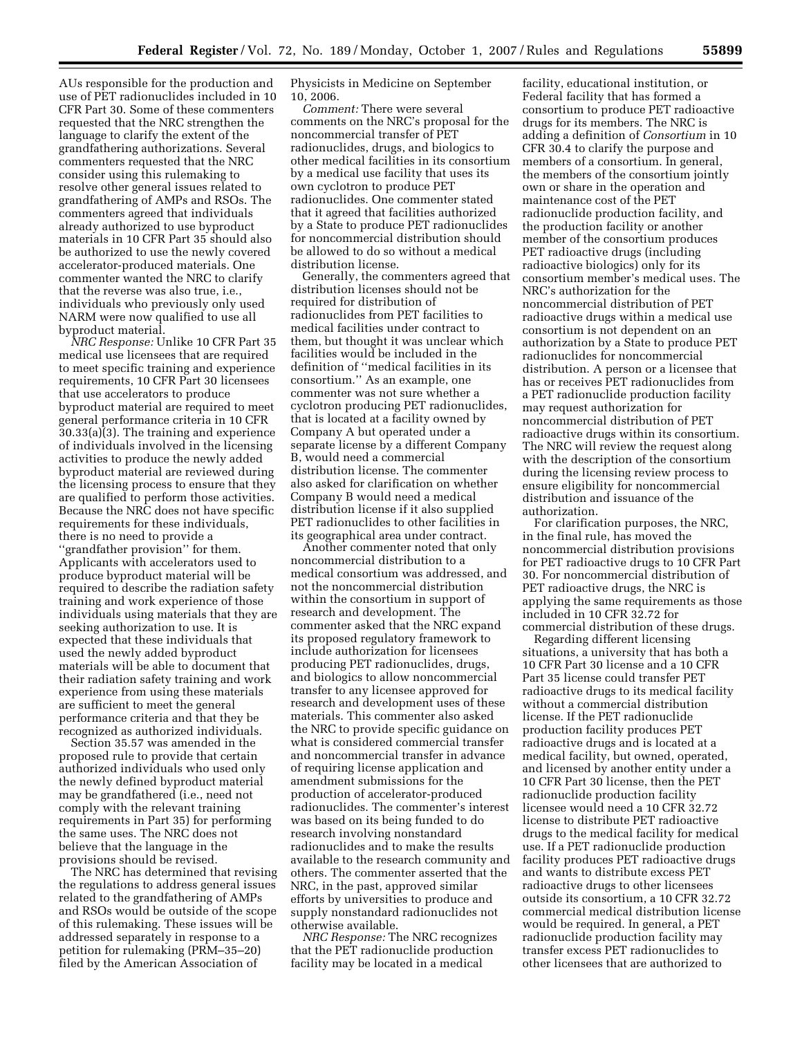AUs responsible for the production and use of PET radionuclides included in 10 CFR Part 30. Some of these commenters requested that the NRC strengthen the language to clarify the extent of the grandfathering authorizations. Several commenters requested that the NRC consider using this rulemaking to resolve other general issues related to grandfathering of AMPs and RSOs. The commenters agreed that individuals already authorized to use byproduct materials in 10 CFR Part 35 should also be authorized to use the newly covered accelerator-produced materials. One commenter wanted the NRC to clarify that the reverse was also true, i.e., individuals who previously only used NARM were now qualified to use all byproduct material.

*NRC Response:* Unlike 10 CFR Part 35 medical use licensees that are required to meet specific training and experience requirements, 10 CFR Part 30 licensees that use accelerators to produce byproduct material are required to meet general performance criteria in 10 CFR 30.33(a)(3). The training and experience of individuals involved in the licensing activities to produce the newly added byproduct material are reviewed during the licensing process to ensure that they are qualified to perform those activities. Because the NRC does not have specific requirements for these individuals, there is no need to provide a ''grandfather provision'' for them. Applicants with accelerators used to produce byproduct material will be required to describe the radiation safety training and work experience of those individuals using materials that they are seeking authorization to use. It is expected that these individuals that used the newly added byproduct materials will be able to document that their radiation safety training and work experience from using these materials are sufficient to meet the general performance criteria and that they be recognized as authorized individuals.

Section 35.57 was amended in the proposed rule to provide that certain authorized individuals who used only the newly defined byproduct material may be grandfathered (i.e., need not comply with the relevant training requirements in Part 35) for performing the same uses. The NRC does not believe that the language in the provisions should be revised.

The NRC has determined that revising the regulations to address general issues related to the grandfathering of AMPs and RSOs would be outside of the scope of this rulemaking. These issues will be addressed separately in response to a petition for rulemaking (PRM–35–20) filed by the American Association of Physicists in Medicine on September 10, 2006.

*Comment:* There were several comments on the NRC's proposal for the noncommercial transfer of PET radionuclides, drugs, and biologics to other medical facilities in its consortium by a medical use facility that uses its own cyclotron to produce PET radionuclides. One commenter stated that it agreed that facilities authorized by a State to produce PET radionuclides for noncommercial distribution should be allowed to do so without a medical distribution license.

Generally, the commenters agreed that distribution licenses should not be required for distribution of radionuclides from PET facilities to medical facilities under contract to them, but thought it was unclear which facilities would be included in the definition of ''medical facilities in its consortium.'' As an example, one commenter was not sure whether a cyclotron producing PET radionuclides, that is located at a facility owned by Company A but operated under a separate license by a different Company B, would need a commercial distribution license. The commenter also asked for clarification on whether Company B would need a medical distribution license if it also supplied PET radionuclides to other facilities in its geographical area under contract.

Another commenter noted that only noncommercial distribution to a medical consortium was addressed, and not the noncommercial distribution within the consortium in support of research and development. The commenter asked that the NRC expand its proposed regulatory framework to include authorization for licensees producing PET radionuclides, drugs, and biologics to allow noncommercial transfer to any licensee approved for research and development uses of these materials. This commenter also asked the NRC to provide specific guidance on what is considered commercial transfer and noncommercial transfer in advance of requiring license application and amendment submissions for the production of accelerator-produced radionuclides. The commenter's interest was based on its being funded to do research involving nonstandard radionuclides and to make the results available to the research community and others. The commenter asserted that the NRC, in the past, approved similar efforts by universities to produce and supply nonstandard radionuclides not otherwise available.

*NRC Response:* The NRC recognizes that the PET radionuclide production facility may be located in a medical facility, educational institution, or Federal facility that has formed a consortium to produce PET radioactive drugs for its members. The NRC is adding a definition of *Consortium* in 10 CFR 30.4 to clarify the purpose and members of a consortium. In general, the members of the consortium jointly own or share in the operation and maintenance cost of the PET radionuclide production facility, and the production facility or another member of the consortium produces PET radioactive drugs (including radioactive biologics) only for its consortium member's medical uses. The NRC's authorization for the noncommercial distribution of PET radioactive drugs within a medical use consortium is not dependent on an authorization by a State to produce PET radionuclides for noncommercial distribution. A person or a licensee that has or receives PET radionuclides from a PET radionuclide production facility may request authorization for noncommercial distribution of PET radioactive drugs within its consortium. The NRC will review the request along with the description of the consortium during the licensing review process to ensure eligibility for noncommercial distribution and issuance of the authorization.

For clarification purposes, the NRC, in the final rule, has moved the noncommercial distribution provisions for PET radioactive drugs to 10 CFR Part 30. For noncommercial distribution of PET radioactive drugs, the NRC is applying the same requirements as those included in 10 CFR 32.72 for commercial distribution of these drugs.

Regarding different licensing situations, a university that has both a 10 CFR Part 30 license and a 10 CFR Part 35 license could transfer PET radioactive drugs to its medical facility without a commercial distribution license. If the PET radionuclide production facility produces PET radioactive drugs and is located at a medical facility, but owned, operated, and licensed by another entity under a 10 CFR Part 30 license, then the PET radionuclide production facility licensee would need a 10 CFR 32.72 license to distribute PET radioactive drugs to the medical facility for medical use. If a PET radionuclide production facility produces PET radioactive drugs and wants to distribute excess PET radioactive drugs to other licensees outside its consortium, a 10 CFR 32.72 commercial medical distribution license would be required. In general, a PET radionuclide production facility may transfer excess PET radionuclides to other licensees that are authorized to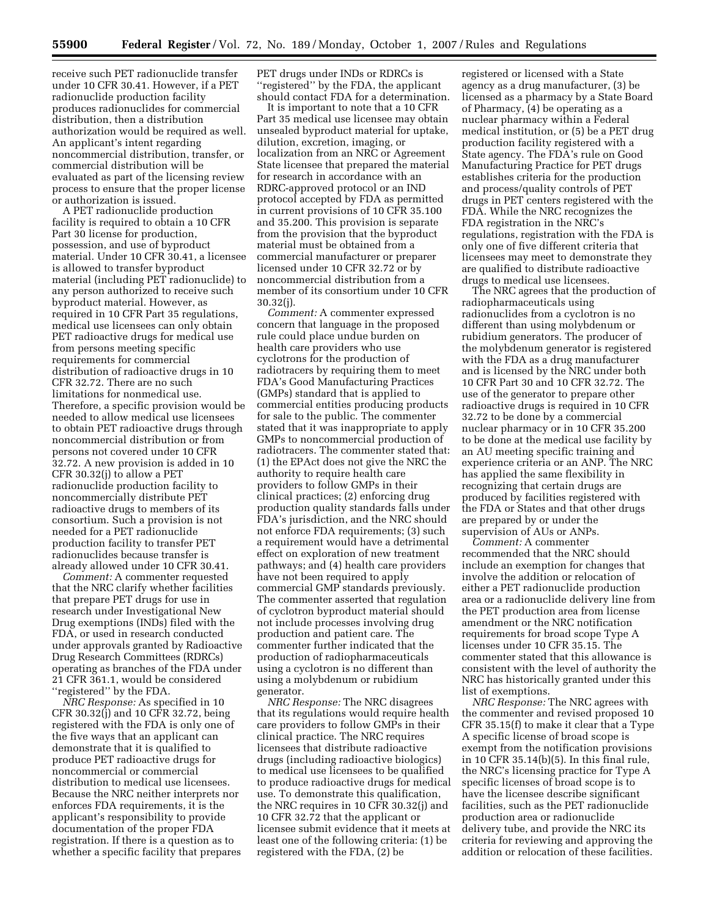receive such PET radionuclide transfer under 10 CFR 30.41. However, if a PET radionuclide production facility produces radionuclides for commercial distribution, then a distribution authorization would be required as well. An applicant's intent regarding noncommercial distribution, transfer, or commercial distribution will be evaluated as part of the licensing review process to ensure that the proper license or authorization is issued.

A PET radionuclide production facility is required to obtain a 10 CFR Part 30 license for production, possession, and use of byproduct material. Under 10 CFR 30.41, a licensee is allowed to transfer byproduct material (including PET radionuclide) to any person authorized to receive such byproduct material. However, as required in 10 CFR Part 35 regulations, medical use licensees can only obtain PET radioactive drugs for medical use from persons meeting specific requirements for commercial distribution of radioactive drugs in 10 CFR 32.72. There are no such limitations for nonmedical use. Therefore, a specific provision would be needed to allow medical use licensees to obtain PET radioactive drugs through noncommercial distribution or from persons not covered under 10 CFR 32.72. A new provision is added in 10 CFR 30.32(j) to allow a PET radionuclide production facility to noncommercially distribute PET radioactive drugs to members of its consortium. Such a provision is not needed for a PET radionuclide production facility to transfer PET radionuclides because transfer is already allowed under 10 CFR 30.41.

*Comment:* A commenter requested that the NRC clarify whether facilities that prepare PET drugs for use in research under Investigational New Drug exemptions (INDs) filed with the FDA, or used in research conducted under approvals granted by Radioactive Drug Research Committees (RDRCs) operating as branches of the FDA under 21 CFR 361.1, would be considered ''registered'' by the FDA.

*NRC Response:* As specified in 10 CFR 30.32(j) and 10 CFR 32.72, being registered with the FDA is only one of the five ways that an applicant can demonstrate that it is qualified to produce PET radioactive drugs for noncommercial or commercial distribution to medical use licensees. Because the NRC neither interprets nor enforces FDA requirements, it is the applicant's responsibility to provide documentation of the proper FDA registration. If there is a question as to whether a specific facility that prepares PET drugs under INDs or RDRCs is ''registered'' by the FDA, the applicant should contact FDA for a determination.

It is important to note that a 10 CFR Part 35 medical use licensee may obtain unsealed byproduct material for uptake, dilution, excretion, imaging, or localization from an NRC or Agreement State licensee that prepared the material for research in accordance with an RDRC-approved protocol or an IND protocol accepted by FDA as permitted in current provisions of 10 CFR 35.100 and 35.200. This provision is separate from the provision that the byproduct material must be obtained from a commercial manufacturer or preparer licensed under 10 CFR 32.72 or by noncommercial distribution from a member of its consortium under 10 CFR 30.32(j).

*Comment:* A commenter expressed concern that language in the proposed rule could place undue burden on health care providers who use cyclotrons for the production of radiotracers by requiring them to meet FDA's Good Manufacturing Practices (GMPs) standard that is applied to commercial entities producing products for sale to the public. The commenter stated that it was inappropriate to apply GMPs to noncommercial production of radiotracers. The commenter stated that: (1) the EPAct does not give the NRC the authority to require health care providers to follow GMPs in their clinical practices; (2) enforcing drug production quality standards falls under FDA's jurisdiction, and the NRC should not enforce FDA requirements; (3) such a requirement would have a detrimental effect on exploration of new treatment pathways; and (4) health care providers have not been required to apply commercial GMP standards previously. The commenter asserted that regulation of cyclotron byproduct material should not include processes involving drug production and patient care. The commenter further indicated that the production of radiopharmaceuticals using a cyclotron is no different than using a molybdenum or rubidium generator.

*NRC Response:* The NRC disagrees that its regulations would require health care providers to follow GMPs in their clinical practice. The NRC requires licensees that distribute radioactive drugs (including radioactive biologics) to medical use licensees to be qualified to produce radioactive drugs for medical use. To demonstrate this qualification, the NRC requires in 10 CFR 30.32(j) and 10 CFR 32.72 that the applicant or licensee submit evidence that it meets at least one of the following criteria: (1) be registered with the FDA, (2) be registered or licensed with a State agency as a drug manufacturer, (3) be licensed as a pharmacy by a State Board of Pharmacy, (4) be operating as a nuclear pharmacy within a Federal medical institution, or (5) be a PET drug production facility registered with a State agency. The FDA's rule on Good Manufacturing Practice for PET drugs establishes criteria for the production and process/quality controls of PET drugs in PET centers registered with the FDA. While the NRC recognizes the FDA registration in the NRC's regulations, registration with the FDA is only one of five different criteria that licensees may meet to demonstrate they are qualified to distribute radioactive drugs to medical use licensees.

The NRC agrees that the production of radiopharmaceuticals using radionuclides from a cyclotron is no different than using molybdenum or rubidium generators. The producer of the molybdenum generator is registered with the FDA as a drug manufacturer and is licensed by the NRC under both 10 CFR Part 30 and 10 CFR 32.72. The use of the generator to prepare other radioactive drugs is required in 10 CFR 32.72 to be done by a commercial nuclear pharmacy or in 10 CFR 35.200 to be done at the medical use facility by an AU meeting specific training and experience criteria or an ANP. The NRC has applied the same flexibility in recognizing that certain drugs are produced by facilities registered with the FDA or States and that other drugs are prepared by or under the supervision of AUs or ANPs.

*Comment:* A commenter recommended that the NRC should include an exemption for changes that involve the addition or relocation of either a PET radionuclide production area or a radionuclide delivery line from the PET production area from license amendment or the NRC notification requirements for broad scope Type A licenses under 10 CFR 35.15. The commenter stated that this allowance is consistent with the level of authority the NRC has historically granted under this list of exemptions.

*NRC Response:* The NRC agrees with the commenter and revised proposed 10 CFR 35.15(f) to make it clear that a Type A specific license of broad scope is exempt from the notification provisions in 10 CFR 35.14(b)(5). In this final rule, the NRC's licensing practice for Type A specific licenses of broad scope is to have the licensee describe significant facilities, such as the PET radionuclide production area or radionuclide delivery tube, and provide the NRC its criteria for reviewing and approving the addition or relocation of these facilities.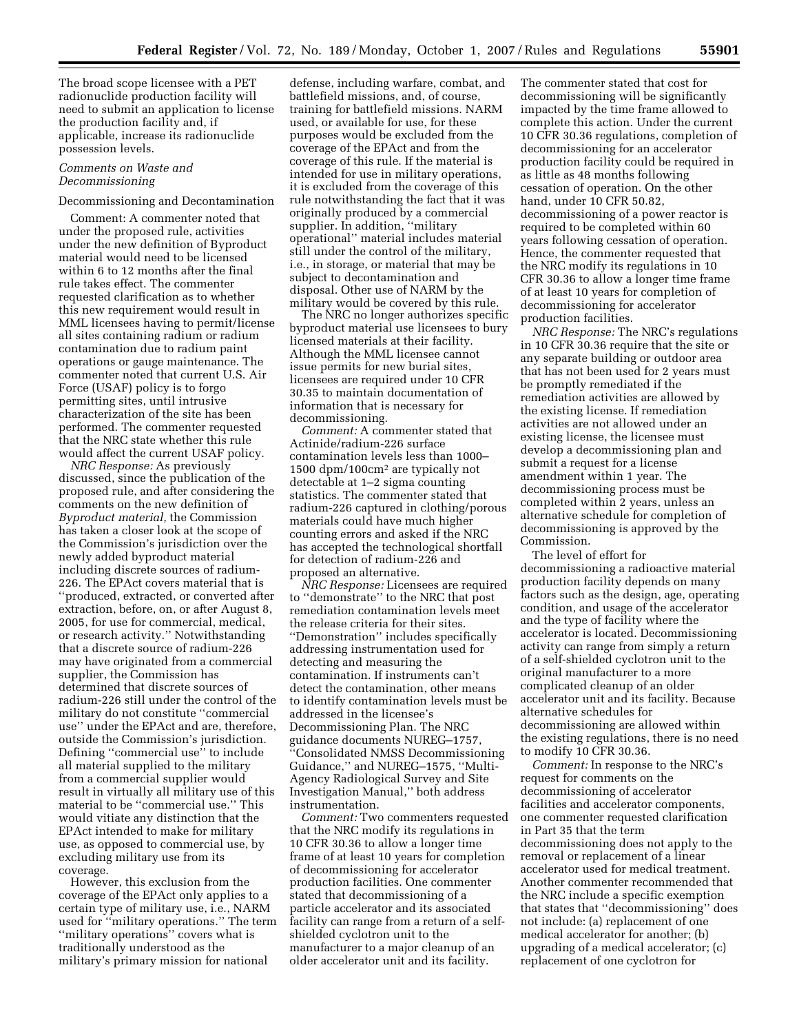The broad scope licensee with a PET radionuclide production facility will need to submit an application to license the production facility and, if applicable, increase its radionuclide possession levels.

### *Comments on Waste and Decommissioning*

Decommissioning and Decontamination

Comment: A commenter noted that under the proposed rule, activities under the new definition of Byproduct material would need to be licensed within 6 to 12 months after the final rule takes effect. The commenter requested clarification as to whether this new requirement would result in MML licensees having to permit/license all sites containing radium or radium contamination due to radium paint operations or gauge maintenance. The commenter noted that current U.S. Air Force (USAF) policy is to forgo permitting sites, until intrusive characterization of the site has been performed. The commenter requested that the NRC state whether this rule would affect the current USAF policy.

*NRC Response:* As previously discussed, since the publication of the proposed rule, and after considering the comments on the new definition of *Byproduct material,* the Commission has taken a closer look at the scope of the Commission's jurisdiction over the newly added byproduct material including discrete sources of radium-226. The EPAct covers material that is ''produced, extracted, or converted after extraction, before, on, or after August 8, 2005, for use for commercial, medical, or research activity.'' Notwithstanding that a discrete source of radium-226 may have originated from a commercial supplier, the Commission has determined that discrete sources of radium-226 still under the control of the military do not constitute ''commercial use'' under the EPAct and are, therefore, outside the Commission's jurisdiction. Defining ''commercial use'' to include all material supplied to the military from a commercial supplier would result in virtually all military use of this material to be ''commercial use.'' This would vitiate any distinction that the EPAct intended to make for military use, as opposed to commercial use, by excluding military use from its coverage.

However, this exclusion from the coverage of the EPAct only applies to a certain type of military use, i.e., NARM used for ''military operations.'' The term ''military operations'' covers what is traditionally understood as the military's primary mission for national defense, including warfare, combat, and battlefield missions, and, of course, training for battlefield missions. NARM used, or available for use, for these purposes would be excluded from the coverage of the EPAct and from the coverage of this rule. If the material is intended for use in military operations, it is excluded from the coverage of this rule notwithstanding the fact that it was originally produced by a commercial supplier. In addition, ''military operational'' material includes material still under the control of the military, i.e., in storage, or material that may be subject to decontamination and disposal. Other use of NARM by the military would be covered by this rule.

The NRC no longer authorizes specific byproduct material use licensees to bury licensed materials at their facility. Although the MML licensee cannot issue permits for new burial sites, licensees are required under 10 CFR 30.35 to maintain documentation of information that is necessary for decommissioning.

*Comment:* A commenter stated that Actinide/radium-226 surface contamination levels less than 1000–1500 dpm/100cm$^2$ are typically not detectable at 1–2 sigma counting statistics. The commenter stated that radium-226 captured in clothing/porous materials could have much higher counting errors and asked if the NRC has accepted the technological shortfall for detection of radium-226 and proposed an alternative.

*NRC Response:* Licensees are required to ''demonstrate'' to the NRC that post remediation contamination levels meet the release criteria for their sites. ''Demonstration'' includes specifically addressing instrumentation used for detecting and measuring the contamination. If instruments can't detect the contamination, other means to identify contamination levels must be addressed in the licensee's Decommissioning Plan. The NRC guidance documents NUREG–1757, ''Consolidated NMSS Decommissioning Guidance,'' and NUREG–1575, ''Multi-Agency Radiological Survey and Site Investigation Manual,'' both address instrumentation.

*Comment:* Two commenters requested that the NRC modify its regulations in 10 CFR 30.36 to allow a longer time frame of at least 10 years for completion of decommissioning for accelerator production facilities. One commenter stated that decommissioning of a particle accelerator and its associated facility can range from a return of a self-shielded cyclotron unit to the manufacturer to a major cleanup of an older accelerator unit and its facility. The commenter stated that cost for decommissioning will be significantly impacted by the time frame allowed to complete this action. Under the current 10 CFR 30.36 regulations, completion of decommissioning for an accelerator production facility could be required in as little as 48 months following cessation of operation. On the other hand, under 10 CFR 50.82, decommissioning of a power reactor is required to be completed within 60 years following cessation of operation. Hence, the commenter requested that the NRC modify its regulations in 10 CFR 30.36 to allow a longer time frame of at least 10 years for completion of decommissioning for accelerator production facilities.

*NRC Response:* The NRC's regulations in 10 CFR 30.36 require that the site or any separate building or outdoor area that has not been used for 2 years must be promptly remediated if the remediation activities are allowed by the existing license. If remediation activities are not allowed under an existing license, the licensee must develop a decommissioning plan and submit a request for a license amendment within 1 year. The decommissioning process must be completed within 2 years, unless an alternative schedule for completion of decommissioning is approved by the Commission.

The level of effort for decommissioning a radioactive material production facility depends on many factors such as the design, age, operating condition, and usage of the accelerator and the type of facility where the accelerator is located. Decommissioning activity can range from simply a return of a self-shielded cyclotron unit to the original manufacturer to a more complicated cleanup of an older accelerator unit and its facility. Because alternative schedules for decommissioning are allowed within the existing regulations, there is no need to modify 10 CFR 30.36.

*Comment:* In response to the NRC's request for comments on the decommissioning of accelerator facilities and accelerator components, one commenter requested clarification in Part 35 that the term decommissioning does not apply to the removal or replacement of a linear accelerator used for medical treatment. Another commenter recommended that the NRC include a specific exemption that states that ''decommissioning'' does not include: (a) replacement of one medical accelerator for another; (b) upgrading of a medical accelerator; (c) replacement of one cyclotron for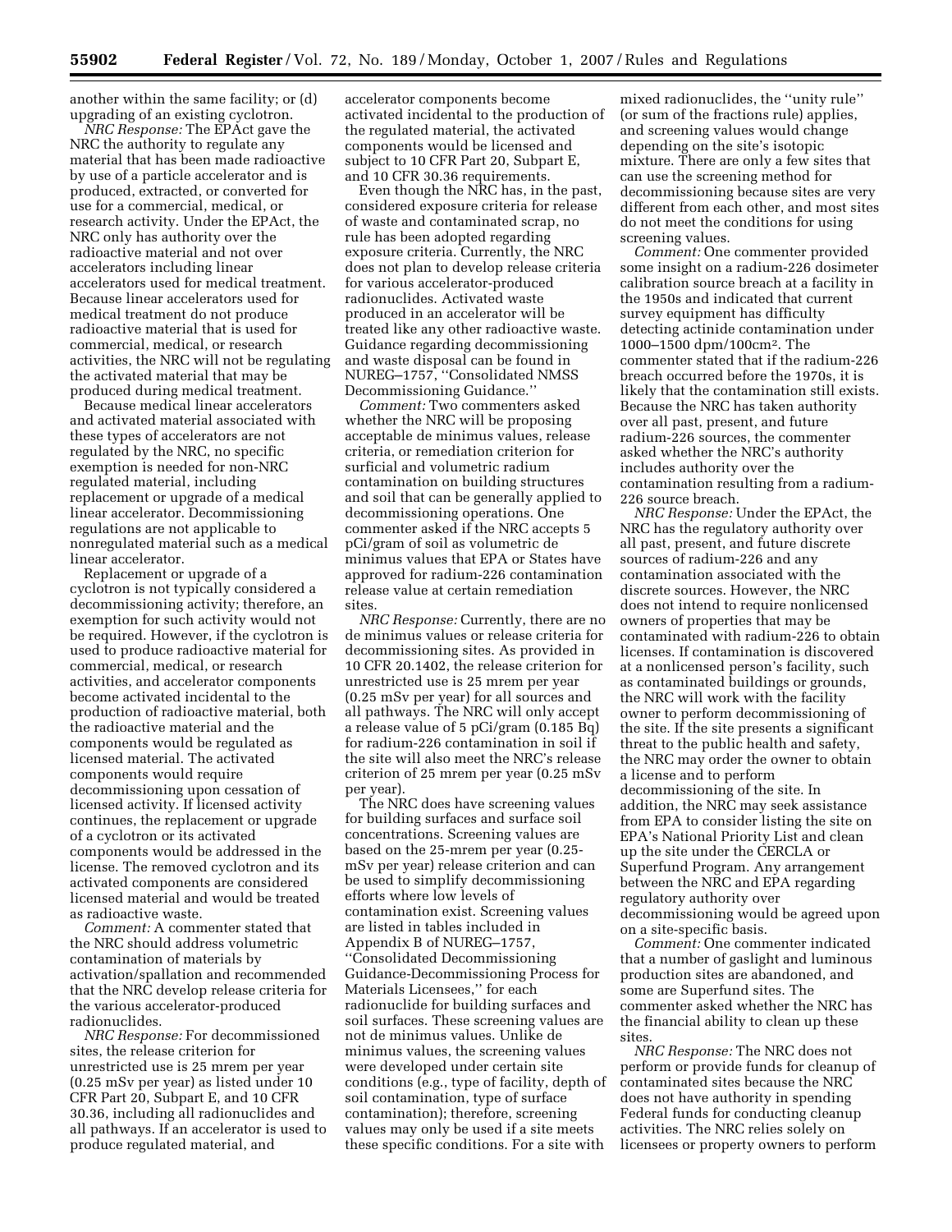another within the same facility; or (d) upgrading of an existing cyclotron.

*NRC Response:* The EPAct gave the NRC the authority to regulate any material that has been made radioactive by use of a particle accelerator and is produced, extracted, or converted for use for a commercial, medical, or research activity. Under the EPAct, the NRC only has authority over the radioactive material and not over accelerators including linear accelerators used for medical treatment. Because linear accelerators used for medical treatment do not produce radioactive material that is used for commercial, medical, or research activities, the NRC will not be regulating the activated material that may be produced during medical treatment.

Because medical linear accelerators and activated material associated with these types of accelerators are not regulated by the NRC, no specific exemption is needed for non-NRC regulated material, including replacement or upgrade of a medical linear accelerator. Decommissioning regulations are not applicable to nonregulated material such as a medical linear accelerator.

Replacement or upgrade of a cyclotron is not typically considered a decommissioning activity; therefore, an exemption for such activity would not be required. However, if the cyclotron is used to produce radioactive material for commercial, medical, or research activities, and accelerator components become activated incidental to the production of radioactive material, both the radioactive material and the components would be regulated as licensed material. The activated components would require decommissioning upon cessation of licensed activity. If licensed activity continues, the replacement or upgrade of a cyclotron or its activated components would be addressed in the license. The removed cyclotron and its activated components are considered licensed material and would be treated as radioactive waste.

*Comment:* A commenter stated that the NRC should address volumetric contamination of materials by activation/spallation and recommended that the NRC develop release criteria for the various accelerator-produced radionuclides.

*NRC Response:* For decommissioned sites, the release criterion for unrestricted use is 25 mrem per year (0.25 mSv per year) as listed under 10 CFR Part 20, Subpart E, and 10 CFR 30.36, including all radionuclides and all pathways. If an accelerator is used to produce regulated material, and accelerator components become activated incidental to the production of the regulated material, the activated components would be licensed and subject to 10 CFR Part 20, Subpart E, and 10 CFR 30.36 requirements.

Even though the NRC has, in the past, considered exposure criteria for release of waste and contaminated scrap, no rule has been adopted regarding exposure criteria. Currently, the NRC does not plan to develop release criteria for various accelerator-produced radionuclides. Activated waste produced in an accelerator will be treated like any other radioactive waste. Guidance regarding decommissioning and waste disposal can be found in NUREG–1757, ''Consolidated NMSS Decommissioning Guidance.''

*Comment:* Two commenters asked whether the NRC will be proposing acceptable de minimus values, release criteria, or remediation criterion for surficial and volumetric radium contamination on building structures and soil that can be generally applied to decommissioning operations. One commenter asked if the NRC accepts 5 pCi/gram of soil as volumetric de minimus values that EPA or States have approved for radium-226 contamination release value at certain remediation sites.

*NRC Response:* Currently, there are no de minimus values or release criteria for decommissioning sites. As provided in 10 CFR 20.1402, the release criterion for unrestricted use is 25 mrem per year (0.25 mSv per year) for all sources and all pathways. The NRC will only accept a release value of 5 pCi/gram (0.185 Bq) for radium-226 contamination in soil if the site will also meet the NRC's release criterion of 25 mrem per year (0.25 mSv per year).

The NRC does have screening values for building surfaces and surface soil concentrations. Screening values are based on the 25-mrem per year (0.25-mSv per year) release criterion and can be used to simplify decommissioning efforts where low levels of contamination exist. Screening values are listed in tables included in Appendix B of NUREG–1757, ''Consolidated Decommissioning Guidance-Decommissioning Process for Materials Licensees,'' for each radionuclide for building surfaces and soil surfaces. These screening values are not de minimus values. Unlike de minimus values, the screening values were developed under certain site conditions (e.g., type of facility, depth of soil contamination, type of surface contamination); therefore, screening values may only be used if a site meets these specific conditions. For a site with mixed radionuclides, the ''unity rule'' (or sum of the fractions rule) applies, and screening values would change depending on the site's isotopic mixture. There are only a few sites that can use the screening method for decommissioning because sites are very different from each other, and most sites do not meet the conditions for using screening values.

*Comment:* One commenter provided some insight on a radium-226 dosimeter calibration source breach at a facility in the 1950s and indicated that current survey equipment has difficulty detecting actinide contamination under 1000–1500 dpm/100cm$^2$. The commenter stated that if the radium-226 breach occurred before the 1970s, it is likely that the contamination still exists. Because the NRC has taken authority over all past, present, and future radium-226 sources, the commenter asked whether the NRC's authority includes authority over the contamination resulting from a radium-226 source breach.

*NRC Response:* Under the EPAct, the NRC has the regulatory authority over all past, present, and future discrete sources of radium-226 and any contamination associated with the discrete sources. However, the NRC does not intend to require nonlicensed owners of properties that may be contaminated with radium-226 to obtain licenses. If contamination is discovered at a nonlicensed person's facility, such as contaminated buildings or grounds, the NRC will work with the facility owner to perform decommissioning of the site. If the site presents a significant threat to the public health and safety, the NRC may order the owner to obtain a license and to perform decommissioning of the site. In addition, the NRC may seek assistance from EPA to consider listing the site on EPA's National Priority List and clean up the site under the CERCLA or Superfund Program. Any arrangement between the NRC and EPA regarding regulatory authority over decommissioning would be agreed upon on a site-specific basis.

*Comment:* One commenter indicated that a number of gaslight and luminous production sites are abandoned, and some are Superfund sites. The commenter asked whether the NRC has the financial ability to clean up these sites.

*NRC Response:* The NRC does not perform or provide funds for cleanup of contaminated sites because the NRC does not have authority in spending Federal funds for conducting cleanup activities. The NRC relies solely on licensees or property owners to perform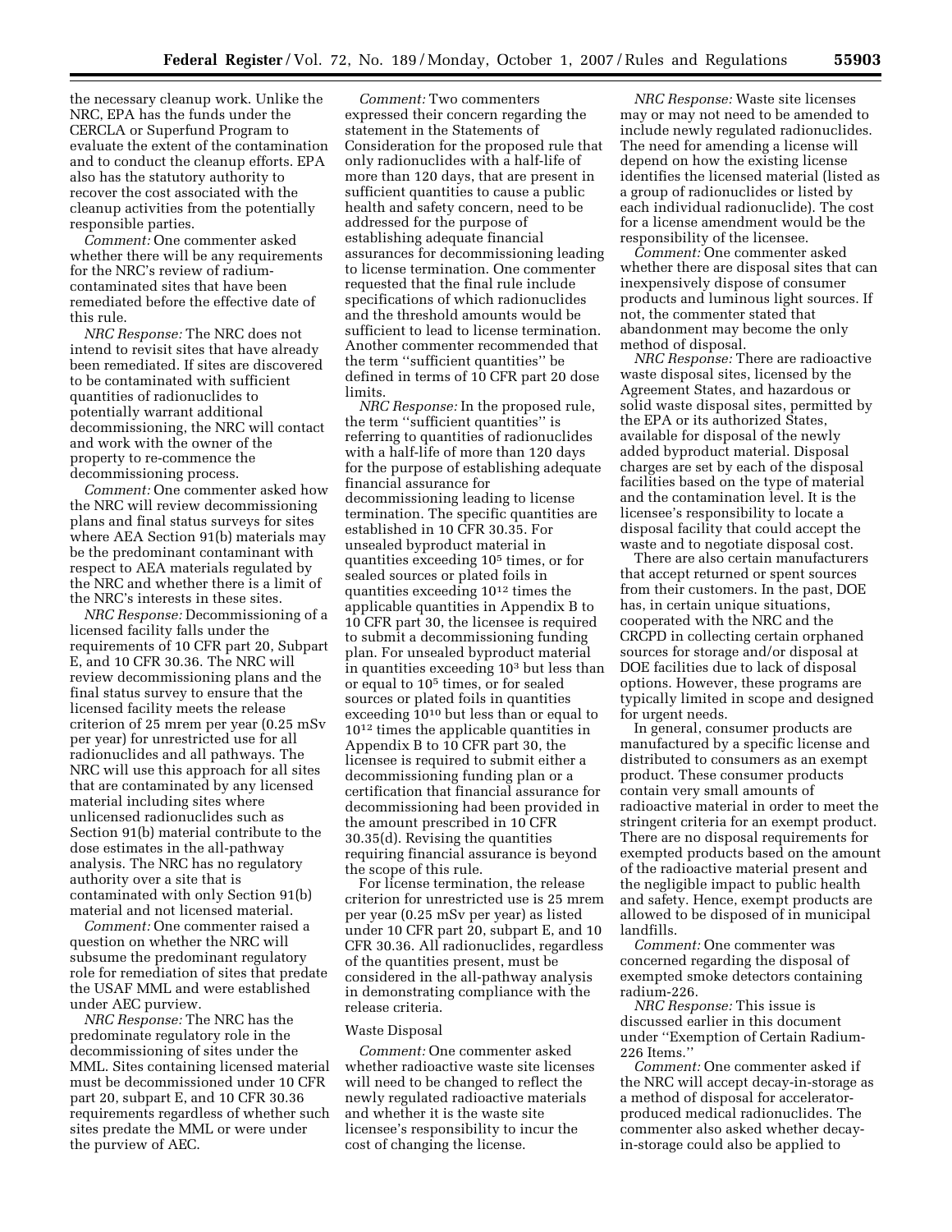the necessary cleanup work. Unlike the NRC, EPA has the funds under the CERCLA or Superfund Program to evaluate the extent of the contamination and to conduct the cleanup efforts. EPA also has the statutory authority to recover the cost associated with the cleanup activities from the potentially responsible parties.

*Comment:* One commenter asked whether there will be any requirements for the NRC's review of radium-contaminated sites that have been remediated before the effective date of this rule.

*NRC Response:* The NRC does not intend to revisit sites that have already been remediated. If sites are discovered to be contaminated with sufficient quantities of radionuclides to potentially warrant additional decommissioning, the NRC will contact and work with the owner of the property to re-commence the decommissioning process.

*Comment:* One commenter asked how the NRC will review decommissioning plans and final status surveys for sites where AEA Section 91(b) materials may be the predominant contaminant with respect to AEA materials regulated by the NRC and whether there is a limit of the NRC's interests in these sites.

*NRC Response:* Decommissioning of a licensed facility falls under the requirements of 10 CFR part 20, Subpart E, and 10 CFR 30.36. The NRC will review decommissioning plans and the final status survey to ensure that the licensed facility meets the release criterion of 25 mrem per year (0.25 mSv per year) for unrestricted use for all radionuclides and all pathways. The NRC will use this approach for all sites that are contaminated by any licensed material including sites where unlicensed radionuclides such as Section 91(b) material contribute to the dose estimates in the all-pathway analysis. The NRC has no regulatory authority over a site that is contaminated with only Section 91(b) material and not licensed material.

*Comment:* One commenter raised a question on whether the NRC will subsume the predominant regulatory role for remediation of sites that predate the USAF MML and were established under AEC purview.

*NRC Response:* The NRC has the predominate regulatory role in the decommissioning of sites under the MML. Sites containing licensed material must be decommissioned under 10 CFR part 20, subpart E, and 10 CFR 30.36 requirements regardless of whether such sites predate the MML or were under the purview of AEC.

*Comment:* Two commenters expressed their concern regarding the statement in the Statements of Consideration for the proposed rule that only radionuclides with a half-life of more than 120 days, that are present in sufficient quantities to cause a public health and safety concern, need to be addressed for the purpose of establishing adequate financial assurances for decommissioning leading to license termination. One commenter requested that the final rule include specifications of which radionuclides and the threshold amounts would be sufficient to lead to license termination. Another commenter recommended that the term ''sufficient quantities'' be defined in terms of 10 CFR part 20 dose limits.

*NRC Response:* In the proposed rule, the term ''sufficient quantities'' is referring to quantities of radionuclides with a half-life of more than 120 days for the purpose of establishing adequate financial assurance for decommissioning leading to license termination. The specific quantities are established in 10 CFR 30.35. For unsealed byproduct material in quantities exceeding $10^5$ times, or for sealed sources or plated foils in quantities exceeding $10^{12}$ times the applicable quantities in Appendix B to 10 CFR part 30, the licensee is required to submit a decommissioning funding plan. For unsealed byproduct material in quantities exceeding $10^3$ but less than or equal to $10^5$ times, or for sealed sources or plated foils in quantities exceeding $10^{10}$ but less than or equal to $10^{12}$ times the applicable quantities in Appendix B to 10 CFR part 30, the licensee is required to submit either a decommissioning funding plan or a certification that financial assurance for decommissioning had been provided in the amount prescribed in 10 CFR 30.35(d). Revising the quantities requiring financial assurance is beyond the scope of this rule.

For license termination, the release criterion for unrestricted use is 25 mrem per year (0.25 mSv per year) as listed under 10 CFR part 20, subpart E, and 10 CFR 30.36. All radionuclides, regardless of the quantities present, must be considered in the all-pathway analysis in demonstrating compliance with the release criteria.

Waste Disposal

*Comment:* One commenter asked whether radioactive waste site licenses will need to be changed to reflect the newly regulated radioactive materials and whether it is the waste site licensee's responsibility to incur the cost of changing the license.

*NRC Response:* Waste site licenses may or may not need to be amended to include newly regulated radionuclides. The need for amending a license will depend on how the existing license identifies the licensed material (listed as a group of radionuclides or listed by each individual radionuclide). The cost for a license amendment would be the responsibility of the licensee.

*Comment:* One commenter asked whether there are disposal sites that can inexpensively dispose of consumer products and luminous light sources. If not, the commenter stated that abandonment may become the only method of disposal.

*NRC Response:* There are radioactive waste disposal sites, licensed by the Agreement States, and hazardous or solid waste disposal sites, permitted by the EPA or its authorized States, available for disposal of the newly added byproduct material. Disposal charges are set by each of the disposal facilities based on the type of material and the contamination level. It is the licensee's responsibility to locate a disposal facility that could accept the waste and to negotiate disposal cost.

There are also certain manufacturers that accept returned or spent sources from their customers. In the past, DOE has, in certain unique situations, cooperated with the NRC and the CRCPD in collecting certain orphaned sources for storage and/or disposal at DOE facilities due to lack of disposal options. However, these programs are typically limited in scope and designed for urgent needs.

In general, consumer products are manufactured by a specific license and distributed to consumers as an exempt product. These consumer products contain very small amounts of radioactive material in order to meet the stringent criteria for an exempt product. There are no disposal requirements for exempted products based on the amount of the radioactive material present and the negligible impact to public health and safety. Hence, exempt products are allowed to be disposed of in municipal landfills.

*Comment:* One commenter was concerned regarding the disposal of exempted smoke detectors containing radium-226.

*NRC Response:* This issue is discussed earlier in this document under ''Exemption of Certain Radium-226 Items.''

*Comment:* One commenter asked if the NRC will accept decay-in-storage as a method of disposal for accelerator-produced medical radionuclides. The commenter also asked whether decay-in-storage could also be applied to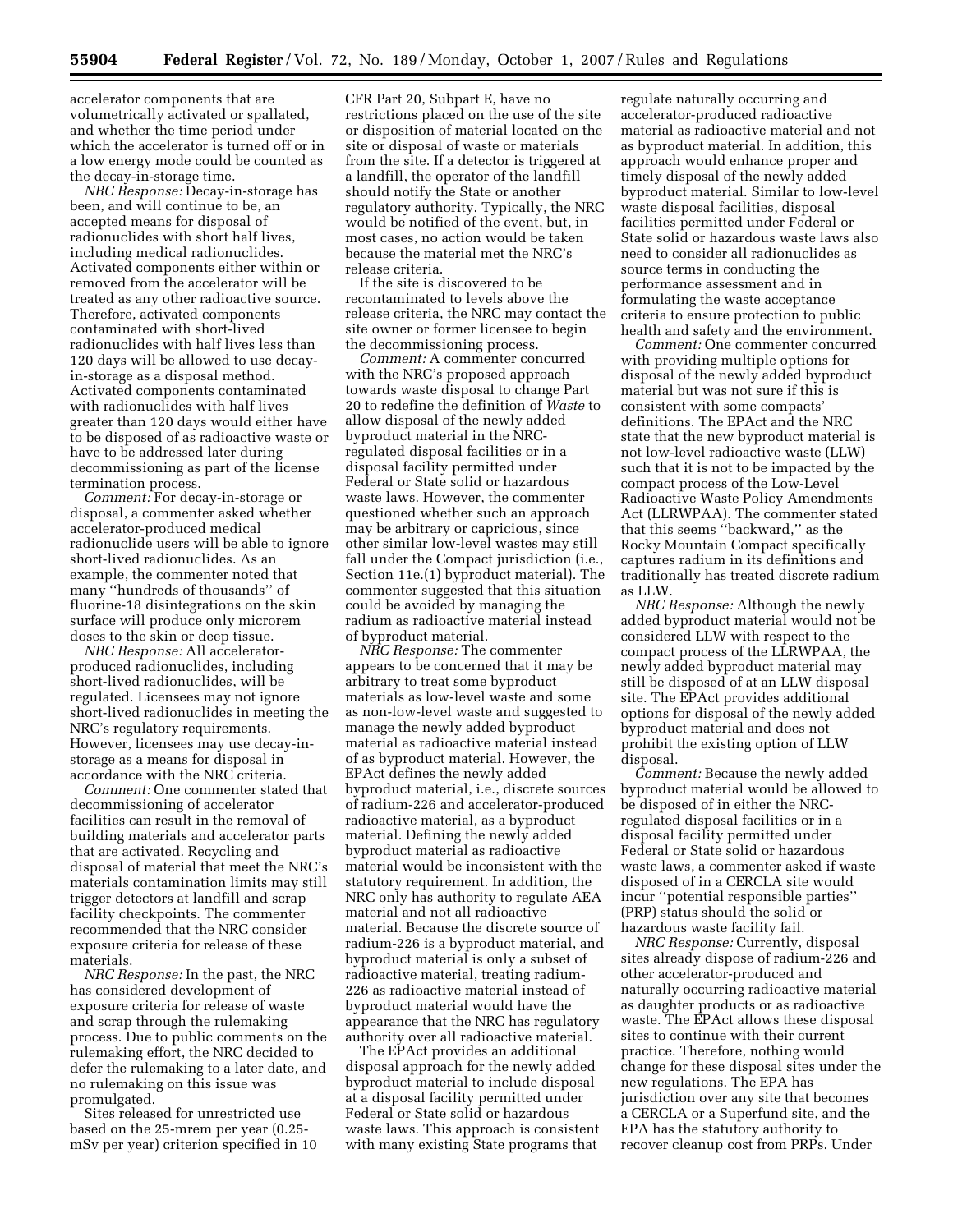accelerator components that are volumetrically activated or spallated, and whether the time period under which the accelerator is turned off or in a low energy mode could be counted as the decay-in-storage time.

*NRC Response:* Decay-in-storage has been, and will continue to be, an accepted means for disposal of radionuclides with short half lives, including medical radionuclides. Activated components either within or removed from the accelerator will be treated as any other radioactive source. Therefore, activated components contaminated with short-lived radionuclides with half lives less than 120 days will be allowed to use decay-in-storage as a disposal method. Activated components contaminated with radionuclides with half lives greater than 120 days would either have to be disposed of as radioactive waste or have to be addressed later during decommissioning as part of the license termination process.

*Comment:* For decay-in-storage or disposal, a commenter asked whether accelerator-produced medical radionuclide users will be able to ignore short-lived radionuclides. As an example, the commenter noted that many ''hundreds of thousands'' of fluorine-18 disintegrations on the skin surface will produce only microrem doses to the skin or deep tissue.

*NRC Response:* All accelerator-produced radionuclides, including short-lived radionuclides, will be regulated. Licensees may not ignore short-lived radionuclides in meeting the NRC's regulatory requirements. However, licensees may use decay-in-storage as a means for disposal in accordance with the NRC criteria.

*Comment:* One commenter stated that decommissioning of accelerator facilities can result in the removal of building materials and accelerator parts that are activated. Recycling and disposal of material that meet the NRC's materials contamination limits may still trigger detectors at landfill and scrap facility checkpoints. The commenter recommended that the NRC consider exposure criteria for release of these materials.

*NRC Response:* In the past, the NRC has considered development of exposure criteria for release of waste and scrap through the rulemaking process. Due to public comments on the rulemaking effort, the NRC decided to defer the rulemaking to a later date, and no rulemaking on this issue was promulgated.

Sites released for unrestricted use based on the 25-mrem per year (0.25-mSv per year) criterion specified in 10 CFR Part 20, Subpart E, have no restrictions placed on the use of the site or disposition of material located on the site or disposal of waste or materials from the site. If a detector is triggered at a landfill, the operator of the landfill should notify the State or another regulatory authority. Typically, the NRC would be notified of the event, but, in most cases, no action would be taken because the material met the NRC's release criteria.

If the site is discovered to be recontaminated to levels above the release criteria, the NRC may contact the site owner or former licensee to begin the decommissioning process.

*Comment:* A commenter concurred with the NRC's proposed approach towards waste disposal to change Part 20 to redefine the definition of *Waste* to allow disposal of the newly added byproduct material in the NRC-regulated disposal facilities or in a disposal facility permitted under Federal or State solid or hazardous waste laws. However, the commenter questioned whether such an approach may be arbitrary or capricious, since other similar low-level wastes may still fall under the Compact jurisdiction (i.e., Section 11e.(1) byproduct material). The commenter suggested that this situation could be avoided by managing the radium as radioactive material instead of byproduct material.

*NRC Response:* The commenter appears to be concerned that it may be arbitrary to treat some byproduct materials as low-level waste and some as non-low-level waste and suggested to manage the newly added byproduct material as radioactive material instead of as byproduct material. However, the EPAct defines the newly added byproduct material, i.e., discrete sources of radium-226 and accelerator-produced radioactive material, as a byproduct material. Defining the newly added byproduct material as radioactive material would be inconsistent with the statutory requirement. In addition, the NRC only has authority to regulate AEA material and not all radioactive material. Because the discrete source of radium-226 is a byproduct material, and byproduct material is only a subset of radioactive material, treating radium-226 as radioactive material instead of byproduct material would have the appearance that the NRC has regulatory authority over all radioactive material.

The EPAct provides an additional disposal approach for the newly added byproduct material to include disposal at a disposal facility permitted under Federal or State solid or hazardous waste laws. This approach is consistent with many existing State programs that regulate naturally occurring and accelerator-produced radioactive material as radioactive material and not as byproduct material. In addition, this approach would enhance proper and timely disposal of the newly added byproduct material. Similar to low-level waste disposal facilities, disposal facilities permitted under Federal or State solid or hazardous waste laws also need to consider all radionuclides as source terms in conducting the performance assessment and in formulating the waste acceptance criteria to ensure protection to public health and safety and the environment.

*Comment:* One commenter concurred with providing multiple options for disposal of the newly added byproduct material but was not sure if this is consistent with some compacts' definitions. The EPAct and the NRC state that the new byproduct material is not low-level radioactive waste (LLW) such that it is not to be impacted by the compact process of the Low-Level Radioactive Waste Policy Amendments Act (LLRWPAA). The commenter stated that this seems ''backward,'' as the Rocky Mountain Compact specifically captures radium in its definitions and traditionally has treated discrete radium as LLW.

*NRC Response:* Although the newly added byproduct material would not be considered LLW with respect to the compact process of the LLRWPAA, the newly added byproduct material may still be disposed of at an LLW disposal site. The EPAct provides additional options for disposal of the newly added byproduct material and does not prohibit the existing option of LLW disposal.

*Comment:* Because the newly added byproduct material would be allowed to be disposed of in either the NRC-regulated disposal facilities or in a disposal facility permitted under Federal or State solid or hazardous waste laws, a commenter asked if waste disposed of in a CERCLA site would incur ''potential responsible parties'' (PRP) status should the solid or hazardous waste facility fail.

*NRC Response:* Currently, disposal sites already dispose of radium-226 and other accelerator-produced and naturally occurring radioactive material as daughter products or as radioactive waste. The EPAct allows these disposal sites to continue with their current practice. Therefore, nothing would change for these disposal sites under the new regulations. The EPA has jurisdiction over any site that becomes a CERCLA or a Superfund site, and the EPA has the statutory authority to recover cleanup cost from PRPs. Under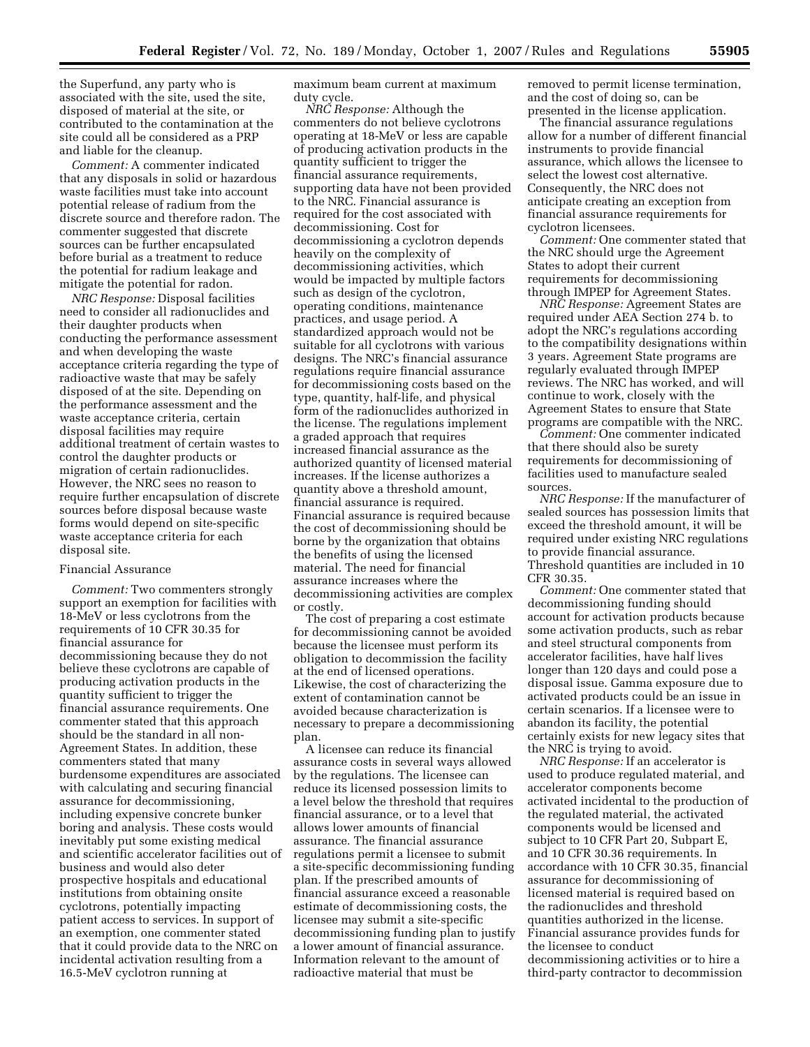the Superfund, any party who is associated with the site, used the site, disposed of material at the site, or contributed to the contamination at the site could all be considered as a PRP and liable for the cleanup.

*Comment:* A commenter indicated that any disposals in solid or hazardous waste facilities must take into account potential release of radium from the discrete source and therefore radon. The commenter suggested that discrete sources can be further encapsulated before burial as a treatment to reduce the potential for radium leakage and mitigate the potential for radon.

*NRC Response:* Disposal facilities need to consider all radionuclides and their daughter products when conducting the performance assessment and when developing the waste acceptance criteria regarding the type of radioactive waste that may be safely disposed of at the site. Depending on the performance assessment and the waste acceptance criteria, certain disposal facilities may require additional treatment of certain wastes to control the daughter products or migration of certain radionuclides. However, the NRC sees no reason to require further encapsulation of discrete sources before disposal because waste forms would depend on site-specific waste acceptance criteria for each disposal site.

Financial Assurance

*Comment:* Two commenters strongly support an exemption for facilities with 18-MeV or less cyclotrons from the requirements of 10 CFR 30.35 for financial assurance for decommissioning because they do not believe these cyclotrons are capable of producing activation products in the quantity sufficient to trigger the financial assurance requirements. One commenter stated that this approach should be the standard in all non-Agreement States. In addition, these commenters stated that many burdensome expenditures are associated with calculating and securing financial assurance for decommissioning, including expensive concrete bunker boring and analysis. These costs would inevitably put some existing medical and scientific accelerator facilities out of business and would also deter prospective hospitals and educational institutions from obtaining onsite cyclotrons, potentially impacting patient access to services. In support of an exemption, one commenter stated that it could provide data to the NRC on incidental activation resulting from a 16.5-MeV cyclotron running at maximum beam current at maximum duty cycle.

*NRC Response:* Although the commenters do not believe cyclotrons operating at 18-MeV or less are capable of producing activation products in the quantity sufficient to trigger the financial assurance requirements, supporting data have not been provided to the NRC. Financial assurance is required for the cost associated with decommissioning. Cost for decommissioning a cyclotron depends heavily on the complexity of decommissioning activities, which would be impacted by multiple factors such as design of the cyclotron, operating conditions, maintenance practices, and usage period. A standardized approach would not be suitable for all cyclotrons with various designs. The NRC's financial assurance regulations require financial assurance for decommissioning costs based on the type, quantity, half-life, and physical form of the radionuclides authorized in the license. The regulations implement a graded approach that requires increased financial assurance as the authorized quantity of licensed material increases. If the license authorizes a quantity above a threshold amount, financial assurance is required. Financial assurance is required because the cost of decommissioning should be borne by the organization that obtains the benefits of using the licensed material. The need for financial assurance increases where the decommissioning activities are complex or costly.

The cost of preparing a cost estimate for decommissioning cannot be avoided because the licensee must perform its obligation to decommission the facility at the end of licensed operations. Likewise, the cost of characterizing the extent of contamination cannot be avoided because characterization is necessary to prepare a decommissioning plan.

A licensee can reduce its financial assurance costs in several ways allowed by the regulations. The licensee can reduce its licensed possession limits to a level below the threshold that requires financial assurance, or to a level that allows lower amounts of financial assurance. The financial assurance regulations permit a licensee to submit a site-specific decommissioning funding plan. If the prescribed amounts of financial assurance exceed a reasonable estimate of decommissioning costs, the licensee may submit a site-specific decommissioning funding plan to justify a lower amount of financial assurance. Information relevant to the amount of radioactive material that must be removed to permit license termination, and the cost of doing so, can be presented in the license application.

The financial assurance regulations allow for a number of different financial instruments to provide financial assurance, which allows the licensee to select the lowest cost alternative. Consequently, the NRC does not anticipate creating an exception from financial assurance requirements for cyclotron licensees.

*Comment:* One commenter stated that the NRC should urge the Agreement States to adopt their current requirements for decommissioning through IMPEP for Agreement States.

*NRC Response:* Agreement States are required under AEA Section 274 b. to adopt the NRC's regulations according to the compatibility designations within 3 years. Agreement State programs are regularly evaluated through IMPEP reviews. The NRC has worked, and will continue to work, closely with the Agreement States to ensure that State programs are compatible with the NRC.

*Comment:* One commenter indicated that there should also be surety requirements for decommissioning of facilities used to manufacture sealed sources.

*NRC Response:* If the manufacturer of sealed sources has possession limits that exceed the threshold amount, it will be required under existing NRC regulations to provide financial assurance. Threshold quantities are included in 10 CFR 30.35.

*Comment:* One commenter stated that decommissioning funding should account for activation products because some activation products, such as rebar and steel structural components from accelerator facilities, have half lives longer than 120 days and could pose a disposal issue. Gamma exposure due to activated products could be an issue in certain scenarios. If a licensee were to abandon its facility, the potential certainly exists for new legacy sites that the NRC is trying to avoid.

*NRC Response:* If an accelerator is used to produce regulated material, and accelerator components become activated incidental to the production of the regulated material, the activated components would be licensed and subject to 10 CFR Part 20, Subpart E, and 10 CFR 30.36 requirements. In accordance with 10 CFR 30.35, financial assurance for decommissioning of licensed material is required based on the radionuclides and threshold quantities authorized in the license. Financial assurance provides funds for the licensee to conduct decommissioning activities or to hire a third-party contractor to decommission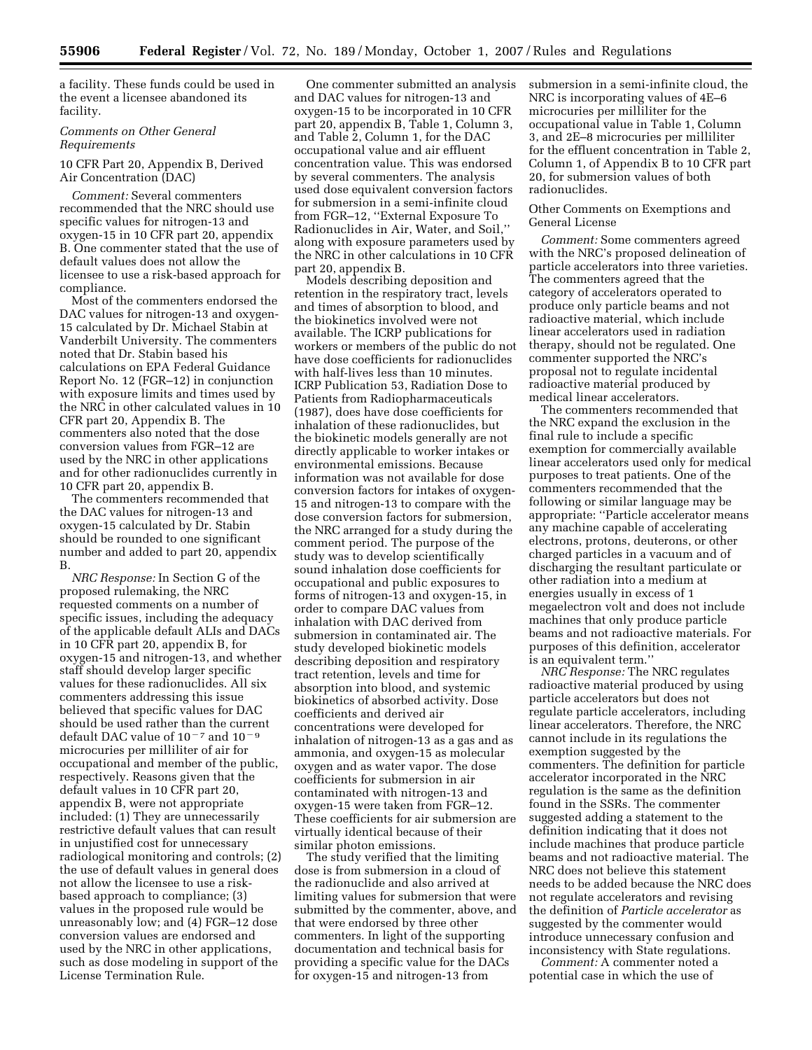a facility. These funds could be used in the event a licensee abandoned its facility.

*Comments on Other General Requirements*

10 CFR Part 20, Appendix B, Derived Air Concentration (DAC)

*Comment:* Several commenters recommended that the NRC should use specific values for nitrogen-13 and oxygen-15 in 10 CFR part 20, appendix B. One commenter stated that the use of default values does not allow the licensee to use a risk-based approach for compliance.

Most of the commenters endorsed the DAC values for nitrogen-13 and oxygen-15 calculated by Dr. Michael Stabin at Vanderbilt University. The commenters noted that Dr. Stabin based his calculations on EPA Federal Guidance Report No. 12 (FGR–12) in conjunction with exposure limits and times used by the NRC in other calculated values in 10 CFR part 20, Appendix B. The commenters also noted that the dose conversion values from FGR–12 are used by the NRC in other applications and for other radionuclides currently in 10 CFR part 20, appendix B.

The commenters recommended that the DAC values for nitrogen-13 and oxygen-15 calculated by Dr. Stabin should be rounded to one significant number and added to part 20, appendix B.

*NRC Response:* In Section G of the proposed rulemaking, the NRC requested comments on a number of specific issues, including the adequacy of the applicable default ALIs and DACs in 10 CFR part 20, appendix B, for oxygen-15 and nitrogen-13, and whether staff should develop larger specific values for these radionuclides. All six commenters addressing this issue believed that specific values for DAC should be used rather than the current default DAC value of $10^{-7}$ and $10^{-9}$ microcuries per milliliter of air for occupational and member of the public, respectively. Reasons given that the default values in 10 CFR part 20, appendix B, were not appropriate included: (1) They are unnecessarily restrictive default values that can result in unjustified cost for unnecessary radiological monitoring and controls; (2) the use of default values in general does not allow the licensee to use a risk-based approach to compliance; (3) values in the proposed rule would be unreasonably low; and (4) FGR–12 dose conversion values are endorsed and used by the NRC in other applications, such as dose modeling in support of the License Termination Rule.

One commenter submitted an analysis and DAC values for nitrogen-13 and oxygen-15 to be incorporated in 10 CFR part 20, appendix B, Table 1, Column 3, and Table 2, Column 1, for the DAC occupational value and air effluent concentration value. This was endorsed by several commenters. The analysis used dose equivalent conversion factors for submersion in a semi-infinite cloud from FGR–12, ''External Exposure To Radionuclides in Air, Water, and Soil,'' along with exposure parameters used by the NRC in other calculations in 10 CFR part 20, appendix B.

Models describing deposition and retention in the respiratory tract, levels and times of absorption to blood, and the biokinetics involved were not available. The ICRP publications for workers or members of the public do not have dose coefficients for radionuclides with half-lives less than 10 minutes. ICRP Publication 53, Radiation Dose to Patients from Radiopharmaceuticals (1987), does have dose coefficients for inhalation of these radionuclides, but the biokinetic models generally are not directly applicable to worker intakes or environmental emissions. Because information was not available for dose conversion factors for intakes of oxygen-15 and nitrogen-13 to compare with the dose conversion factors for submersion, the NRC arranged for a study during the comment period. The purpose of the study was to develop scientifically sound inhalation dose coefficients for occupational and public exposures to forms of nitrogen-13 and oxygen-15, in order to compare DAC values from inhalation with DAC derived from submersion in contaminated air. The study developed biokinetic models describing deposition and respiratory tract retention, levels and time for absorption into blood, and systemic biokinetics of absorbed activity. Dose coefficients and derived air concentrations were developed for inhalation of nitrogen-13 as a gas and as ammonia, and oxygen-15 as molecular oxygen and as water vapor. The dose coefficients for submersion in air contaminated with nitrogen-13 and oxygen-15 were taken from FGR–12. These coefficients for air submersion are virtually identical because of their similar photon emissions.

The study verified that the limiting dose is from submersion in a cloud of the radionuclide and also arrived at limiting values for submersion that were submitted by the commenter, above, and that were endorsed by three other commenters. In light of the supporting documentation and technical basis for providing a specific value for the DACs for oxygen-15 and nitrogen-13 from submersion in a semi-infinite cloud, the NRC is incorporating values of 4E–6 microcuries per milliliter for the occupational value in Table 1, Column 3, and 2E–8 microcuries per milliliter for the effluent concentration in Table 2, Column 1, of Appendix B to 10 CFR part 20, for submersion values of both radionuclides.

Other Comments on Exemptions and General License

*Comment:* Some commenters agreed with the NRC's proposed delineation of particle accelerators into three varieties. The commenters agreed that the category of accelerators operated to produce only particle beams and not radioactive material, which include linear accelerators used in radiation therapy, should not be regulated. One commenter supported the NRC's proposal not to regulate incidental radioactive material produced by medical linear accelerators.

The commenters recommended that the NRC expand the exclusion in the final rule to include a specific exemption for commercially available linear accelerators used only for medical purposes to treat patients. One of the commenters recommended that the following or similar language may be appropriate: ''Particle accelerator means any machine capable of accelerating electrons, protons, deuterons, or other charged particles in a vacuum and of discharging the resultant particulate or other radiation into a medium at energies usually in excess of 1 megaelectron volt and does not include machines that only produce particle beams and not radioactive materials. For purposes of this definition, accelerator is an equivalent term.''

*NRC Response:* The NRC regulates radioactive material produced by using particle accelerators but does not regulate particle accelerators, including linear accelerators. Therefore, the NRC cannot include in its regulations the exemption suggested by the commenters. The definition for particle accelerator incorporated in the NRC regulation is the same as the definition found in the SSRs. The commenter suggested adding a statement to the definition indicating that it does not include machines that produce particle beams and not radioactive material. The NRC does not believe this statement needs to be added because the NRC does not regulate accelerators and revising the definition of *Particle accelerator* as suggested by the commenter would introduce unnecessary confusion and inconsistency with State regulations.

*Comment:* A commenter noted a potential case in which the use of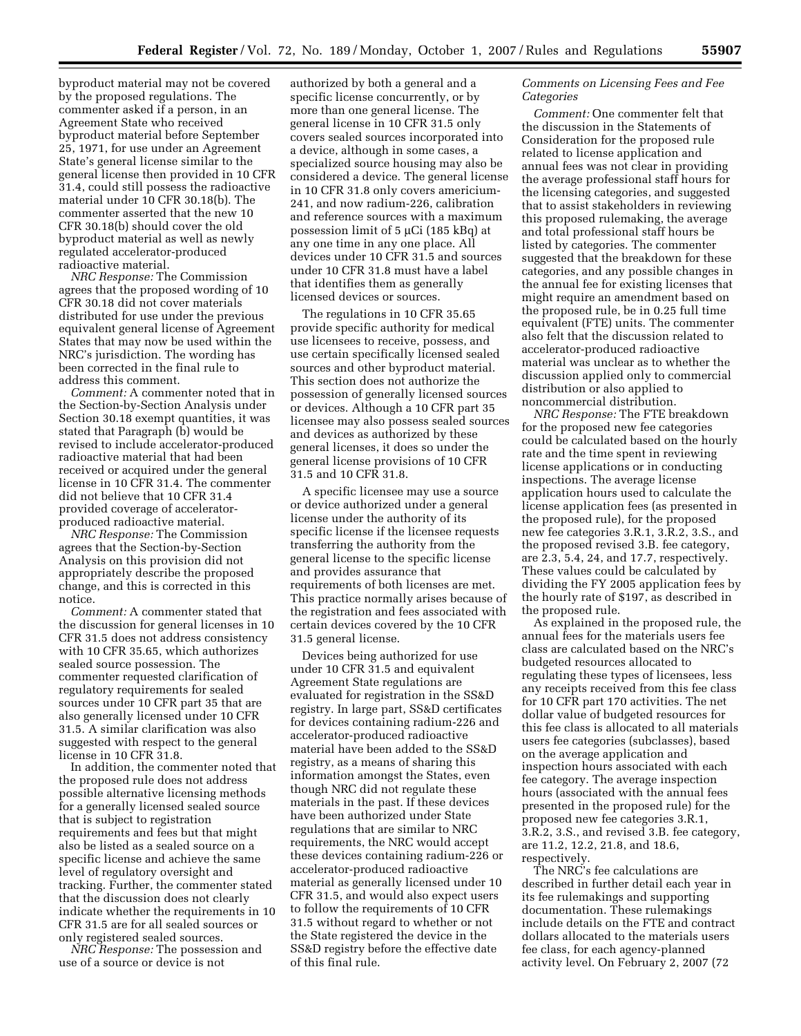byproduct material may not be covered by the proposed regulations. The commenter asked if a person, in an Agreement State who received byproduct material before September 25, 1971, for use under an Agreement State's general license similar to the general license then provided in 10 CFR 31.4, could still possess the radioactive material under 10 CFR 30.18(b). The commenter asserted that the new 10 CFR 30.18(b) should cover the old byproduct material as well as newly regulated accelerator-produced radioactive material.

*NRC Response:* The Commission agrees that the proposed wording of 10 CFR 30.18 did not cover materials distributed for use under the previous equivalent general license of Agreement States that may now be used within the NRC's jurisdiction. The wording has been corrected in the final rule to address this comment.

*Comment:* A commenter noted that in the Section-by-Section Analysis under Section 30.18 exempt quantities, it was stated that Paragraph (b) would be revised to include accelerator-produced radioactive material that had been received or acquired under the general license in 10 CFR 31.4. The commenter did not believe that 10 CFR 31.4 provided coverage of accelerator-produced radioactive material.

*NRC Response:* The Commission agrees that the Section-by-Section Analysis on this provision did not appropriately describe the proposed change, and this is corrected in this notice.

*Comment:* A commenter stated that the discussion for general licenses in 10 CFR 31.5 does not address consistency with 10 CFR 35.65, which authorizes sealed source possession. The commenter requested clarification of regulatory requirements for sealed sources under 10 CFR part 35 that are also generally licensed under 10 CFR 31.5. A similar clarification was also suggested with respect to the general license in 10 CFR 31.8.

In addition, the commenter noted that the proposed rule does not address possible alternative licensing methods for a generally licensed sealed source that is subject to registration requirements and fees but that might also be listed as a sealed source on a specific license and achieve the same level of regulatory oversight and tracking. Further, the commenter stated that the discussion does not clearly indicate whether the requirements in 10 CFR 31.5 are for all sealed sources or only registered sealed sources.

*NRC Response:* The possession and use of a source or device is not authorized by both a general and a specific license concurrently, or by more than one general license. The general license in 10 CFR 31.5 only covers sealed sources incorporated into a device, although in some cases, a specialized source housing may also be considered a device. The general license in 10 CFR 31.8 only covers americium-241, and now radium-226, calibration and reference sources with a maximum possession limit of 5 μCi (185 kBq) at any one time in any one place. All devices under 10 CFR 31.5 and sources under 10 CFR 31.8 must have a label that identifies them as generally licensed devices or sources.

The regulations in 10 CFR 35.65 provide specific authority for medical use licensees to receive, possess, and use certain specifically licensed sealed sources and other byproduct material. This section does not authorize the possession of generally licensed sources or devices. Although a 10 CFR part 35 licensee may also possess sealed sources and devices as authorized by these general licenses, it does so under the general license provisions of 10 CFR 31.5 and 10 CFR 31.8.

A specific licensee may use a source or device authorized under a general license under the authority of its specific license if the licensee requests transferring the authority from the general license to the specific license and provides assurance that requirements of both licenses are met. This practice normally arises because of the registration and fees associated with certain devices covered by the 10 CFR 31.5 general license.

Devices being authorized for use under 10 CFR 31.5 and equivalent Agreement State regulations are evaluated for registration in the SS&D registry. In large part, SS&D certificates for devices containing radium-226 and accelerator-produced radioactive material have been added to the SS&D registry, as a means of sharing this information amongst the States, even though NRC did not regulate these materials in the past. If these devices have been authorized under State regulations that are similar to NRC requirements, the NRC would accept these devices containing radium-226 or accelerator-produced radioactive material as generally licensed under 10 CFR 31.5, and would also expect users to follow the requirements of 10 CFR 31.5 without regard to whether or not the State registered the device in the SS&D registry before the effective date of this final rule.

*Comments on Licensing Fees and Fee Categories*

*Comment:* One commenter felt that the discussion in the Statements of Consideration for the proposed rule related to license application and annual fees was not clear in providing the average professional staff hours for the licensing categories, and suggested that to assist stakeholders in reviewing this proposed rulemaking, the average and total professional staff hours be listed by categories. The commenter suggested that the breakdown for these categories, and any possible changes in the annual fee for existing licenses that might require an amendment based on the proposed rule, be in 0.25 full time equivalent (FTE) units. The commenter also felt that the discussion related to accelerator-produced radioactive material was unclear as to whether the discussion applied only to commercial distribution or also applied to noncommercial distribution.

*NRC Response:* The FTE breakdown for the proposed new fee categories could be calculated based on the hourly rate and the time spent in reviewing license applications or in conducting inspections. The average license application hours used to calculate the license application fees (as presented in the proposed rule), for the proposed new fee categories 3.R.1, 3.R.2, 3.S., and the proposed revised 3.B. fee category, are 2.3, 5.4, 24, and 17.7, respectively. These values could be calculated by dividing the FY 2005 application fees by the hourly rate of $197, as described in the proposed rule.

As explained in the proposed rule, the annual fees for the materials users fee class are calculated based on the NRC's budgeted resources allocated to regulating these types of licensees, less any receipts received from this fee class for 10 CFR part 170 activities. The net dollar value of budgeted resources for this fee class is allocated to all materials users fee categories (subclasses), based on the average application and inspection hours associated with each fee category. The average inspection hours (associated with the annual fees presented in the proposed rule) for the proposed new fee categories 3.R.1, 3.R.2, 3.S., and revised 3.B. fee category, are 11.2, 12.2, 21.8, and 18.6, respectively.

The NRC's fee calculations are described in further detail each year in its fee rulemakings and supporting documentation. These rulemakings include details on the FTE and contract dollars allocated to the materials users fee class, for each agency-planned activity level. On February 2, 2007 (72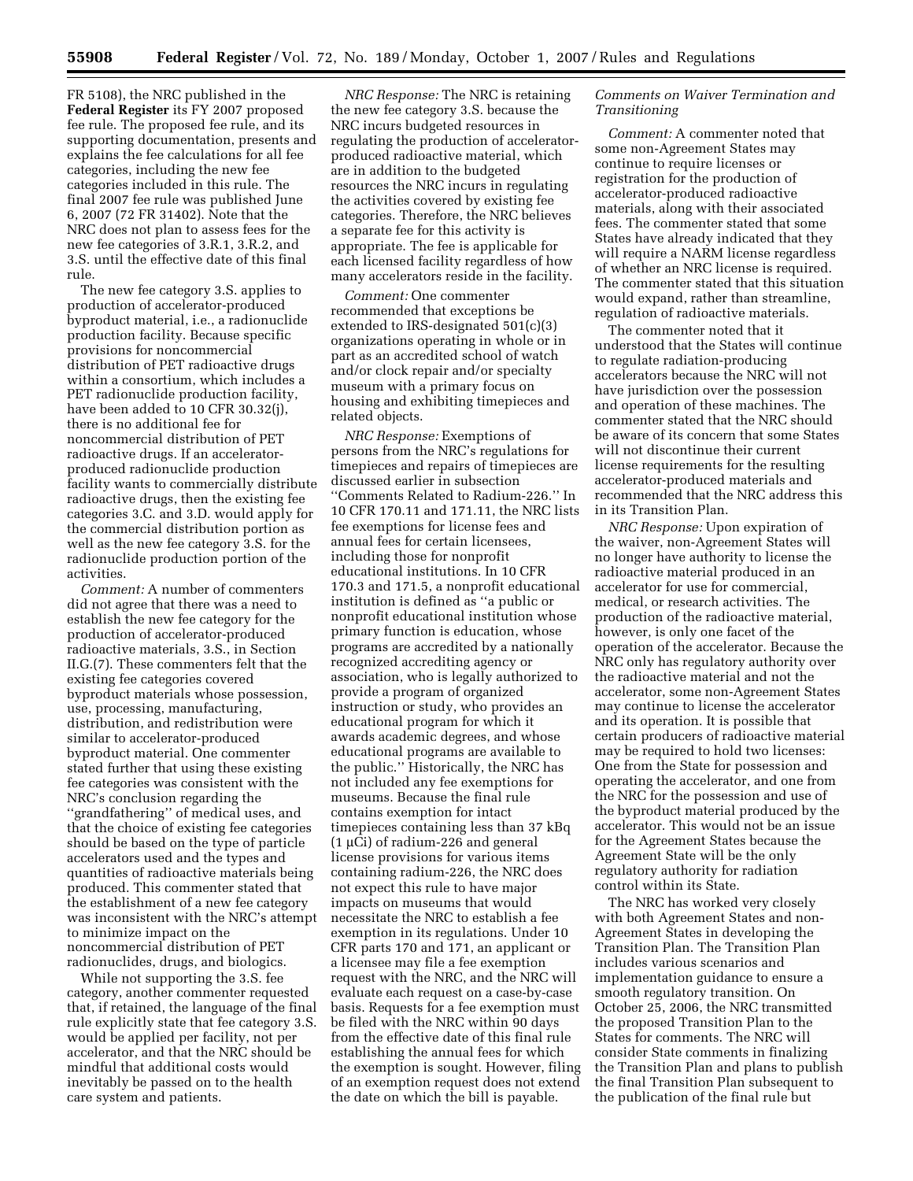FR 5108), the NRC published in the **Federal Register** its FY 2007 proposed fee rule. The proposed fee rule, and its supporting documentation, presents and explains the fee calculations for all fee categories, including the new fee categories included in this rule. The final 2007 fee rule was published June 6, 2007 (72 FR 31402). Note that the NRC does not plan to assess fees for the new fee categories of 3.R.1, 3.R.2, and 3.S. until the effective date of this final rule.

The new fee category 3.S. applies to production of accelerator-produced byproduct material, i.e., a radionuclide production facility. Because specific provisions for noncommercial distribution of PET radioactive drugs within a consortium, which includes a PET radionuclide production facility, have been added to 10 CFR 30.32(j), there is no additional fee for noncommercial distribution of PET radioactive drugs. If an accelerator-produced radionuclide production facility wants to commercially distribute radioactive drugs, then the existing fee categories 3.C. and 3.D. would apply for the commercial distribution portion as well as the new fee category 3.S. for the radionuclide production portion of the activities.

*Comment:* A number of commenters did not agree that there was a need to establish the new fee category for the production of accelerator-produced radioactive materials, 3.S., in Section II.G.(7). These commenters felt that the existing fee categories covered byproduct materials whose possession, use, processing, manufacturing, distribution, and redistribution were similar to accelerator-produced byproduct material. One commenter stated further that using these existing fee categories was consistent with the NRC's conclusion regarding the ''grandfathering'' of medical uses, and that the choice of existing fee categories should be based on the type of particle accelerators used and the types and quantities of radioactive materials being produced. This commenter stated that the establishment of a new fee category was inconsistent with the NRC's attempt to minimize impact on the noncommercial distribution of PET radionuclides, drugs, and biologics.

While not supporting the 3.S. fee category, another commenter requested that, if retained, the language of the final rule explicitly state that fee category 3.S. would be applied per facility, not per accelerator, and that the NRC should be mindful that additional costs would inevitably be passed on to the health care system and patients.

*NRC Response:* The NRC is retaining the new fee category 3.S. because the NRC incurs budgeted resources in regulating the production of accelerator-produced radioactive material, which are in addition to the budgeted resources the NRC incurs in regulating the activities covered by existing fee categories. Therefore, the NRC believes a separate fee for this activity is appropriate. The fee is applicable for each licensed facility regardless of how many accelerators reside in the facility.

*Comment:* One commenter recommended that exceptions be extended to IRS-designated 501(c)(3) organizations operating in whole or in part as an accredited school of watch and/or clock repair and/or specialty museum with a primary focus on housing and exhibiting timepieces and related objects.

*NRC Response:* Exemptions of persons from the NRC's regulations for timepieces and repairs of timepieces are discussed earlier in subsection ''Comments Related to Radium-226.'' In 10 CFR 170.11 and 171.11, the NRC lists fee exemptions for license fees and annual fees for certain licensees, including those for nonprofit educational institutions. In 10 CFR 170.3 and 171.5, a nonprofit educational institution is defined as ''a public or nonprofit educational institution whose primary function is education, whose programs are accredited by a nationally recognized accrediting agency or association, who is legally authorized to provide a program of organized instruction or study, who provides an educational program for which it awards academic degrees, and whose educational programs are available to the public.'' Historically, the NRC has not included any fee exemptions for museums. Because the final rule contains exemption for intact timepieces containing less than 37 kBq (1 µCi) of radium-226 and general license provisions for various items containing radium-226, the NRC does not expect this rule to have major impacts on museums that would necessitate the NRC to establish a fee exemption in its regulations. Under 10 CFR parts 170 and 171, an applicant or a licensee may file a fee exemption request with the NRC, and the NRC will evaluate each request on a case-by-case basis. Requests for a fee exemption must be filed with the NRC within 90 days from the effective date of this final rule establishing the annual fees for which the exemption is sought. However, filing of an exemption request does not extend the date on which the bill is payable.

### *Comments on Waiver Termination and Transitioning*

*Comment:* A commenter noted that some non-Agreement States may continue to require licenses or registration for the production of accelerator-produced radioactive materials, along with their associated fees. The commenter stated that some States have already indicated that they will require a NARM license regardless of whether an NRC license is required. The commenter stated that this situation would expand, rather than streamline, regulation of radioactive materials.

The commenter noted that it understood that the States will continue to regulate radiation-producing accelerators because the NRC will not have jurisdiction over the possession and operation of these machines. The commenter stated that the NRC should be aware of its concern that some States will not discontinue their current license requirements for the resulting accelerator-produced materials and recommended that the NRC address this in its Transition Plan.

*NRC Response:* Upon expiration of the waiver, non-Agreement States will no longer have authority to license the radioactive material produced in an accelerator for use for commercial, medical, or research activities. The production of the radioactive material, however, is only one facet of the operation of the accelerator. Because the NRC only has regulatory authority over the radioactive material and not the accelerator, some non-Agreement States may continue to license the accelerator and its operation. It is possible that certain producers of radioactive material may be required to hold two licenses: One from the State for possession and operating the accelerator, and one from the NRC for the possession and use of the byproduct material produced by the accelerator. This would not be an issue for the Agreement States because the Agreement State will be the only regulatory authority for radiation control within its State.

The NRC has worked very closely with both Agreement States and non-Agreement States in developing the Transition Plan. The Transition Plan includes various scenarios and implementation guidance to ensure a smooth regulatory transition. On October 25, 2006, the NRC transmitted the proposed Transition Plan to the States for comments. The NRC will consider State comments in finalizing the Transition Plan and plans to publish the final Transition Plan subsequent to the publication of the final rule but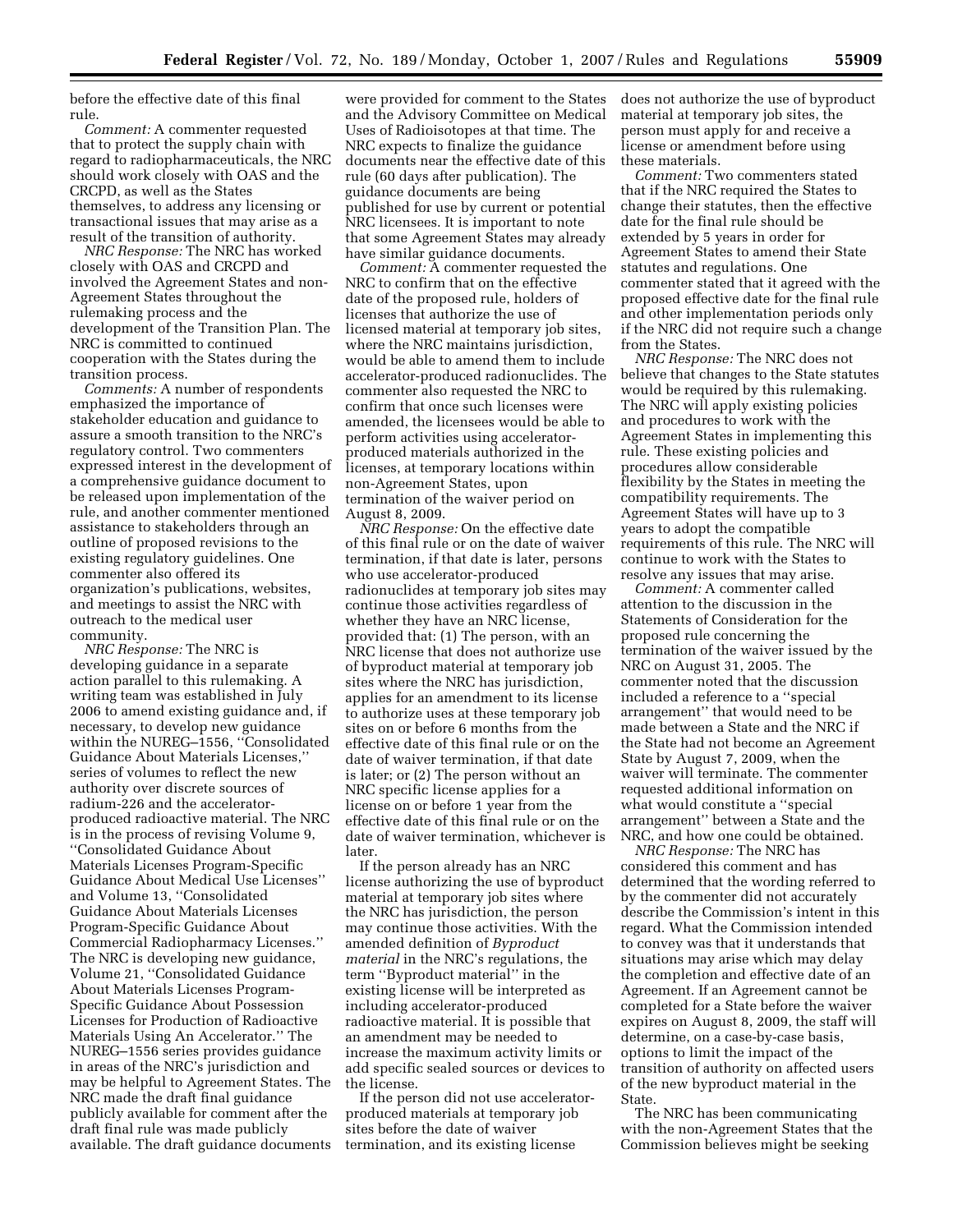before the effective date of this final rule.

*Comment:* A commenter requested that to protect the supply chain with regard to radiopharmaceuticals, the NRC should work closely with OAS and the CRCPD, as well as the States themselves, to address any licensing or transactional issues that may arise as a result of the transition of authority.

*NRC Response:* The NRC has worked closely with OAS and CRCPD and involved the Agreement States and non-Agreement States throughout the rulemaking process and the development of the Transition Plan. The NRC is committed to continued cooperation with the States during the transition process.

*Comments:* A number of respondents emphasized the importance of stakeholder education and guidance to assure a smooth transition to the NRC's regulatory control. Two commenters expressed interest in the development of a comprehensive guidance document to be released upon implementation of the rule, and another commenter mentioned assistance to stakeholders through an outline of proposed revisions to the existing regulatory guidelines. One commenter also offered its organization's publications, websites, and meetings to assist the NRC with outreach to the medical user community.

*NRC Response:* The NRC is developing guidance in a separate action parallel to this rulemaking. A writing team was established in July 2006 to amend existing guidance and, if necessary, to develop new guidance within the NUREG–1556, ''Consolidated Guidance About Materials Licenses,'' series of volumes to reflect the new authority over discrete sources of radium-226 and the accelerator-produced radioactive material. The NRC is in the process of revising Volume 9, ''Consolidated Guidance About Materials Licenses Program-Specific Guidance About Medical Use Licenses'' and Volume 13, ''Consolidated Guidance About Materials Licenses Program-Specific Guidance About Commercial Radiopharmacy Licenses.'' The NRC is developing new guidance, Volume 21, ''Consolidated Guidance About Materials Licenses Program-Specific Guidance About Possession Licenses for Production of Radioactive Materials Using An Accelerator.'' The NUREG–1556 series provides guidance in areas of the NRC's jurisdiction and may be helpful to Agreement States. The NRC made the draft final guidance publicly available for comment after the draft final rule was made publicly available. The draft guidance documents were provided for comment to the States and the Advisory Committee on Medical Uses of Radioisotopes at that time. The NRC expects to finalize the guidance documents near the effective date of this rule (60 days after publication). The guidance documents are being published for use by current or potential NRC licensees. It is important to note that some Agreement States may already have similar guidance documents.

*Comment:* A commenter requested the NRC to confirm that on the effective date of the proposed rule, holders of licenses that authorize the use of licensed material at temporary job sites, where the NRC maintains jurisdiction, would be able to amend them to include accelerator-produced radionuclides. The commenter also requested the NRC to confirm that once such licenses were amended, the licensees would be able to perform activities using accelerator-produced materials authorized in the licenses, at temporary locations within non-Agreement States, upon termination of the waiver period on August 8, 2009.

*NRC Response:* On the effective date of this final rule or on the date of waiver termination, if that date is later, persons who use accelerator-produced radionuclides at temporary job sites may continue those activities regardless of whether they have an NRC license, provided that: (1) The person, with an NRC license that does not authorize use of byproduct material at temporary job sites where the NRC has jurisdiction, applies for an amendment to its license to authorize uses at these temporary job sites on or before 6 months from the effective date of this final rule or on the date of waiver termination, if that date is later; or (2) The person without an NRC specific license applies for a license on or before 1 year from the effective date of this final rule or on the date of waiver termination, whichever is later.

If the person already has an NRC license authorizing the use of byproduct material at temporary job sites where the NRC has jurisdiction, the person may continue those activities. With the amended definition of *Byproduct material* in the NRC's regulations, the term ''Byproduct material'' in the existing license will be interpreted as including accelerator-produced radioactive material. It is possible that an amendment may be needed to increase the maximum activity limits or add specific sealed sources or devices to the license.

If the person did not use accelerator-produced materials at temporary job sites before the date of waiver termination, and its existing license does not authorize the use of byproduct material at temporary job sites, the person must apply for and receive a license or amendment before using these materials.

*Comment:* Two commenters stated that if the NRC required the States to change their statutes, then the effective date for the final rule should be extended by 5 years in order for Agreement States to amend their State statutes and regulations. One commenter stated that it agreed with the proposed effective date for the final rule and other implementation periods only if the NRC did not require such a change from the States.

*NRC Response:* The NRC does not believe that changes to the State statutes would be required by this rulemaking. The NRC will apply existing policies and procedures to work with the Agreement States in implementing this rule. These existing policies and procedures allow considerable flexibility by the States in meeting the compatibility requirements. The Agreement States will have up to 3 years to adopt the compatible requirements of this rule. The NRC will continue to work with the States to resolve any issues that may arise.

*Comment:* A commenter called attention to the discussion in the Statements of Consideration for the proposed rule concerning the termination of the waiver issued by the NRC on August 31, 2005. The commenter noted that the discussion included a reference to a ''special arrangement'' that would need to be made between a State and the NRC if the State had not become an Agreement State by August 7, 2009, when the waiver will terminate. The commenter requested additional information on what would constitute a ''special arrangement'' between a State and the NRC, and how one could be obtained.

*NRC Response:* The NRC has considered this comment and has determined that the wording referred to by the commenter did not accurately describe the Commission's intent in this regard. What the Commission intended to convey was that it understands that situations may arise which may delay the completion and effective date of an Agreement. If an Agreement cannot be completed for a State before the waiver expires on August 8, 2009, the staff will determine, on a case-by-case basis, options to limit the impact of the transition of authority on affected users of the new byproduct material in the State.

The NRC has been communicating with the non-Agreement States that the Commission believes might be seeking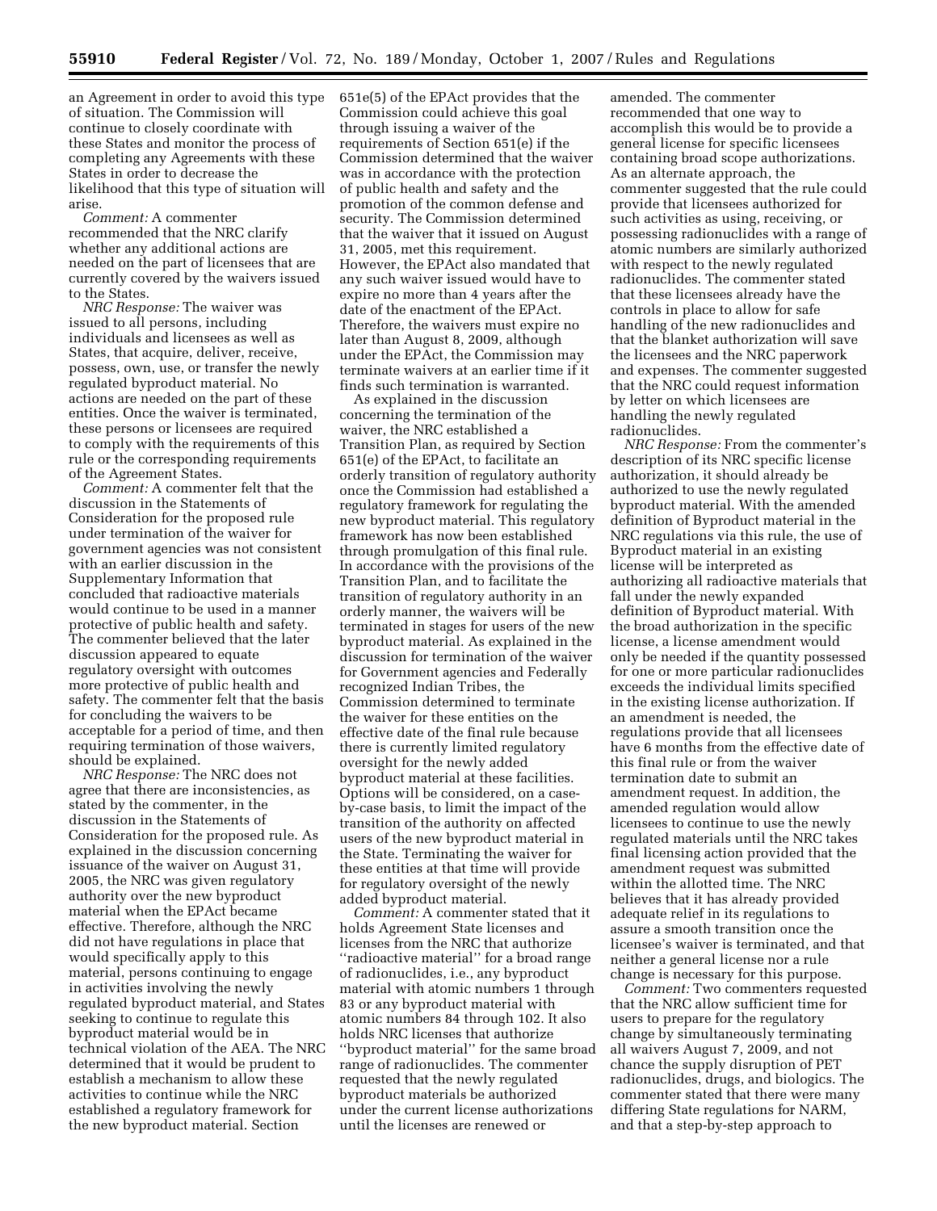an Agreement in order to avoid this type of situation. The Commission will continue to closely coordinate with these States and monitor the process of completing any Agreements with these States in order to decrease the likelihood that this type of situation will arise.

*Comment:* A commenter recommended that the NRC clarify whether any additional actions are needed on the part of licensees that are currently covered by the waivers issued to the States.

*NRC Response:* The waiver was issued to all persons, including individuals and licensees as well as States, that acquire, deliver, receive, possess, own, use, or transfer the newly regulated byproduct material. No actions are needed on the part of these entities. Once the waiver is terminated, these persons or licensees are required to comply with the requirements of this rule or the corresponding requirements of the Agreement States.

*Comment:* A commenter felt that the discussion in the Statements of Consideration for the proposed rule under termination of the waiver for government agencies was not consistent with an earlier discussion in the Supplementary Information that concluded that radioactive materials would continue to be used in a manner protective of public health and safety. The commenter believed that the later discussion appeared to equate regulatory oversight with outcomes more protective of public health and safety. The commenter felt that the basis for concluding the waivers to be acceptable for a period of time, and then requiring termination of those waivers, should be explained.

*NRC Response:* The NRC does not agree that there are inconsistencies, as stated by the commenter, in the discussion in the Statements of Consideration for the proposed rule. As explained in the discussion concerning issuance of the waiver on August 31, 2005, the NRC was given regulatory authority over the new byproduct material when the EPAct became effective. Therefore, although the NRC did not have regulations in place that would specifically apply to this material, persons continuing to engage in activities involving the newly regulated byproduct material, and States seeking to continue to regulate this byproduct material would be in technical violation of the AEA. The NRC determined that it would be prudent to establish a mechanism to allow these activities to continue while the NRC established a regulatory framework for the new byproduct material. Section 651e(5) of the EPAct provides that the Commission could achieve this goal through issuing a waiver of the requirements of Section 651(e) if the Commission determined that the waiver was in accordance with the protection of public health and safety and the promotion of the common defense and security. The Commission determined that the waiver that it issued on August 31, 2005, met this requirement. However, the EPAct also mandated that any such waiver issued would have to expire no more than 4 years after the date of the enactment of the EPAct. Therefore, the waivers must expire no later than August 8, 2009, although under the EPAct, the Commission may terminate waivers at an earlier time if it finds such termination is warranted.

As explained in the discussion concerning the termination of the waiver, the NRC established a Transition Plan, as required by Section 651(e) of the EPAct, to facilitate an orderly transition of regulatory authority once the Commission had established a regulatory framework for regulating the new byproduct material. This regulatory framework has now been established through promulgation of this final rule. In accordance with the provisions of the Transition Plan, and to facilitate the transition of regulatory authority in an orderly manner, the waivers will be terminated in stages for users of the new byproduct material. As explained in the discussion for termination of the waiver for Government agencies and Federally recognized Indian Tribes, the Commission determined to terminate the waiver for these entities on the effective date of the final rule because there is currently limited regulatory oversight for the newly added byproduct material at these facilities. Options will be considered, on a case-by-case basis, to limit the impact of the transition of the authority on affected users of the new byproduct material in the State. Terminating the waiver for these entities at that time will provide for regulatory oversight of the newly added byproduct material.

*Comment:* A commenter stated that it holds Agreement State licenses and licenses from the NRC that authorize ''radioactive material'' for a broad range of radionuclides, i.e., any byproduct material with atomic numbers 1 through 83 or any byproduct material with atomic numbers 84 through 102. It also holds NRC licenses that authorize ''byproduct material'' for the same broad range of radionuclides. The commenter requested that the newly regulated byproduct materials be authorized under the current license authorizations until the licenses are renewed or amended. The commenter recommended that one way to accomplish this would be to provide a general license for specific licensees containing broad scope authorizations. As an alternate approach, the commenter suggested that the rule could provide that licensees authorized for such activities as using, receiving, or possessing radionuclides with a range of atomic numbers are similarly authorized with respect to the newly regulated radionuclides. The commenter stated that these licensees already have the controls in place to allow for safe handling of the new radionuclides and that the blanket authorization will save the licensees and the NRC paperwork and expenses. The commenter suggested that the NRC could request information by letter on which licensees are handling the newly regulated radionuclides.

*NRC Response:* From the commenter's description of its NRC specific license authorization, it should already be authorized to use the newly regulated byproduct material. With the amended definition of Byproduct material in the NRC regulations via this rule, the use of Byproduct material in an existing license will be interpreted as authorizing all radioactive materials that fall under the newly expanded definition of Byproduct material. With the broad authorization in the specific license, a license amendment would only be needed if the quantity possessed for one or more particular radionuclides exceeds the individual limits specified in the existing license authorization. If an amendment is needed, the regulations provide that all licensees have 6 months from the effective date of this final rule or from the waiver termination date to submit an amendment request. In addition, the amended regulation would allow licensees to continue to use the newly regulated materials until the NRC takes final licensing action provided that the amendment request was submitted within the allotted time. The NRC believes that it has already provided adequate relief in its regulations to assure a smooth transition once the licensee's waiver is terminated, and that neither a general license nor a rule change is necessary for this purpose.

*Comment:* Two commenters requested that the NRC allow sufficient time for users to prepare for the regulatory change by simultaneously terminating all waivers August 7, 2009, and not chance the supply disruption of PET radionuclides, drugs, and biologics. The commenter stated that there were many differing State regulations for NARM, and that a step-by-step approach to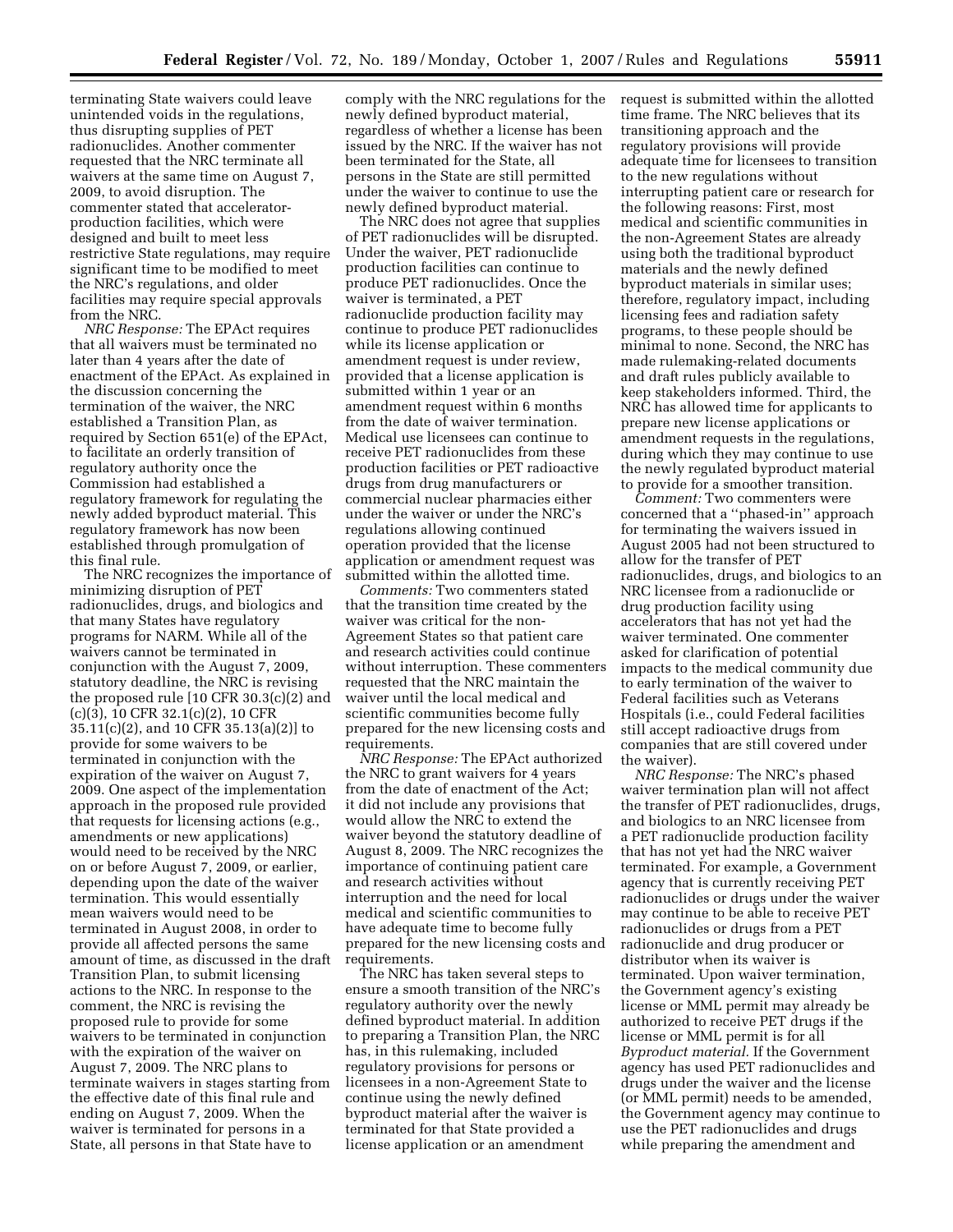terminating State waivers could leave unintended voids in the regulations, thus disrupting supplies of PET radionuclides. Another commenter requested that the NRC terminate all waivers at the same time on August 7, 2009, to avoid disruption. The commenter stated that accelerator-production facilities, which were designed and built to meet less restrictive State regulations, may require significant time to be modified to meet the NRC's regulations, and older facilities may require special approvals from the NRC.

*NRC Response:* The EPAct requires that all waivers must be terminated no later than 4 years after the date of enactment of the EPAct. As explained in the discussion concerning the termination of the waiver, the NRC established a Transition Plan, as required by Section 651(e) of the EPAct, to facilitate an orderly transition of regulatory authority once the Commission had established a regulatory framework for regulating the newly added byproduct material. This regulatory framework has now been established through promulgation of this final rule.

The NRC recognizes the importance of minimizing disruption of PET radionuclides, drugs, and biologics and that many States have regulatory programs for NARM. While all of the waivers cannot be terminated in conjunction with the August 7, 2009, statutory deadline, the NRC is revising the proposed rule [10 CFR 30.3(c)(2) and (c)(3), 10 CFR 32.1(c)(2), 10 CFR 35.11(c)(2), and 10 CFR 35.13(a)(2)] to provide for some waivers to be terminated in conjunction with the expiration of the waiver on August 7, 2009. One aspect of the implementation approach in the proposed rule provided that requests for licensing actions (e.g., amendments or new applications) would need to be received by the NRC on or before August 7, 2009, or earlier, depending upon the date of the waiver termination. This would essentially mean waivers would need to be terminated in August 2008, in order to provide all affected persons the same amount of time, as discussed in the draft Transition Plan, to submit licensing actions to the NRC. In response to the comment, the NRC is revising the proposed rule to provide for some waivers to be terminated in conjunction with the expiration of the waiver on August 7, 2009. The NRC plans to terminate waivers in stages starting from the effective date of this final rule and ending on August 7, 2009. When the waiver is terminated for persons in a State, all persons in that State have to comply with the NRC regulations for the newly defined byproduct material, regardless of whether a license has been issued by the NRC. If the waiver has not been terminated for the State, all persons in the State are still permitted under the waiver to continue to use the newly defined byproduct material.

The NRC does not agree that supplies of PET radionuclides will be disrupted. Under the waiver, PET radionuclide production facilities can continue to produce PET radionuclides. Once the waiver is terminated, a PET radionuclide production facility may continue to produce PET radionuclides while its license application or amendment request is under review, provided that a license application is submitted within 1 year or an amendment request within 6 months from the date of waiver termination. Medical use licensees can continue to receive PET radionuclides from these production facilities or PET radioactive drugs from drug manufacturers or commercial nuclear pharmacies either under the waiver or under the NRC's regulations allowing continued operation provided that the license application or amendment request was submitted within the allotted time.

*Comments:* Two commenters stated that the transition time created by the waiver was critical for the non-Agreement States so that patient care and research activities could continue without interruption. These commenters requested that the NRC maintain the waiver until the local medical and scientific communities become fully prepared for the new licensing costs and requirements.

*NRC Response:* The EPAct authorized the NRC to grant waivers for 4 years from the date of enactment of the Act; it did not include any provisions that would allow the NRC to extend the waiver beyond the statutory deadline of August 8, 2009. The NRC recognizes the importance of continuing patient care and research activities without interruption and the need for local medical and scientific communities to have adequate time to become fully prepared for the new licensing costs and requirements.

The NRC has taken several steps to ensure a smooth transition of the NRC's regulatory authority over the newly defined byproduct material. In addition to preparing a Transition Plan, the NRC has, in this rulemaking, included regulatory provisions for persons or licensees in a non-Agreement State to continue using the newly defined byproduct material after the waiver is terminated for that State provided a license application or an amendment request is submitted within the allotted time frame. The NRC believes that its transitioning approach and the regulatory provisions will provide adequate time for licensees to transition to the new regulations without interrupting patient care or research for the following reasons: First, most medical and scientific communities in the non-Agreement States are already using both the traditional byproduct materials and the newly defined byproduct materials in similar uses; therefore, regulatory impact, including licensing fees and radiation safety programs, to these people should be minimal to none. Second, the NRC has made rulemaking-related documents and draft rules publicly available to keep stakeholders informed. Third, the NRC has allowed time for applicants to prepare new license applications or amendment requests in the regulations, during which they may continue to use the newly regulated byproduct material to provide for a smoother transition.

*Comment:* Two commenters were concerned that a ''phased-in'' approach for terminating the waivers issued in August 2005 had not been structured to allow for the transfer of PET radionuclides, drugs, and biologics to an NRC licensee from a radionuclide or drug production facility using accelerators that has not yet had the waiver terminated. One commenter asked for clarification of potential impacts to the medical community due to early termination of the waiver to Federal facilities such as Veterans Hospitals (i.e., could Federal facilities still accept radioactive drugs from companies that are still covered under the waiver).

*NRC Response:* The NRC's phased waiver termination plan will not affect the transfer of PET radionuclides, drugs, and biologics to an NRC licensee from a PET radionuclide production facility that has not yet had the NRC waiver terminated. For example, a Government agency that is currently receiving PET radionuclides or drugs under the waiver may continue to be able to receive PET radionuclides or drugs from a PET radionuclide and drug producer or distributor when its waiver is terminated. Upon waiver termination, the Government agency's existing license or MML permit may already be authorized to receive PET drugs if the license or MML permit is for all *Byproduct material.* If the Government agency has used PET radionuclides and drugs under the waiver and the license (or MML permit) needs to be amended, the Government agency may continue to use the PET radionuclides and drugs while preparing the amendment and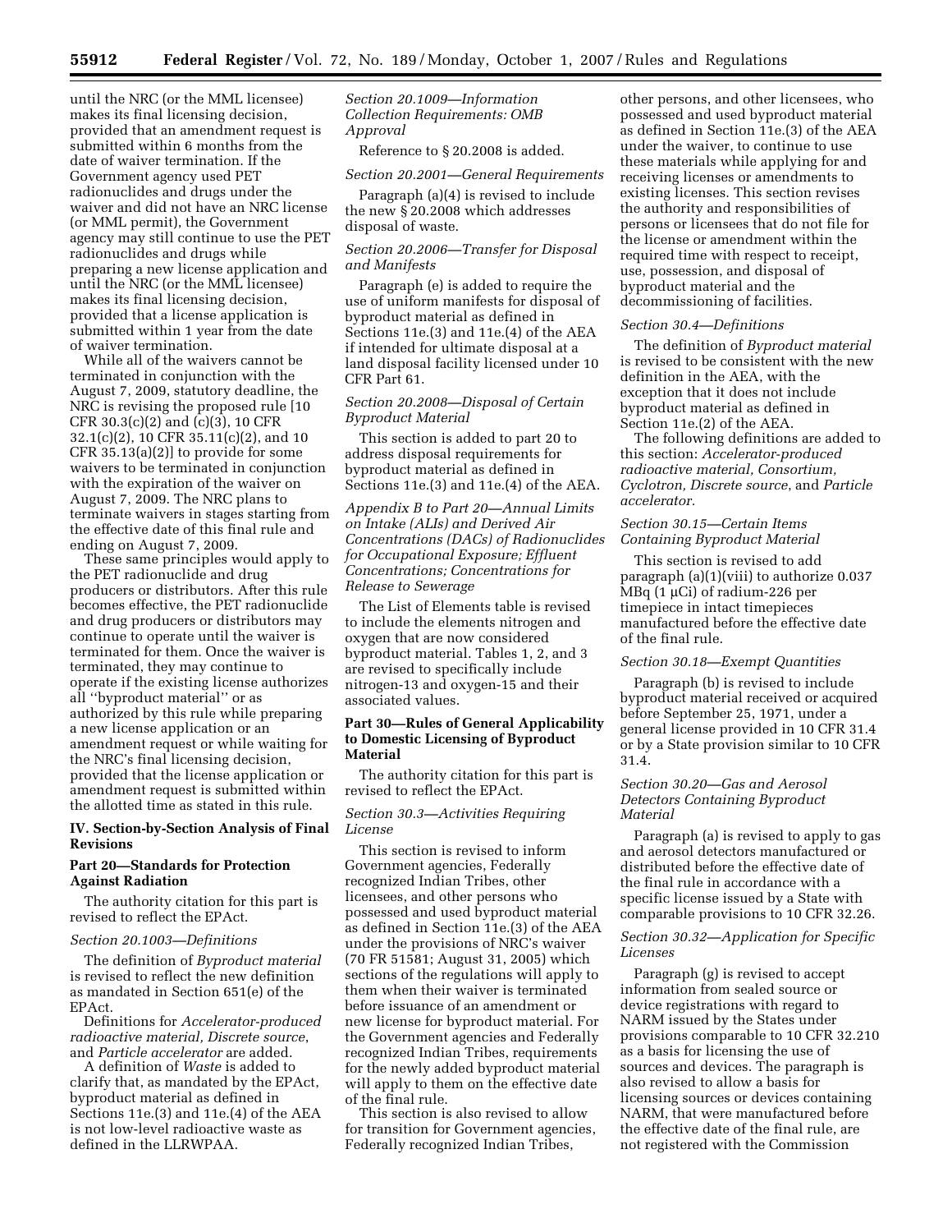until the NRC (or the MML licensee) makes its final licensing decision, provided that an amendment request is submitted within 6 months from the date of waiver termination. If the Government agency used PET radionuclides and drugs under the waiver and did not have an NRC license (or MML permit), the Government agency may still continue to use the PET radionuclides and drugs while preparing a new license application and until the NRC (or the MML licensee) makes its final licensing decision, provided that a license application is submitted within 1 year from the date of waiver termination.

While all of the waivers cannot be terminated in conjunction with the August 7, 2009, statutory deadline, the NRC is revising the proposed rule [10 CFR 30.3(c)(2) and (c)(3), 10 CFR 32.1(c)(2), 10 CFR 35.11(c)(2), and 10 CFR 35.13(a)(2)] to provide for some waivers to be terminated in conjunction with the expiration of the waiver on August 7, 2009. The NRC plans to terminate waivers in stages starting from the effective date of this final rule and ending on August 7, 2009.

These same principles would apply to the PET radionuclide and drug producers or distributors. After this rule becomes effective, the PET radionuclide and drug producers or distributors may continue to operate until the waiver is terminated for them. Once the waiver is terminated, they may continue to operate if the existing license authorizes all "byproduct material" or as authorized by this rule while preparing a new license application or an amendment request or while waiting for the NRC's final licensing decision, provided that the license application or amendment request is submitted within the allotted time as stated in this rule.

## IV. Section-by-Section Analysis of Final Revisions

### Part 20—Standards for Protection Against Radiation

The authority citation for this part is revised to reflect the EPAct.

*Section 20.1003—Definitions*

The definition of *Byproduct material* is revised to reflect the new definition as mandated in Section 651(e) of the EPAct.

Definitions for *Accelerator-produced radioactive material, Discrete source*, and *Particle accelerator* are added.

A definition of *Waste* is added to clarify that, as mandated by the EPAct, byproduct material as defined in Sections 11e.(3) and 11e.(4) of the AEA is not low-level radioactive waste as defined in the LLRWPAA.

*Section 20.1009—Information Collection Requirements: OMB Approval*

Reference to § 20.2008 is added.

*Section 20.2001—General Requirements*

Paragraph (a)(4) is revised to include the new § 20.2008 which addresses disposal of waste.

*Section 20.2006—Transfer for Disposal and Manifests*

Paragraph (e) is added to require the use of uniform manifests for disposal of byproduct material as defined in Sections 11e.(3) and 11e.(4) of the AEA if intended for ultimate disposal at a land disposal facility licensed under 10 CFR Part 61.

*Section 20.2008—Disposal of Certain Byproduct Material*

This section is added to part 20 to address disposal requirements for byproduct material as defined in Sections 11e.(3) and 11e.(4) of the AEA.

*Appendix B to Part 20—Annual Limits on Intake (ALIs) and Derived Air Concentrations (DACs) of Radionuclides for Occupational Exposure; Effluent Concentrations; Concentrations for Release to Sewerage*

The List of Elements table is revised to include the elements nitrogen and oxygen that are now considered byproduct material. Tables 1, 2, and 3 are revised to specifically include nitrogen-13 and oxygen-15 and their associated values.

### Part 30—Rules of General Applicability to Domestic Licensing of Byproduct Material

The authority citation for this part is revised to reflect the EPAct.

*Section 30.3—Activities Requiring License*

This section is revised to inform Government agencies, Federally recognized Indian Tribes, other licensees, and other persons who possessed and used byproduct material as defined in Section 11e.(3) of the AEA under the provisions of NRC's waiver (70 FR 51581; August 31, 2005) which sections of the regulations will apply to them when their waiver is terminated before issuance of an amendment or new license for byproduct material. For the Government agencies and Federally recognized Indian Tribes, requirements for the newly added byproduct material will apply to them on the effective date of the final rule.

This section is also revised to allow for transition for Government agencies, Federally recognized Indian Tribes, other persons, and other licensees, who possessed and used byproduct material as defined in Section 11e.(3) of the AEA under the waiver, to continue to use these materials while applying for and receiving licenses or amendments to existing licenses. This section revises the authority and responsibilities of persons or licensees that do not file for the license or amendment within the required time with respect to receipt, use, possession, and disposal of byproduct material and the decommissioning of facilities.

*Section 30.4—Definitions*

The definition of *Byproduct material* is revised to be consistent with the new definition in the AEA, with the exception that it does not include byproduct material as defined in Section 11e.(2) of the AEA.

The following definitions are added to this section: *Accelerator-produced radioactive material, Consortium, Cyclotron, Discrete source*, and *Particle accelerator.*

*Section 30.15—Certain Items Containing Byproduct Material*

This section is revised to add paragraph (a)(1)(viii) to authorize 0.037 MBq (1 μCi) of radium-226 per timepiece in intact timepieces manufactured before the effective date of the final rule.

*Section 30.18—Exempt Quantities*

Paragraph (b) is revised to include byproduct material received or acquired before September 25, 1971, under a general license provided in 10 CFR 31.4 or by a State provision similar to 10 CFR 31.4.

*Section 30.20—Gas and Aerosol Detectors Containing Byproduct Material*

Paragraph (a) is revised to apply to gas and aerosol detectors manufactured or distributed before the effective date of the final rule in accordance with a specific license issued by a State with comparable provisions to 10 CFR 32.26.

*Section 30.32—Application for Specific Licenses*

Paragraph (g) is revised to accept information from sealed source or device registrations with regard to NARM issued by the States under provisions comparable to 10 CFR 32.210 as a basis for licensing the use of sources and devices. The paragraph is also revised to allow a basis for licensing sources or devices containing NARM, that were manufactured before the effective date of the final rule, are not registered with the Commission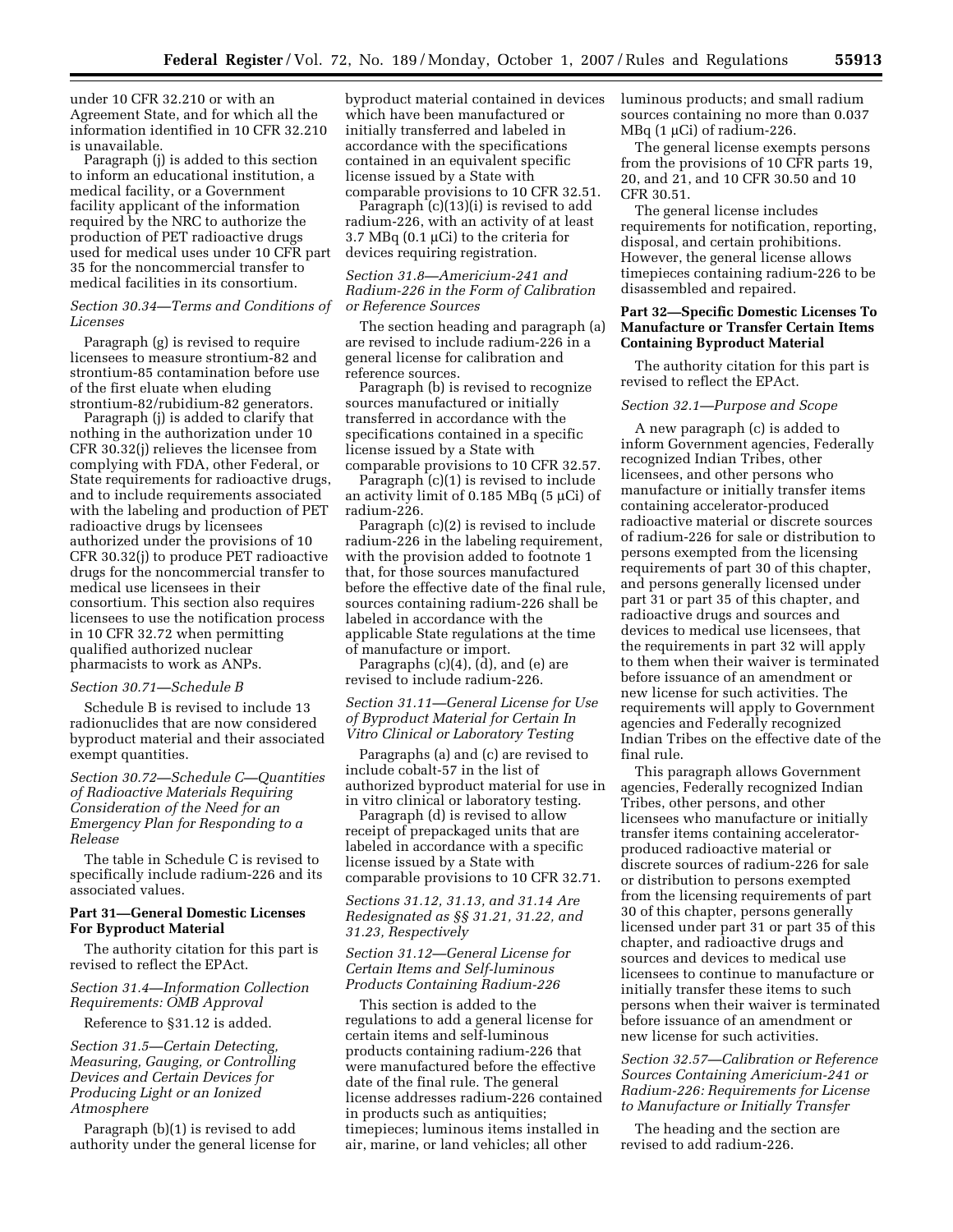under 10 CFR 32.210 or with an Agreement State, and for which all the information identified in 10 CFR 32.210 is unavailable.

Paragraph (j) is added to this section to inform an educational institution, a medical facility, or a Government facility applicant of the information required by the NRC to authorize the production of PET radioactive drugs used for medical uses under 10 CFR part 35 for the noncommercial transfer to medical facilities in its consortium.

*Section 30.34—Terms and Conditions of Licenses*

Paragraph (g) is revised to require licensees to measure strontium-82 and strontium-85 contamination before use of the first eluate when eluding strontium-82/rubidium-82 generators.

Paragraph (j) is added to clarify that nothing in the authorization under 10 CFR 30.32(j) relieves the licensee from complying with FDA, other Federal, or State requirements for radioactive drugs, and to include requirements associated with the labeling and production of PET radioactive drugs by licensees authorized under the provisions of 10 CFR 30.32(j) to produce PET radioactive drugs for the noncommercial transfer to medical use licensees in their consortium. This section also requires licensees to use the notification process in 10 CFR 32.72 when permitting qualified authorized nuclear pharmacists to work as ANPs.

*Section 30.71—Schedule B*

Schedule B is revised to include 13 radionuclides that are now considered byproduct material and their associated exempt quantities.

*Section 30.72—Schedule C—Quantities of Radioactive Materials Requiring Consideration of the Need for an Emergency Plan for Responding to a Release*

The table in Schedule C is revised to specifically include radium-226 and its associated values.

**Part 31—General Domestic Licenses For Byproduct Material**

The authority citation for this part is revised to reflect the EPAct.

*Section 31.4—Information Collection Requirements: OMB Approval*

Reference to §31.12 is added.

*Section 31.5—Certain Detecting, Measuring, Gauging, or Controlling Devices and Certain Devices for Producing Light or an Ionized Atmosphere*

Paragraph (b)(1) is revised to add authority under the general license for byproduct material contained in devices which have been manufactured or initially transferred and labeled in accordance with the specifications contained in an equivalent specific license issued by a State with comparable provisions to 10 CFR 32.51.

Paragraph (c)(13)(i) is revised to add radium-226, with an activity of at least 3.7 MBq (0.1 μCi) to the criteria for devices requiring registration.

*Section 31.8—Americium-241 and Radium-226 in the Form of Calibration or Reference Sources*

The section heading and paragraph (a) are revised to include radium-226 in a general license for calibration and reference sources.

Paragraph (b) is revised to recognize sources manufactured or initially transferred in accordance with the specifications contained in a specific license issued by a State with comparable provisions to 10 CFR 32.57.

Paragraph (c)(1) is revised to include an activity limit of 0.185 MBq (5 μCi) of radium-226.

Paragraph (c)(2) is revised to include radium-226 in the labeling requirement, with the provision added to footnote 1 that, for those sources manufactured before the effective date of the final rule, sources containing radium-226 shall be labeled in accordance with the applicable State regulations at the time of manufacture or import.

Paragraphs (c)(4), (d), and (e) are revised to include radium-226.

*Section 31.11—General License for Use of Byproduct Material for Certain In Vitro Clinical or Laboratory Testing*

Paragraphs (a) and (c) are revised to include cobalt-57 in the list of authorized byproduct material for use in in vitro clinical or laboratory testing.

Paragraph (d) is revised to allow receipt of prepackaged units that are labeled in accordance with a specific license issued by a State with comparable provisions to 10 CFR 32.71.

*Sections 31.12, 31.13, and 31.14 Are Redesignated as §§ 31.21, 31.22, and 31.23, Respectively*

*Section 31.12—General License for Certain Items and Self-luminous Products Containing Radium-226*

This section is added to the regulations to add a general license for certain items and self-luminous products containing radium-226 that were manufactured before the effective date of the final rule. The general license addresses radium-226 contained in products such as antiquities; timepieces; luminous items installed in air, marine, or land vehicles; all other luminous products; and small radium sources containing no more than 0.037 MBq (1 μCi) of radium-226.

The general license exempts persons from the provisions of 10 CFR parts 19, 20, and 21, and 10 CFR 30.50 and 10 CFR 30.51.

The general license includes requirements for notification, reporting, disposal, and certain prohibitions. However, the general license allows timepieces containing radium-226 to be disassembled and repaired.

**Part 32—Specific Domestic Licenses To Manufacture or Transfer Certain Items Containing Byproduct Material**

The authority citation for this part is revised to reflect the EPAct.

*Section 32.1—Purpose and Scope*

A new paragraph (c) is added to inform Government agencies, Federally recognized Indian Tribes, other licensees, and other persons who manufacture or initially transfer items containing accelerator-produced radioactive material or discrete sources of radium-226 for sale or distribution to persons exempted from the licensing requirements of part 30 of this chapter, and persons generally licensed under part 31 or part 35 of this chapter, and radioactive drugs and sources and devices to medical use licensees, that the requirements in part 32 will apply to them when their waiver is terminated before issuance of an amendment or new license for such activities. The requirements will apply to Government agencies and Federally recognized Indian Tribes on the effective date of the final rule.

This paragraph allows Government agencies, Federally recognized Indian Tribes, other persons, and other licensees who manufacture or initially transfer items containing accelerator-produced radioactive material or discrete sources of radium-226 for sale or distribution to persons exempted from the licensing requirements of part 30 of this chapter, persons generally licensed under part 31 or part 35 of this chapter, and radioactive drugs and sources and devices to medical use licensees to continue to manufacture or initially transfer these items to such persons when their waiver is terminated before issuance of an amendment or new license for such activities.

*Section 32.57—Calibration or Reference Sources Containing Americium-241 or Radium-226: Requirements for License to Manufacture or Initially Transfer*

The heading and the section are revised to add radium-226.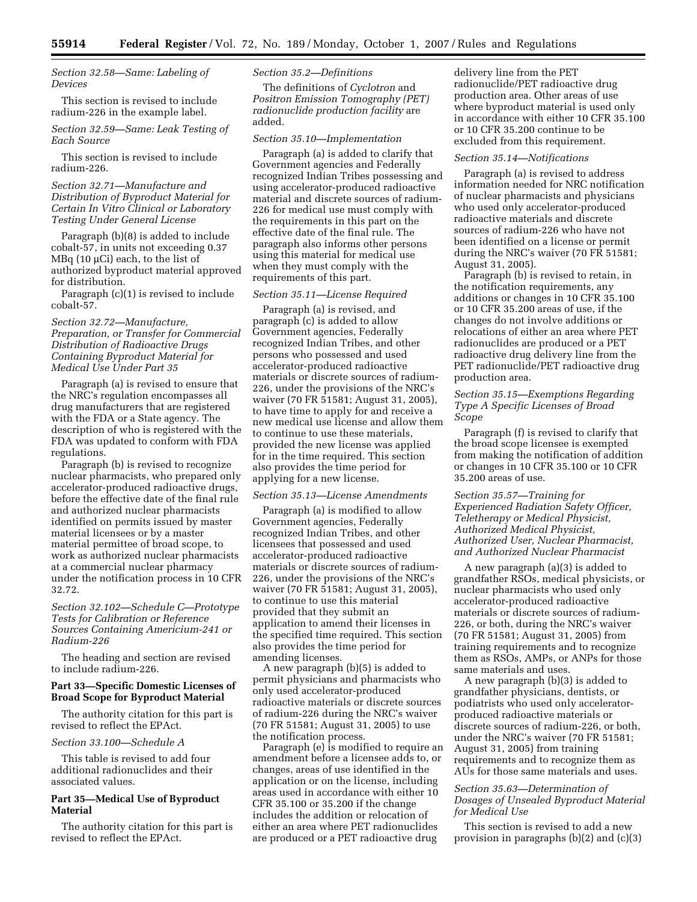*Section 32.58—Same: Labeling of Devices*

This section is revised to include radium-226 in the example label.

*Section 32.59—Same: Leak Testing of Each Source*

This section is revised to include radium-226.

*Section 32.71—Manufacture and Distribution of Byproduct Material for Certain In Vitro Clinical or Laboratory Testing Under General License*

Paragraph (b)(8) is added to include cobalt-57, in units not exceeding 0.37 MBq (10 μCi) each, to the list of authorized byproduct material approved for distribution.

Paragraph (c)(1) is revised to include cobalt-57.

*Section 32.72—Manufacture, Preparation, or Transfer for Commercial Distribution of Radioactive Drugs Containing Byproduct Material for Medical Use Under Part 35*

Paragraph (a) is revised to ensure that the NRC's regulation encompasses all drug manufacturers that are registered with the FDA or a State agency. The description of who is registered with the FDA was updated to conform with FDA regulations.

Paragraph (b) is revised to recognize nuclear pharmacists, who prepared only accelerator-produced radioactive drugs, before the effective date of the final rule and authorized nuclear pharmacists identified on permits issued by master material licensees or by a master material permittee of broad scope, to work as authorized nuclear pharmacists at a commercial nuclear pharmacy under the notification process in 10 CFR 32.72.

*Section 32.102—Schedule C—Prototype Tests for Calibration or Reference Sources Containing Americium-241 or Radium-226*

The heading and section are revised to include radium-226.

**Part 33—Specific Domestic Licenses of Broad Scope for Byproduct Material**

The authority citation for this part is revised to reflect the EPAct.

*Section 33.100—Schedule A*

This table is revised to add four additional radionuclides and their associated values.

**Part 35—Medical Use of Byproduct Material**

The authority citation for this part is revised to reflect the EPAct.

*Section 35.2—Definitions*

The definitions of *Cyclotron* and *Positron Emission Tomography (PET) radionuclide production facility* are added.

*Section 35.10—Implementation*

Paragraph (a) is added to clarify that Government agencies and Federally recognized Indian Tribes possessing and using accelerator-produced radioactive material and discrete sources of radium-226 for medical use must comply with the requirements in this part on the effective date of the final rule. The paragraph also informs other persons using this material for medical use when they must comply with the requirements of this part.

*Section 35.11—License Required*

Paragraph (a) is revised, and paragraph (c) is added to allow Government agencies, Federally recognized Indian Tribes, and other persons who possessed and used accelerator-produced radioactive materials or discrete sources of radium-226, under the provisions of the NRC's waiver (70 FR 51581; August 31, 2005), to have time to apply for and receive a new medical use license and allow them to continue to use these materials, provided the new license was applied for in the time required. This section also provides the time period for applying for a new license.

*Section 35.13—License Amendments*

Paragraph (a) is modified to allow Government agencies, Federally recognized Indian Tribes, and other licensees that possessed and used accelerator-produced radioactive materials or discrete sources of radium-226, under the provisions of the NRC's waiver (70 FR 51581; August 31, 2005), to continue to use this material provided that they submit an application to amend their licenses in the specified time required. This section also provides the time period for amending licenses.

A new paragraph (b)(5) is added to permit physicians and pharmacists who only used accelerator-produced radioactive materials or discrete sources of radium-226 during the NRC's waiver (70 FR 51581; August 31, 2005) to use the notification process.

Paragraph (e) is modified to require an amendment before a licensee adds to, or changes, areas of use identified in the application or on the license, including areas used in accordance with either 10 CFR 35.100 or 35.200 if the change includes the addition or relocation of either an area where PET radionuclides are produced or a PET radioactive drug delivery line from the PET radionuclide/PET radioactive drug production area. Other areas of use where byproduct material is used only in accordance with either 10 CFR 35.100 or 10 CFR 35.200 continue to be excluded from this requirement.

*Section 35.14—Notifications*

Paragraph (a) is revised to address information needed for NRC notification of nuclear pharmacists and physicians who used only accelerator-produced radioactive materials and discrete sources of radium-226 who have not been identified on a license or permit during the NRC's waiver (70 FR 51581; August 31, 2005).

Paragraph (b) is revised to retain, in the notification requirements, any additions or changes in 10 CFR 35.100 or 10 CFR 35.200 areas of use, if the changes do not involve additions or relocations of either an area where PET radionuclides are produced or a PET radioactive drug delivery line from the PET radionuclide/PET radioactive drug production area.

*Section 35.15—Exemptions Regarding Type A Specific Licenses of Broad Scope*

Paragraph (f) is revised to clarify that the broad scope licensee is exempted from making the notification of addition or changes in 10 CFR 35.100 or 10 CFR 35.200 areas of use.

*Section 35.57—Training for Experienced Radiation Safety Officer, Teletherapy or Medical Physicist, Authorized Medical Physicist, Authorized User, Nuclear Pharmacist, and Authorized Nuclear Pharmacist*

A new paragraph (a)(3) is added to grandfather RSOs, medical physicists, or nuclear pharmacists who used only accelerator-produced radioactive materials or discrete sources of radium-226, or both, during the NRC's waiver (70 FR 51581; August 31, 2005) from training requirements and to recognize them as RSOs, AMPs, or ANPs for those same materials and uses.

A new paragraph (b)(3) is added to grandfather physicians, dentists, or podiatrists who used only accelerator-produced radioactive materials or discrete sources of radium-226, or both, under the NRC's waiver (70 FR 51581; August 31, 2005) from training requirements and to recognize them as AUs for those same materials and uses.

*Section 35.63—Determination of Dosages of Unsealed Byproduct Material for Medical Use*

This section is revised to add a new provision in paragraphs (b)(2) and (c)(3)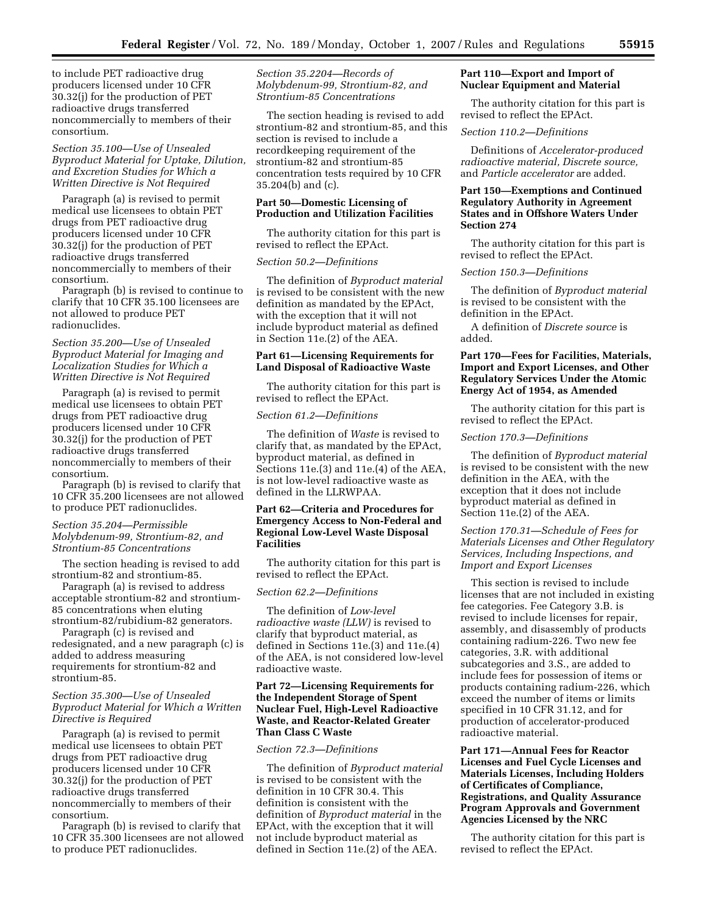to include PET radioactive drug producers licensed under 10 CFR 30.32(j) for the production of PET radioactive drugs transferred noncommercially to members of their consortium.

*Section 35.100—Use of Unsealed Byproduct Material for Uptake, Dilution, and Excretion Studies for Which a Written Directive is Not Required*

Paragraph (a) is revised to permit medical use licensees to obtain PET drugs from PET radioactive drug producers licensed under 10 CFR 30.32(j) for the production of PET radioactive drugs transferred noncommercially to members of their consortium.

Paragraph (b) is revised to continue to clarify that 10 CFR 35.100 licensees are not allowed to produce PET radionuclides.

*Section 35.200—Use of Unsealed Byproduct Material for Imaging and Localization Studies for Which a Written Directive is Not Required*

Paragraph (a) is revised to permit medical use licensees to obtain PET drugs from PET radioactive drug producers licensed under 10 CFR 30.32(j) for the production of PET radioactive drugs transferred noncommercially to members of their consortium.

Paragraph (b) is revised to clarify that 10 CFR 35.200 licensees are not allowed to produce PET radionuclides.

*Section 35.204—Permissible Molybdenum-99, Strontium-82, and Strontium-85 Concentrations*

The section heading is revised to add strontium-82 and strontium-85.

Paragraph (a) is revised to address acceptable strontium-82 and strontium-85 concentrations when eluting strontium-82/rubidium-82 generators.

Paragraph (c) is revised and redesignated, and a new paragraph (c) is added to address measuring requirements for strontium-82 and strontium-85.

*Section 35.300—Use of Unsealed Byproduct Material for Which a Written Directive is Required*

Paragraph (a) is revised to permit medical use licensees to obtain PET drugs from PET radioactive drug producers licensed under 10 CFR 30.32(j) for the production of PET radioactive drugs transferred noncommercially to members of their consortium.

Paragraph (b) is revised to clarify that 10 CFR 35.300 licensees are not allowed to produce PET radionuclides.

*Section 35.2204—Records of Molybdenum-99, Strontium-82, and Strontium-85 Concentrations*

The section heading is revised to add strontium-82 and strontium-85, and this section is revised to include a recordkeeping requirement of the strontium-82 and strontium-85 concentration tests required by 10 CFR 35.204(b) and (c).

**Part 50—Domestic Licensing of Production and Utilization Facilities**

The authority citation for this part is revised to reflect the EPAct.

*Section 50.2—Definitions*

The definition of *Byproduct material* is revised to be consistent with the new definition as mandated by the EPAct, with the exception that it will not include byproduct material as defined in Section 11e.(2) of the AEA.

**Part 61—Licensing Requirements for Land Disposal of Radioactive Waste**

The authority citation for this part is revised to reflect the EPAct.

*Section 61.2—Definitions*

The definition of *Waste* is revised to clarify that, as mandated by the EPAct, byproduct material, as defined in Sections 11e.(3) and 11e.(4) of the AEA, is not low-level radioactive waste as defined in the LLRWPAA.

**Part 62—Criteria and Procedures for Emergency Access to Non-Federal and Regional Low-Level Waste Disposal Facilities**

The authority citation for this part is revised to reflect the EPAct.

*Section 62.2—Definitions*

The definition of *Low-level radioactive waste (LLW)* is revised to clarify that byproduct material, as defined in Sections 11e.(3) and 11e.(4) of the AEA, is not considered low-level radioactive waste.

**Part 72—Licensing Requirements for the Independent Storage of Spent Nuclear Fuel, High-Level Radioactive Waste, and Reactor-Related Greater Than Class C Waste**

*Section 72.3—Definitions*

The definition of *Byproduct material* is revised to be consistent with the definition in 10 CFR 30.4. This definition is consistent with the definition of *Byproduct material* in the EPAct, with the exception that it will not include byproduct material as defined in Section 11e.(2) of the AEA.

**Part 110—Export and Import of Nuclear Equipment and Material**

The authority citation for this part is revised to reflect the EPAct.

*Section 110.2—Definitions*

Definitions of *Accelerator-produced radioactive material, Discrete source,* and *Particle accelerator* are added.

**Part 150—Exemptions and Continued Regulatory Authority in Agreement States and in Offshore Waters Under Section 274**

The authority citation for this part is revised to reflect the EPAct.

*Section 150.3—Definitions*

The definition of *Byproduct material* is revised to be consistent with the definition in the EPAct.

A definition of *Discrete source* is added.

**Part 170—Fees for Facilities, Materials, Import and Export Licenses, and Other Regulatory Services Under the Atomic Energy Act of 1954, as Amended**

The authority citation for this part is revised to reflect the EPAct.

*Section 170.3—Definitions*

The definition of *Byproduct material* is revised to be consistent with the new definition in the AEA, with the exception that it does not include byproduct material as defined in Section 11e.(2) of the AEA.

*Section 170.31—Schedule of Fees for Materials Licenses and Other Regulatory Services, Including Inspections, and Import and Export Licenses*

This section is revised to include licenses that are not included in existing fee categories. Fee Category 3.B. is revised to include licenses for repair, assembly, and disassembly of products containing radium-226. Two new fee categories, 3.R. with additional subcategories and 3.S., are added to include fees for possession of items or products containing radium-226, which exceed the number of items or limits specified in 10 CFR 31.12, and for production of accelerator-produced radioactive material.

**Part 171—Annual Fees for Reactor Licenses and Fuel Cycle Licenses and Materials Licenses, Including Holders of Certificates of Compliance, Registrations, and Quality Assurance Program Approvals and Government Agencies Licensed by the NRC**

The authority citation for this part is revised to reflect the EPAct.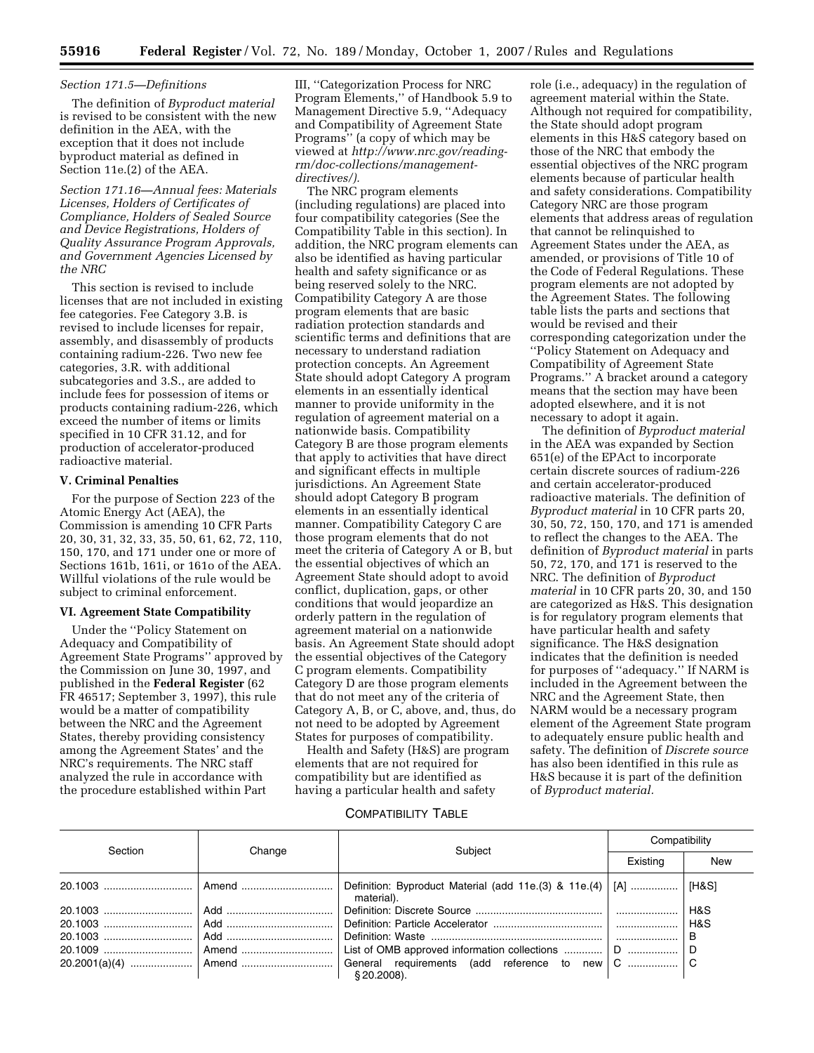*Section 171.5—Definitions*

The definition of *Byproduct material* is revised to be consistent with the new definition in the AEA, with the exception that it does not include byproduct material as defined in Section 11e.(2) of the AEA.

*Section 171.16—Annual fees: Materials Licenses, Holders of Certificates of Compliance, Holders of Sealed Source and Device Registrations, Holders of Quality Assurance Program Approvals, and Government Agencies Licensed by the NRC*

This section is revised to include licenses that are not included in existing fee categories. Fee Category 3.B. is revised to include licenses for repair, assembly, and disassembly of products containing radium-226. Two new fee categories, 3.R. with additional subcategories and 3.S., are added to include fees for possession of items or products containing radium-226, which exceed the number of items or limits specified in 10 CFR 31.12, and for production of accelerator-produced radioactive material.

## V. Criminal Penalties

For the purpose of Section 223 of the Atomic Energy Act (AEA), the Commission is amending 10 CFR Parts 20, 30, 31, 32, 33, 35, 50, 61, 62, 72, 110, 150, 170, and 171 under one or more of Sections 161b, 161i, or 161o of the AEA. Willful violations of the rule would be subject to criminal enforcement.

## VI. Agreement State Compatibility

Under the ''Policy Statement on Adequacy and Compatibility of Agreement State Programs'' approved by the Commission on June 30, 1997, and published in the **Federal Register** (62 FR 46517; September 3, 1997), this rule would be a matter of compatibility between the NRC and the Agreement States, thereby providing consistency among the Agreement States' and the NRC's requirements. The NRC staff analyzed the rule in accordance with the procedure established within Part III, ''Categorization Process for NRC Program Elements,'' of Handbook 5.9 to Management Directive 5.9, ''Adequacy and Compatibility of Agreement State Programs'' (a copy of which may be viewed at *http://www.nrc.gov/reading-rm/doc-collections/management-directives/).*

The NRC program elements (including regulations) are placed into four compatibility categories (See the Compatibility Table in this section). In addition, the NRC program elements can also be identified as having particular health and safety significance or as being reserved solely to the NRC. Compatibility Category A are those program elements that are basic radiation protection standards and scientific terms and definitions that are necessary to understand radiation protection concepts. An Agreement State should adopt Category A program elements in an essentially identical manner to provide uniformity in the regulation of agreement material on a nationwide basis. Compatibility Category B are those program elements that apply to activities that have direct and significant effects in multiple jurisdictions. An Agreement State should adopt Category B program elements in an essentially identical manner. Compatibility Category C are those program elements that do not meet the criteria of Category A or B, but the essential objectives of which an Agreement State should adopt to avoid conflict, duplication, gaps, or other conditions that would jeopardize an orderly pattern in the regulation of agreement material on a nationwide basis. An Agreement State should adopt the essential objectives of the Category C program elements. Compatibility Category D are those program elements that do not meet any of the criteria of Category A, B, or C, above, and, thus, do not need to be adopted by Agreement States for purposes of compatibility.

Health and Safety (H&S) are program elements that are not required for compatibility but are identified as having a particular health and safety role (i.e., adequacy) in the regulation of agreement material within the State. Although not required for compatibility, the State should adopt program elements in this H&S category based on those of the NRC that embody the essential objectives of the NRC program elements because of particular health and safety considerations. Compatibility Category NRC are those program elements that address areas of regulation that cannot be relinquished to Agreement States under the AEA, as amended, or provisions of Title 10 of the Code of Federal Regulations. These program elements are not adopted by the Agreement States. The following table lists the parts and sections that would be revised and their corresponding categorization under the ''Policy Statement on Adequacy and Compatibility of Agreement State Programs.'' A bracket around a category means that the section may have been adopted elsewhere, and it is not necessary to adopt it again.

The definition of *Byproduct material* in the AEA was expanded by Section 651(e) of the EPAct to incorporate certain discrete sources of radium-226 and certain accelerator-produced radioactive materials. The definition of *Byproduct material* in 10 CFR parts 20, 30, 50, 72, 150, 170, and 171 is amended to reflect the changes to the AEA. The definition of *Byproduct material* in parts 50, 72, 170, and 171 is reserved to the NRC. The definition of *Byproduct material* in 10 CFR parts 20, 30, and 150 are categorized as H&S. This designation is for regulatory program elements that have particular health and safety significance. The H&S designation indicates that the definition is needed for purposes of ''adequacy.'' If NARM is included in the Agreement between the NRC and the Agreement State, then NARM would be a necessary program element of the Agreement State program to adequately ensure public health and safety. The definition of *Discrete source* has also been identified in this rule as H&S because it is part of the definition of *Byproduct material.*

COMPATIBILITY TABLE

| Section | Change | Subject | Compatibility | |
|---|---|---|---|---|
| | | | Existing | New |
| 20.1003 | Amend | Definition: Byproduct Material (add 11e.(3) & 11e.(4) material). | [A] | [H&S] |
| 20.1003 | Add | Definition: Discrete Source | | H&S |
| 20.1003 | Add | Definition: Particle Accelerator | | H&S |
| 20.1003 | Add | Definition: Waste | | B |
| 20.1009 | Amend | List of OMB approved information collections | D | D |
| 20.2001(a)(4) | Amend | General requirements (add reference to new § 20.2008). | C | C |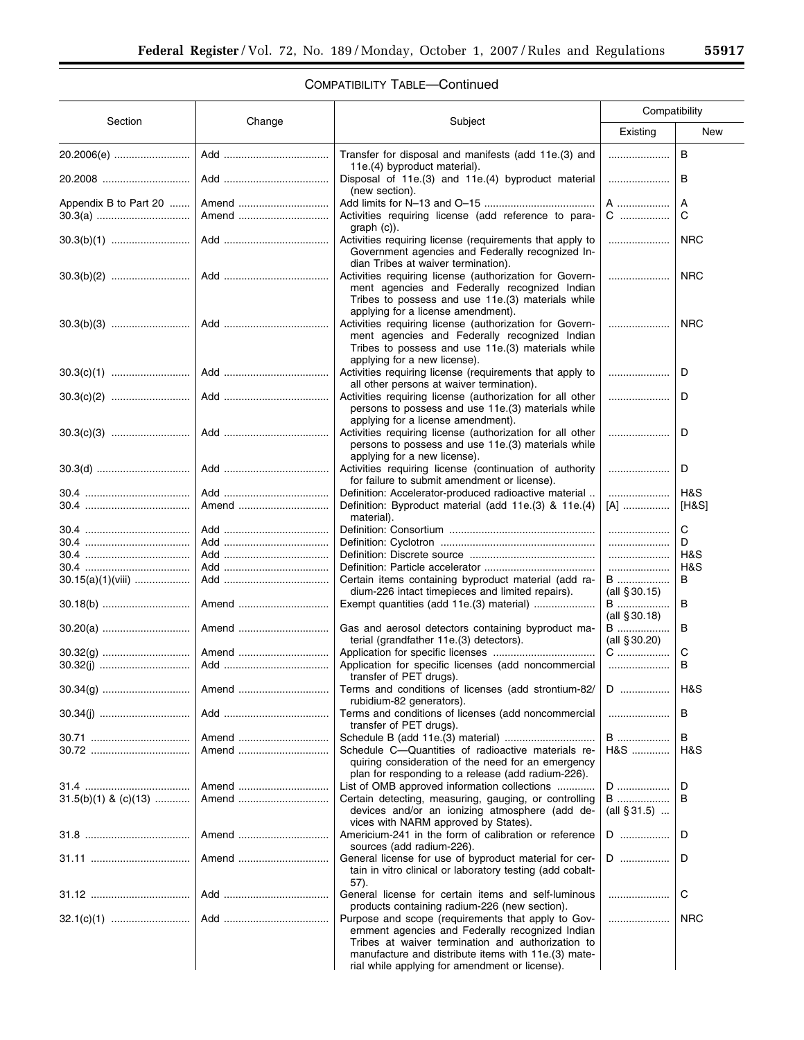COMPATIBILITY TABLE—Continued

| Section | Change | Subject | Compatibility | |
|---|---|---|---|---|
| | | | Existing | New |
| 20.2006(e) | Add | Transfer for disposal and manifests (add 11e.(3) and 11e.(4) byproduct material). | | B |
| 20.2008 | Add | Disposal of 11e.(3) and 11e.(4) byproduct material (new section). | | B |
| Appendix B to Part 20 | Amend | Add limits for N–13 and O–15 | A | A |
| 30.3(a) | Amend | Activities requiring license (add reference to paragraph (c)). | C | C |
| 30.3(b)(1) | Add | Activities requiring license (requirements that apply to Government agencies and Federally recognized Indian Tribes at waiver termination). | | NRC |
| 30.3(b)(2) | Add | Activities requiring license (authorization for Government agencies and Federally recognized Indian Tribes to possess and use 11e.(3) materials while applying for a license amendment). | | NRC |
| 30.3(b)(3) | Add | Activities requiring license (authorization for Government agencies and Federally recognized Indian Tribes to possess and use 11e.(3) materials while applying for a new license). | | NRC |
| 30.3(c)(1) | Add | Activities requiring license (requirements that apply to all other persons at waiver termination). | | D |
| 30.3(c)(2) | Add | Activities requiring license (authorization for all other persons to possess and use 11e.(3) materials while applying for a license amendment). | | D |
| 30.3(c)(3) | Add | Activities requiring license (authorization for all other persons to possess and use 11e.(3) materials while applying for a new license). | | D |
| 30.3(d) | Add | Activities requiring license (continuation of authority for failure to submit amendment or license). | | D |
| 30.4 | Add | Definition: Accelerator-produced radioactive material | | H&S |
| 30.4 | Amend | Definition: Byproduct material (add 11e.(3) & 11e.(4) material). | [A] | [H&S] |
| 30.4 | Add | Definition: Consortium | | C |
| 30.4 | Add | Definition: Cyclotron | | D |
| 30.4 | Add | Definition: Discrete source | | H&S |
| 30.4 | Add | Definition: Particle accelerator | | H&S |
| 30.15(a)(1)(viii) | Add | Certain items containing byproduct material (add radium-226 intact timepieces and limited repairs). | B (all § 30.15) | B |
| 30.18(b) | Amend | Exempt quantities (add 11e.(3) material) | B (all § 30.18) | B |
| 30.20(a) | Amend | Gas and aerosol detectors containing byproduct material (grandfather 11e.(3) detectors). | B (all § 30.20) | B |
| 30.32(g) | Amend | Application for specific licenses | C | C |
| 30.32(j) | Add | Application for specific licenses (add noncommercial transfer of PET drugs). | | B |
| 30.34(g) | Amend | Terms and conditions of licenses (add strontium-82/rubidium-82 generators). | D | H&S |
| 30.34(j) | Add | Terms and conditions of licenses (add noncommercial transfer of PET drugs). | | B |
| 30.71 | Amend | Schedule B (add 11e.(3) material) | B | B |
| 30.72 | Amend | Schedule C—Quantities of radioactive materials requiring consideration of the need for an emergency plan for responding to a release (add radium-226). | H&S | H&S |
| 31.4 | Amend | List of OMB approved information collections | D | D |
| 31.5(b)(1) & (c)(13) | Amend | Certain detecting, measuring, gauging, or controlling devices and/or an ionizing atmosphere (add devices with NARM approved by States). | B (all § 31.5) | B |
| 31.8 | Amend | Americium-241 in the form of calibration or reference sources (add radium-226). | D | D |
| 31.11 | Amend | General license for use of byproduct material for certain in vitro clinical or laboratory testing (add cobalt-57). | D | D |
| 31.12 | Add | General license for certain items and self-luminous products containing radium-226 (new section). | | C |
| 32.1(c)(1) | Add | Purpose and scope (requirements that apply to Government agencies and Federally recognized Indian Tribes at waiver termination and authorization to manufacture and distribute items with 11e.(3) material while applying for amendment or license). | | NRC |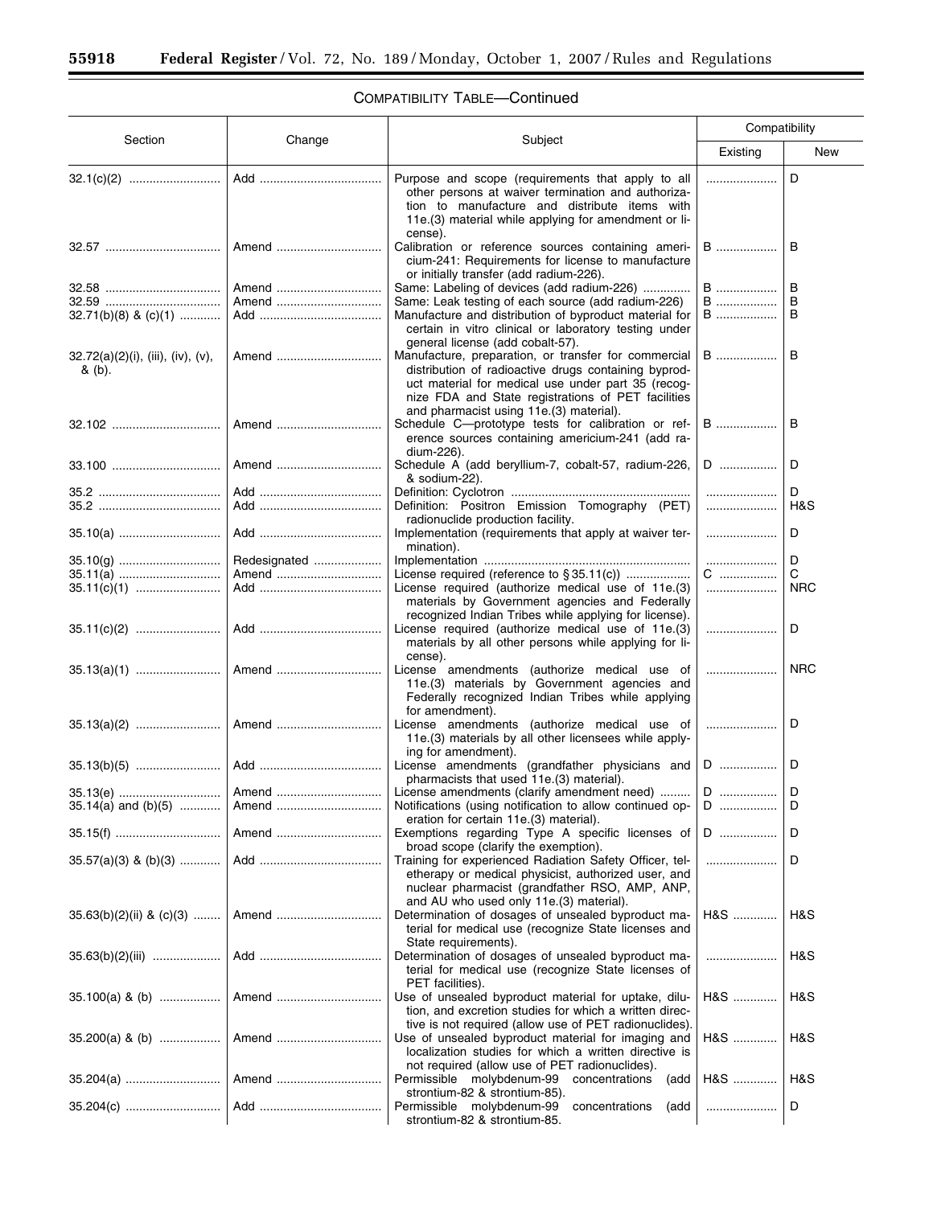## COMPATIBILITY TABLE—Continued

| Section | Change | Subject | Compatibility | |
|---|---|---|---|---|
| | | | Existing | New |
| 32.1(c)(2) | Add | Purpose and scope (requirements that apply to all other persons at waiver termination and authorization to manufacture and distribute items with 11e.(3) material while applying for amendment or license). | | D |
| 32.57 | Amend | Calibration or reference sources containing americium-241: Requirements for license to manufacture or initially transfer (add radium-226). | B | B |
| 32.58 | Amend | Same: Labeling of devices (add radium-226) | B | B |
| 32.59 | Amend | Same: Leak testing of each source (add radium-226) | B | B |
| 32.71(b)(8) & (c)(1) | Add | Manufacture and distribution of byproduct material for certain in vitro clinical or laboratory testing under general license (add cobalt-57). | B | B |
| 32.72(a)(2)(i), (iii), (iv), (v), & (b). | Amend | Manufacture, preparation, or transfer for commercial distribution of radioactive drugs containing byproduct material for medical use under part 35 (recognize FDA and State registrations of PET facilities and pharmacist using 11e.(3) material). | B | B |
| 32.102 | Amend | Schedule C—prototype tests for calibration or reference sources containing americium-241 (add radium-226). | B | B |
| 33.100 | Amend | Schedule A (add beryllium-7, cobalt-57, radium-226, & sodium-22). | D | D |
| 35.2 | Add | Definition: Cyclotron | | D |
| 35.2 | Add | Definition: Positron Emission Tomography (PET) radionuclide production facility. | | H&S |
| 35.10(a) | Add | Implementation (requirements that apply at waiver termination). | | D |
| 35.10(g) | Redesignated | Implementation | | D |
| 35.11(a) | Amend | License required (reference to § 35.11(c)) | C | C |
| 35.11(c)(1) | Add | License required (authorize medical use of 11e.(3) materials by Government agencies and Federally recognized Indian Tribes while applying for license). | | NRC |
| 35.11(c)(2) | Add | License required (authorize medical use of 11e.(3) materials by all other persons while applying for license). | | D |
| 35.13(a)(1) | Amend | License amendments (authorize medical use of 11e.(3) materials by Government agencies and Federally recognized Indian Tribes while applying for amendment). | | NRC |
| 35.13(a)(2) | Amend | License amendments (authorize medical use of 11e.(3) materials by all other licensees while applying for amendment). | | D |
| 35.13(b)(5) | Add | License amendments (grandfather physicians and pharmacists that used 11e.(3) material). | D | D |
| 35.13(e) | Amend | License amendments (clarify amendment need) | D | D |
| 35.14(a) and (b)(5) | Amend | Notifications (using notification to allow continued operation for certain 11e.(3) material). | D | D |
| 35.15(f) | Amend | Exemptions regarding Type A specific licenses of broad scope (clarify the exemption). | D | D |
| 35.57(a)(3) & (b)(3) | Add | Training for experienced Radiation Safety Officer, teletherapy or medical physicist, authorized user, and nuclear pharmacist (grandfather RSO, AMP, ANP, and AU who used only 11e.(3) material). | | D |
| 35.63(b)(2)(ii) & (c)(3) | Amend | Determination of dosages of unsealed byproduct material for medical use (recognize State licenses and State requirements). | H&S | H&S |
| 35.63(b)(2)(iii) | Add | Determination of dosages of unsealed byproduct material for medical use (recognize State licenses of PET facilities). | | H&S |
| 35.100(a) & (b) | Amend | Use of unsealed byproduct material for uptake, dilution, and excretion studies for which a written directive is not required (allow use of PET radionuclides). | H&S | H&S |
| 35.200(a) & (b) | Amend | Use of unsealed byproduct material for imaging and localization studies for which a written directive is not required (allow use of PET radionuclides). | H&S | H&S |
| 35.204(a) | Amend | Permissible molybdenum-99 concentrations (add strontium-82 & strontium-85). | H&S | H&S |
| 35.204(c) | Add | Permissible molybdenum-99 concentrations (add strontium-82 & strontium-85. | | D |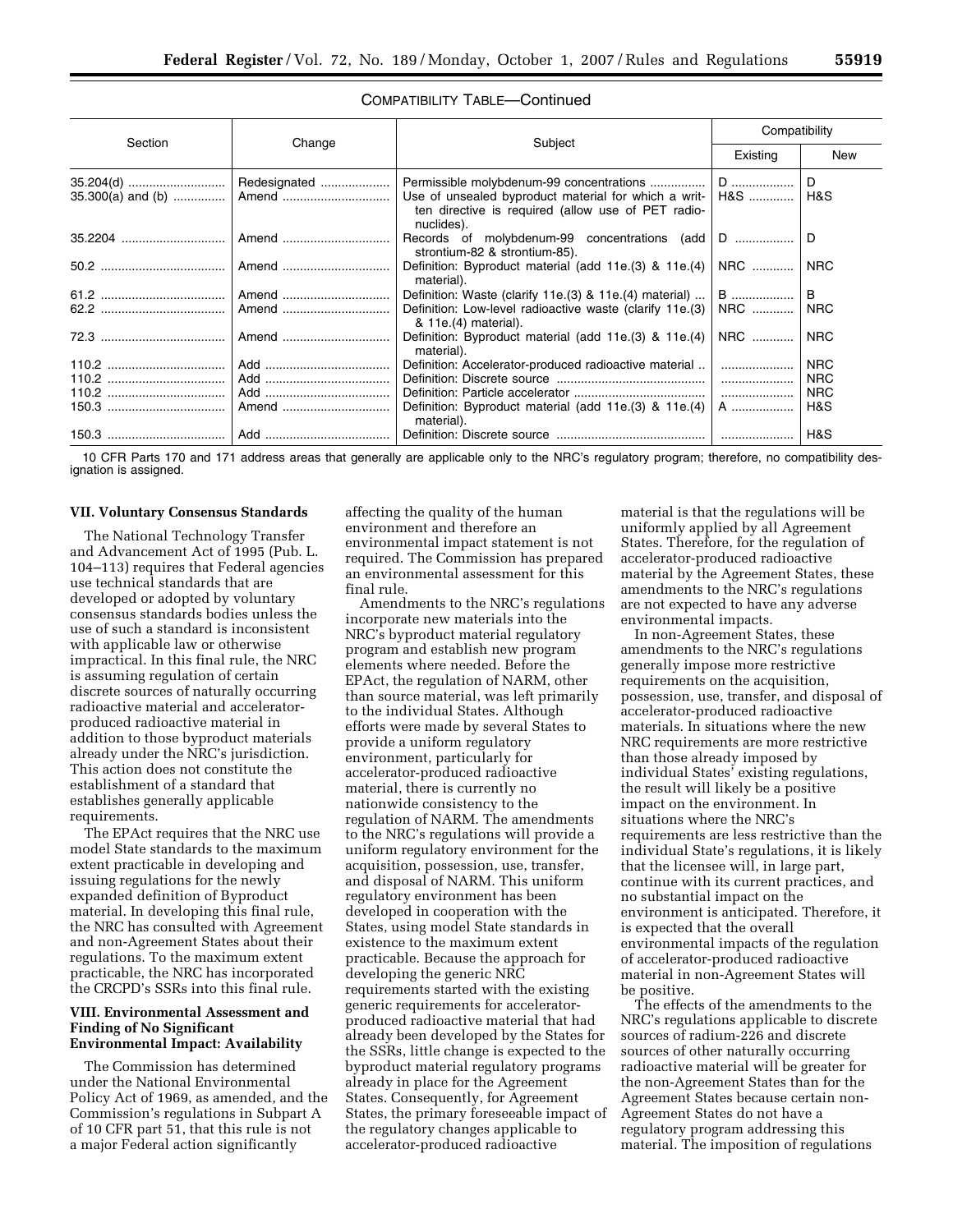COMPATIBILITY TABLE—Continued

| Section | Change | Subject | Compatibility | |
|---|---|---|---|---|
| | | | Existing | New |
| 35.204(d) | Redesignated | Permissible molybdenum-99 concentrations | D | D |
| 35.300(a) and (b) | Amend | Use of unsealed byproduct material for which a written directive is required (allow use of PET radionuclides). | H&S | H&S |
| 35.2204 | Amend | Records of molybdenum-99 concentrations (add strontium-82 & strontium-85). | D | D |
| 50.2 | Amend | Definition: Byproduct material (add 11e.(3) & 11e.(4) material). | NRC | NRC |
| 61.2 | Amend | Definition: Waste (clarify 11e.(3) & 11e.(4) material) | B | B |
| 62.2 | Amend | Definition: Low-level radioactive waste (clarify 11e.(3) & 11e.(4) material). | NRC | NRC |
| 72.3 | Amend | Definition: Byproduct material (add 11e.(3) & 11e.(4) material). | NRC | NRC |
| 110.2 | Add | Definition: Accelerator-produced radioactive material | | NRC |
| 110.2 | Add | Definition: Discrete source | | NRC |
| 110.2 | Add | Definition: Particle accelerator | | NRC |
| 150.3 | Amend | Definition: Byproduct material (add 11e.(3) & 11e.(4) material). | A | H&S |
| 150.3 | Add | Definition: Discrete source | | H&S |

10 CFR Parts 170 and 171 address areas that generally are applicable only to the NRC's regulatory program; therefore, no compatibility designation is assigned.

## VII. Voluntary Consensus Standards

The National Technology Transfer and Advancement Act of 1995 (Pub. L. 104–113) requires that Federal agencies use technical standards that are developed or adopted by voluntary consensus standards bodies unless the use of such a standard is inconsistent with applicable law or otherwise impractical. In this final rule, the NRC is assuming regulation of certain discrete sources of naturally occurring radioactive material and accelerator-produced radioactive material in addition to those byproduct materials already under the NRC's jurisdiction. This action does not constitute the establishment of a standard that establishes generally applicable requirements.

The EPAct requires that the NRC use model State standards to the maximum extent practicable in developing and issuing regulations for the newly expanded definition of Byproduct material. In developing this final rule, the NRC has consulted with Agreement and non-Agreement States about their regulations. To the maximum extent practicable, the NRC has incorporated the CRCPD's SSRs into this final rule.

## VIII. Environmental Assessment and Finding of No Significant Environmental Impact: Availability

The Commission has determined under the National Environmental Policy Act of 1969, as amended, and the Commission's regulations in Subpart A of 10 CFR part 51, that this rule is not a major Federal action significantly affecting the quality of the human environment and therefore an environmental impact statement is not required. The Commission has prepared an environmental assessment for this final rule.

Amendments to the NRC's regulations incorporate new materials into the NRC's byproduct material regulatory program and establish new program elements where needed. Before the EPAct, the regulation of NARM, other than source material, was left primarily to the individual States. Although efforts were made by several States to provide a uniform regulatory environment, particularly for accelerator-produced radioactive material, there is currently no nationwide consistency to the regulation of NARM. The amendments to the NRC's regulations will provide a uniform regulatory environment for the acquisition, possession, use, transfer, and disposal of NARM. This uniform regulatory environment has been developed in cooperation with the States, using model State standards in existence to the maximum extent practicable. Because the approach for developing the generic NRC requirements started with the existing generic requirements for accelerator-produced radioactive material that had already been developed by the States for the SSRs, little change is expected to the byproduct material regulatory programs already in place for the Agreement States. Consequently, for Agreement States, the primary foreseeable impact of the regulatory changes applicable to accelerator-produced radioactive material is that the regulations will be uniformly applied by all Agreement States. Therefore, for the regulation of accelerator-produced radioactive material by the Agreement States, these amendments to the NRC's regulations are not expected to have any adverse environmental impacts.

In non-Agreement States, these amendments to the NRC's regulations generally impose more restrictive requirements on the acquisition, possession, use, transfer, and disposal of accelerator-produced radioactive materials. In situations where the new NRC requirements are more restrictive than those already imposed by individual States' existing regulations, the result will likely be a positive impact on the environment. In situations where the NRC's requirements are less restrictive than the individual State's regulations, it is likely that the licensee will, in large part, continue with its current practices, and no substantial impact on the environment is anticipated. Therefore, it is expected that the overall environmental impacts of the regulation of accelerator-produced radioactive material in non-Agreement States will be positive.

The effects of the amendments to the NRC's regulations applicable to discrete sources of radium-226 and discrete sources of other naturally occurring radioactive material will be greater for the non-Agreement States than for the Agreement States because certain non-Agreement States do not have a regulatory program addressing this material. The imposition of regulations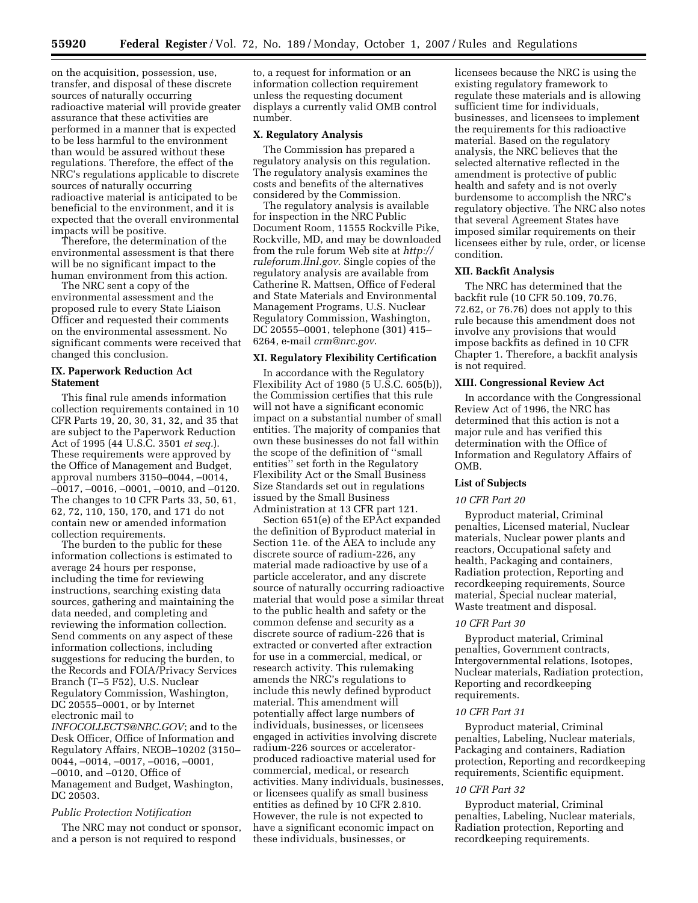on the acquisition, possession, use, transfer, and disposal of these discrete sources of naturally occurring radioactive material will provide greater assurance that these activities are performed in a manner that is expected to be less harmful to the environment than would be assured without these regulations. Therefore, the effect of the NRC's regulations applicable to discrete sources of naturally occurring radioactive material is anticipated to be beneficial to the environment, and it is expected that the overall environmental impacts will be positive.

Therefore, the determination of the environmental assessment is that there will be no significant impact to the human environment from this action.

The NRC sent a copy of the environmental assessment and the proposed rule to every State Liaison Officer and requested their comments on the environmental assessment. No significant comments were received that changed this conclusion.

## IX. Paperwork Reduction Act Statement

This final rule amends information collection requirements contained in 10 CFR Parts 19, 20, 30, 31, 32, and 35 that are subject to the Paperwork Reduction Act of 1995 (44 U.S.C. 3501 *et seq.*). These requirements were approved by the Office of Management and Budget, approval numbers 3150–0044, –0014, –0017, –0016, –0001, –0010, and –0120. The changes to 10 CFR Parts 33, 50, 61, 62, 72, 110, 150, 170, and 171 do not contain new or amended information collection requirements.

The burden to the public for these information collections is estimated to average 24 hours per response, including the time for reviewing instructions, searching existing data sources, gathering and maintaining the data needed, and completing and reviewing the information collection. Send comments on any aspect of these information collections, including suggestions for reducing the burden, to the Records and FOIA/Privacy Services Branch (T–5 F52), U.S. Nuclear Regulatory Commission, Washington, DC 20555–0001, or by Internet electronic mail to *INFOCOLLECTS@NRC.GOV*; and to the Desk Officer, Office of Information and Regulatory Affairs, NEOB–10202 (3150–0044, –0014, –0017, –0016, –0001, –0010, and –0120, Office of Management and Budget, Washington, DC 20503.

### *Public Protection Notification*

The NRC may not conduct or sponsor, and a person is not required to respond to, a request for information or an information collection requirement unless the requesting document displays a currently valid OMB control number.

## X. Regulatory Analysis

The Commission has prepared a regulatory analysis on this regulation. The regulatory analysis examines the costs and benefits of the alternatives considered by the Commission.

The regulatory analysis is available for inspection in the NRC Public Document Room, 11555 Rockville Pike, Rockville, MD, and may be downloaded from the rule forum Web site at *http://ruleforum.llnl.gov*. Single copies of the regulatory analysis are available from Catherine R. Mattsen, Office of Federal and State Materials and Environmental Management Programs, U.S. Nuclear Regulatory Commission, Washington, DC 20555–0001, telephone (301) 415–6264, e-mail *crm@nrc.gov*.

## XI. Regulatory Flexibility Certification

In accordance with the Regulatory Flexibility Act of 1980 (5 U.S.C. 605(b)), the Commission certifies that this rule will not have a significant economic impact on a substantial number of small entities. The majority of companies that own these businesses do not fall within the scope of the definition of ''small entities'' set forth in the Regulatory Flexibility Act or the Small Business Size Standards set out in regulations issued by the Small Business Administration at 13 CFR part 121.

Section 651(e) of the EPAct expanded the definition of Byproduct material in Section 11e. of the AEA to include any discrete source of radium-226, any material made radioactive by use of a particle accelerator, and any discrete source of naturally occurring radioactive material that would pose a similar threat to the public health and safety or the common defense and security as a discrete source of radium-226 that is extracted or converted after extraction for use in a commercial, medical, or research activity. This rulemaking amends the NRC's regulations to include this newly defined byproduct material. This amendment will potentially affect large numbers of individuals, businesses, or licensees engaged in activities involving discrete radium-226 sources or accelerator-produced radioactive material used for commercial, medical, or research activities. Many individuals, businesses, or licensees qualify as small business entities as defined by 10 CFR 2.810. However, the rule is not expected to have a significant economic impact on these individuals, businesses, or licensees because the NRC is using the existing regulatory framework to regulate these materials and is allowing sufficient time for individuals, businesses, and licensees to implement the requirements for this radioactive material. Based on the regulatory analysis, the NRC believes that the selected alternative reflected in the amendment is protective of public health and safety and is not overly burdensome to accomplish the NRC's regulatory objective. The NRC also notes that several Agreement States have imposed similar requirements on their licensees either by rule, order, or license condition.

## XII. Backfit Analysis

The NRC has determined that the backfit rule (10 CFR 50.109, 70.76, 72.62, or 76.76) does not apply to this rule because this amendment does not involve any provisions that would impose backfits as defined in 10 CFR Chapter 1. Therefore, a backfit analysis is not required.

## XIII. Congressional Review Act

In accordance with the Congressional Review Act of 1996, the NRC has determined that this action is not a major rule and has verified this determination with the Office of Information and Regulatory Affairs of OMB.

## List of Subjects

### *10 CFR Part 20*

Byproduct material, Criminal penalties, Licensed material, Nuclear materials, Nuclear power plants and reactors, Occupational safety and health, Packaging and containers, Radiation protection, Reporting and recordkeeping requirements, Source material, Special nuclear material, Waste treatment and disposal.

### *10 CFR Part 30*

Byproduct material, Criminal penalties, Government contracts, Intergovernmental relations, Isotopes, Nuclear materials, Radiation protection, Reporting and recordkeeping requirements.

### *10 CFR Part 31*

Byproduct material, Criminal penalties, Labeling, Nuclear materials, Packaging and containers, Radiation protection, Reporting and recordkeeping requirements, Scientific equipment.

### *10 CFR Part 32*

Byproduct material, Criminal penalties, Labeling, Nuclear materials, Radiation protection, Reporting and recordkeeping requirements.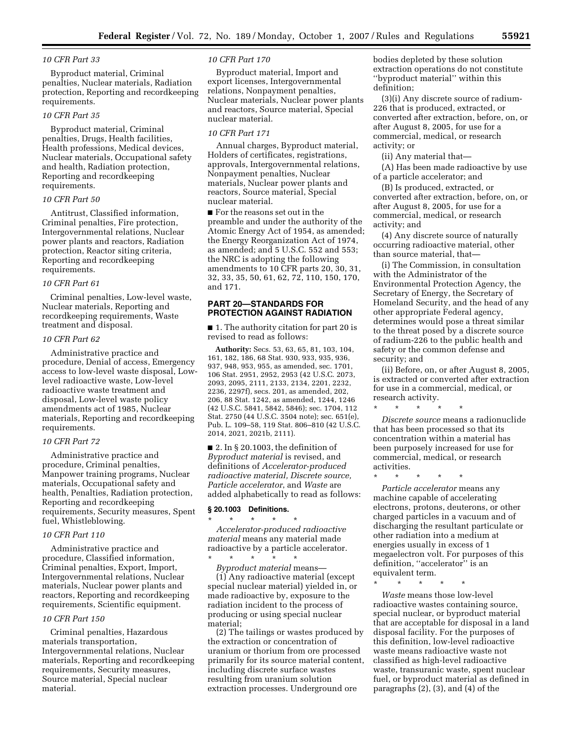*10 CFR Part 33*

Byproduct material, Criminal penalties, Nuclear materials, Radiation protection, Reporting and recordkeeping requirements.

*10 CFR Part 35*

Byproduct material, Criminal penalties, Drugs, Health facilities, Health professions, Medical devices, Nuclear materials, Occupational safety and health, Radiation protection, Reporting and recordkeeping requirements.

*10 CFR Part 50*

Antitrust, Classified information, Criminal penalties, Fire protection, Intergovernmental relations, Nuclear power plants and reactors, Radiation protection, Reactor siting criteria, Reporting and recordkeeping requirements.

*10 CFR Part 61*

Criminal penalties, Low-level waste, Nuclear materials, Reporting and recordkeeping requirements, Waste treatment and disposal.

*10 CFR Part 62*

Administrative practice and procedure, Denial of access, Emergency access to low-level waste disposal, Low-level radioactive waste, Low-level radioactive waste treatment and disposal, Low-level waste policy amendments act of 1985, Nuclear materials, Reporting and recordkeeping requirements.

*10 CFR Part 72*

Administrative practice and procedure, Criminal penalties, Manpower training programs, Nuclear materials, Occupational safety and health, Penalties, Radiation protection, Reporting and recordkeeping requirements, Security measures, Spent fuel, Whistleblowing.

*10 CFR Part 110*

Administrative practice and procedure, Classified information, Criminal penalties, Export, Import, Intergovernmental relations, Nuclear materials, Nuclear power plants and reactors, Reporting and recordkeeping requirements, Scientific equipment.

*10 CFR Part 150*

Criminal penalties, Hazardous materials transportation, Intergovernmental relations, Nuclear materials, Reporting and recordkeeping requirements, Security measures, Source material, Special nuclear material.

*10 CFR Part 170*

Byproduct material, Import and export licenses, Intergovernmental relations, Nonpayment penalties, Nuclear materials, Nuclear power plants and reactors, Source material, Special nuclear material.

*10 CFR Part 171*

Annual charges, Byproduct material, Holders of certificates, registrations, approvals, Intergovernmental relations, Nonpayment penalties, Nuclear materials, Nuclear power plants and reactors, Source material, Special nuclear material.

■ For the reasons set out in the preamble and under the authority of the Atomic Energy Act of 1954, as amended; the Energy Reorganization Act of 1974, as amended; and 5 U.S.C. 552 and 553; the NRC is adopting the following amendments to 10 CFR parts 20, 30, 31, 32, 33, 35, 50, 61, 62, 72, 110, 150, 170, and 171.

## PART 20—STANDARDS FOR PROTECTION AGAINST RADIATION

■ 1. The authority citation for part 20 is revised to read as follows:

**Authority:** Secs. 53, 63, 65, 81, 103, 104, 161, 182, 186, 68 Stat. 930, 933, 935, 936, 937, 948, 953, 955, as amended, sec. 1701, 106 Stat. 2951, 2952, 2953 (42 U.S.C. 2073, 2093, 2095, 2111, 2133, 2134, 2201, 2232, 2236, 2297f), secs. 201, as amended, 202, 206, 88 Stat. 1242, as amended, 1244, 1246 (42 U.S.C. 5841, 5842, 5846); sec. 1704, 112 Stat. 2750 (44 U.S.C. 3504 note); sec. 651(e), Pub. L. 109–58, 119 Stat. 806–810 (42 U.S.C. 2014, 2021, 2021b, 2111).

■ 2. In § 20.1003, the definition of *Byproduct material* is revised, and definitions of *Accelerator-produced radioactive material, Discrete source, Particle accelerator*, and *Waste* are added alphabetically to read as follows:

### § 20.1003 Definitions.

\* \* \* \* \*

*Accelerator-produced radioactive material* means any material made radioactive by a particle accelerator.

\* \* \* \* \*

*Byproduct material* means—

(1) Any radioactive material (except special nuclear material) yielded in, or made radioactive by, exposure to the radiation incident to the process of producing or using special nuclear material;

(2) The tailings or wastes produced by the extraction or concentration of uranium or thorium from ore processed primarily for its source material content, including discrete surface wastes resulting from uranium solution extraction processes. Underground ore bodies depleted by these solution extraction operations do not constitute "byproduct material" within this definition;

(3)(i) Any discrete source of radium-226 that is produced, extracted, or converted after extraction, before, on, or after August 8, 2005, for use for a commercial, medical, or research activity; or

(ii) Any material that—

(A) Has been made radioactive by use of a particle accelerator; and

(B) Is produced, extracted, or converted after extraction, before, on, or after August 8, 2005, for use for a commercial, medical, or research activity; and

(4) Any discrete source of naturally occurring radioactive material, other than source material, that—

(i) The Commission, in consultation with the Administrator of the Environmental Protection Agency, the Secretary of Energy, the Secretary of Homeland Security, and the head of any other appropriate Federal agency, determines would pose a threat similar to the threat posed by a discrete source of radium-226 to the public health and safety or the common defense and security; and

(ii) Before, on, or after August 8, 2005, is extracted or converted after extraction for use in a commercial, medical, or research activity.

\* \* \* \* \*

*Discrete source* means a radionuclide that has been processed so that its concentration within a material has been purposely increased for use for commercial, medical, or research activities.

\* \* \* \* \*

*Particle accelerator* means any machine capable of accelerating electrons, protons, deuterons, or other charged particles in a vacuum and of discharging the resultant particulate or other radiation into a medium at energies usually in excess of 1 megaelectron volt. For purposes of this definition, "accelerator" is an equivalent term.

\* \* \* \* \*

*Waste* means those low-level radioactive wastes containing source, special nuclear, or byproduct material that are acceptable for disposal in a land disposal facility. For the purposes of this definition, low-level radioactive waste means radioactive waste not classified as high-level radioactive waste, transuranic waste, spent nuclear fuel, or byproduct material as defined in paragraphs (2), (3), and (4) of the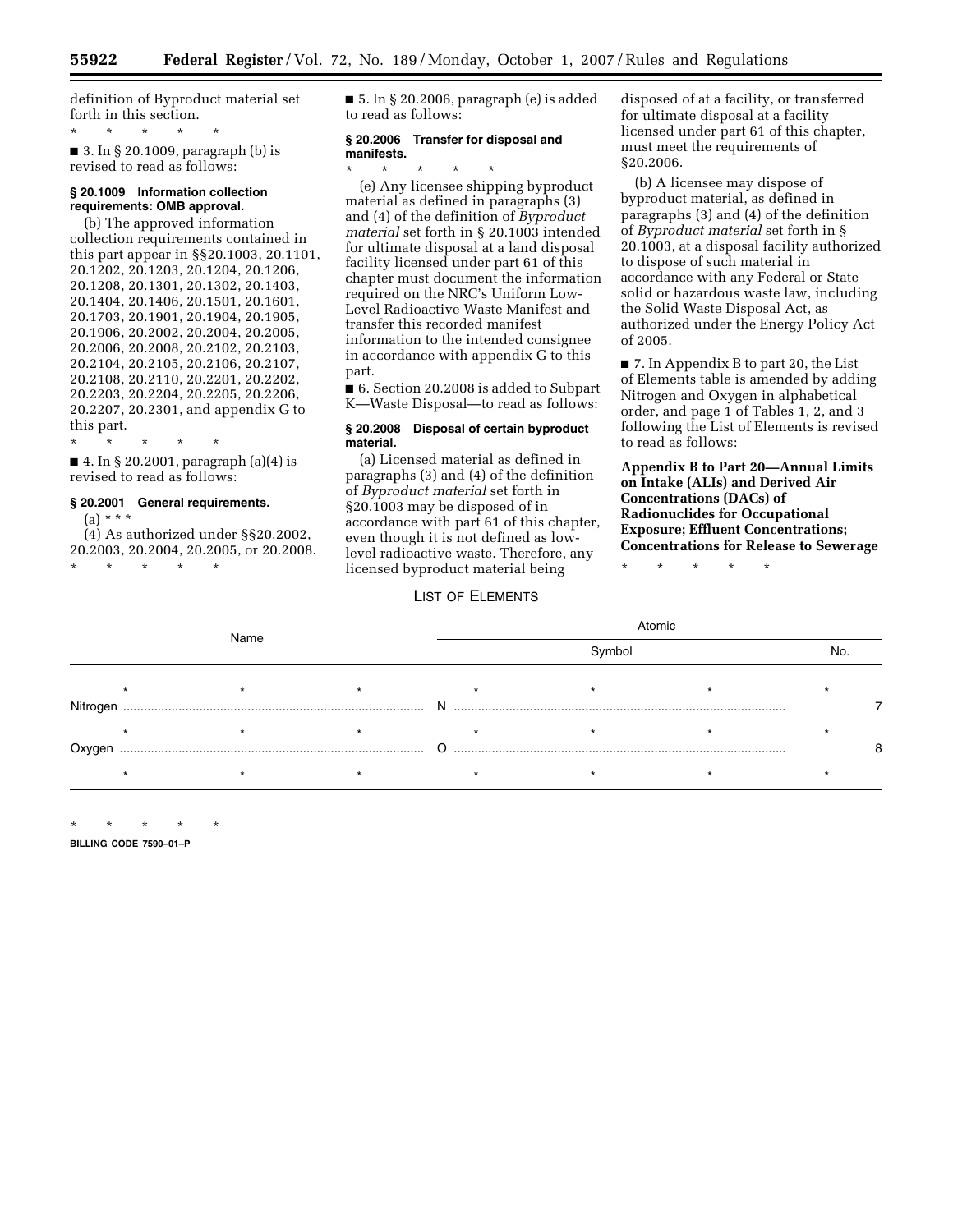definition of Byproduct material set forth in this section.

\* \* \* \* \*

■ 3. In § 20.1009, paragraph (b) is revised to read as follows:

**§ 20.1009 Information collection requirements: OMB approval.**

(b) The approved information collection requirements contained in this part appear in §§20.1003, 20.1101, 20.1202, 20.1203, 20.1204, 20.1206, 20.1208, 20.1301, 20.1302, 20.1403, 20.1404, 20.1406, 20.1501, 20.1601, 20.1703, 20.1901, 20.1904, 20.1905, 20.1906, 20.2002, 20.2004, 20.2005, 20.2006, 20.2008, 20.2102, 20.2103, 20.2104, 20.2105, 20.2106, 20.2107, 20.2108, 20.2110, 20.2201, 20.2202, 20.2203, 20.2204, 20.2205, 20.2206, 20.2207, 20.2301, and appendix G to this part.

\* \* \* \* \*

■ 4. In § 20.2001, paragraph (a)(4) is revised to read as follows:

**§ 20.2001 General requirements.**

(a) \* \* \*

(4) As authorized under §§20.2002, 20.2003, 20.2004, 20.2005, or 20.2008.

\* \* \* \* \*

■ 5. In § 20.2006, paragraph (e) is added to read as follows:

**§ 20.2006 Transfer for disposal and manifests.**

\* \* \* \* \*

(e) Any licensee shipping byproduct material as defined in paragraphs (3) and (4) of the definition of *Byproduct material* set forth in § 20.1003 intended for ultimate disposal at a land disposal facility licensed under part 61 of this chapter must document the information required on the NRC's Uniform Low-Level Radioactive Waste Manifest and transfer this recorded manifest information to the intended consignee in accordance with appendix G to this part.

■ 6. Section 20.2008 is added to Subpart K—Waste Disposal—to read as follows:

**§ 20.2008 Disposal of certain byproduct material.**

(a) Licensed material as defined in paragraphs (3) and (4) of the definition of *Byproduct material* set forth in §20.1003 may be disposed of in accordance with part 61 of this chapter, even though it is not defined as low-level radioactive waste. Therefore, any licensed byproduct material being disposed of at a facility, or transferred for ultimate disposal at a facility licensed under part 61 of this chapter, must meet the requirements of §20.2006.

(b) A licensee may dispose of byproduct material, as defined in paragraphs (3) and (4) of the definition of *Byproduct material* set forth in § 20.1003, at a disposal facility authorized to dispose of such material in accordance with any Federal or State solid or hazardous waste law, including the Solid Waste Disposal Act, as authorized under the Energy Policy Act of 2005.

■ 7. In Appendix B to part 20, the List of Elements table is amended by adding Nitrogen and Oxygen in alphabetical order, and page 1 of Tables 1, 2, and 3 following the List of Elements is revised to read as follows:

**Appendix B to Part 20—Annual Limits on Intake (ALIs) and Derived Air Concentrations (DACs) of Radionuclides for Occupational Exposure; Effluent Concentrations; Concentrations for Release to Sewerage**

\* \* \* \* \*

LIST OF ELEMENTS

| Name | Atomic | |
|---|---|---|
| | Symbol | No. |
| \* \* \* | \* \* \* | \* |
| Nitrogen | N | 7 |
| \* \* \* | \* \* \* | \* |
| Oxygen | O | 8 |
| \* \* \* | \* \* \* | \* |

\* \* \* \* \*

**BILLING CODE 7590–01–P**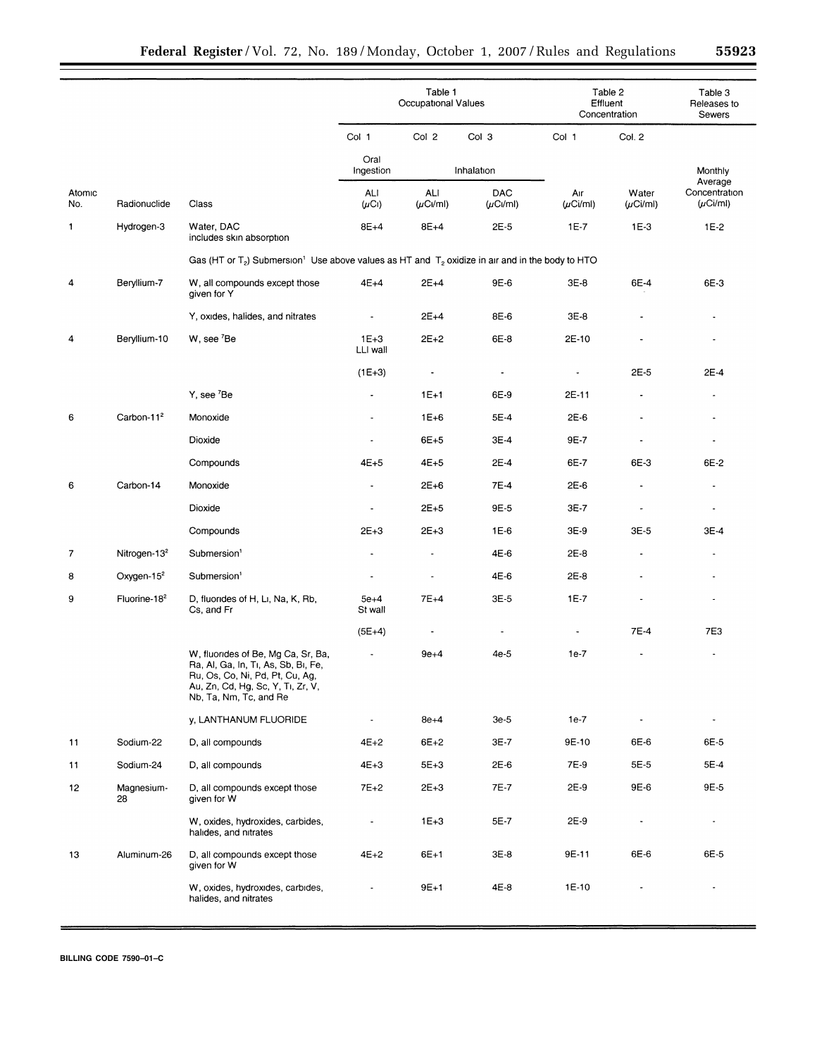| Atomic No. | Radionuclide | Class | Table 1 Occupational Values Col 1 Oral Ingestion ALI (μCi) | Table 1 Col 2 Inhalation ALI (μCi/ml) | Table 1 Col 3 Inhalation DAC (μCi/ml) | Table 2 Effluent Concentration Col 1 Air (μCi/ml) | Table 2 Col. 2 Water (μCi/ml) | Table 3 Releases to Sewers Monthly Average Concentration (μCi/ml) |
|---|---|---|---|---|---|---|---|---|
| 1 | Hydrogen-3 | Water, DAC includes skin absorption | 8E+4 | 8E+4 | 2E-5 | 1E-7 | 1E-3 | 1E-2 |
| | | Gas (HT or $T_2$) Submersion[1] Use above values as HT and $T_2$ oxidize in air and in the body to HTO | | | | | | |
| 4 | Beryllium-7 | W, all compounds except those given for Y | 4E+4 | 2E+4 | 9E-6 | 3E-8 | 6E-4 | 6E-3 |
| | | Y, oxides, halides, and nitrates | - | 2E+4 | 8E-6 | 3E-8 | - | - |
| 4 | Beryllium-10 | W, see $^{7}$Be | 1E+3 LLI wall | 2E+2 | 6E-8 | 2E-10 | - | - |
| | | | (1E+3) | - | - | - | 2E-5 | 2E-4 |
| | | Y, see $^{7}$Be | - | 1E+1 | 6E-9 | 2E-11 | - | - |
| 6 | Carbon-11[2] | Monoxide | - | 1E+6 | 5E-4 | 2E-6 | - | - |
| | | Dioxide | - | 6E+5 | 3E-4 | 9E-7 | - | - |
| | | Compounds | 4E+5 | 4E+5 | 2E-4 | 6E-7 | 6E-3 | 6E-2 |
| 6 | Carbon-14 | Monoxide | - | 2E+6 | 7E-4 | 2E-6 | - | - |
| | | Dioxide | - | 2E+5 | 9E-5 | 3E-7 | - | - |
| | | Compounds | 2E+3 | 2E+3 | 1E-6 | 3E-9 | 3E-5 | 3E-4 |
| 7 | Nitrogen-13[2] | Submersion[1] | - | - | 4E-6 | 2E-8 | - | - |
| 8 | Oxygen-15[2] | Submersion[1] | - | - | 4E-6 | 2E-8 | - | - |
| 9 | Fluorine-18[2] | D, fluorides of H, Li, Na, K, Rb, Cs, and Fr | 5e+4 St wall | 7E+4 | 3E-5 | 1E-7 | - | - |
| | | | (5E+4) | - | - | - | 7E-4 | 7E3 |
| | | W, fluorides of Be, Mg Ca, Sr, Ba, Ra, Al, Ga, In, Ti, As, Sb, Bi, Fe, Ru, Os, Co, Ni, Pd, Pt, Cu, Ag, Au, Zn, Cd, Hg, Sc, Y, Ti, Zr, V, Nb, Ta, Nm, Tc, and Re | - | 9e+4 | 4e-5 | 1e-7 | - | - |
| | | y, LANTHANUM FLUORIDE | - | 8e+4 | 3e-5 | 1e-7 | - | - |
| 11 | Sodium-22 | D, all compounds | 4E+2 | 6E+2 | 3E-7 | 9E-10 | 6E-6 | 6E-5 |
| 11 | Sodium-24 | D, all compounds | 4E+3 | 5E+3 | 2E-6 | 7E-9 | 5E-5 | 5E-4 |
| 12 | Magnesium-28 | D, all compounds except those given for W | 7E+2 | 2E+3 | 7E-7 | 2E-9 | 9E-6 | 9E-5 |
| | | W, oxides, hydroxides, carbides, halides, and nitrates | - | 1E+3 | 5E-7 | 2E-9 | - | - |
| 13 | Aluminum-26 | D, all compounds except those given for W | 4E+2 | 6E+1 | 3E-8 | 9E-11 | 6E-6 | 6E-5 |
| | | W, oxides, hydroxides, carbides, halides, and nitrates | - | 9E+1 | 4E-8 | 1E-10 | - | - |

BILLING CODE 7590–01–C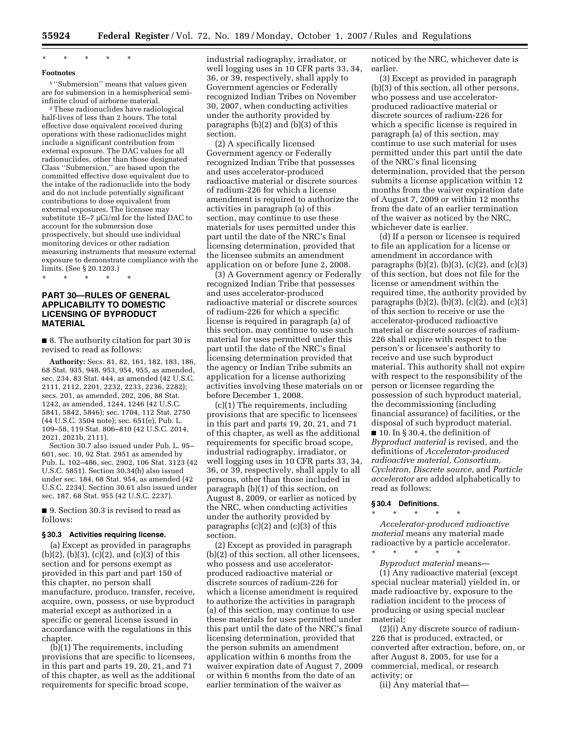\* \* \* \* \*

**Footnotes**

[1] ''Submersion'' means that values given are for submersion in a hemispherical semi-infinite cloud of airborne material.

[2] These radionuclides have radiological half-lives of less than 2 hours. The total effective dose equivalent received during operations with these radionuclides might include a significant contribution from external exposure. The DAC values for all radionuclides, other than those designated Class ''Submersion,'' are based upon the committed effective dose equivalent due to the intake of the radionuclide into the body and do not include potentially significant contributions to dose equivalent from external exposures. The licensee may substitute 1E–7 μCi/ml for the listed DAC to account for the submersion dose prospectively, but should use individual monitoring devices or other radiation measuring instruments that measure external exposure to demonstrate compliance with the limits. (See § 20.1203.)

\* \* \* \* \*

## PART 30—RULES OF GENERAL APPLICABILITY TO DOMESTIC LICENSING OF BYPRODUCT MATERIAL

■ 8. The authority citation for part 30 is revised to read as follows:

**Authority:** Secs. 81, 82, 161, 182, 183, 186, 68 Stat. 935, 948, 953, 954, 955, as amended, sec. 234, 83 Stat. 444, as amended (42 U.S.C. 2111, 2112, 2201, 2232, 2233, 2236, 2282); secs. 201, as amended, 202, 206, 88 Stat. 1242, as amended, 1244, 1246 (42 U.S.C. 5841, 5842, 5846); sec. 1704, 112 Stat. 2750 (44 U.S.C. 3504 note); sec. 651(e), Pub. L. 109–58, 119 Stat. 806–810 (42 U.S.C. 2014, 2021, 2021b, 2111).

Section 30.7 also issued under Pub. L. 95–601, sec. 10, 92 Stat. 2951 as amended by Pub. L. 102–486, sec. 2902, 106 Stat. 3123 (42 U.S.C. 5851). Section 30.34(b) also issued under sec. 184, 68 Stat. 954, as amended (42 U.S.C. 2234). Section 30.61 also issued under sec. 187, 68 Stat. 955 (42 U.S.C. 2237).

■ 9. Section 30.3 is revised to read as follows:

### § 30.3 Activities requiring license.

(a) Except as provided in paragraphs (b)(2), (b)(3), (c)(2), and (c)(3) of this section and for persons exempt as provided in this part and part 150 of this chapter, no person shall manufacture, produce, transfer, receive, acquire, own, possess, or use byproduct material except as authorized in a specific or general license issued in accordance with the regulations in this chapter.

(b)(1) The requirements, including provisions that are specific to licensees, in this part and parts 19, 20, 21, and 71 of this chapter, as well as the additional requirements for specific broad scope, industrial radiography, irradiator, or well logging uses in 10 CFR parts 33, 34, 36, or 39, respectively, shall apply to Government agencies or Federally recognized Indian Tribes on November 30, 2007, when conducting activities under the authority provided by paragraphs (b)(2) and (b)(3) of this section.

(2) A specifically licensed Government agency or Federally recognized Indian Tribe that possesses and uses accelerator-produced radioactive material or discrete sources of radium-226 for which a license amendment is required to authorize the activities in paragraph (a) of this section, may continue to use these materials for uses permitted under this part until the date of the NRC's final licensing determination, provided that the licensee submits an amendment application on or before June 2, 2008.

(3) A Government agency or Federally recognized Indian Tribe that possesses and uses accelerator-produced radioactive material or discrete sources of radium-226 for which a specific license is required in paragraph (a) of this section, may continue to use such material for uses permitted under this part until the date of the NRC's final licensing determination provided that the agency or Indian Tribe submits an application for a license authorizing activities involving these materials on or before December 1, 2008.

(c)(1) The requirements, including provisions that are specific to licensees in this part and parts 19, 20, 21, and 71 of this chapter, as well as the additional requirements for specific broad scope, industrial radiography, irradiator, or well logging uses in 10 CFR parts 33, 34, 36, or 39, respectively, shall apply to all persons, other than those included in paragraph (b)(1) of this section, on August 8, 2009, or earlier as noticed by the NRC, when conducting activities under the authority provided by paragraphs (c)(2) and (c)(3) of this section.

(2) Except as provided in paragraph (b)(2) of this section, all other licensees, who possess and use accelerator-produced radioactive material or discrete sources of radium-226 for which a license amendment is required to authorize the activities in paragraph (a) of this section, may continue to use these materials for uses permitted under this part until the date of the NRC's final licensing determination, provided that the person submits an amendment application within 6 months from the waiver expiration date of August 7, 2009 or within 6 months from the date of an earlier termination of the waiver as noticed by the NRC, whichever date is earlier.

(3) Except as provided in paragraph (b)(3) of this section, all other persons, who possess and use accelerator-produced radioactive material or discrete sources of radium-226 for which a specific license is required in paragraph (a) of this section, may continue to use such material for uses permitted under this part until the date of the NRC's final licensing determination, provided that the person submits a license application within 12 months from the waiver expiration date of August 7, 2009 or within 12 months from the date of an earlier termination of the waiver as noticed by the NRC, whichever date is earlier.

(d) If a person or licensee is required to file an application for a license or amendment in accordance with paragraphs (b)(2), (b)(3), (c)(2), and (c)(3) of this section, but does not file for the license or amendment within the required time, the authority provided by paragraphs (b)(2), (b)(3), (c)(2), and (c)(3) of this section to receive or use the accelerator-produced radioactive material or discrete sources of radium-226 shall expire with respect to the person's or licensee's authority to receive and use such byproduct material. This authority shall not expire with respect to the responsibility of the person or licensee regarding the possession of such byproduct material, the decommissioning (including financial assurance) of facilities, or the disposal of such byproduct material.

■ 10. In § 30.4, the definition of *Byproduct material* is revised, and the definitions of *Accelerator-produced radioactive material, Consortium, Cyclotron, Discrete source*, and *Particle accelerator* are added alphabetically to read as follows:

### § 30.4 Definitions.

\* \* \* \* \*

*Accelerator-produced radioactive material* means any material made radioactive by a particle accelerator.

\* \* \* \* \*

*Byproduct material* means—

(1) Any radioactive material (except special nuclear material) yielded in, or made radioactive by, exposure to the radiation incident to the process of producing or using special nuclear material;

(2)(i) Any discrete source of radium-226 that is produced, extracted, or converted after extraction, before, on, or after August 8, 2005, for use for a commercial, medical, or research activity; or

(ii) Any material that—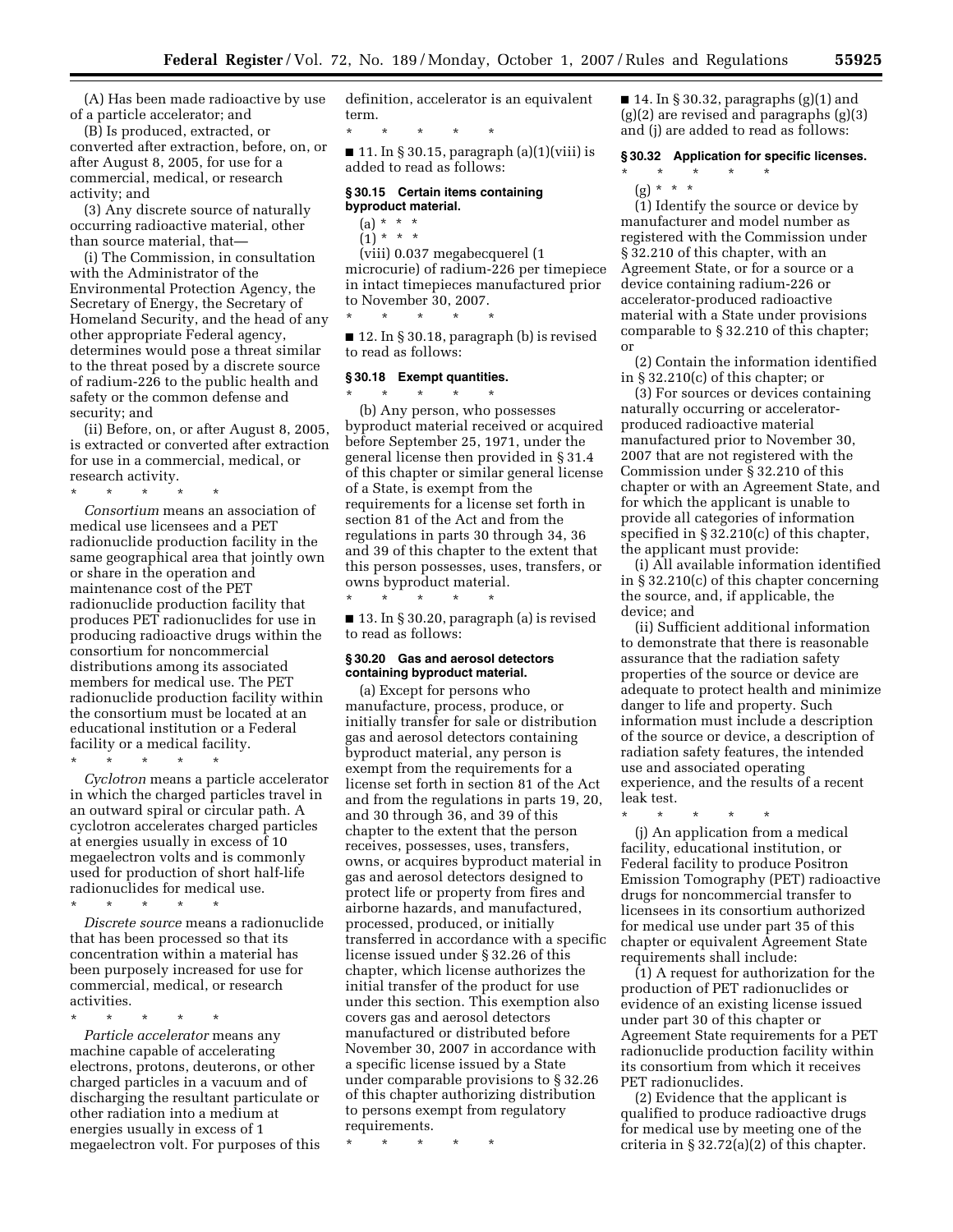(A) Has been made radioactive by use of a particle accelerator; and

(B) Is produced, extracted, or converted after extraction, before, on, or after August 8, 2005, for use for a commercial, medical, or research activity; and

(3) Any discrete source of naturally occurring radioactive material, other than source material, that—

(i) The Commission, in consultation with the Administrator of the Environmental Protection Agency, the Secretary of Energy, the Secretary of Homeland Security, and the head of any other appropriate Federal agency, determines would pose a threat similar to the threat posed by a discrete source of radium-226 to the public health and safety or the common defense and security; and

(ii) Before, on, or after August 8, 2005, is extracted or converted after extraction for use in a commercial, medical, or research activity.

\* \* \* \* \*

*Consortium* means an association of medical use licensees and a PET radionuclide production facility in the same geographical area that jointly own or share in the operation and maintenance cost of the PET radionuclide production facility that produces PET radionuclides for use in producing radioactive drugs within the consortium for noncommercial distributions among its associated members for medical use. The PET radionuclide production facility within the consortium must be located at an educational institution or a Federal facility or a medical facility.

\* \* \* \* \*

*Cyclotron* means a particle accelerator in which the charged particles travel in an outward spiral or circular path. A cyclotron accelerates charged particles at energies usually in excess of 10 megaelectron volts and is commonly used for production of short half-life radionuclides for medical use.

\* \* \* \* \*

*Discrete source* means a radionuclide that has been processed so that its concentration within a material has been purposely increased for use for commercial, medical, or research activities.

\* \* \* \* \*

*Particle accelerator* means any machine capable of accelerating electrons, protons, deuterons, or other charged particles in a vacuum and of discharging the resultant particulate or other radiation into a medium at energies usually in excess of 1 megaelectron volt. For purposes of this definition, accelerator is an equivalent term.

\* \* \* \* \*

■ 11. In § 30.15, paragraph (a)(1)(viii) is added to read as follows:

### § 30.15 Certain items containing byproduct material.

(a) \* \* \*

(1) \* \* \*

(viii) 0.037 megabecquerel (1 microcurie) of radium-226 per timepiece in intact timepieces manufactured prior to November 30, 2007.

\* \* \* \* \*

■ 12. In § 30.18, paragraph (b) is revised to read as follows:

### § 30.18 Exempt quantities.

\* \* \* \* \*

(b) Any person, who possesses byproduct material received or acquired before September 25, 1971, under the general license then provided in § 31.4 of this chapter or similar general license of a State, is exempt from the requirements for a license set forth in section 81 of the Act and from the regulations in parts 30 through 34, 36 and 39 of this chapter to the extent that this person possesses, uses, transfers, or owns byproduct material.

\* \* \* \* \*

■ 13. In § 30.20, paragraph (a) is revised to read as follows:

### § 30.20 Gas and aerosol detectors containing byproduct material.

(a) Except for persons who manufacture, process, produce, or initially transfer for sale or distribution gas and aerosol detectors containing byproduct material, any person is exempt from the requirements for a license set forth in section 81 of the Act and from the regulations in parts 19, 20, and 30 through 36, and 39 of this chapter to the extent that the person receives, possesses, uses, transfers, owns, or acquires byproduct material in gas and aerosol detectors designed to protect life or property from fires and airborne hazards, and manufactured, processed, produced, or initially transferred in accordance with a specific license issued under § 32.26 of this chapter, which license authorizes the initial transfer of the product for use under this section. This exemption also covers gas and aerosol detectors manufactured or distributed before November 30, 2007 in accordance with a specific license issued by a State under comparable provisions to § 32.26 of this chapter authorizing distribution to persons exempt from regulatory requirements.

\* \* \* \* \*

■ 14. In § 30.32, paragraphs (g)(1) and (g)(2) are revised and paragraphs (g)(3) and (j) are added to read as follows:

### § 30.32 Application for specific licenses.

\* \* \* \* \*

(g) \* \* \*

(1) Identify the source or device by manufacturer and model number as registered with the Commission under § 32.210 of this chapter, with an Agreement State, or for a source or a device containing radium-226 or accelerator-produced radioactive material with a State under provisions comparable to § 32.210 of this chapter; or

(2) Contain the information identified in § 32.210(c) of this chapter; or

(3) For sources or devices containing naturally occurring or accelerator-produced radioactive material manufactured prior to November 30, 2007 that are not registered with the Commission under § 32.210 of this chapter or with an Agreement State, and for which the applicant is unable to provide all categories of information specified in § 32.210(c) of this chapter, the applicant must provide:

(i) All available information identified in § 32.210(c) of this chapter concerning the source, and, if applicable, the device; and

(ii) Sufficient additional information to demonstrate that there is reasonable assurance that the radiation safety properties of the source or device are adequate to protect health and minimize danger to life and property. Such information must include a description of the source or device, a description of radiation safety features, the intended use and associated operating experience, and the results of a recent leak test.

\* \* \* \* \*

(j) An application from a medical facility, educational institution, or Federal facility to produce Positron Emission Tomography (PET) radioactive drugs for noncommercial transfer to licensees in its consortium authorized for medical use under part 35 of this chapter or equivalent Agreement State requirements shall include:

(1) A request for authorization for the production of PET radionuclides or evidence of an existing license issued under part 30 of this chapter or Agreement State requirements for a PET radionuclide production facility within its consortium from which it receives PET radionuclides.

(2) Evidence that the applicant is qualified to produce radioactive drugs for medical use by meeting one of the criteria in § 32.72(a)(2) of this chapter.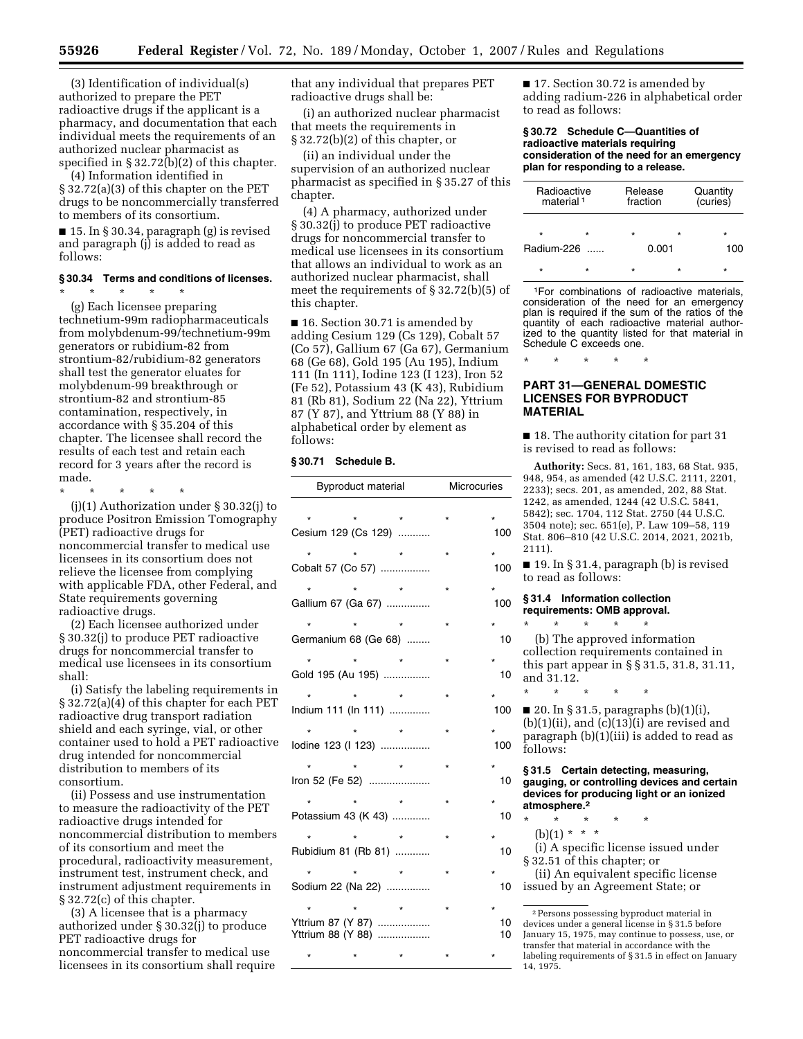(3) Identification of individual(s) authorized to prepare the PET radioactive drugs if the applicant is a pharmacy, and documentation that each individual meets the requirements of an authorized nuclear pharmacist as specified in § 32.72(b)(2) of this chapter.

(4) Information identified in § 32.72(a)(3) of this chapter on the PET drugs to be noncommercially transferred to members of its consortium.

■ 15. In § 30.34, paragraph (g) is revised and paragraph (j) is added to read as follows:

### § 30.34 Terms and conditions of licenses.

\* \* \* \* \*

(g) Each licensee preparing technetium-99m radiopharmaceuticals from molybdenum-99/technetium-99m generators or rubidium-82 from strontium-82/rubidium-82 generators shall test the generator eluates for molybdenum-99 breakthrough or strontium-82 and strontium-85 contamination, respectively, in accordance with § 35.204 of this chapter. The licensee shall record the results of each test and retain each record for 3 years after the record is made.

\* \* \* \* \*

(j)(1) Authorization under § 30.32(j) to produce Positron Emission Tomography (PET) radioactive drugs for noncommercial transfer to medical use licensees in its consortium does not relieve the licensee from complying with applicable FDA, other Federal, and State requirements governing radioactive drugs.

(2) Each licensee authorized under § 30.32(j) to produce PET radioactive drugs for noncommercial transfer to medical use licensees in its consortium shall:

(i) Satisfy the labeling requirements in § 32.72(a)(4) of this chapter for each PET radioactive drug transport radiation shield and each syringe, vial, or other container used to hold a PET radioactive drug intended for noncommercial distribution to members of its consortium.

(ii) Possess and use instrumentation to measure the radioactivity of the PET radioactive drugs intended for noncommercial distribution to members of its consortium and meet the procedural, radioactivity measurement, instrument test, instrument check, and instrument adjustment requirements in § 32.72(c) of this chapter.

(3) A licensee that is a pharmacy authorized under § 30.32(j) to produce PET radioactive drugs for noncommercial transfer to medical use licensees in its consortium shall require that any individual that prepares PET radioactive drugs shall be:

(i) an authorized nuclear pharmacist that meets the requirements in § 32.72(b)(2) of this chapter, or

(ii) an individual under the supervision of an authorized nuclear pharmacist as specified in § 35.27 of this chapter.

(4) A pharmacy, authorized under § 30.32(j) to produce PET radioactive drugs for noncommercial transfer to medical use licensees in its consortium that allows an individual to work as an authorized nuclear pharmacist, shall meet the requirements of § 32.72(b)(5) of this chapter.

■ 16. Section 30.71 is amended by adding Cesium 129 (Cs 129), Cobalt 57 (Co 57), Gallium 67 (Ga 67), Germanium 68 (Ge 68), Gold 195 (Au 195), Indium 111 (In 111), Iodine 123 (I 123), Iron 52 (Fe 52), Potassium 43 (K 43), Rubidium 81 (Rb 81), Sodium 22 (Na 22), Yttrium 87 (Y 87), and Yttrium 88 (Y 88) in alphabetical order by element as follows:

### § 30.71 Schedule B.

| Byproduct material | Microcuries |
|---|---|
| \* \* \* \* | \* |
| Cesium 129 (Cs 129) | 100 |
| \* \* \* \* | \* |
| Cobalt 57 (Co 57) | 100 |
| \* \* \* \* | \* |
| Gallium 67 (Ga 67) | 100 |
| \* \* \* \* | \* |
| Germanium 68 (Ge 68) | 10 |
| \* \* \* \* | \* |
| Gold 195 (Au 195) | 10 |
| \* \* \* \* | \* |
| Indium 111 (In 111) | 100 |
| \* \* \* \* | \* |
| Iodine 123 (I 123) | 100 |
| \* \* \* \* | \* |
| Iron 52 (Fe 52) | 10 |
| \* \* \* \* | \* |
| Potassium 43 (K 43) | 10 |
| \* \* \* \* | \* |
| Rubidium 81 (Rb 81) | 10 |
| \* \* \* \* | \* |
| Sodium 22 (Na 22) | 10 |
| \* \* \* \* | \* |
| Yttrium 87 (Y 87) | 10 |
| Yttrium 88 (Y 88) | 10 |
| \* \* \* \* | \* |

■ 17. Section 30.72 is amended by adding radium-226 in alphabetical order to read as follows:

### § 30.72 Schedule C—Quantities of radioactive materials requiring consideration of the need for an emergency plan for responding to a release.

| Radioactive material [1] | Release fraction | Quantity (curies) |
|---|---|---|
| \* \* | \* \* | \* |
| Radium-226 | 0.001 | 100 |
| \* \* | \* \* | \* |

[1] For combinations of radioactive materials, consideration of the need for an emergency plan is required if the sum of the ratios of the quantity of each radioactive material authorized to the quantity listed for that material in Schedule C exceeds one.

\* \* \* \* \*

## PART 31—GENERAL DOMESTIC LICENSES FOR BYPRODUCT MATERIAL

■ 18. The authority citation for part 31 is revised to read as follows:

**Authority:** Secs. 81, 161, 183, 68 Stat. 935, 948, 954, as amended (42 U.S.C. 2111, 2201, 2233); secs. 201, as amended, 202, 88 Stat. 1242, as amended, 1244 (42 U.S.C. 5841, 5842); sec. 1704, 112 Stat. 2750 (44 U.S.C. 3504 note); sec. 651(e), P. Law 109–58, 119 Stat. 806–810 (42 U.S.C. 2014, 2021, 2021b, 2111).

■ 19. In § 31.4, paragraph (b) is revised to read as follows:

### § 31.4 Information collection requirements: OMB approval.

\* \* \* \* \*

(b) The approved information collection requirements contained in this part appear in §§ 31.5, 31.8, 31.11, and 31.12.

\* \* \* \* \*

■ 20. In § 31.5, paragraphs (b)(1)(i), (b)(1)(ii), and (c)(13)(i) are revised and paragraph (b)(1)(iii) is added to read as follows:

### § 31.5 Certain detecting, measuring, gauging, or controlling devices and certain devices for producing light or an ionized atmosphere.[2]

\* \* \* \* \*

(b)(1) \* \* \*

(i) A specific license issued under § 32.51 of this chapter; or

(ii) An equivalent specific license issued by an Agreement State; or

[2] Persons possessing byproduct material in devices under a general license in § 31.5 before January 15, 1975, may continue to possess, use, or transfer that material in accordance with the labeling requirements of § 31.5 in effect on January 14, 1975.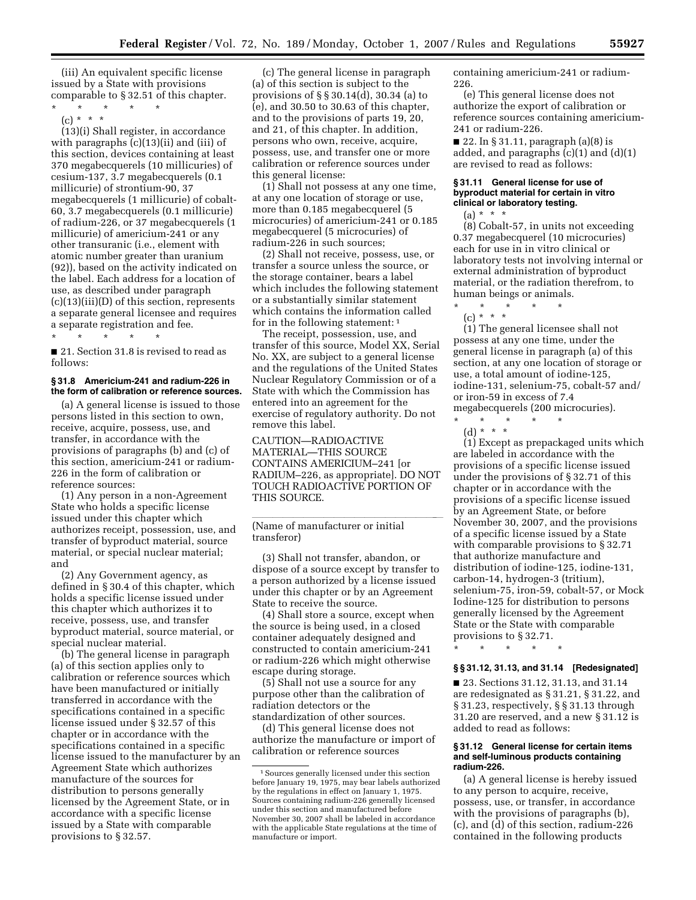(iii) An equivalent specific license issued by a State with provisions comparable to § 32.51 of this chapter.

\* \* \* \* \*

(c) \* \* \*

(13)(i) Shall register, in accordance with paragraphs (c)(13)(ii) and (iii) of this section, devices containing at least 370 megabecquerels (10 millicuries) of cesium-137, 3.7 megabecquerels (0.1 millicurie) of strontium-90, 37 megabecquerels (1 millicurie) of cobalt-60, 3.7 megabecquerels (0.1 millicurie) of radium-226, or 37 megabecquerels (1 millicurie) of americium-241 or any other transuranic (i.e., element with atomic number greater than uranium (92)), based on the activity indicated on the label. Each address for a location of use, as described under paragraph (c)(13)(iii)(D) of this section, represents a separate general licensee and requires a separate registration and fee.

\* \* \* \* \*

■ 21. Section 31.8 is revised to read as follows:

**§ 31.8 Americium-241 and radium-226 in the form of calibration or reference sources.**

(a) A general license is issued to those persons listed in this section to own, receive, acquire, possess, use, and transfer, in accordance with the provisions of paragraphs (b) and (c) of this section, americium-241 or radium-226 in the form of calibration or reference sources:

(1) Any person in a non-Agreement State who holds a specific license issued under this chapter which authorizes receipt, possession, use, and transfer of byproduct material, source material, or special nuclear material; and

(2) Any Government agency, as defined in § 30.4 of this chapter, which holds a specific license issued under this chapter which authorizes it to receive, possess, use, and transfer byproduct material, source material, or special nuclear material.

(b) The general license in paragraph (a) of this section applies only to calibration or reference sources which have been manufactured or initially transferred in accordance with the specifications contained in a specific license issued under § 32.57 of this chapter or in accordance with the specifications contained in a specific license issued to the manufacturer by an Agreement State which authorizes manufacture of the sources for distribution to persons generally licensed by the Agreement State, or in accordance with a specific license issued by a State with comparable provisions to § 32.57.

(c) The general license in paragraph (a) of this section is subject to the provisions of §§ 30.14(d), 30.34 (a) to (e), and 30.50 to 30.63 of this chapter, and to the provisions of parts 19, 20, and 21, of this chapter. In addition, persons who own, receive, acquire, possess, use, and transfer one or more calibration or reference sources under this general license:

(1) Shall not possess at any one time, at any one location of storage or use, more than 0.185 megabecquerel (5 microcuries) of americium-241 or 0.185 megabecquerel (5 microcuries) of radium-226 in such sources;

(2) Shall not receive, possess, use, or transfer a source unless the source, or the storage container, bears a label which includes the following statement or a substantially similar statement which contains the information called for in the following statement: [1]

The receipt, possession, use, and transfer of this source, Model XX, Serial No. XX, are subject to a general license and the regulations of the United States Nuclear Regulatory Commission or of a State with which the Commission has entered into an agreement for the exercise of regulatory authority. Do not remove this label.

CAUTION—RADIOACTIVE MATERIAL—THIS SOURCE CONTAINS AMERICIUM–241 [or RADIUM–226, as appropriate]. DO NOT TOUCH RADIOACTIVE PORTION OF THIS SOURCE.

\_\_\_\_\_\_\_\_\_\_\_\_\_\_\_\_\_\_\_\_\_\_\_\_\_\_\_\_\_\_

(Name of manufacturer or initial transferor)

(3) Shall not transfer, abandon, or dispose of a source except by transfer to a person authorized by a license issued under this chapter or by an Agreement State to receive the source.

(4) Shall store a source, except when the source is being used, in a closed container adequately designed and constructed to contain americium-241 or radium-226 which might otherwise escape during storage.

(5) Shall not use a source for any purpose other than the calibration of radiation detectors or the standardization of other sources.

(d) This general license does not authorize the manufacture or import of calibration or reference sources containing americium-241 or radium-226.

(e) This general license does not authorize the export of calibration or reference sources containing americium-241 or radium-226.

[1] Sources generally licensed under this section before January 19, 1975, may bear labels authorized by the regulations in effect on January 1, 1975. Sources containing radium-226 generally licensed under this section and manufactured before November 30, 2007 shall be labeled in accordance with the applicable State regulations at the time of manufacture or import.

■ 22. In § 31.11, paragraph (a)(8) is added, and paragraphs (c)(1) and (d)(1) are revised to read as follows:

**§ 31.11 General license for use of byproduct material for certain in vitro clinical or laboratory testing.**

(a) \* \* \*

(8) Cobalt-57, in units not exceeding 0.37 megabecquerel (10 microcuries) each for use in in vitro clinical or laboratory tests not involving internal or external administration of byproduct material, or the radiation therefrom, to human beings or animals.

\* \* \* \* \*

(c) \* \* \*

(1) The general licensee shall not possess at any one time, under the general license in paragraph (a) of this section, at any one location of storage or use, a total amount of iodine-125, iodine-131, selenium-75, cobalt-57 and/or iron-59 in excess of 7.4 megabecquerels (200 microcuries).

\* \* \* \* \*

(d) \* \* \*

(1) Except as prepackaged units which are labeled in accordance with the provisions of a specific license issued under the provisions of § 32.71 of this chapter or in accordance with the provisions of a specific license issued by an Agreement State, or before November 30, 2007, and the provisions of a specific license issued by a State with comparable provisions to § 32.71 that authorize manufacture and distribution of iodine-125, iodine-131, carbon-14, hydrogen-3 (tritium), selenium-75, iron-59, cobalt-57, or Mock Iodine-125 for distribution to persons generally licensed by the Agreement State or the State with comparable provisions to § 32.71.

\* \* \* \* \*

**§§ 31.12, 31.13, and 31.14 [Redesignated]**

■ 23. Sections 31.12, 31.13, and 31.14 are redesignated as § 31.21, § 31.22, and § 31.23, respectively, §§ 31.13 through 31.20 are reserved, and a new § 31.12 is added to read as follows:

**§ 31.12 General license for certain items and self-luminous products containing radium-226.**

(a) A general license is hereby issued to any person to acquire, receive, possess, use, or transfer, in accordance with the provisions of paragraphs (b), (c), and (d) of this section, radium-226 contained in the following products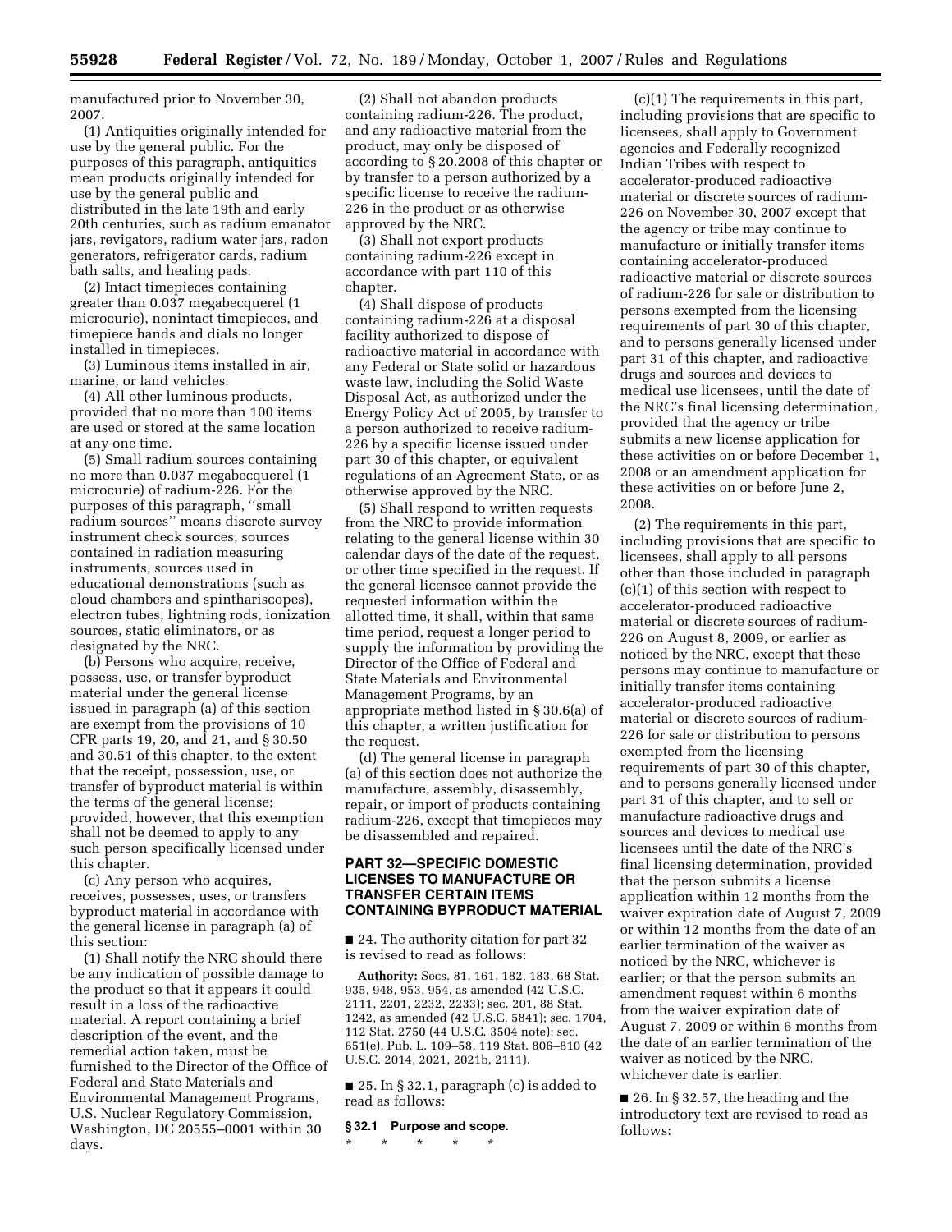manufactured prior to November 30, 2007.

(1) Antiquities originally intended for use by the general public. For the purposes of this paragraph, antiquities mean products originally intended for use by the general public and distributed in the late 19th and early 20th centuries, such as radium emanator jars, revigators, radium water jars, radon generators, refrigerator cards, radium bath salts, and healing pads.

(2) Intact timepieces containing greater than 0.037 megabecquerel (1 microcurie), nonintact timepieces, and timepiece hands and dials no longer installed in timepieces.

(3) Luminous items installed in air, marine, or land vehicles.

(4) All other luminous products, provided that no more than 100 items are used or stored at the same location at any one time.

(5) Small radium sources containing no more than 0.037 megabecquerel (1 microcurie) of radium-226. For the purposes of this paragraph, ''small radium sources'' means discrete survey instrument check sources, sources contained in radiation measuring instruments, sources used in educational demonstrations (such as cloud chambers and spinthariscopes), electron tubes, lightning rods, ionization sources, static eliminators, or as designated by the NRC.

(b) Persons who acquire, receive, possess, use, or transfer byproduct material under the general license issued in paragraph (a) of this section are exempt from the provisions of 10 CFR parts 19, 20, and 21, and § 30.50 and 30.51 of this chapter, to the extent that the receipt, possession, use, or transfer of byproduct material is within the terms of the general license; provided, however, that this exemption shall not be deemed to apply to any such person specifically licensed under this chapter.

(c) Any person who acquires, receives, possesses, uses, or transfers byproduct material in accordance with the general license in paragraph (a) of this section:

(1) Shall notify the NRC should there be any indication of possible damage to the product so that it appears it could result in a loss of the radioactive material. A report containing a brief description of the event, and the remedial action taken, must be furnished to the Director of the Office of Federal and State Materials and Environmental Management Programs, U.S. Nuclear Regulatory Commission, Washington, DC 20555–0001 within 30 days.

(2) Shall not abandon products containing radium-226. The product, and any radioactive material from the product, may only be disposed of according to § 20.2008 of this chapter or by transfer to a person authorized by a specific license to receive the radium-226 in the product or as otherwise approved by the NRC.

(3) Shall not export products containing radium-226 except in accordance with part 110 of this chapter.

(4) Shall dispose of products containing radium-226 at a disposal facility authorized to dispose of radioactive material in accordance with any Federal or State solid or hazardous waste law, including the Solid Waste Disposal Act, as authorized under the Energy Policy Act of 2005, by transfer to a person authorized to receive radium-226 by a specific license issued under part 30 of this chapter, or equivalent regulations of an Agreement State, or as otherwise approved by the NRC.

(5) Shall respond to written requests from the NRC to provide information relating to the general license within 30 calendar days of the date of the request, or other time specified in the request. If the general licensee cannot provide the requested information within the allotted time, it shall, within that same time period, request a longer period to supply the information by providing the Director of the Office of Federal and State Materials and Environmental Management Programs, by an appropriate method listed in § 30.6(a) of this chapter, a written justification for the request.

(d) The general license in paragraph (a) of this section does not authorize the manufacture, assembly, disassembly, repair, or import of products containing radium-226, except that timepieces may be disassembled and repaired.

## PART 32—SPECIFIC DOMESTIC LICENSES TO MANUFACTURE OR TRANSFER CERTAIN ITEMS CONTAINING BYPRODUCT MATERIAL

■ 24. The authority citation for part 32 is revised to read as follows:

**Authority:** Secs. 81, 161, 182, 183, 68 Stat. 935, 948, 953, 954, as amended (42 U.S.C. 2111, 2201, 2232, 2233); sec. 201, 88 Stat. 1242, as amended (42 U.S.C. 5841); sec. 1704, 112 Stat. 2750 (44 U.S.C. 3504 note); sec. 651(e), Pub. L. 109–58, 119 Stat. 806–810 (42 U.S.C. 2014, 2021, 2021b, 2111).

■ 25. In § 32.1, paragraph (c) is added to read as follows:

### § 32.1 Purpose and scope.

\* \* \* \* \*

(c)(1) The requirements in this part, including provisions that are specific to licensees, shall apply to Government agencies and Federally recognized Indian Tribes with respect to accelerator-produced radioactive material or discrete sources of radium-226 on November 30, 2007 except that the agency or tribe may continue to manufacture or initially transfer items containing accelerator-produced radioactive material or discrete sources of radium-226 for sale or distribution to persons exempted from the licensing requirements of part 30 of this chapter, and to persons generally licensed under part 31 of this chapter, and radioactive drugs and sources and devices to medical use licensees, until the date of the NRC's final licensing determination, provided that the agency or tribe submits a new license application for these activities on or before December 1, 2008 or an amendment application for these activities on or before June 2, 2008.

(2) The requirements in this part, including provisions that are specific to licensees, shall apply to all persons other than those included in paragraph (c)(1) of this section with respect to accelerator-produced radioactive material or discrete sources of radium-226 on August 8, 2009, or earlier as noticed by the NRC, except that these persons may continue to manufacture or initially transfer items containing accelerator-produced radioactive material or discrete sources of radium-226 for sale or distribution to persons exempted from the licensing requirements of part 30 of this chapter, and to persons generally licensed under part 31 of this chapter, and to sell or manufacture radioactive drugs and sources and devices to medical use licensees until the date of the NRC's final licensing determination, provided that the person submits a license application within 12 months from the waiver expiration date of August 7, 2009 or within 12 months from the date of an earlier termination of the waiver as noticed by the NRC, whichever is earlier; or that the person submits an amendment request within 6 months from the waiver expiration date of August 7, 2009 or within 6 months from the date of an earlier termination of the waiver as noticed by the NRC, whichever date is earlier.

■ 26. In § 32.57, the heading and the introductory text are revised to read as follows: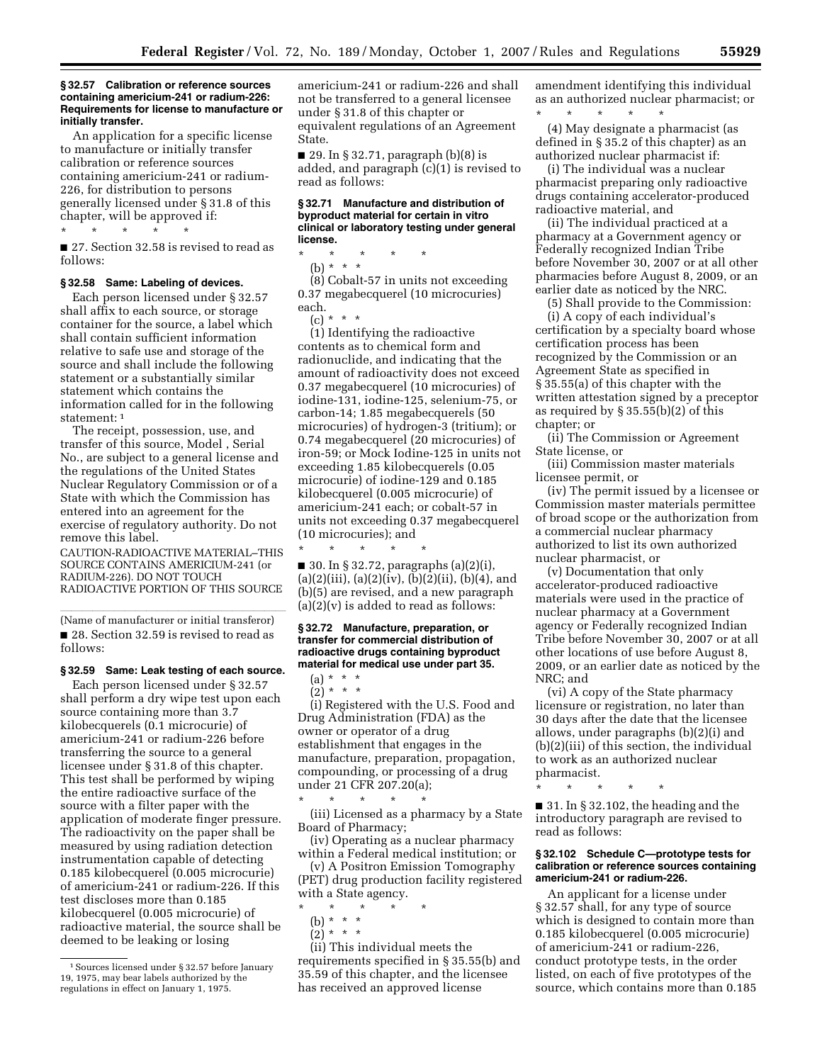**§ 32.57 Calibration or reference sources containing americium-241 or radium-226: Requirements for license to manufacture or initially transfer.**

An application for a specific license to manufacture or initially transfer calibration or reference sources containing americium-241 or radium-226, for distribution to persons generally licensed under § 31.8 of this chapter, will be approved if:

\* \* \* \* \*

■ 27. Section 32.58 is revised to read as follows:

**§ 32.58 Same: Labeling of devices.**

Each person licensed under § 32.57 shall affix to each source, or storage container for the source, a label which shall contain sufficient information relative to safe use and storage of the source and shall include the following statement or a substantially similar statement which contains the information called for in the following statement: [1]

The receipt, possession, use, and transfer of this source, Model , Serial No., are subject to a general license and the regulations of the United States Nuclear Regulatory Commission or of a State with which the Commission has entered into an agreement for the exercise of regulatory authority. Do not remove this label.

CAUTION-RADIOACTIVE MATERIAL–THIS SOURCE CONTAINS AMERICIUM-241 (or RADIUM-226). DO NOT TOUCH RADIOACTIVE PORTION OF THIS SOURCE

(Name of manufacturer or initial transferor)

■ 28. Section 32.59 is revised to read as follows:

**§ 32.59 Same: Leak testing of each source.**

Each person licensed under § 32.57 shall perform a dry wipe test upon each source containing more than 3.7 kilobecquerels (0.1 microcurie) of americium-241 or radium-226 before transferring the source to a general licensee under § 31.8 of this chapter. This test shall be performed by wiping the entire radioactive surface of the source with a filter paper with the application of moderate finger pressure. The radioactivity on the paper shall be measured by using radiation detection instrumentation capable of detecting 0.185 kilobecquerel (0.005 microcurie) of americium-241 or radium-226. If this test discloses more than 0.185 kilobecquerel (0.005 microcurie) of radioactive material, the source shall be deemed to be leaking or losing americium-241 or radium-226 and shall not be transferred to a general licensee under § 31.8 of this chapter or equivalent regulations of an Agreement State.

■ 29. In § 32.71, paragraph (b)(8) is added, and paragraph (c)(1) is revised to read as follows:

**§ 32.71 Manufacture and distribution of byproduct material for certain in vitro clinical or laboratory testing under general license.**

\* \* \* \* \*

(b) \* \* \*

(8) Cobalt-57 in units not exceeding 0.37 megabecquerel (10 microcuries) each.

(c) \* \* \*

(1) Identifying the radioactive contents as to chemical form and radionuclide, and indicating that the amount of radioactivity does not exceed 0.37 megabecquerel (10 microcuries) of iodine-131, iodine-125, selenium-75, or carbon-14; 1.85 megabecquerels (50 microcuries) of hydrogen-3 (tritium); or 0.74 megabecquerel (20 microcuries) of iron-59; or Mock Iodine-125 in units not exceeding 1.85 kilobecquerels (0.05 microcurie) of iodine-129 and 0.185 kilobecquerel (0.005 microcurie) of americium-241 each; or cobalt-57 in units not exceeding 0.37 megabecquerel (10 microcuries); and

\* \* \* \* \*

■ 30. In § 32.72, paragraphs (a)(2)(i), (a)(2)(iii), (a)(2)(iv), (b)(2)(ii), (b)(4), and (b)(5) are revised, and a new paragraph (a)(2)(v) is added to read as follows:

**§ 32.72 Manufacture, preparation, or transfer for commercial distribution of radioactive drugs containing byproduct material for medical use under part 35.**

(a) \* \* \*

(2) \* \* \*

(i) Registered with the U.S. Food and Drug Administration (FDA) as the owner or operator of a drug establishment that engages in the manufacture, preparation, propagation, compounding, or processing of a drug under 21 CFR 207.20(a);

\* \* \* \* \*

(iii) Licensed as a pharmacy by a State Board of Pharmacy;

(iv) Operating as a nuclear pharmacy within a Federal medical institution; or

(v) A Positron Emission Tomography (PET) drug production facility registered with a State agency.

\* \* \* \* \*

(b) \* \* \*

(2) \* \* \*

(ii) This individual meets the requirements specified in § 35.55(b) and 35.59 of this chapter, and the licensee has received an approved license amendment identifying this individual as an authorized nuclear pharmacist; or

\* \* \* \* \*

(4) May designate a pharmacist (as defined in § 35.2 of this chapter) as an authorized nuclear pharmacist if:

(i) The individual was a nuclear pharmacist preparing only radioactive drugs containing accelerator-produced radioactive material, and

(ii) The individual practiced at a pharmacy at a Government agency or Federally recognized Indian Tribe before November 30, 2007 or at all other pharmacies before August 8, 2009, or an earlier date as noticed by the NRC.

(5) Shall provide to the Commission:

(i) A copy of each individual's certification by a specialty board whose certification process has been recognized by the Commission or an Agreement State as specified in § 35.55(a) of this chapter with the written attestation signed by a preceptor as required by § 35.55(b)(2) of this chapter; or

(ii) The Commission or Agreement State license, or

(iii) Commission master materials licensee permit, or

(iv) The permit issued by a licensee or Commission master materials permittee of broad scope or the authorization from a commercial nuclear pharmacy authorized to list its own authorized nuclear pharmacist, or

(v) Documentation that only accelerator-produced radioactive materials were used in the practice of nuclear pharmacy at a Government agency or Federally recognized Indian Tribe before November 30, 2007 or at all other locations of use before August 8, 2009, or an earlier date as noticed by the NRC; and

(vi) A copy of the State pharmacy licensure or registration, no later than 30 days after the date that the licensee allows, under paragraphs (b)(2)(i) and (b)(2)(iii) of this section, the individual to work as an authorized nuclear pharmacist.

\* \* \* \* \*

■ 31. In § 32.102, the heading and the introductory paragraph are revised to read as follows:

**§ 32.102 Schedule C—prototype tests for calibration or reference sources containing americium-241 or radium-226.**

An applicant for a license under § 32.57 shall, for any type of source which is designed to contain more than 0.185 kilobecquerel (0.005 microcurie) of americium-241 or radium-226, conduct prototype tests, in the order listed, on each of five prototypes of the source, which contains more than 0.185

[1] Sources licensed under § 32.57 before January 19, 1975, may bear labels authorized by the regulations in effect on January 1, 1975.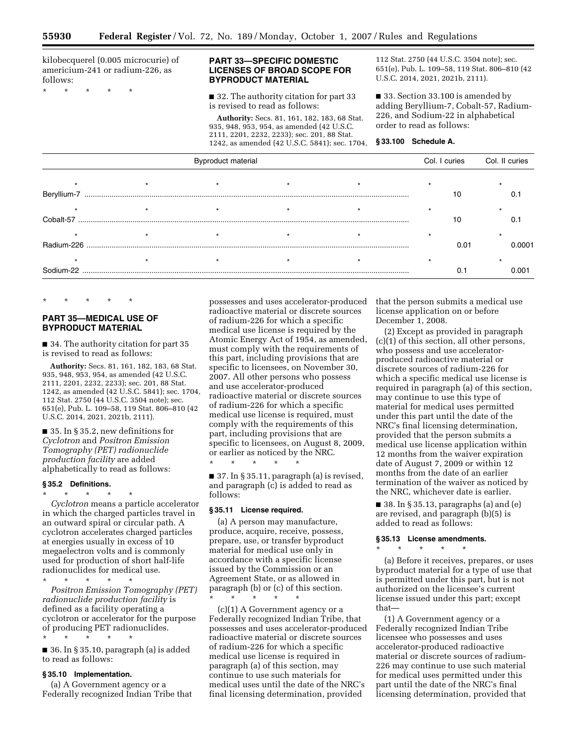kilobecquerel (0.005 microcurie) of americium-241 or radium-226, as follows:

\* \* \* \* \*

## PART 33—SPECIFIC DOMESTIC LICENSES OF BROAD SCOPE FOR BYPRODUCT MATERIAL

■ 32. The authority citation for part 33 is revised to read as follows:

**Authority:** Secs. 81, 161, 182, 183, 68 Stat. 935, 948, 953, 954, as amended (42 U.S.C. 2111, 2201, 2232, 2233); sec. 201, 88 Stat. 1242, as amended (42 U.S.C. 5841); sec. 1704, 112 Stat. 2750 (44 U.S.C. 3504 note); sec. 651(e), Pub. L. 109–58, 119 Stat. 806–810 (42 U.S.C. 2014, 2021, 2021b, 2111).

■ 33. Section 33.100 is amended by adding Beryllium-7, Cobalt-57, Radium-226, and Sodium-22 in alphabetical order to read as follows:

### § 33.100 Schedule A.

| Byproduct material | Col. I curies | Col. II curies |
|---|---|---|
| \* \* \* \* \* | \* | \* |
| Beryllium-7 | 10 | 0.1 |
| \* \* \* \* \* | \* | \* |
| Cobalt-57 | 10 | 0.1 |
| \* \* \* \* \* | \* | \* |
| Radium-226 | 0.01 | 0.0001 |
| \* \* \* \* \* | \* | \* |
| Sodium-22 | 0.1 | 0.001 |

\* \* \* \* \*

## PART 35—MEDICAL USE OF BYPRODUCT MATERIAL

■ 34. The authority citation for part 35 is revised to read as follows:

**Authority:** Secs. 81, 161, 182, 183, 68 Stat. 935, 948, 953, 954, as amended (42 U.S.C. 2111, 2201, 2232, 2233); sec. 201, 88 Stat. 1242, as amended (42 U.S.C. 5841); sec. 1704, 112 Stat. 2750 (44 U.S.C. 3504 note); sec. 651(e), Pub. L. 109–58, 119 Stat. 806–810 (42 U.S.C. 2014, 2021, 2021b, 2111).

■ 35. In § 35.2, new definitions for *Cyclotron* and *Positron Emission Tomography (PET) radionuclide production facility* are added alphabetically to read as follows:

### § 35.2 Definitions.

\* \* \* \* \*

*Cyclotron* means a particle accelerator in which the charged particles travel in an outward spiral or circular path. A cyclotron accelerates charged particles at energies usually in excess of 10 megaelectron volts and is commonly used for production of short half-life radionuclides for medical use.

\* \* \* \* \*

*Positron Emission Tomography (PET) radionuclide production facility* is defined as a facility operating a cyclotron or accelerator for the purpose of producing PET radionuclides.

\* \* \* \* \*

■ 36. In § 35.10, paragraph (a) is added to read as follows:

### § 35.10 Implementation.

(a) A Government agency or a Federally recognized Indian Tribe that possesses and uses accelerator-produced radioactive material or discrete sources of radium-226 for which a specific medical use license is required by the Atomic Energy Act of 1954, as amended, must comply with the requirements of this part, including provisions that are specific to licensees, on November 30, 2007. All other persons who possess and use accelerator-produced radioactive material or discrete sources of radium-226 for which a specific medical use license is required, must comply with the requirements of this part, including provisions that are specific to licensees, on August 8, 2009, or earlier as noticed by the NRC.

\* \* \* \* \*

■ 37. In § 35.11, paragraph (a) is revised, and paragraph (c) is added to read as follows:

### § 35.11 License required.

(a) A person may manufacture, produce, acquire, receive, possess, prepare, use, or transfer byproduct material for medical use only in accordance with a specific license issued by the Commission or an Agreement State, or as allowed in paragraph (b) or (c) of this section.

\* \* \* \* \*

(c)(1) A Government agency or a Federally recognized Indian Tribe, that possesses and uses accelerator-produced radioactive material or discrete sources of radium-226 for which a specific medical use license is required in paragraph (a) of this section, may continue to use such materials for medical uses until the date of the NRC's final licensing determination, provided that the person submits a medical use license application on or before December 1, 2008.

(2) Except as provided in paragraph (c)(1) of this section, all other persons, who possess and use accelerator-produced radioactive material or discrete sources of radium-226 for which a specific medical use license is required in paragraph (a) of this section, may continue to use this type of material for medical uses permitted under this part until the date of the NRC's final licensing determination, provided that the person submits a medical use license application within 12 months from the waiver expiration date of August 7, 2009 or within 12 months from the date of an earlier termination of the waiver as noticed by the NRC, whichever date is earlier.

■ 38. In § 35.13, paragraphs (a) and (e) are revised, and paragraph (b)(5) is added to read as follows:

### § 35.13 License amendments.

\* \* \* \* \*

(a) Before it receives, prepares, or uses byproduct material for a type of use that is permitted under this part, but is not authorized on the licensee's current license issued under this part; except that—

(1) A Government agency or a Federally recognized Indian Tribe licensee who possesses and uses accelerator-produced radioactive material or discrete sources of radium-226 may continue to use such material for medical uses permitted under this part until the date of the NRC's final licensing determination, provided that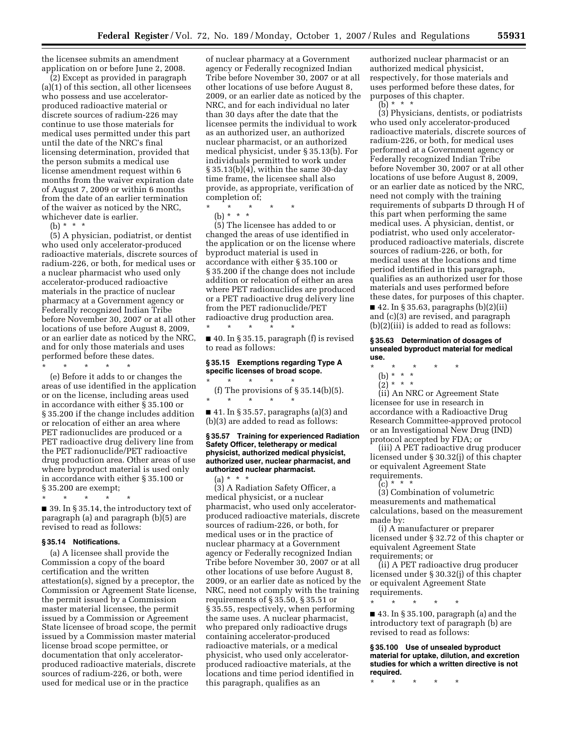the licensee submits an amendment application on or before June 2, 2008.

(2) Except as provided in paragraph (a)(1) of this section, all other licensees who possess and use accelerator-produced radioactive material or discrete sources of radium-226 may continue to use those materials for medical uses permitted under this part until the date of the NRC's final licensing determination, provided that the person submits a medical use license amendment request within 6 months from the waiver expiration date of August 7, 2009 or within 6 months from the date of an earlier termination of the waiver as noticed by the NRC, whichever date is earlier.

(b) * * *

(5) A physician, podiatrist, or dentist who used only accelerator-produced radioactive materials, discrete sources of radium-226, or both, for medical uses or a nuclear pharmacist who used only accelerator-produced radioactive materials in the practice of nuclear pharmacy at a Government agency or Federally recognized Indian Tribe before November 30, 2007 or at all other locations of use before August 8, 2009, or an earlier date as noticed by the NRC, and for only those materials and uses performed before these dates.

\* \* \* \* \*

(e) Before it adds to or changes the areas of use identified in the application or on the license, including areas used in accordance with either § 35.100 or § 35.200 if the change includes addition or relocation of either an area where PET radionuclides are produced or a PET radioactive drug delivery line from the PET radionuclide/PET radioactive drug production area. Other areas of use where byproduct material is used only in accordance with either § 35.100 or § 35.200 are exempt;

\* \* \* \* \*

■ 39. In § 35.14, the introductory text of paragraph (a) and paragraph (b)(5) are revised to read as follows:

### § 35.14 Notifications.

(a) A licensee shall provide the Commission a copy of the board certification and the written attestation(s), signed by a preceptor, the Commission or Agreement State license, the permit issued by a Commission master material licensee, the permit issued by a Commission or Agreement State licensee of broad scope, the permit issued by a Commission master material license broad scope permittee, or documentation that only accelerator-produced radioactive materials, discrete sources of radium-226, or both, were used for medical use or in the practice of nuclear pharmacy at a Government agency or Federally recognized Indian Tribe before November 30, 2007 or at all other locations of use before August 8, 2009, or an earlier date as noticed by the NRC, and for each individual no later than 30 days after the date that the licensee permits the individual to work as an authorized user, an authorized nuclear pharmacist, or an authorized medical physicist, under § 35.13(b). For individuals permitted to work under § 35.13(b)(4), within the same 30-day time frame, the licensee shall also provide, as appropriate, verification of completion of;

\* \* \* \* \*

(b) * * *

(5) The licensee has added to or changed the areas of use identified in the application or on the license where byproduct material is used in accordance with either § 35.100 or § 35.200 if the change does not include addition or relocation of either an area where PET radionuclides are produced or a PET radioactive drug delivery line from the PET radionuclide/PET radioactive drug production area.

\* \* \* \* \*

■ 40. In § 35.15, paragraph (f) is revised to read as follows:

### § 35.15 Exemptions regarding Type A specific licenses of broad scope.

\* \* \* \* \*

(f) The provisions of § 35.14(b)(5).

\* \* \* \* \*

■ 41. In § 35.57, paragraphs (a)(3) and (b)(3) are added to read as follows:

### § 35.57 Training for experienced Radiation Safety Officer, teletherapy or medical physicist, authorized medical physicist, authorized user, nuclear pharmacist, and authorized nuclear pharmacist.

(a) * * *

(3) A Radiation Safety Officer, a medical physicist, or a nuclear pharmacist, who used only accelerator-produced radioactive materials, discrete sources of radium-226, or both, for medical uses or in the practice of nuclear pharmacy at a Government agency or Federally recognized Indian Tribe before November 30, 2007 or at all other locations of use before August 8, 2009, or an earlier date as noticed by the NRC, need not comply with the training requirements of § 35.50, § 35.51 or § 35.55, respectively, when performing the same uses. A nuclear pharmacist, who prepared only radioactive drugs containing accelerator-produced radioactive materials, or a medical physicist, who used only accelerator-produced radioactive materials, at the locations and time period identified in this paragraph, qualifies as an authorized nuclear pharmacist or an authorized medical physicist, respectively, for those materials and uses performed before these dates, for purposes of this chapter.

(b) * * *

(3) Physicians, dentists, or podiatrists who used only accelerator-produced radioactive materials, discrete sources of radium-226, or both, for medical uses performed at a Government agency or Federally recognized Indian Tribe before November 30, 2007 or at all other locations of use before August 8, 2009, or an earlier date as noticed by the NRC, need not comply with the training requirements of subparts D through H of this part when performing the same medical uses. A physician, dentist, or podiatrist, who used only accelerator-produced radioactive materials, discrete sources of radium-226, or both, for medical uses at the locations and time period identified in this paragraph, qualifies as an authorized user for those materials and uses performed before these dates, for purposes of this chapter.

■ 42. In § 35.63, paragraphs (b)(2)(ii) and (c)(3) are revised, and paragraph (b)(2)(iii) is added to read as follows:

### § 35.63 Determination of dosages of unsealed byproduct material for medical use.

\* \* \* \* \*

(b) * * *

(2) * * *

(ii) An NRC or Agreement State licensee for use in research in accordance with a Radioactive Drug Research Committee-approved protocol or an Investigational New Drug (IND) protocol accepted by FDA; or

(iii) A PET radioactive drug producer licensed under § 30.32(j) of this chapter or equivalent Agreement State requirements.

(c) * * *

(3) Combination of volumetric measurements and mathematical calculations, based on the measurement made by:

(i) A manufacturer or preparer licensed under § 32.72 of this chapter or equivalent Agreement State requirements; or

(ii) A PET radioactive drug producer licensed under § 30.32(j) of this chapter or equivalent Agreement State requirements.

\* \* \* \* \*

■ 43. In § 35.100, paragraph (a) and the introductory text of paragraph (b) are revised to read as follows:

### § 35.100 Use of unsealed byproduct material for uptake, dilution, and excretion studies for which a written directive is not required.

\* \* \* \* \*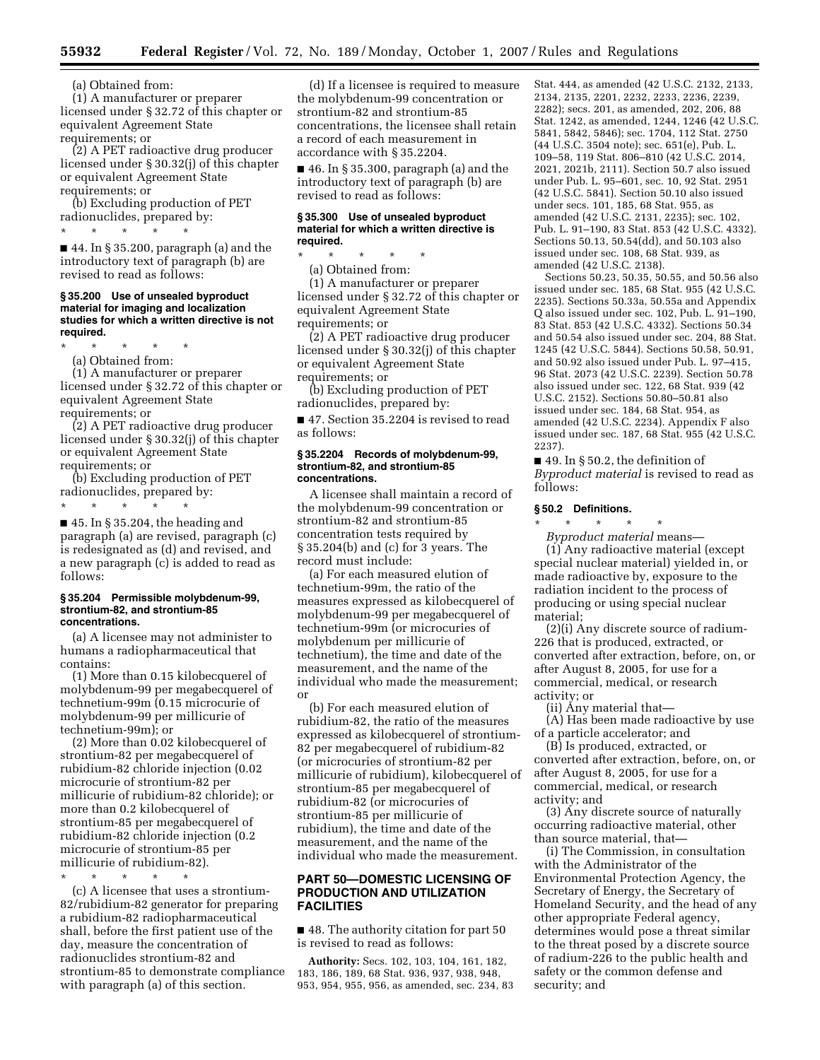(a) Obtained from:

(1) A manufacturer or preparer licensed under § 32.72 of this chapter or equivalent Agreement State requirements; or

(2) A PET radioactive drug producer licensed under § 30.32(j) of this chapter or equivalent Agreement State requirements; or

(b) Excluding production of PET radionuclides, prepared by:

\* \* \* \* \*

■ 44. In § 35.200, paragraph (a) and the introductory text of paragraph (b) are revised to read as follows:

**§ 35.200 Use of unsealed byproduct material for imaging and localization studies for which a written directive is not required.**

\* \* \* \* \*

(a) Obtained from:

(1) A manufacturer or preparer licensed under § 32.72 of this chapter or equivalent Agreement State requirements; or

(2) A PET radioactive drug producer licensed under § 30.32(j) of this chapter or equivalent Agreement State requirements; or

(b) Excluding production of PET radionuclides, prepared by:

\* \* \* \* \*

■ 45. In § 35.204, the heading and paragraph (a) are revised, paragraph (c) is redesignated as (d) and revised, and a new paragraph (c) is added to read as follows:

**§ 35.204 Permissible molybdenum-99, strontium-82, and strontium-85 concentrations.**

(a) A licensee may not administer to humans a radiopharmaceutical that contains:

(1) More than 0.15 kilobecquerel of molybdenum-99 per megabecquerel of technetium-99m (0.15 microcurie of molybdenum-99 per millicurie of technetium-99m); or

(2) More than 0.02 kilobecquerel of strontium-82 per megabecquerel of rubidium-82 chloride injection (0.02 microcurie of strontium-82 per millicurie of rubidium-82 chloride); or more than 0.2 kilobecquerel of strontium-85 per megabecquerel of rubidium-82 chloride injection (0.2 microcurie of strontium-85 per millicurie of rubidium-82).

\* \* \* \* \*

(c) A licensee that uses a strontium-82/rubidium-82 generator for preparing a rubidium-82 radiopharmaceutical shall, before the first patient use of the day, measure the concentration of radionuclides strontium-82 and strontium-85 to demonstrate compliance with paragraph (a) of this section.

(d) If a licensee is required to measure the molybdenum-99 concentration or strontium-82 and strontium-85 concentrations, the licensee shall retain a record of each measurement in accordance with § 35.2204.

■ 46. In § 35.300, paragraph (a) and the introductory text of paragraph (b) are revised to read as follows:

**§ 35.300 Use of unsealed byproduct material for which a written directive is required.**

\* \* \* \* \*

(a) Obtained from:

(1) A manufacturer or preparer licensed under § 32.72 of this chapter or equivalent Agreement State requirements; or

(2) A PET radioactive drug producer licensed under § 30.32(j) of this chapter or equivalent Agreement State requirements; or

(b) Excluding production of PET radionuclides, prepared by:

■ 47. Section 35.2204 is revised to read as follows:

**§ 35.2204 Records of molybdenum-99, strontium-82, and strontium-85 concentrations.**

A licensee shall maintain a record of the molybdenum-99 concentration or strontium-82 and strontium-85 concentration tests required by § 35.204(b) and (c) for 3 years. The record must include:

(a) For each measured elution of technetium-99m, the ratio of the measures expressed as kilobecquerel of molybdenum-99 per megabecquerel of technetium-99m (or microcuries of molybdenum per millicurie of technetium), the time and date of the measurement, and the name of the individual who made the measurement; or

(b) For each measured elution of rubidium-82, the ratio of the measures expressed as kilobecquerel of strontium-82 per megabecquerel of rubidium-82 (or microcuries of strontium-82 per millicurie of rubidium), kilobecquerel of strontium-85 per megabecquerel of rubidium-82 (or microcuries of strontium-85 per millicurie of rubidium), the time and date of the measurement, and the name of the individual who made the measurement.

## PART 50—DOMESTIC LICENSING OF PRODUCTION AND UTILIZATION FACILITIES

■ 48. The authority citation for part 50 is revised to read as follows:

**Authority:** Secs. 102, 103, 104, 161, 182, 183, 186, 189, 68 Stat. 936, 937, 938, 948, 953, 954, 955, 956, as amended, sec. 234, 83 Stat. 444, as amended (42 U.S.C. 2132, 2133, 2134, 2135, 2201, 2232, 2233, 2236, 2239, 2282); secs. 201, as amended, 202, 206, 88 Stat. 1242, as amended, 1244, 1246 (42 U.S.C. 5841, 5842, 5846); sec. 1704, 112 Stat. 2750 (44 U.S.C. 3504 note); sec. 651(e), Pub. L. 109–58, 119 Stat. 806–810 (42 U.S.C. 2014, 2021, 2021b, 2111). Section 50.7 also issued under Pub. L. 95–601, sec. 10, 92 Stat. 2951 (42 U.S.C. 5841). Section 50.10 also issued under secs. 101, 185, 68 Stat. 955, as amended (42 U.S.C. 2131, 2235); sec. 102, Pub. L. 91–190, 83 Stat. 853 (42 U.S.C. 4332). Sections 50.13, 50.54(dd), and 50.103 also issued under sec. 108, 68 Stat. 939, as amended (42 U.S.C. 2138).

Sections 50.23, 50.35, 50.55, and 50.56 also issued under sec. 185, 68 Stat. 955 (42 U.S.C. 2235). Sections 50.33a, 50.55a and Appendix Q also issued under sec. 102, Pub. L. 91–190, 83 Stat. 853 (42 U.S.C. 4332). Sections 50.34 and 50.54 also issued under sec. 204, 88 Stat. 1245 (42 U.S.C. 5844). Sections 50.58, 50.91, and 50.92 also issued under Pub. L. 97–415, 96 Stat. 2073 (42 U.S.C. 2239). Section 50.78 also issued under sec. 122, 68 Stat. 939 (42 U.S.C. 2152). Sections 50.80–50.81 also issued under sec. 184, 68 Stat. 954, as amended (42 U.S.C. 2234). Appendix F also issued under sec. 187, 68 Stat. 955 (42 U.S.C. 2237).

■ 49. In § 50.2, the definition of *Byproduct material* is revised to read as follows:

**§ 50.2 Definitions.**

\* \* \* \* \*

*Byproduct material* means—

(1) Any radioactive material (except special nuclear material) yielded in, or made radioactive by, exposure to the radiation incident to the process of producing or using special nuclear material;

(2)(i) Any discrete source of radium-226 that is produced, extracted, or converted after extraction, before, on, or after August 8, 2005, for use for a commercial, medical, or research activity; or

(ii) Any material that—

(A) Has been made radioactive by use of a particle accelerator; and

(B) Is produced, extracted, or converted after extraction, before, on, or after August 8, 2005, for use for a commercial, medical, or research activity; and

(3) Any discrete source of naturally occurring radioactive material, other than source material, that—

(i) The Commission, in consultation with the Administrator of the Environmental Protection Agency, the Secretary of Energy, the Secretary of Homeland Security, and the head of any other appropriate Federal agency, determines would pose a threat similar to the threat posed by a discrete source of radium-226 to the public health and safety or the common defense and security; and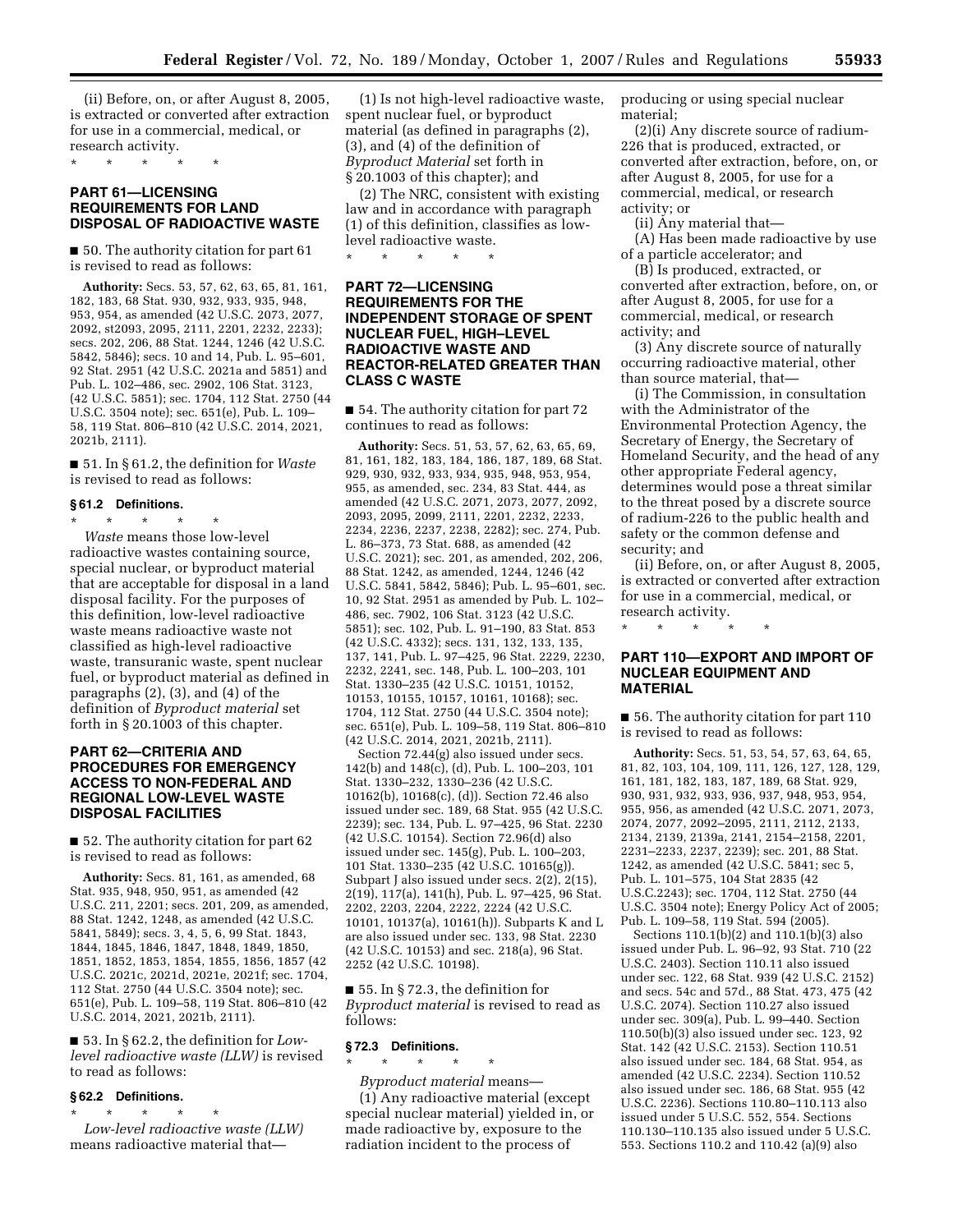(ii) Before, on, or after August 8, 2005, is extracted or converted after extraction for use in a commercial, medical, or research activity.

\* \* \* \* \*

## PART 61—LICENSING REQUIREMENTS FOR LAND DISPOSAL OF RADIOACTIVE WASTE

■ 50. The authority citation for part 61 is revised to read as follows:

**Authority:** Secs. 53, 57, 62, 63, 65, 81, 161, 182, 183, 68 Stat. 930, 932, 933, 935, 948, 953, 954, as amended (42 U.S.C. 2073, 2077, 2092, st2093, 2095, 2111, 2201, 2232, 2233); secs. 202, 206, 88 Stat. 1244, 1246 (42 U.S.C. 5842, 5846); secs. 10 and 14, Pub. L. 95–601, 92 Stat. 2951 (42 U.S.C. 2021a and 5851) and Pub. L. 102–486, sec. 2902, 106 Stat. 3123, (42 U.S.C. 5851); sec. 1704, 112 Stat. 2750 (44 U.S.C. 3504 note); sec. 651(e), Pub. L. 109–58, 119 Stat. 806–810 (42 U.S.C. 2014, 2021, 2021b, 2111).

■ 51. In § 61.2, the definition for *Waste* is revised to read as follows:

### § 61.2 Definitions.

\* \* \* \* \*

*Waste* means those low-level radioactive wastes containing source, special nuclear, or byproduct material that are acceptable for disposal in a land disposal facility. For the purposes of this definition, low-level radioactive waste means radioactive waste not classified as high-level radioactive waste, transuranic waste, spent nuclear fuel, or byproduct material as defined in paragraphs (2), (3), and (4) of the definition of *Byproduct material* set forth in § 20.1003 of this chapter.

## PART 62—CRITERIA AND PROCEDURES FOR EMERGENCY ACCESS TO NON-FEDERAL AND REGIONAL LOW-LEVEL WASTE DISPOSAL FACILITIES

■ 52. The authority citation for part 62 is revised to read as follows:

**Authority:** Secs. 81, 161, as amended, 68 Stat. 935, 948, 950, 951, as amended (42 U.S.C. 211, 2201; secs. 201, 209, as amended, 88 Stat. 1242, 1248, as amended (42 U.S.C. 5841, 5849); secs. 3, 4, 5, 6, 99 Stat. 1843, 1844, 1845, 1846, 1847, 1848, 1849, 1850, 1851, 1852, 1853, 1854, 1855, 1856, 1857 (42 U.S.C. 2021c, 2021d, 2021e, 2021f; sec. 1704, 112 Stat. 2750 (44 U.S.C. 3504 note); sec. 651(e), Pub. L. 109–58, 119 Stat. 806–810 (42 U.S.C. 2014, 2021, 2021b, 2111).

■ 53. In § 62.2, the definition for *Low-level radioactive waste (LLW)* is revised to read as follows:

### § 62.2 Definitions.

\* \* \* \* \*

*Low-level radioactive waste (LLW)* means radioactive material that—

(1) Is not high-level radioactive waste, spent nuclear fuel, or byproduct material (as defined in paragraphs (2), (3), and (4) of the definition of *Byproduct Material* set forth in § 20.1003 of this chapter); and

(2) The NRC, consistent with existing law and in accordance with paragraph (1) of this definition, classifies as low-level radioactive waste.

\* \* \* \* \*

## PART 72—LICENSING REQUIREMENTS FOR THE INDEPENDENT STORAGE OF SPENT NUCLEAR FUEL, HIGH–LEVEL RADIOACTIVE WASTE AND REACTOR-RELATED GREATER THAN CLASS C WASTE

■ 54. The authority citation for part 72 continues to read as follows:

**Authority:** Secs. 51, 53, 57, 62, 63, 65, 69, 81, 161, 182, 183, 184, 186, 187, 189, 68 Stat. 929, 930, 932, 933, 934, 935, 948, 953, 954, 955, as amended, sec. 234, 83 Stat. 444, as amended (42 U.S.C. 2071, 2073, 2077, 2092, 2093, 2095, 2099, 2111, 2201, 2232, 2233, 2234, 2236, 2237, 2238, 2282); sec. 274, Pub. L. 86–373, 73 Stat. 688, as amended (42 U.S.C. 2021); sec. 201, as amended, 202, 206, 88 Stat. 1242, as amended, 1244, 1246 (42 U.S.C. 5841, 5842, 5846); Pub. L. 95–601, sec. 10, 92 Stat. 2951 as amended by Pub. L. 102–486, sec. 7902, 106 Stat. 3123 (42 U.S.C. 5851); sec. 102, Pub. L. 91–190, 83 Stat. 853 (42 U.S.C. 4332); secs. 131, 132, 133, 135, 137, 141, Pub. L. 97–425, 96 Stat. 2229, 2230, 2232, 2241, sec. 148, Pub. L. 100–203, 101 Stat. 1330–235 (42 U.S.C. 10151, 10152, 10153, 10155, 10157, 10161, 10168); sec. 1704, 112 Stat. 2750 (44 U.S.C. 3504 note); sec. 651(e), Pub. L. 109–58, 119 Stat. 806–810 (42 U.S.C. 2014, 2021, 2021b, 2111).

Section 72.44(g) also issued under secs. 142(b) and 148(c), (d), Pub. L. 100–203, 101 Stat. 1330–232, 1330–236 (42 U.S.C. 10162(b), 10168(c), (d)). Section 72.46 also issued under sec. 189, 68 Stat. 955 (42 U.S.C. 2239); sec. 134, Pub. L. 97–425, 96 Stat. 2230 (42 U.S.C. 10154). Section 72.96(d) also issued under sec. 145(g), Pub. L. 100–203, 101 Stat. 1330–235 (42 U.S.C. 10165(g)). Subpart J also issued under secs. 2(2), 2(15), 2(19), 117(a), 141(h), Pub. L. 97–425, 96 Stat. 2202, 2203, 2204, 2222, 2224 (42 U.S.C. 10101, 10137(a), 10161(h)). Subparts K and L are also issued under sec. 133, 98 Stat. 2230 (42 U.S.C. 10153) and sec. 218(a), 96 Stat. 2252 (42 U.S.C. 10198).

■ 55. In § 72.3, the definition for *Byproduct material* is revised to read as follows:

### § 72.3 Definitions.

\* \* \* \* \*

*Byproduct material* means—

(1) Any radioactive material (except special nuclear material) yielded in, or made radioactive by, exposure to the radiation incident to the process of producing or using special nuclear material;

(2)(i) Any discrete source of radium-226 that is produced, extracted, or converted after extraction, before, on, or after August 8, 2005, for use for a commercial, medical, or research activity; or

(ii) Any material that—

(A) Has been made radioactive by use of a particle accelerator; and

(B) Is produced, extracted, or converted after extraction, before, on, or after August 8, 2005, for use for a commercial, medical, or research activity; and

(3) Any discrete source of naturally occurring radioactive material, other than source material, that—

(i) The Commission, in consultation with the Administrator of the Environmental Protection Agency, the Secretary of Energy, the Secretary of Homeland Security, and the head of any other appropriate Federal agency, determines would pose a threat similar to the threat posed by a discrete source of radium-226 to the public health and safety or the common defense and security; and

(ii) Before, on, or after August 8, 2005, is extracted or converted after extraction for use in a commercial, medical, or research activity.

\* \* \* \* \*

## PART 110—EXPORT AND IMPORT OF NUCLEAR EQUIPMENT AND MATERIAL

■ 56. The authority citation for part 110 is revised to read as follows:

**Authority:** Secs. 51, 53, 54, 57, 63, 64, 65, 81, 82, 103, 104, 109, 111, 126, 127, 128, 129, 161, 181, 182, 183, 187, 189, 68 Stat. 929, 930, 931, 932, 933, 936, 937, 948, 953, 954, 955, 956, as amended (42 U.S.C. 2071, 2073, 2074, 2077, 2092–2095, 2111, 2112, 2133, 2134, 2139, 2139a, 2141, 2154–2158, 2201, 2231–2233, 2237, 2239); sec. 201, 88 Stat. 1242, as amended (42 U.S.C. 5841; sec 5, Pub. L. 101–575, 104 Stat 2835 (42 U.S.C.2243); sec. 1704, 112 Stat. 2750 (44 U.S.C. 3504 note); Energy Policy Act of 2005; Pub. L. 109–58, 119 Stat. 594 (2005).

Sections 110.1(b)(2) and 110.1(b)(3) also issued under Pub. L. 96–92, 93 Stat. 710 (22 U.S.C. 2403). Section 110.11 also issued under sec. 122, 68 Stat. 939 (42 U.S.C. 2152) and secs. 54c and 57d., 88 Stat. 473, 475 (42 U.S.C. 2074). Section 110.27 also issued under sec. 309(a), Pub. L. 99–440. Section 110.50(b)(3) also issued under sec. 123, 92 Stat. 142 (42 U.S.C. 2153). Section 110.51 also issued under sec. 184, 68 Stat. 954, as amended (42 U.S.C. 2234). Section 110.52 also issued under sec. 186, 68 Stat. 955 (42 U.S.C. 2236). Sections 110.80–110.113 also issued under 5 U.S.C. 552, 554. Sections 110.130–110.135 also issued under 5 U.S.C. 553. Sections 110.2 and 110.42 (a)(9) also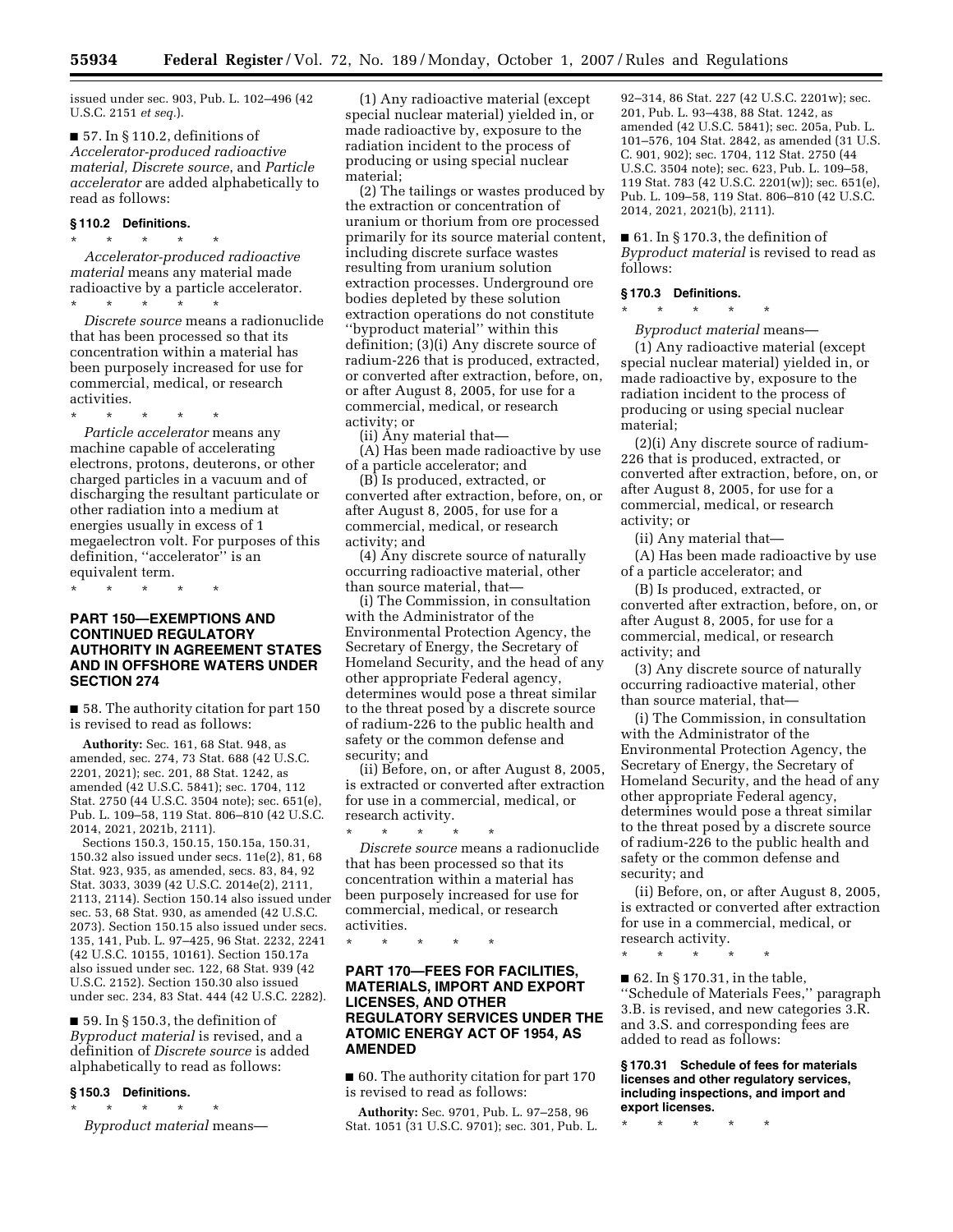issued under sec. 903, Pub. L. 102–496 (42 U.S.C. 2151 *et seq.*).

■ 57. In § 110.2, definitions of *Accelerator-produced radioactive material, Discrete source*, and *Particle accelerator* are added alphabetically to read as follows:

### § 110.2 Definitions.

\* \* \* \* \*

*Accelerator-produced radioactive material* means any material made radioactive by a particle accelerator.

\* \* \* \* \*

*Discrete source* means a radionuclide that has been processed so that its concentration within a material has been purposely increased for use for commercial, medical, or research activities.

\* \* \* \* \*

*Particle accelerator* means any machine capable of accelerating electrons, protons, deuterons, or other charged particles in a vacuum and of discharging the resultant particulate or other radiation into a medium at energies usually in excess of 1 megaelectron volt. For purposes of this definition, ''accelerator'' is an equivalent term.

\* \* \* \* \*

## PART 150—EXEMPTIONS AND CONTINUED REGULATORY AUTHORITY IN AGREEMENT STATES AND IN OFFSHORE WATERS UNDER SECTION 274

■ 58. The authority citation for part 150 is revised to read as follows:

**Authority:** Sec. 161, 68 Stat. 948, as amended, sec. 274, 73 Stat. 688 (42 U.S.C. 2201, 2021); sec. 201, 88 Stat. 1242, as amended (42 U.S.C. 5841); sec. 1704, 112 Stat. 2750 (44 U.S.C. 3504 note); sec. 651(e), Pub. L. 109–58, 119 Stat. 806–810 (42 U.S.C. 2014, 2021, 2021b, 2111).

Sections 150.3, 150.15, 150.15a, 150.31, 150.32 also issued under secs. 11e(2), 81, 68 Stat. 923, 935, as amended, secs. 83, 84, 92 Stat. 3033, 3039 (42 U.S.C. 2014e(2), 2111, 2113, 2114). Section 150.14 also issued under sec. 53, 68 Stat. 930, as amended (42 U.S.C. 2073). Section 150.15 also issued under secs. 135, 141, Pub. L. 97–425, 96 Stat. 2232, 2241 (42 U.S.C. 10155, 10161). Section 150.17a also issued under sec. 122, 68 Stat. 939 (42 U.S.C. 2152). Section 150.30 also issued under sec. 234, 83 Stat. 444 (42 U.S.C. 2282).

■ 59. In § 150.3, the definition of *Byproduct material* is revised, and a definition of *Discrete source* is added alphabetically to read as follows:

### § 150.3 Definitions.

\* \* \* \* \*

*Byproduct material* means—

(1) Any radioactive material (except special nuclear material) yielded in, or made radioactive by, exposure to the radiation incident to the process of producing or using special nuclear material;

(2) The tailings or wastes produced by the extraction or concentration of uranium or thorium from ore processed primarily for its source material content, including discrete surface wastes resulting from uranium solution extraction processes. Underground ore bodies depleted by these solution extraction operations do not constitute ''byproduct material'' within this definition; (3)(i) Any discrete source of radium-226 that is produced, extracted, or converted after extraction, before, on, or after August 8, 2005, for use for a commercial, medical, or research activity; or

(ii) Any material that—

(A) Has been made radioactive by use of a particle accelerator; and

(B) Is produced, extracted, or converted after extraction, before, on, or after August 8, 2005, for use for a commercial, medical, or research activity; and

(4) Any discrete source of naturally occurring radioactive material, other than source material, that—

(i) The Commission, in consultation with the Administrator of the Environmental Protection Agency, the Secretary of Energy, the Secretary of Homeland Security, and the head of any other appropriate Federal agency, determines would pose a threat similar to the threat posed by a discrete source of radium-226 to the public health and safety or the common defense and security; and

(ii) Before, on, or after August 8, 2005, is extracted or converted after extraction for use in a commercial, medical, or research activity.

\* \* \* \* \*

*Discrete source* means a radionuclide that has been processed so that its concentration within a material has been purposely increased for use for commercial, medical, or research activities.

\* \* \* \* \*

## PART 170—FEES FOR FACILITIES, MATERIALS, IMPORT AND EXPORT LICENSES, AND OTHER REGULATORY SERVICES UNDER THE ATOMIC ENERGY ACT OF 1954, AS AMENDED

■ 60. The authority citation for part 170 is revised to read as follows:

**Authority:** Sec. 9701, Pub. L. 97–258, 96 Stat. 1051 (31 U.S.C. 9701); sec. 301, Pub. L. 92–314, 86 Stat. 227 (42 U.S.C. 2201w); sec. 201, Pub. L. 93–438, 88 Stat. 1242, as amended (42 U.S.C. 5841); sec. 205a, Pub. L. 101–576, 104 Stat. 2842, as amended (31 U.S. C. 901, 902); sec. 1704, 112 Stat. 2750 (44 U.S.C. 3504 note); sec. 623, Pub. L. 109–58, 119 Stat. 783 (42 U.S.C. 2201(w)); sec. 651(e), Pub. L. 109–58, 119 Stat. 806–810 (42 U.S.C. 2014, 2021, 2021(b), 2111).

■ 61. In § 170.3, the definition of *Byproduct material* is revised to read as follows:

### § 170.3 Definitions.

\* \* \* \* \*

*Byproduct material* means—

(1) Any radioactive material (except special nuclear material) yielded in, or made radioactive by, exposure to the radiation incident to the process of producing or using special nuclear material;

(2)(i) Any discrete source of radium-226 that is produced, extracted, or converted after extraction, before, on, or after August 8, 2005, for use for a commercial, medical, or research activity; or

(ii) Any material that—

(A) Has been made radioactive by use of a particle accelerator; and

(B) Is produced, extracted, or converted after extraction, before, on, or after August 8, 2005, for use for a commercial, medical, or research activity; and

(3) Any discrete source of naturally occurring radioactive material, other than source material, that—

(i) The Commission, in consultation with the Administrator of the Environmental Protection Agency, the Secretary of Energy, the Secretary of Homeland Security, and the head of any other appropriate Federal agency, determines would pose a threat similar to the threat posed by a discrete source of radium-226 to the public health and safety or the common defense and security; and

(ii) Before, on, or after August 8, 2005, is extracted or converted after extraction for use in a commercial, medical, or research activity.

\* \* \* \* \*

■ 62. In § 170.31, in the table, ''Schedule of Materials Fees,'' paragraph 3.B. is revised, and new categories 3.R. and 3.S. and corresponding fees are added to read as follows:

### § 170.31 Schedule of fees for materials licenses and other regulatory services, including inspections, and import and export licenses.

\* \* \* \* \*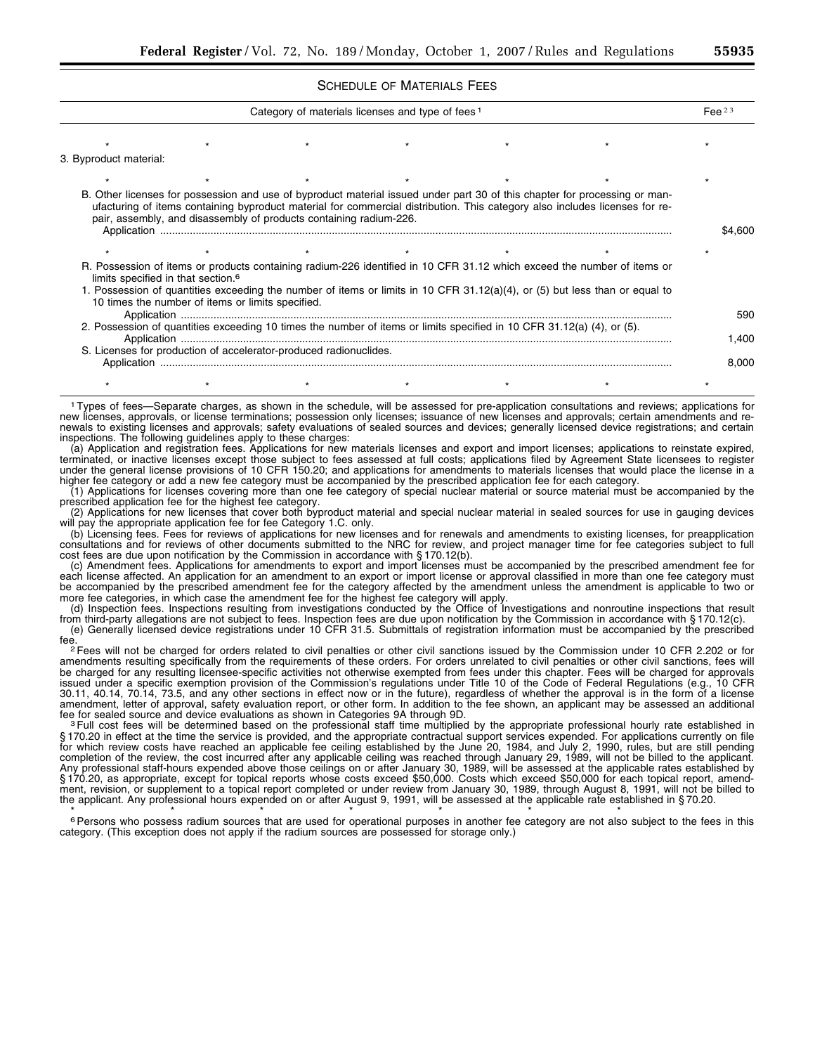## SCHEDULE OF MATERIALS FEES

| Category of materials licenses and type of fees[1] | Fee[2,3] |
|---|---|
| * * * * * * | * |
| 3. Byproduct material: | |
| * * * * * * | * |
| B. Other licenses for possession and use of byproduct material issued under part 30 of this chapter for processing or manufacturing of items containing byproduct material for commercial distribution. This category also includes licenses for repair, assembly, and disassembly of products containing radium-226. | |
| Application | $4,600 |
| * * * * * * | * |
| R. Possession of items or products containing radium-226 identified in 10 CFR 31.12 which exceed the number of items or limits specified in that section.[6] | |
| 1. Possession of quantities exceeding the number of items or limits in 10 CFR 31.12(a)(4), or (5) but less than or equal to 10 times the number of items or limits specified. | |
| Application | 590 |
| 2. Possession of quantities exceeding 10 times the number of items or limits specified in 10 CFR 31.12(a) (4), or (5). | |
| Application | 1,400 |
| S. Licenses for production of accelerator-produced radionuclides. | |
| Application | 8,000 |
| * * * * * * | * |

[1] Types of fees—Separate charges, as shown in the schedule, will be assessed for pre-application consultations and reviews; applications for new licenses, approvals, or license terminations; possession only licenses; issuance of new licenses and approvals; certain amendments and renewals to existing licenses and approvals; safety evaluations of sealed sources and devices; generally licensed device registrations; and certain inspections. The following guidelines apply to these charges:

(a) Application and registration fees. Applications for new materials licenses and export and import licenses; applications to reinstate expired, terminated, or inactive licenses except those subject to fees assessed at full costs; applications filed by Agreement State licensees to register under the general license provisions of 10 CFR 150.20; and applications for amendments to materials licenses that would place the license in a higher fee category or add a new fee category must be accompanied by the prescribed application fee for each category.

(1) Applications for licenses covering more than one fee category of special nuclear material or source material must be accompanied by the prescribed application fee for the highest fee category.

(2) Applications for new licenses that cover both byproduct material and special nuclear material in sealed sources for use in gauging devices will pay the appropriate application fee for fee Category 1.C. only.

(b) Licensing fees. Fees for reviews of applications for new licenses and for renewals and amendments to existing licenses, for preapplication consultations and for reviews of other documents submitted to the NRC for review, and project manager time for fee categories subject to full cost fees are due upon notification by the Commission in accordance with § 170.12(b).

(c) Amendment fees. Applications for amendments to export and import licenses must be accompanied by the prescribed amendment fee for each license affected. An application for an amendment to an export or import license or approval classified in more than one fee category must be accompanied by the prescribed amendment fee for the category affected by the amendment unless the amendment is applicable to two or more fee categories, in which case the amendment fee for the highest fee category will apply.

(d) Inspection fees. Inspections resulting from investigations conducted by the Office of Investigations and nonroutine inspections that result from third-party allegations are not subject to fees. Inspection fees are due upon notification by the Commission in accordance with § 170.12(c).

(e) Generally licensed device registrations under 10 CFR 31.5. Submittals of registration information must be accompanied by the prescribed fee.

[2] Fees will not be charged for orders related to civil penalties or other civil sanctions issued by the Commission under 10 CFR 2.202 or for amendments resulting specifically from the requirements of these orders. For orders unrelated to civil penalties or other civil sanctions, fees will be charged for any resulting licensee-specific activities not otherwise exempted from fees under this chapter. Fees will be charged for approvals issued under a specific exemption provision of the Commission's regulations under Title 10 of the Code of Federal Regulations (e.g., 10 CFR 30.11, 40.14, 70.14, 73.5, and any other sections in effect now or in the future), regardless of whether the approval is in the form of a license amendment, letter of approval, safety evaluation report, or other form. In addition to the fee shown, an applicant may be assessed an additional fee for sealed source and device evaluations as shown in Categories 9A through 9D.

[3] Full cost fees will be determined based on the professional staff time multiplied by the appropriate professional hourly rate established in § 170.20 in effect at the time the service is provided, and the appropriate contractual support services expended. For applications currently on file for which review costs have reached an applicable fee ceiling established by the June 20, 1984, and July 2, 1990, rules, but are still pending completion of the review, the cost incurred after any applicable ceiling was reached through January 29, 1989, will not be billed to the applicant. Any professional staff-hours expended above those ceilings on or after January 30, 1989, will be assessed at the applicable rates established by § 170.20, as appropriate, except for topical reports whose costs exceed $50,000. Costs which exceed $50,000 for each topical report, amendment, revision, or supplement to a topical report completed or under review from January 30, 1989, through August 8, 1991, will not be billed to the applicant. Any professional hours expended on or after August 9, 1991, will be assessed at the applicable rate established in § 70.20.

\* \* \* \* \* \* \*

[6] Persons who possess radium sources that are used for operational purposes in another fee category are not also subject to the fees in this category. (This exception does not apply if the radium sources are possessed for storage only.)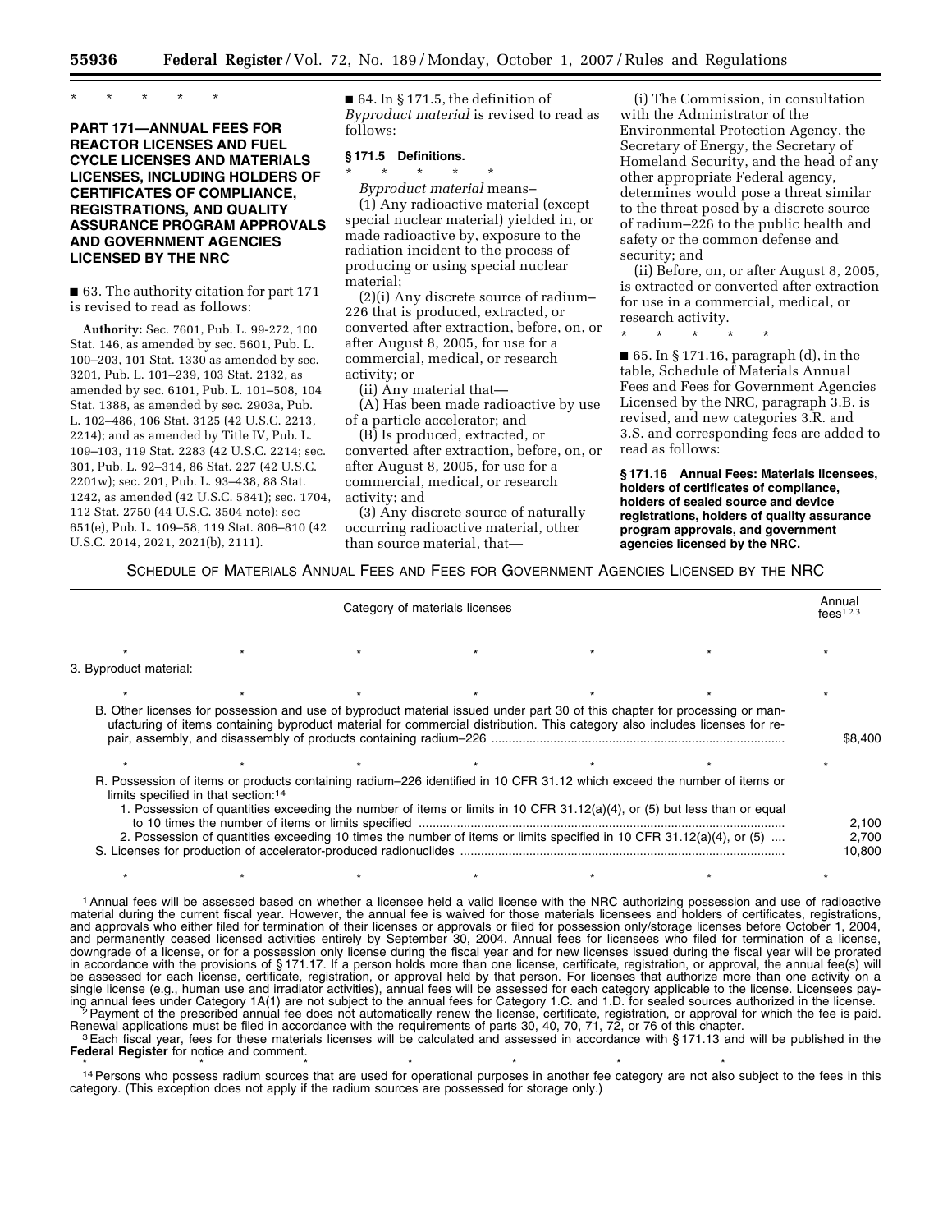* * * * *

## PART 171—ANNUAL FEES FOR REACTOR LICENSES AND FUEL CYCLE LICENSES AND MATERIALS LICENSES, INCLUDING HOLDERS OF CERTIFICATES OF COMPLIANCE, REGISTRATIONS, AND QUALITY ASSURANCE PROGRAM APPROVALS AND GOVERNMENT AGENCIES LICENSED BY THE NRC

■ 63. The authority citation for part 171 is revised to read as follows:

**Authority:** Sec. 7601, Pub. L. 99-272, 100 Stat. 146, as amended by sec. 5601, Pub. L. 100–203, 101 Stat. 1330 as amended by sec. 3201, Pub. L. 101–239, 103 Stat. 2132, as amended by sec. 6101, Pub. L. 101–508, 104 Stat. 1388, as amended by sec. 2903a, Pub. L. 102–486, 106 Stat. 3125 (42 U.S.C. 2213, 2214); and as amended by Title IV, Pub. L. 109–103, 119 Stat. 2283 (42 U.S.C. 2214; sec. 301, Pub. L. 92–314, 86 Stat. 227 (42 U.S.C. 2201w); sec. 201, Pub. L. 93–438, 88 Stat. 1242, as amended (42 U.S.C. 5841); sec. 1704, 112 Stat. 2750 (44 U.S.C. 3504 note); sec 651(e), Pub. L. 109–58, 119 Stat. 806–810 (42 U.S.C. 2014, 2021, 2021(b), 2111).

■ 64. In § 171.5, the definition of *Byproduct material* is revised to read as follows:

### § 171.5 Definitions.

* * * * *

*Byproduct material* means–

(1) Any radioactive material (except special nuclear material) yielded in, or made radioactive by, exposure to the radiation incident to the process of producing or using special nuclear material;

(2)(i) Any discrete source of radium–226 that is produced, extracted, or converted after extraction, before, on, or after August 8, 2005, for use for a commercial, medical, or research activity; or

(ii) Any material that—

(A) Has been made radioactive by use of a particle accelerator; and

(B) Is produced, extracted, or converted after extraction, before, on, or after August 8, 2005, for use for a commercial, medical, or research activity; and

(3) Any discrete source of naturally occurring radioactive material, other than source material, that—

(i) The Commission, in consultation with the Administrator of the Environmental Protection Agency, the Secretary of Energy, the Secretary of Homeland Security, and the head of any other appropriate Federal agency, determines would pose a threat similar to the threat posed by a discrete source of radium–226 to the public health and safety or the common defense and security; and

(ii) Before, on, or after August 8, 2005, is extracted or converted after extraction for use in a commercial, medical, or research activity.

* * * * *

■ 65. In § 171.16, paragraph (d), in the table, Schedule of Materials Annual Fees and Fees for Government Agencies Licensed by the NRC, paragraph 3.B. is revised, and new categories 3.R. and 3.S. and corresponding fees are added to read as follows:

### § 171.16 Annual Fees: Materials licensees, holders of certificates of compliance, holders of sealed source and device registrations, holders of quality assurance program approvals, and government agencies licensed by the NRC.

SCHEDULE OF MATERIALS ANNUAL FEES AND FEES FOR GOVERNMENT AGENCIES LICENSED BY THE NRC

| Category of materials licenses | Annual fees[1 2 3] |
|---|---|
| * * * * * * | * |
| 3. Byproduct material: | |
| * * * * * * | * |
| B. Other licenses for possession and use of byproduct material issued under part 30 of this chapter for processing or manufacturing of items containing byproduct material for commercial distribution. This category also includes licenses for repair, assembly, and disassembly of products containing radium–226 | $8,400 |
| * * * * * * | * |
| R. Possession of items or products containing radium–226 identified in 10 CFR 31.12 which exceed the number of items or limits specified in that section:[14] | |
| 1. Possession of quantities exceeding the number of items or limits in 10 CFR 31.12(a)(4), or (5) but less than or equal to 10 times the number of items or limits specified | 2,100 |
| 2. Possession of quantities exceeding 10 times the number of items or limits specified in 10 CFR 31.12(a)(4), or (5) | 2,700 |
| S. Licenses for production of accelerator-produced radionuclides | 10,800 |
| * * * * * * | * |

[1] Annual fees will be assessed based on whether a licensee held a valid license with the NRC authorizing possession and use of radioactive material during the current fiscal year. However, the annual fee is waived for those materials licensees and holders of certificates, registrations, and approvals who either filed for termination of their licenses or approvals or filed for possession only/storage licenses before October 1, 2004, and permanently ceased licensed activities entirely by September 30, 2004. Annual fees for licensees who filed for termination of a license, downgrade of a license, or for a possession only license during the fiscal year and for new licenses issued during the fiscal year will be prorated in accordance with the provisions of § 171.17. If a person holds more than one license, certificate, registration, or approval, the annual fee(s) will be assessed for each license, certificate, registration, or approval held by that person. For licenses that authorize more than one activity on a single license (e.g., human use and irradiator activities), annual fees will be assessed for each category applicable to the license. Licensees paying annual fees under Category 1A(1) are not subject to the annual fees for Category 1.C. and 1.D. for sealed sources authorized in the license.

[2] Payment of the prescribed annual fee does not automatically renew the license, certificate, registration, or approval for which the fee is paid. Renewal applications must be filed in accordance with the requirements of parts 30, 40, 70, 71, 72, or 76 of this chapter.

[3] Each fiscal year, fees for these materials licenses will be calculated and assessed in accordance with § 171.13 and will be published in the **Federal Register** for notice and comment.

* * * * * * *

[14] Persons who possess radium sources that are used for operational purposes in another fee category are not also subject to the fees in this category. (This exception does not apply if the radium sources are possessed for storage only.)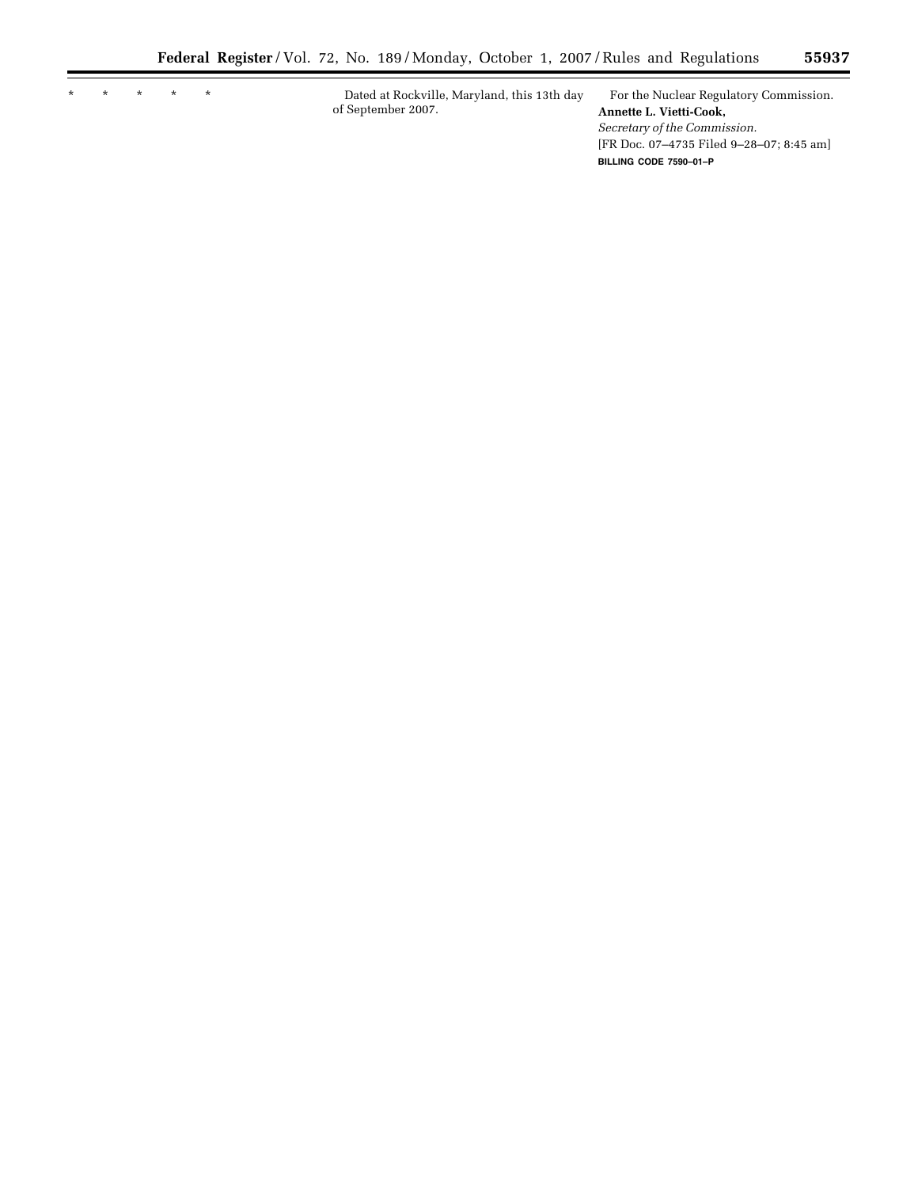* * * * *

Dated at Rockville, Maryland, this 13th day of September 2007.

For the Nuclear Regulatory Commission.

**Annette L. Vietti-Cook,**

*Secretary of the Commission.*

[FR Doc. 07–4735 Filed 9–28–07; 8:45 am]

**BILLING CODE 7590–01–P**